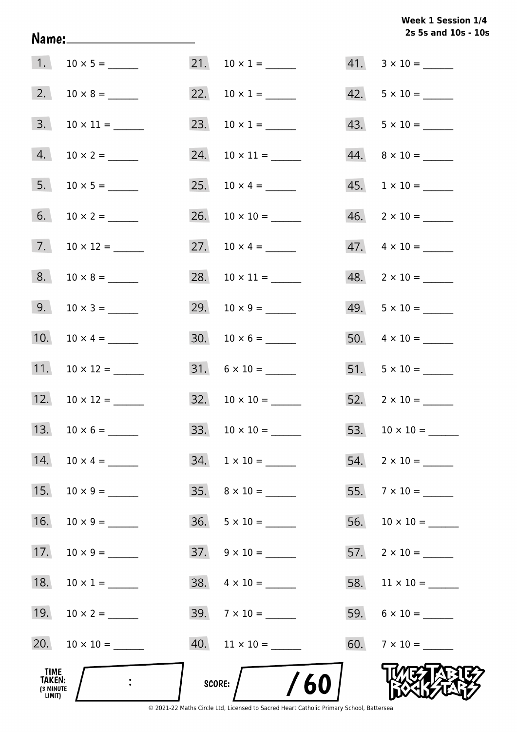**Week 1 Session 1/4**
**2s 5s and 10s - 10s**

Name: ____________________

1. 10 × 5 = ______
2. 10 × 8 = ______
3. 10 × 11 = ______
4. 10 × 2 = ______
5. 10 × 5 = ______
6. 10 × 2 = ______
7. 10 × 12 = ______
8. 10 × 8 = ______
9. 10 × 3 = ______
10. 10 × 4 = ______
11. 10 × 12 = ______
12. 10 × 12 = ______
13. 10 × 6 = ______
14. 10 × 4 = ______
15. 10 × 9 = ______
16. 10 × 9 = ______
17. 10 × 9 = ______
18. 10 × 1 = ______
19. 10 × 2 = ______
20. 10 × 10 = ______
21. 10 × 1 = ______
22. 10 × 1 = ______
23. 10 × 1 = ______
24. 10 × 11 = ______
25. 10 × 4 = ______
26. 10 × 10 = ______
27. 10 × 4 = ______
28. 10 × 11 = ______
29. 10 × 9 = ______
30. 10 × 6 = ______
31. 6 × 10 = ______
32. 10 × 10 = ______
33. 10 × 10 = ______
34. 1 × 10 = ______
35. 8 × 10 = ______
36. 5 × 10 = ______
37. 9 × 10 = ______
38. 4 × 10 = ______
39. 7 × 10 = ______
40. 11 × 10 = ______
41. 3 × 10 = ______
42. 5 × 10 = ______
43. 5 × 10 = ______
44. 8 × 10 = ______
45. 1 × 10 = ______
46. 2 × 10 = ______
47. 4 × 10 = ______
48. 2 × 10 = ______
49. 5 × 10 = ______
50. 4 × 10 = ______
51. 5 × 10 = ______
52. 2 × 10 = ______
53. 10 × 10 = ______
54. 2 × 10 = ______
55. 7 × 10 = ______
56. 10 × 10 = ______
57. 2 × 10 = ______
58. 11 × 10 = ______
59. 6 × 10 = ______
60. 7 × 10 = ______

TIME TAKEN: (3 MINUTE LIMIT) ___ : ___

SCORE: ___ / 60

TIMES TABLES ROCK STARS

© 2021-22 Maths Circle Ltd, Licensed to Sacred Heart Catholic Primary School, Battersea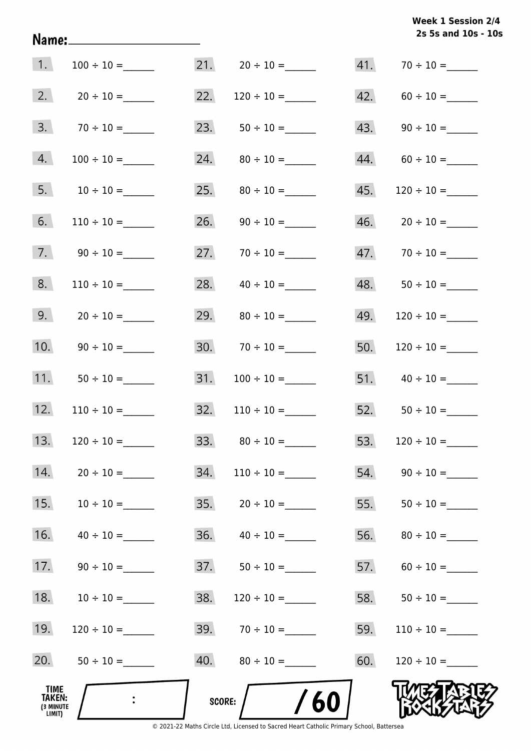**Week 1 Session 2/4**
**2s 5s and 10s - 10s**

Name: ____________________

| | | | | | |
|---|---|---|---|---|---|
| 1. | 100 ÷ 10 = ______ | 21. | 20 ÷ 10 = ______ | 41. | 70 ÷ 10 = ______ |
| 2. | 20 ÷ 10 = ______ | 22. | 120 ÷ 10 = ______ | 42. | 60 ÷ 10 = ______ |
| 3. | 70 ÷ 10 = ______ | 23. | 50 ÷ 10 = ______ | 43. | 90 ÷ 10 = ______ |
| 4. | 100 ÷ 10 = ______ | 24. | 80 ÷ 10 = ______ | 44. | 60 ÷ 10 = ______ |
| 5. | 10 ÷ 10 = ______ | 25. | 80 ÷ 10 = ______ | 45. | 120 ÷ 10 = ______ |
| 6. | 110 ÷ 10 = ______ | 26. | 90 ÷ 10 = ______ | 46. | 20 ÷ 10 = ______ |
| 7. | 90 ÷ 10 = ______ | 27. | 70 ÷ 10 = ______ | 47. | 70 ÷ 10 = ______ |
| 8. | 110 ÷ 10 = ______ | 28. | 40 ÷ 10 = ______ | 48. | 50 ÷ 10 = ______ |
| 9. | 20 ÷ 10 = ______ | 29. | 80 ÷ 10 = ______ | 49. | 120 ÷ 10 = ______ |
| 10. | 90 ÷ 10 = ______ | 30. | 70 ÷ 10 = ______ | 50. | 120 ÷ 10 = ______ |
| 11. | 50 ÷ 10 = ______ | 31. | 100 ÷ 10 = ______ | 51. | 40 ÷ 10 = ______ |
| 12. | 110 ÷ 10 = ______ | 32. | 110 ÷ 10 = ______ | 52. | 50 ÷ 10 = ______ |
| 13. | 120 ÷ 10 = ______ | 33. | 80 ÷ 10 = ______ | 53. | 120 ÷ 10 = ______ |
| 14. | 20 ÷ 10 = ______ | 34. | 110 ÷ 10 = ______ | 54. | 90 ÷ 10 = ______ |
| 15. | 10 ÷ 10 = ______ | 35. | 20 ÷ 10 = ______ | 55. | 50 ÷ 10 = ______ |
| 16. | 40 ÷ 10 = ______ | 36. | 40 ÷ 10 = ______ | 56. | 80 ÷ 10 = ______ |
| 17. | 90 ÷ 10 = ______ | 37. | 50 ÷ 10 = ______ | 57. | 60 ÷ 10 = ______ |
| 18. | 10 ÷ 10 = ______ | 38. | 120 ÷ 10 = ______ | 58. | 50 ÷ 10 = ______ |
| 19. | 120 ÷ 10 = ______ | 39. | 70 ÷ 10 = ______ | 59. | 110 ÷ 10 = ______ |
| 20. | 50 ÷ 10 = ______ | 40. | 80 ÷ 10 = ______ | 60. | 120 ÷ 10 = ______ |

**TIME TAKEN:** (3 MINUTE LIMIT) ____ : ____

**SCORE:** ____ / 60

TIMES TABLES ROCK STARS

© 2021-22 Maths Circle Ltd, Licensed to Sacred Heart Catholic Primary School, Battersea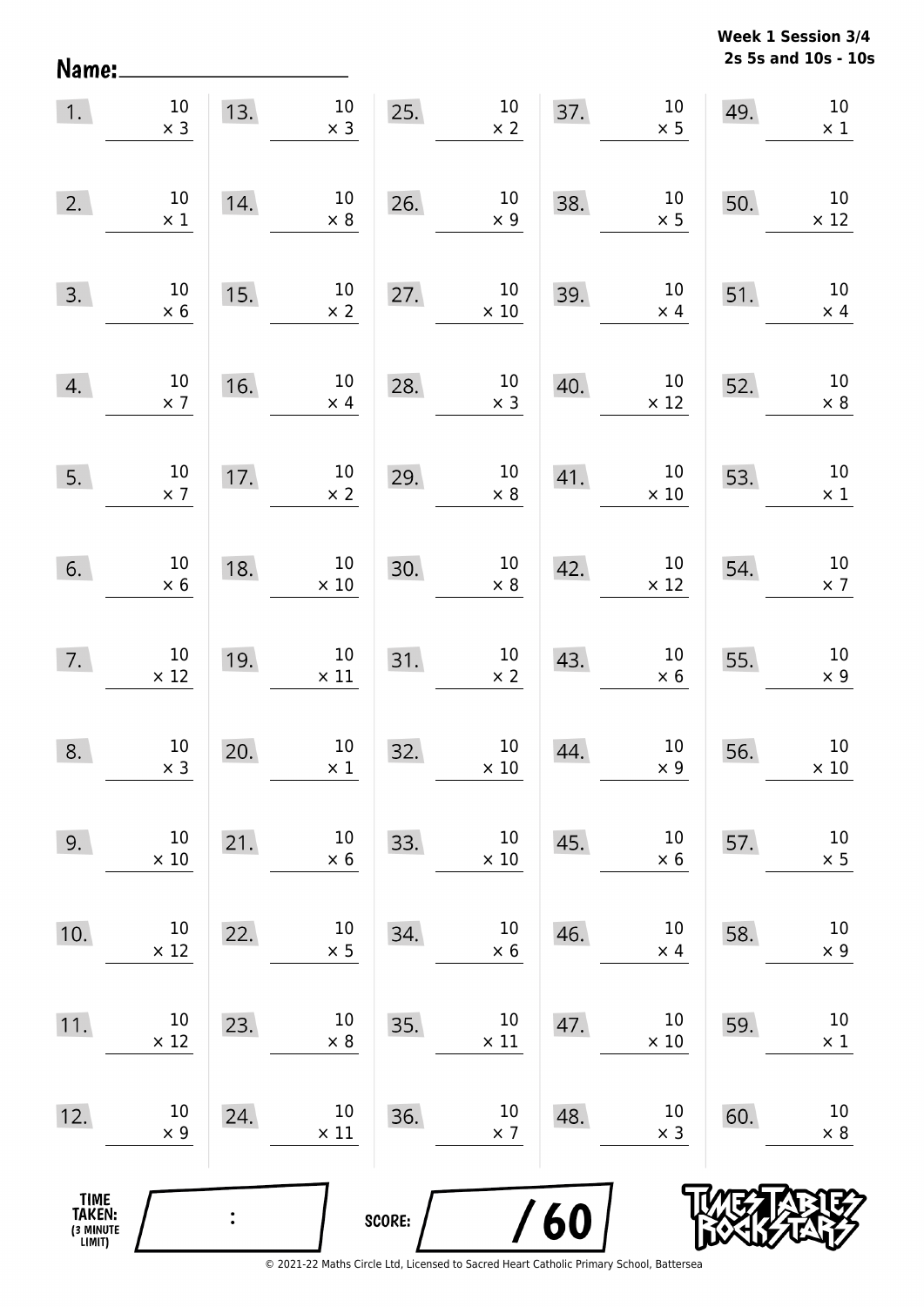**Week 1 Session 3/4**
**2s 5s and 10s - 10s**

Name: ____________________

| | | | | | | | | | |
|---|---|---|---|---|---|---|---|---|---|
| 1. | $10 \times 3$ | 13. | $10 \times 3$ | 25. | $10 \times 2$ | 37. | $10 \times 5$ | 49. | $10 \times 1$ |
| 2. | $10 \times 1$ | 14. | $10 \times 8$ | 26. | $10 \times 9$ | 38. | $10 \times 5$ | 50. | $10 \times 12$ |
| 3. | $10 \times 6$ | 15. | $10 \times 2$ | 27. | $10 \times 10$ | 39. | $10 \times 4$ | 51. | $10 \times 4$ |
| 4. | $10 \times 7$ | 16. | $10 \times 4$ | 28. | $10 \times 3$ | 40. | $10 \times 12$ | 52. | $10 \times 8$ |
| 5. | $10 \times 7$ | 17. | $10 \times 2$ | 29. | $10 \times 8$ | 41. | $10 \times 10$ | 53. | $10 \times 1$ |
| 6. | $10 \times 6$ | 18. | $10 \times 10$ | 30. | $10 \times 8$ | 42. | $10 \times 12$ | 54. | $10 \times 7$ |
| 7. | $10 \times 12$ | 19. | $10 \times 11$ | 31. | $10 \times 2$ | 43. | $10 \times 6$ | 55. | $10 \times 9$ |
| 8. | $10 \times 3$ | 20. | $10 \times 1$ | 32. | $10 \times 10$ | 44. | $10 \times 9$ | 56. | $10 \times 10$ |
| 9. | $10 \times 10$ | 21. | $10 \times 6$ | 33. | $10 \times 10$ | 45. | $10 \times 6$ | 57. | $10 \times 5$ |
| 10. | $10 \times 12$ | 22. | $10 \times 5$ | 34. | $10 \times 6$ | 46. | $10 \times 4$ | 58. | $10 \times 9$ |
| 11. | $10 \times 12$ | 23. | $10 \times 8$ | 35. | $10 \times 11$ | 47. | $10 \times 10$ | 59. | $10 \times 1$ |
| 12. | $10 \times 9$ | 24. | $10 \times 11$ | 36. | $10 \times 7$ | 48. | $10 \times 3$ | 60. | $10 \times 8$ |

TIME TAKEN: (3 MINUTE LIMIT) ____ : ____

SCORE: ____ / 60

Times Tables Rock Stars

© 2021-22 Maths Circle Ltd, Licensed to Sacred Heart Catholic Primary School, Battersea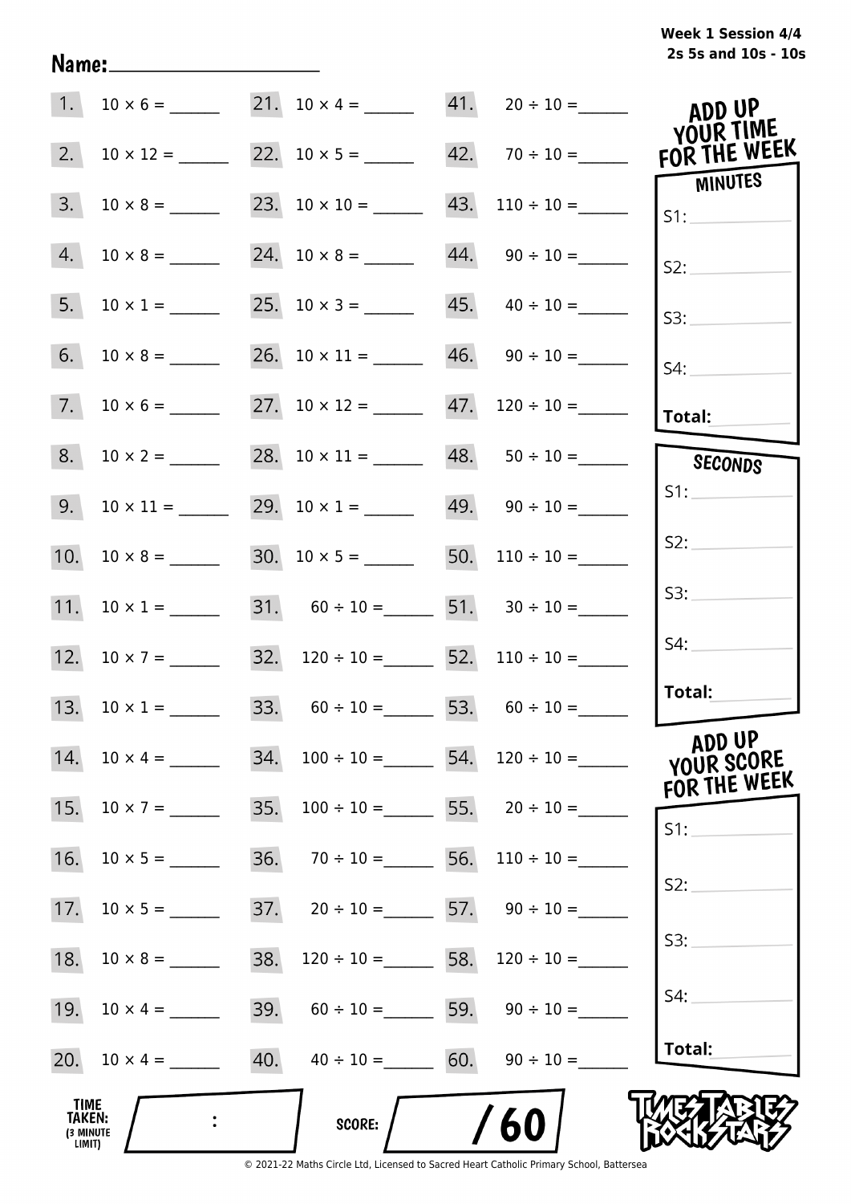Week 1 Session 4/4
2s 5s and 10s - 10s

Name:____________________

| | | | | | |
|---|---|---|---|---|---|
| 1. | $10 \times 6 =$ ______ | 21. | $10 \times 4 =$ ______ | 41. | $20 \div 10 =$ ______ |
| 2. | $10 \times 12 =$ ______ | 22. | $10 \times 5 =$ ______ | 42. | $70 \div 10 =$ ______ |
| 3. | $10 \times 8 =$ ______ | 23. | $10 \times 10 =$ ______ | 43. | $110 \div 10 =$ ______ |
| 4. | $10 \times 8 =$ ______ | 24. | $10 \times 8 =$ ______ | 44. | $90 \div 10 =$ ______ |
| 5. | $10 \times 1 =$ ______ | 25. | $10 \times 3 =$ ______ | 45. | $40 \div 10 =$ ______ |
| 6. | $10 \times 8 =$ ______ | 26. | $10 \times 11 =$ ______ | 46. | $90 \div 10 =$ ______ |
| 7. | $10 \times 6 =$ ______ | 27. | $10 \times 12 =$ ______ | 47. | $120 \div 10 =$ ______ |
| 8. | $10 \times 2 =$ ______ | 28. | $10 \times 11 =$ ______ | 48. | $50 \div 10 =$ ______ |
| 9. | $10 \times 11 =$ ______ | 29. | $10 \times 1 =$ ______ | 49. | $90 \div 10 =$ ______ |
| 10. | $10 \times 8 =$ ______ | 30. | $10 \times 5 =$ ______ | 50. | $110 \div 10 =$ ______ |
| 11. | $10 \times 1 =$ ______ | 31. | $60 \div 10 =$ ______ | 51. | $30 \div 10 =$ ______ |
| 12. | $10 \times 7 =$ ______ | 32. | $120 \div 10 =$ ______ | 52. | $110 \div 10 =$ ______ |
| 13. | $10 \times 1 =$ ______ | 33. | $60 \div 10 =$ ______ | 53. | $60 \div 10 =$ ______ |
| 14. | $10 \times 4 =$ ______ | 34. | $100 \div 10 =$ ______ | 54. | $120 \div 10 =$ ______ |
| 15. | $10 \times 7 =$ ______ | 35. | $100 \div 10 =$ ______ | 55. | $20 \div 10 =$ ______ |
| 16. | $10 \times 5 =$ ______ | 36. | $70 \div 10 =$ ______ | 56. | $110 \div 10 =$ ______ |
| 17. | $10 \times 5 =$ ______ | 37. | $20 \div 10 =$ ______ | 57. | $90 \div 10 =$ ______ |
| 18. | $10 \times 8 =$ ______ | 38. | $120 \div 10 =$ ______ | 58. | $120 \div 10 =$ ______ |
| 19. | $10 \times 4 =$ ______ | 39. | $60 \div 10 =$ ______ | 59. | $90 \div 10 =$ ______ |
| 20. | $10 \times 4 =$ ______ | 40. | $40 \div 10 =$ ______ | 60. | $90 \div 10 =$ ______ |

**ADD UP YOUR TIME FOR THE WEEK**

**MINUTES**
S1: __________
S2: __________
S3: __________
S4: __________
**Total:** __________

**SECONDS**
S1: __________
S2: __________
S3: __________
S4: __________
**Total:** __________

**ADD UP YOUR SCORE FOR THE WEEK**
S1: __________
S2: __________
S3: __________
S4: __________
**Total:** __________

**TIME TAKEN:** (3 MINUTE LIMIT) ____ : ____

**SCORE:** ____ / 60

TIMES TABLES ROCK STARS

© 2021-22 Maths Circle Ltd, Licensed to Sacred Heart Catholic Primary School, Battersea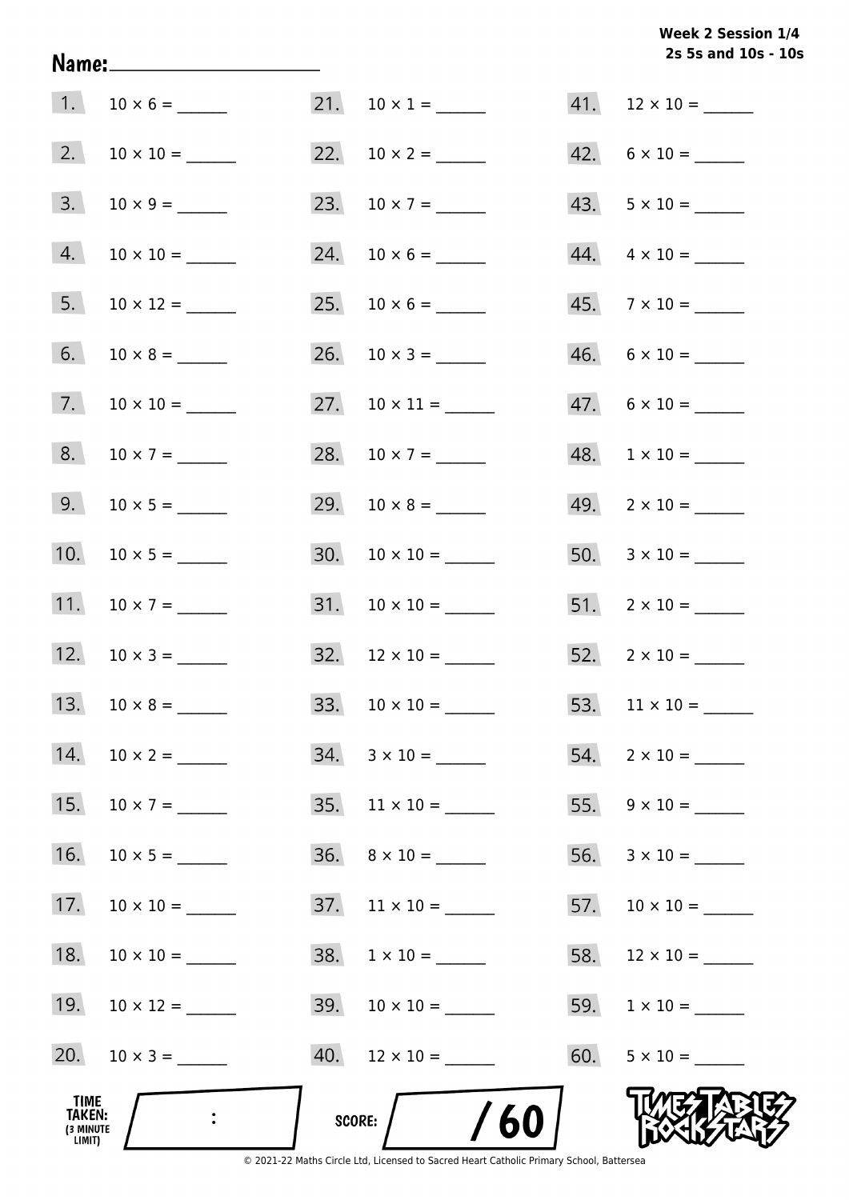**Week 2 Session 1/4**
**2s 5s and 10s - 10s**

**Name:** ____________________

1. $10 \times 6 =$ ______
2. $10 \times 10 =$ ______
3. $10 \times 9 =$ ______
4. $10 \times 10 =$ ______
5. $10 \times 12 =$ ______
6. $10 \times 8 =$ ______
7. $10 \times 10 =$ ______
8. $10 \times 7 =$ ______
9. $10 \times 5 =$ ______
10. $10 \times 5 =$ ______
11. $10 \times 7 =$ ______
12. $10 \times 3 =$ ______
13. $10 \times 8 =$ ______
14. $10 \times 2 =$ ______
15. $10 \times 7 =$ ______
16. $10 \times 5 =$ ______
17. $10 \times 10 =$ ______
18. $10 \times 10 =$ ______
19. $10 \times 12 =$ ______
20. $10 \times 3 =$ ______
21. $10 \times 1 =$ ______
22. $10 \times 2 =$ ______
23. $10 \times 7 =$ ______
24. $10 \times 6 =$ ______
25. $10 \times 6 =$ ______
26. $10 \times 3 =$ ______
27. $10 \times 11 =$ ______
28. $10 \times 7 =$ ______
29. $10 \times 8 =$ ______
30. $10 \times 10 =$ ______
31. $10 \times 10 =$ ______
32. $12 \times 10 =$ ______
33. $10 \times 10 =$ ______
34. $3 \times 10 =$ ______
35. $11 \times 10 =$ ______
36. $8 \times 10 =$ ______
37. $11 \times 10 =$ ______
38. $1 \times 10 =$ ______
39. $10 \times 10 =$ ______
40. $12 \times 10 =$ ______
41. $12 \times 10 =$ ______
42. $6 \times 10 =$ ______
43. $5 \times 10 =$ ______
44. $4 \times 10 =$ ______
45. $7 \times 10 =$ ______
46. $6 \times 10 =$ ______
47. $6 \times 10 =$ ______
48. $1 \times 10 =$ ______
49. $2 \times 10 =$ ______
50. $3 \times 10 =$ ______
51. $2 \times 10 =$ ______
52. $2 \times 10 =$ ______
53. $11 \times 10 =$ ______
54. $2 \times 10 =$ ______
55. $9 \times 10 =$ ______
56. $3 \times 10 =$ ______
57. $10 \times 10 =$ ______
58. $12 \times 10 =$ ______
59. $1 \times 10 =$ ______
60. $5 \times 10 =$ ______

**TIME TAKEN:** (3 MINUTE LIMIT) ___ : ___

**SCORE:** ___ / 60

TIMES TABLES ROCK STARS

© 2021-22 Maths Circle Ltd, Licensed to Sacred Heart Catholic Primary School, Battersea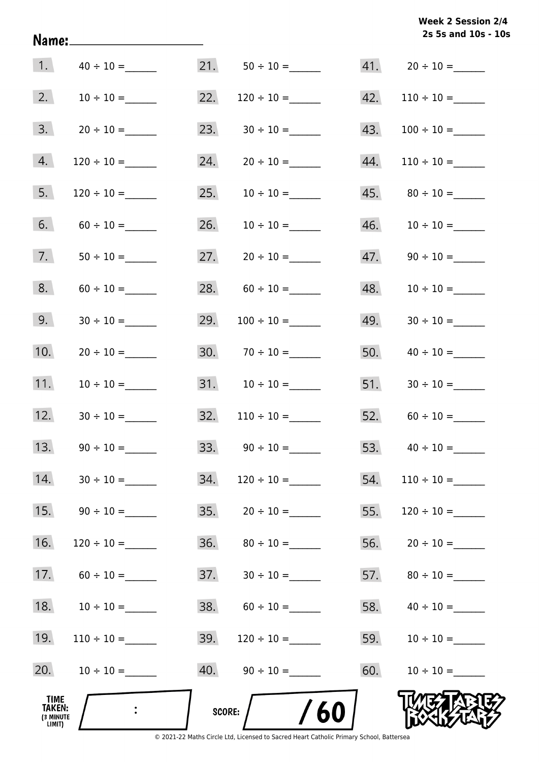**Week 2 Session 2/4**
**2s 5s and 10s - 10s**

Name:______________________

1. $40 \div 10 =$ ______
2. $10 \div 10 =$ ______
3. $20 \div 10 =$ ______
4. $120 \div 10 =$ ______
5. $120 \div 10 =$ ______
6. $60 \div 10 =$ ______
7. $50 \div 10 =$ ______
8. $60 \div 10 =$ ______
9. $30 \div 10 =$ ______
10. $20 \div 10 =$ ______
11. $10 \div 10 =$ ______
12. $30 \div 10 =$ ______
13. $90 \div 10 =$ ______
14. $30 \div 10 =$ ______
15. $90 \div 10 =$ ______
16. $120 \div 10 =$ ______
17. $60 \div 10 =$ ______
18. $10 \div 10 =$ ______
19. $110 \div 10 =$ ______
20. $10 \div 10 =$ ______
21. $50 \div 10 =$ ______
22. $120 \div 10 =$ ______
23. $30 \div 10 =$ ______
24. $20 \div 10 =$ ______
25. $10 \div 10 =$ ______
26. $10 \div 10 =$ ______
27. $20 \div 10 =$ ______
28. $60 \div 10 =$ ______
29. $100 \div 10 =$ ______
30. $70 \div 10 =$ ______
31. $10 \div 10 =$ ______
32. $110 \div 10 =$ ______
33. $90 \div 10 =$ ______
34. $120 \div 10 =$ ______
35. $20 \div 10 =$ ______
36. $80 \div 10 =$ ______
37. $30 \div 10 =$ ______
38. $60 \div 10 =$ ______
39. $120 \div 10 =$ ______
40. $90 \div 10 =$ ______
41. $20 \div 10 =$ ______
42. $110 \div 10 =$ ______
43. $100 \div 10 =$ ______
44. $110 \div 10 =$ ______
45. $80 \div 10 =$ ______
46. $10 \div 10 =$ ______
47. $90 \div 10 =$ ______
48. $10 \div 10 =$ ______
49. $30 \div 10 =$ ______
50. $40 \div 10 =$ ______
51. $30 \div 10 =$ ______
52. $60 \div 10 =$ ______
53. $40 \div 10 =$ ______
54. $110 \div 10 =$ ______
55. $120 \div 10 =$ ______
56. $20 \div 10 =$ ______
57. $80 \div 10 =$ ______
58. $40 \div 10 =$ ______
59. $10 \div 10 =$ ______
60. $10 \div 10 =$ ______

TIME TAKEN: (3 MINUTE LIMIT) :

SCORE: / 60

TIMES TABLES ROCK STARS

© 2021-22 Maths Circle Ltd, Licensed to Sacred Heart Catholic Primary School, Battersea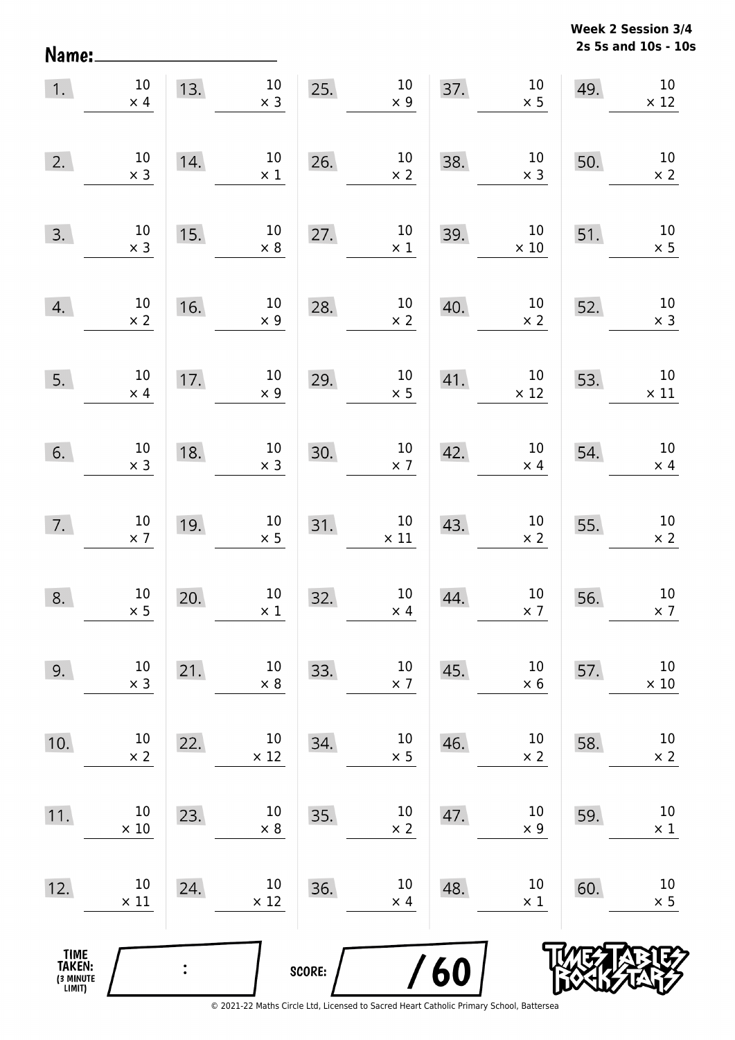**Week 2 Session 3/4**
**2s 5s and 10s - 10s**

Name: ____________________

1. $10 \times 4$
2. $10 \times 3$
3. $10 \times 3$
4. $10 \times 2$
5. $10 \times 4$
6. $10 \times 3$
7. $10 \times 7$
8. $10 \times 5$
9. $10 \times 3$
10. $10 \times 2$
11. $10 \times 10$
12. $10 \times 11$
13. $10 \times 3$
14. $10 \times 1$
15. $10 \times 8$
16. $10 \times 9$
17. $10 \times 9$
18. $10 \times 3$
19. $10 \times 5$
20. $10 \times 1$
21. $10 \times 8$
22. $10 \times 12$
23. $10 \times 8$
24. $10 \times 12$
25. $10 \times 9$
26. $10 \times 2$
27. $10 \times 1$
28. $10 \times 2$
29. $10 \times 5$
30. $10 \times 7$
31. $10 \times 11$
32. $10 \times 4$
33. $10 \times 7$
34. $10 \times 5$
35. $10 \times 2$
36. $10 \times 4$
37. $10 \times 5$
38. $10 \times 3$
39. $10 \times 10$
40. $10 \times 2$
41. $10 \times 12$
42. $10 \times 4$
43. $10 \times 2$
44. $10 \times 7$
45. $10 \times 6$
46. $10 \times 2$
47. $10 \times 9$
48. $10 \times 1$
49. $10 \times 12$
50. $10 \times 2$
51. $10 \times 5$
52. $10 \times 3$
53. $10 \times 11$
54. $10 \times 4$
55. $10 \times 2$
56. $10 \times 7$
57. $10 \times 10$
58. $10 \times 2$
59. $10 \times 1$
60. $10 \times 5$

TIME TAKEN: (3 MINUTE LIMIT) ____ : ____

SCORE: ____ / 60

© 2021-22 Maths Circle Ltd, Licensed to Sacred Heart Catholic Primary School, Battersea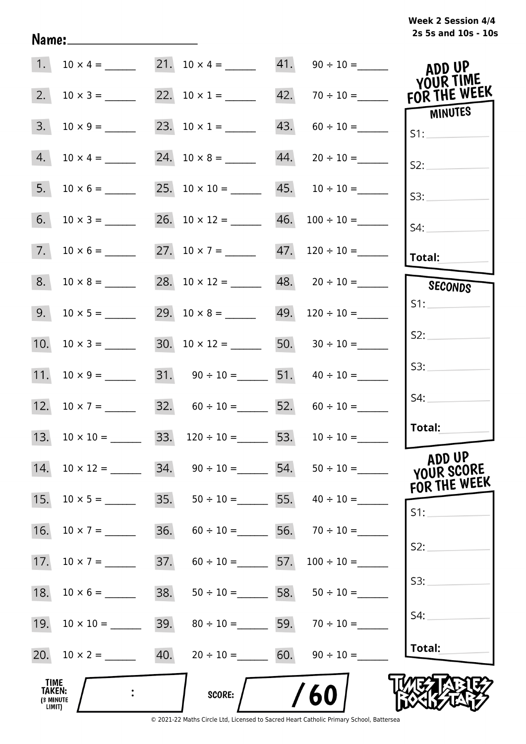Week 2 Session 4/4
2s 5s and 10s - 10s

Name:____________________

| | | | | | |
|---|---|---|---|---|---|
| 1. | 10 × 4 = ______ | 21. | 10 × 4 = ______ | 41. | 90 ÷ 10 = ______ |
| 2. | 10 × 3 = ______ | 22. | 10 × 1 = ______ | 42. | 70 ÷ 10 = ______ |
| 3. | 10 × 9 = ______ | 23. | 10 × 1 = ______ | 43. | 60 ÷ 10 = ______ |
| 4. | 10 × 4 = ______ | 24. | 10 × 8 = ______ | 44. | 20 ÷ 10 = ______ |
| 5. | 10 × 6 = ______ | 25. | 10 × 10 = ______ | 45. | 10 ÷ 10 = ______ |
| 6. | 10 × 3 = ______ | 26. | 10 × 12 = ______ | 46. | 100 ÷ 10 = ______ |
| 7. | 10 × 6 = ______ | 27. | 10 × 7 = ______ | 47. | 120 ÷ 10 = ______ |
| 8. | 10 × 8 = ______ | 28. | 10 × 12 = ______ | 48. | 20 ÷ 10 = ______ |
| 9. | 10 × 5 = ______ | 29. | 10 × 8 = ______ | 49. | 120 ÷ 10 = ______ |
| 10. | 10 × 3 = ______ | 30. | 10 × 12 = ______ | 50. | 30 ÷ 10 = ______ |
| 11. | 10 × 9 = ______ | 31. | 90 ÷ 10 = ______ | 51. | 40 ÷ 10 = ______ |
| 12. | 10 × 7 = ______ | 32. | 60 ÷ 10 = ______ | 52. | 60 ÷ 10 = ______ |
| 13. | 10 × 10 = ______ | 33. | 120 ÷ 10 = ______ | 53. | 10 ÷ 10 = ______ |
| 14. | 10 × 12 = ______ | 34. | 90 ÷ 10 = ______ | 54. | 50 ÷ 10 = ______ |
| 15. | 10 × 5 = ______ | 35. | 50 ÷ 10 = ______ | 55. | 40 ÷ 10 = ______ |
| 16. | 10 × 7 = ______ | 36. | 60 ÷ 10 = ______ | 56. | 70 ÷ 10 = ______ |
| 17. | 10 × 7 = ______ | 37. | 60 ÷ 10 = ______ | 57. | 100 ÷ 10 = ______ |
| 18. | 10 × 6 = ______ | 38. | 50 ÷ 10 = ______ | 58. | 50 ÷ 10 = ______ |
| 19. | 10 × 10 = ______ | 39. | 80 ÷ 10 = ______ | 59. | 70 ÷ 10 = ______ |
| 20. | 10 × 2 = ______ | 40. | 20 ÷ 10 = ______ | 60. | 90 ÷ 10 = ______ |

**ADD UP YOUR TIME FOR THE WEEK**

**MINUTES**

S1: ________

S2: ________

S3: ________

S4: ________

**Total:** ________

**SECONDS**

S1: ________

S2: ________

S3: ________

S4: ________

**Total:** ________

**ADD UP YOUR SCORE FOR THE WEEK**

S1: ________

S2: ________

S3: ________

S4: ________

**Total:** ________

**TIME TAKEN:** (3 MINUTE LIMIT) ____ : ____

**SCORE:** ____ / 60

TIMES TABLES ROCK STARS

© 2021-22 Maths Circle Ltd, Licensed to Sacred Heart Catholic Primary School, Battersea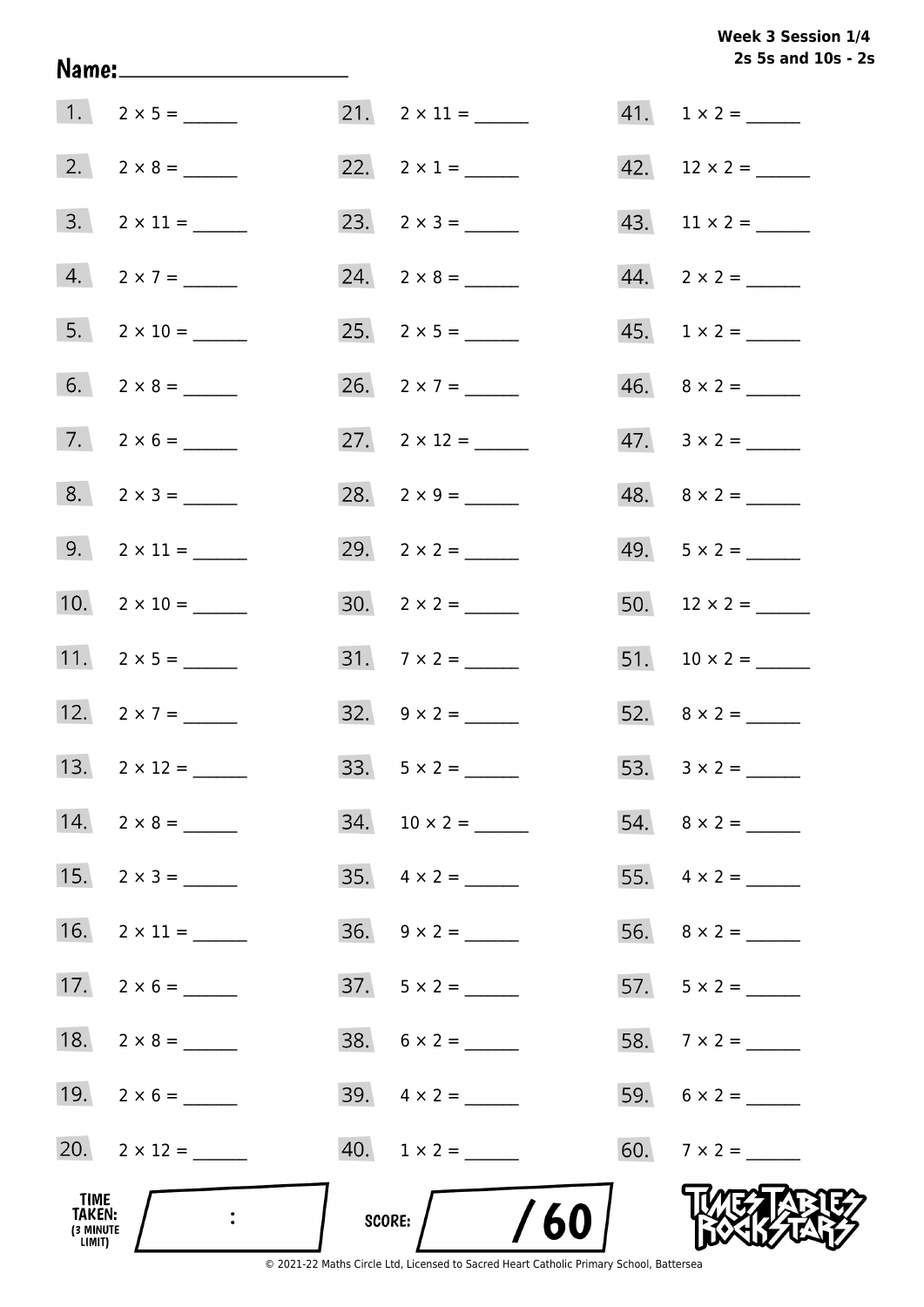**Week 3 Session 1/4**
**2s 5s and 10s - 2s**

**Name:** ____________________

1. $2 \times 5 =$ ______
2. $2 \times 8 =$ ______
3. $2 \times 11 =$ ______
4. $2 \times 7 =$ ______
5. $2 \times 10 =$ ______
6. $2 \times 8 =$ ______
7. $2 \times 6 =$ ______
8. $2 \times 3 =$ ______
9. $2 \times 11 =$ ______
10. $2 \times 10 =$ ______
11. $2 \times 5 =$ ______
12. $2 \times 7 =$ ______
13. $2 \times 12 =$ ______
14. $2 \times 8 =$ ______
15. $2 \times 3 =$ ______
16. $2 \times 11 =$ ______
17. $2 \times 6 =$ ______
18. $2 \times 8 =$ ______
19. $2 \times 6 =$ ______
20. $2 \times 12 =$ ______
21. $2 \times 11 =$ ______
22. $2 \times 1 =$ ______
23. $2 \times 3 =$ ______
24. $2 \times 8 =$ ______
25. $2 \times 5 =$ ______
26. $2 \times 7 =$ ______
27. $2 \times 12 =$ ______
28. $2 \times 9 =$ ______
29. $2 \times 2 =$ ______
30. $2 \times 2 =$ ______
31. $7 \times 2 =$ ______
32. $9 \times 2 =$ ______
33. $5 \times 2 =$ ______
34. $10 \times 2 =$ ______
35. $4 \times 2 =$ ______
36. $9 \times 2 =$ ______
37. $5 \times 2 =$ ______
38. $6 \times 2 =$ ______
39. $4 \times 2 =$ ______
40. $1 \times 2 =$ ______
41. $1 \times 2 =$ ______
42. $12 \times 2 =$ ______
43. $11 \times 2 =$ ______
44. $2 \times 2 =$ ______
45. $1 \times 2 =$ ______
46. $8 \times 2 =$ ______
47. $3 \times 2 =$ ______
48. $8 \times 2 =$ ______
49. $5 \times 2 =$ ______
50. $12 \times 2 =$ ______
51. $10 \times 2 =$ ______
52. $8 \times 2 =$ ______
53. $3 \times 2 =$ ______
54. $8 \times 2 =$ ______
55. $4 \times 2 =$ ______
56. $8 \times 2 =$ ______
57. $5 \times 2 =$ ______
58. $7 \times 2 =$ ______
59. $6 \times 2 =$ ______
60. $7 \times 2 =$ ______

**TIME TAKEN:** (3 MINUTE LIMIT) ____ : ____

**SCORE:** ____ / 60

TIMES TABLES ROCK STARS

© 2021-22 Maths Circle Ltd, Licensed to Sacred Heart Catholic Primary School, Battersea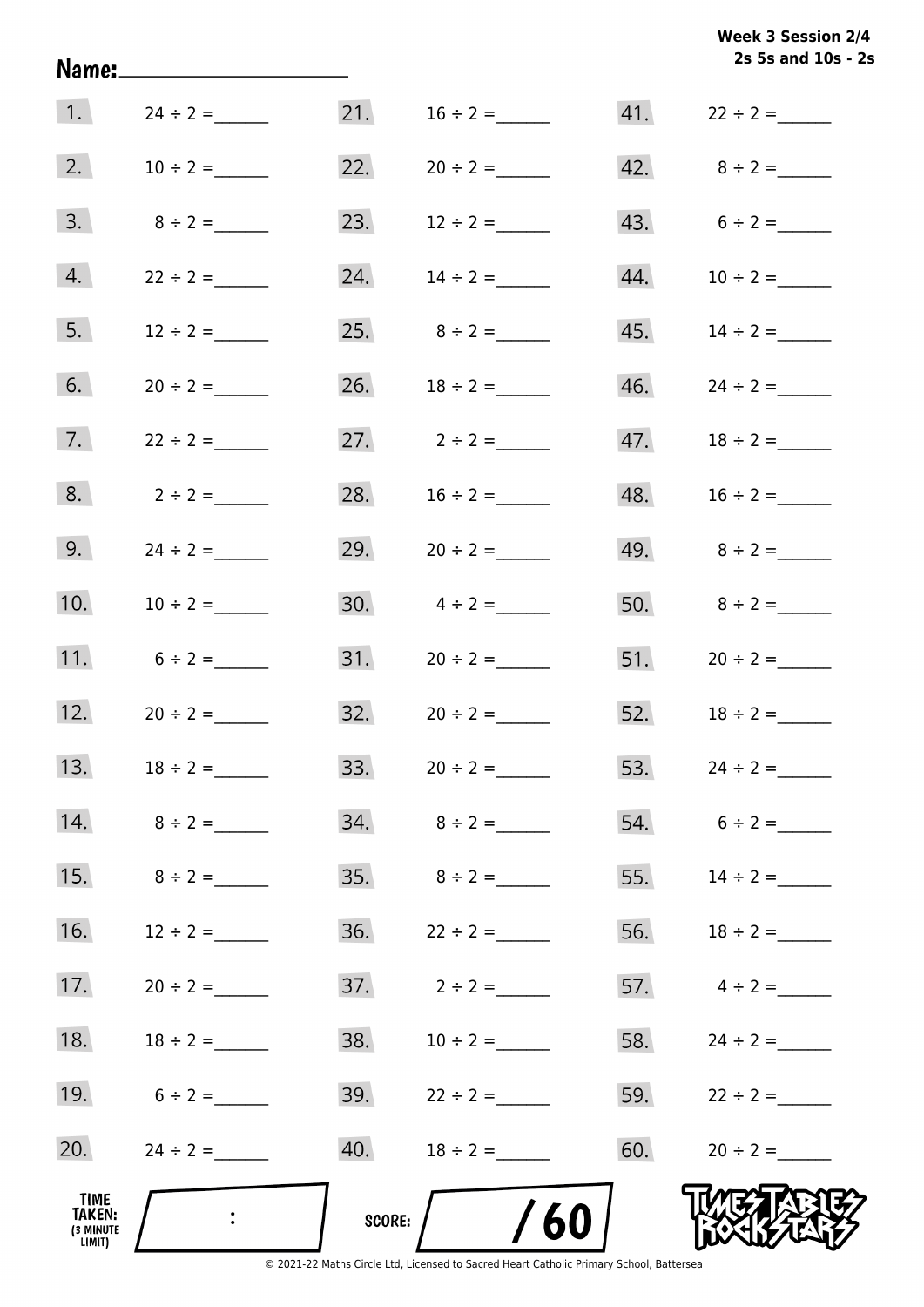Week 3 Session 2/4
2s 5s and 10s - 2s

Name:____________________

| | | | | | |
|---|---|---|---|---|---|
| 1. | $24 \div 2 =$ ______ | 21. | $16 \div 2 =$ ______ | 41. | $22 \div 2 =$ ______ |
| 2. | $10 \div 2 =$ ______ | 22. | $20 \div 2 =$ ______ | 42. | $8 \div 2 =$ ______ |
| 3. | $8 \div 2 =$ ______ | 23. | $12 \div 2 =$ ______ | 43. | $6 \div 2 =$ ______ |
| 4. | $22 \div 2 =$ ______ | 24. | $14 \div 2 =$ ______ | 44. | $10 \div 2 =$ ______ |
| 5. | $12 \div 2 =$ ______ | 25. | $8 \div 2 =$ ______ | 45. | $14 \div 2 =$ ______ |
| 6. | $20 \div 2 =$ ______ | 26. | $18 \div 2 =$ ______ | 46. | $24 \div 2 =$ ______ |
| 7. | $22 \div 2 =$ ______ | 27. | $2 \div 2 =$ ______ | 47. | $18 \div 2 =$ ______ |
| 8. | $2 \div 2 =$ ______ | 28. | $16 \div 2 =$ ______ | 48. | $16 \div 2 =$ ______ |
| 9. | $24 \div 2 =$ ______ | 29. | $20 \div 2 =$ ______ | 49. | $8 \div 2 =$ ______ |
| 10. | $10 \div 2 =$ ______ | 30. | $4 \div 2 =$ ______ | 50. | $8 \div 2 =$ ______ |
| 11. | $6 \div 2 =$ ______ | 31. | $20 \div 2 =$ ______ | 51. | $20 \div 2 =$ ______ |
| 12. | $20 \div 2 =$ ______ | 32. | $20 \div 2 =$ ______ | 52. | $18 \div 2 =$ ______ |
| 13. | $18 \div 2 =$ ______ | 33. | $20 \div 2 =$ ______ | 53. | $24 \div 2 =$ ______ |
| 14. | $8 \div 2 =$ ______ | 34. | $8 \div 2 =$ ______ | 54. | $6 \div 2 =$ ______ |
| 15. | $8 \div 2 =$ ______ | 35. | $8 \div 2 =$ ______ | 55. | $14 \div 2 =$ ______ |
| 16. | $12 \div 2 =$ ______ | 36. | $22 \div 2 =$ ______ | 56. | $18 \div 2 =$ ______ |
| 17. | $20 \div 2 =$ ______ | 37. | $2 \div 2 =$ ______ | 57. | $4 \div 2 =$ ______ |
| 18. | $18 \div 2 =$ ______ | 38. | $10 \div 2 =$ ______ | 58. | $24 \div 2 =$ ______ |
| 19. | $6 \div 2 =$ ______ | 39. | $22 \div 2 =$ ______ | 59. | $22 \div 2 =$ ______ |
| 20. | $24 \div 2 =$ ______ | 40. | $18 \div 2 =$ ______ | 60. | $20 \div 2 =$ ______ |

TIME TAKEN: (3 MINUTE LIMIT) ____ : ____

SCORE: ____ / 60

TIMES TABLES ROCK STARS

© 2021-22 Maths Circle Ltd, Licensed to Sacred Heart Catholic Primary School, Battersea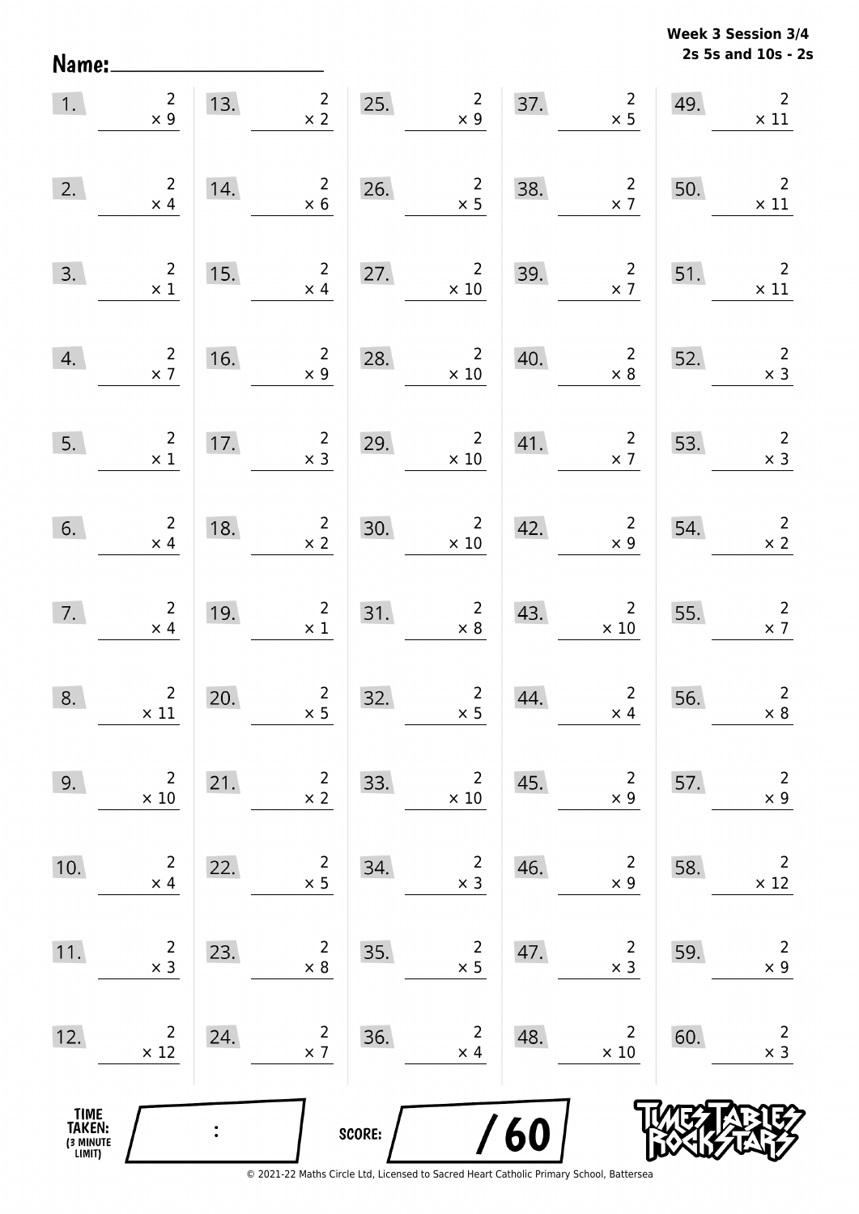**Week 3 Session 3/4**
**2s 5s and 10s - 2s**

Name: ____________________

| | | | | | | | | | |
|---|---|---|---|---|---|---|---|---|---|
| 1. | $2 \times 9$ | 13. | $2 \times 2$ | 25. | $2 \times 9$ | 37. | $2 \times 5$ | 49. | $2 \times 11$ |
| 2. | $2 \times 4$ | 14. | $2 \times 6$ | 26. | $2 \times 5$ | 38. | $2 \times 7$ | 50. | $2 \times 11$ |
| 3. | $2 \times 1$ | 15. | $2 \times 4$ | 27. | $2 \times 10$ | 39. | $2 \times 7$ | 51. | $2 \times 11$ |
| 4. | $2 \times 7$ | 16. | $2 \times 9$ | 28. | $2 \times 10$ | 40. | $2 \times 8$ | 52. | $2 \times 3$ |
| 5. | $2 \times 1$ | 17. | $2 \times 3$ | 29. | $2 \times 10$ | 41. | $2 \times 7$ | 53. | $2 \times 3$ |
| 6. | $2 \times 4$ | 18. | $2 \times 2$ | 30. | $2 \times 10$ | 42. | $2 \times 9$ | 54. | $2 \times 2$ |
| 7. | $2 \times 4$ | 19. | $2 \times 1$ | 31. | $2 \times 8$ | 43. | $2 \times 10$ | 55. | $2 \times 7$ |
| 8. | $2 \times 11$ | 20. | $2 \times 5$ | 32. | $2 \times 5$ | 44. | $2 \times 4$ | 56. | $2 \times 8$ |
| 9. | $2 \times 10$ | 21. | $2 \times 2$ | 33. | $2 \times 10$ | 45. | $2 \times 9$ | 57. | $2 \times 9$ |
| 10. | $2 \times 4$ | 22. | $2 \times 5$ | 34. | $2 \times 3$ | 46. | $2 \times 9$ | 58. | $2 \times 12$ |
| 11. | $2 \times 3$ | 23. | $2 \times 8$ | 35. | $2 \times 5$ | 47. | $2 \times 3$ | 59. | $2 \times 9$ |
| 12. | $2 \times 12$ | 24. | $2 \times 7$ | 36. | $2 \times 4$ | 48. | $2 \times 10$ | 60. | $2 \times 3$ |

TIME TAKEN: (3 MINUTE LIMIT) ____ : ____

SCORE: ____ / 60

© 2021-22 Maths Circle Ltd, Licensed to Sacred Heart Catholic Primary School, Battersea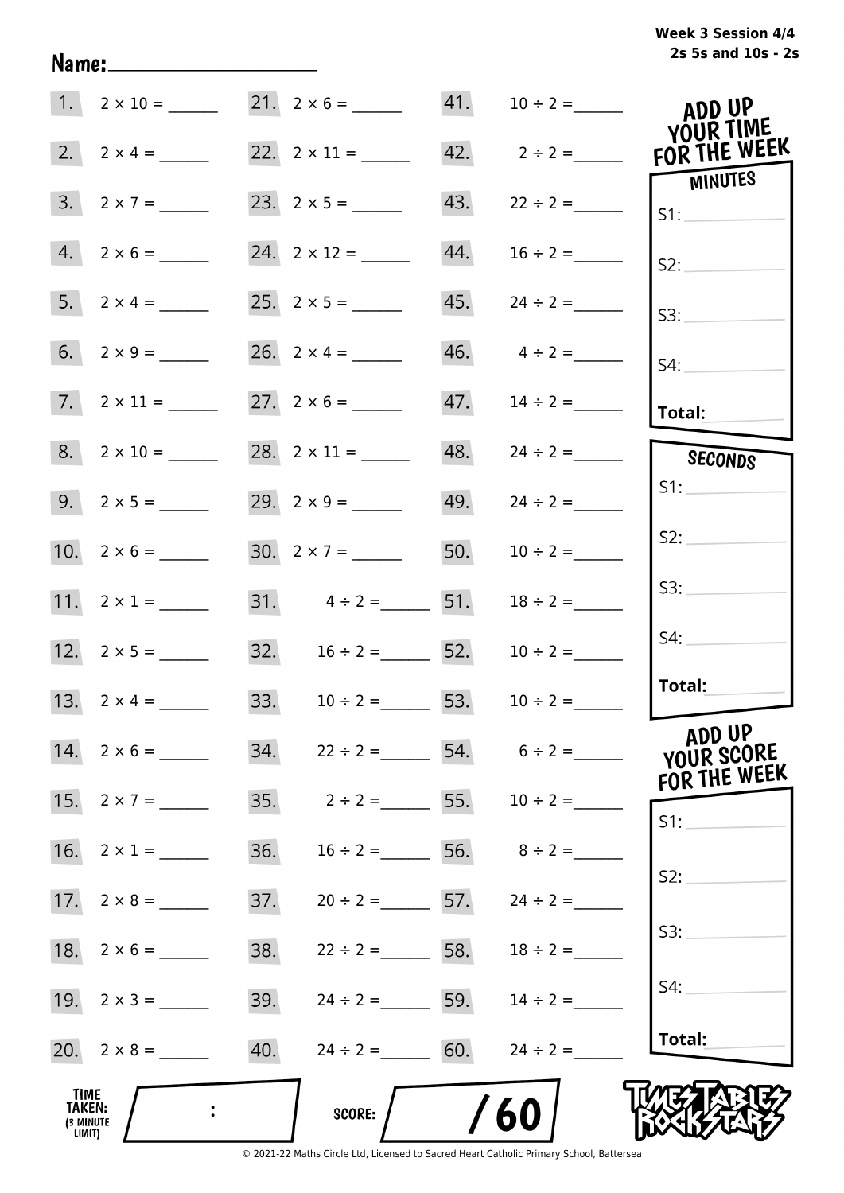Week 3 Session 4/4
2s 5s and 10s - 2s

Name: ____________________

| | | | | | |
|---|---|---|---|---|---|
| 1. | $2 \times 10 =$ ______ | 21. | $2 \times 6 =$ ______ | 41. | $10 \div 2 =$ ______ |
| 2. | $2 \times 4 =$ ______ | 22. | $2 \times 11 =$ ______ | 42. | $2 \div 2 =$ ______ |
| 3. | $2 \times 7 =$ ______ | 23. | $2 \times 5 =$ ______ | 43. | $22 \div 2 =$ ______ |
| 4. | $2 \times 6 =$ ______ | 24. | $2 \times 12 =$ ______ | 44. | $16 \div 2 =$ ______ |
| 5. | $2 \times 4 =$ ______ | 25. | $2 \times 5 =$ ______ | 45. | $24 \div 2 =$ ______ |
| 6. | $2 \times 9 =$ ______ | 26. | $2 \times 4 =$ ______ | 46. | $4 \div 2 =$ ______ |
| 7. | $2 \times 11 =$ ______ | 27. | $2 \times 6 =$ ______ | 47. | $14 \div 2 =$ ______ |
| 8. | $2 \times 10 =$ ______ | 28. | $2 \times 11 =$ ______ | 48. | $24 \div 2 =$ ______ |
| 9. | $2 \times 5 =$ ______ | 29. | $2 \times 9 =$ ______ | 49. | $24 \div 2 =$ ______ |
| 10. | $2 \times 6 =$ ______ | 30. | $2 \times 7 =$ ______ | 50. | $10 \div 2 =$ ______ |
| 11. | $2 \times 1 =$ ______ | 31. | $4 \div 2 =$ ______ | 51. | $18 \div 2 =$ ______ |
| 12. | $2 \times 5 =$ ______ | 32. | $16 \div 2 =$ ______ | 52. | $10 \div 2 =$ ______ |
| 13. | $2 \times 4 =$ ______ | 33. | $10 \div 2 =$ ______ | 53. | $10 \div 2 =$ ______ |
| 14. | $2 \times 6 =$ ______ | 34. | $22 \div 2 =$ ______ | 54. | $6 \div 2 =$ ______ |
| 15. | $2 \times 7 =$ ______ | 35. | $2 \div 2 =$ ______ | 55. | $10 \div 2 =$ ______ |
| 16. | $2 \times 1 =$ ______ | 36. | $16 \div 2 =$ ______ | 56. | $8 \div 2 =$ ______ |
| 17. | $2 \times 8 =$ ______ | 37. | $20 \div 2 =$ ______ | 57. | $24 \div 2 =$ ______ |
| 18. | $2 \times 6 =$ ______ | 38. | $22 \div 2 =$ ______ | 58. | $18 \div 2 =$ ______ |
| 19. | $2 \times 3 =$ ______ | 39. | $24 \div 2 =$ ______ | 59. | $14 \div 2 =$ ______ |
| 20. | $2 \times 8 =$ ______ | 40. | $24 \div 2 =$ ______ | 60. | $24 \div 2 =$ ______ |

**ADD UP YOUR TIME FOR THE WEEK**

**MINUTES**

S1: ______
S2: ______
S3: ______
S4: ______
**Total:** ______

**SECONDS**

S1: ______
S2: ______
S3: ______
S4: ______
**Total:** ______

**ADD UP YOUR SCORE FOR THE WEEK**

S1: ______
S2: ______
S3: ______
S4: ______
**Total:** ______

**TIME TAKEN:** (3 MINUTE LIMIT) ____ : ____

**SCORE:** ____ / 60

TIMES TABLES ROCK STARS

© 2021-22 Maths Circle Ltd, Licensed to Sacred Heart Catholic Primary School, Battersea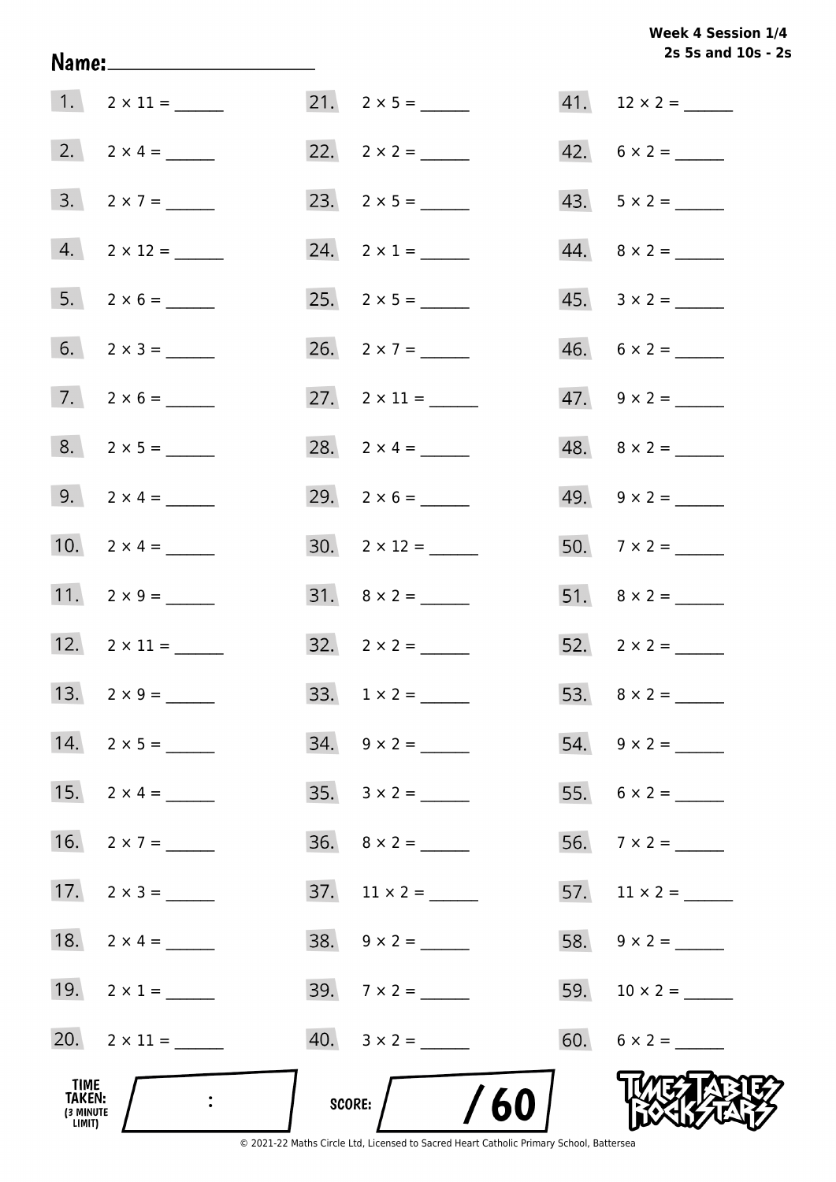**Week 4 Session 1/4**
**2s 5s and 10s - 2s**

**Name:** ____________________

1. $2 \times 11 =$ ______
2. $2 \times 4 =$ ______
3. $2 \times 7 =$ ______
4. $2 \times 12 =$ ______
5. $2 \times 6 =$ ______
6. $2 \times 3 =$ ______
7. $2 \times 6 =$ ______
8. $2 \times 5 =$ ______
9. $2 \times 4 =$ ______
10. $2 \times 4 =$ ______
11. $2 \times 9 =$ ______
12. $2 \times 11 =$ ______
13. $2 \times 9 =$ ______
14. $2 \times 5 =$ ______
15. $2 \times 4 =$ ______
16. $2 \times 7 =$ ______
17. $2 \times 3 =$ ______
18. $2 \times 4 =$ ______
19. $2 \times 1 =$ ______
20. $2 \times 11 =$ ______
21. $2 \times 5 =$ ______
22. $2 \times 2 =$ ______
23. $2 \times 5 =$ ______
24. $2 \times 1 =$ ______
25. $2 \times 5 =$ ______
26. $2 \times 7 =$ ______
27. $2 \times 11 =$ ______
28. $2 \times 4 =$ ______
29. $2 \times 6 =$ ______
30. $2 \times 12 =$ ______
31. $8 \times 2 =$ ______
32. $2 \times 2 =$ ______
33. $1 \times 2 =$ ______
34. $9 \times 2 =$ ______
35. $3 \times 2 =$ ______
36. $8 \times 2 =$ ______
37. $11 \times 2 =$ ______
38. $9 \times 2 =$ ______
39. $7 \times 2 =$ ______
40. $3 \times 2 =$ ______
41. $12 \times 2 =$ ______
42. $6 \times 2 =$ ______
43. $5 \times 2 =$ ______
44. $8 \times 2 =$ ______
45. $3 \times 2 =$ ______
46. $6 \times 2 =$ ______
47. $9 \times 2 =$ ______
48. $8 \times 2 =$ ______
49. $9 \times 2 =$ ______
50. $7 \times 2 =$ ______
51. $8 \times 2 =$ ______
52. $2 \times 2 =$ ______
53. $8 \times 2 =$ ______
54. $9 \times 2 =$ ______
55. $6 \times 2 =$ ______
56. $7 \times 2 =$ ______
57. $11 \times 2 =$ ______
58. $9 \times 2 =$ ______
59. $10 \times 2 =$ ______
60. $6 \times 2 =$ ______

**TIME TAKEN:** (3 MINUTE LIMIT) ____ : ____

**SCORE:** ____ / 60

TIMES TABLES ROCK STARS

© 2021-22 Maths Circle Ltd, Licensed to Sacred Heart Catholic Primary School, Battersea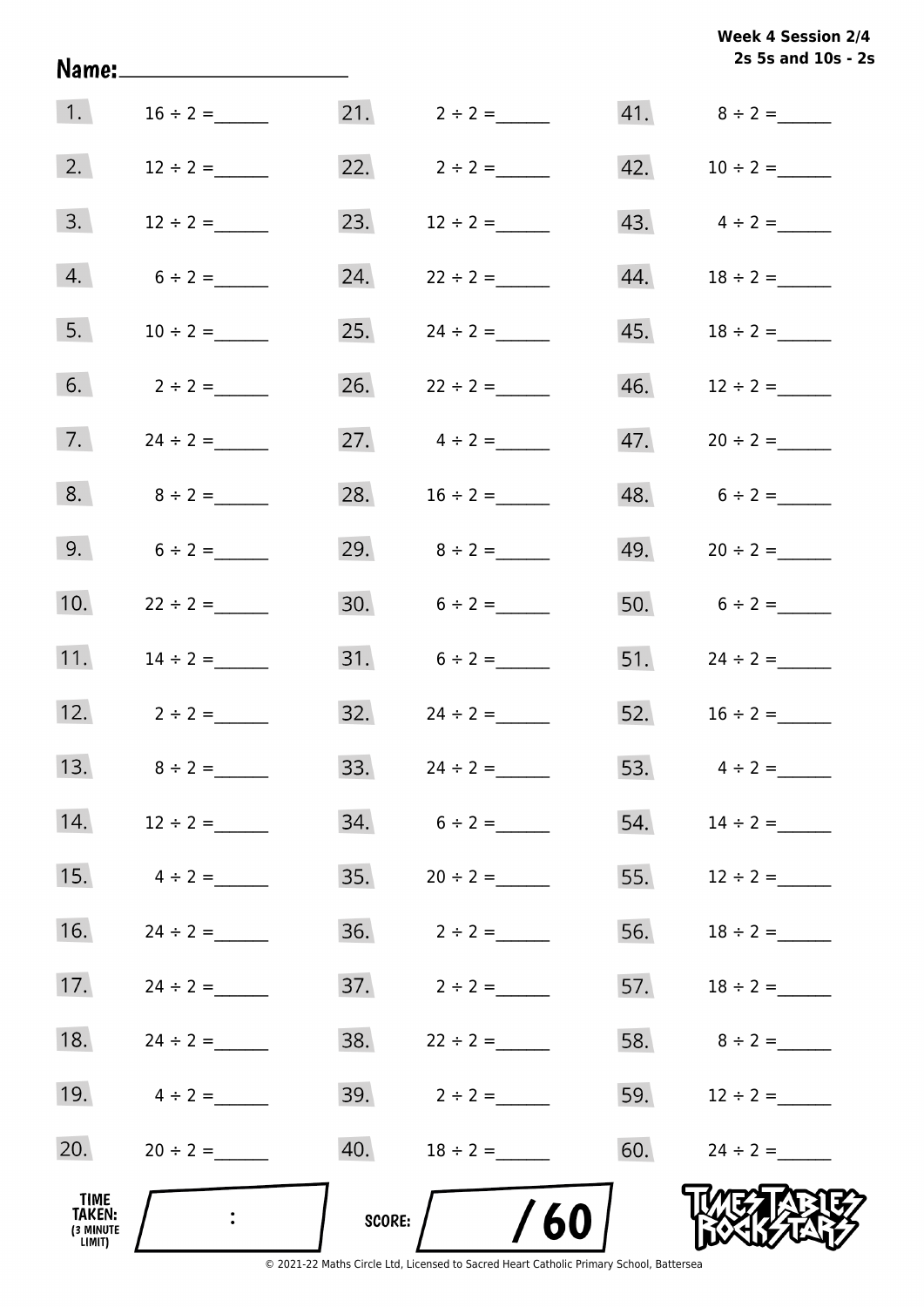**Week 4 Session 2/4**
**2s 5s and 10s - 2s**

**Name:** ____________________

1. $16 \div 2 =$ ______
2. $12 \div 2 =$ ______
3. $12 \div 2 =$ ______
4. $6 \div 2 =$ ______
5. $10 \div 2 =$ ______
6. $2 \div 2 =$ ______
7. $24 \div 2 =$ ______
8. $8 \div 2 =$ ______
9. $6 \div 2 =$ ______
10. $22 \div 2 =$ ______
11. $14 \div 2 =$ ______
12. $2 \div 2 =$ ______
13. $8 \div 2 =$ ______
14. $12 \div 2 =$ ______
15. $4 \div 2 =$ ______
16. $24 \div 2 =$ ______
17. $24 \div 2 =$ ______
18. $24 \div 2 =$ ______
19. $4 \div 2 =$ ______
20. $20 \div 2 =$ ______
21. $2 \div 2 =$ ______
22. $2 \div 2 =$ ______
23. $12 \div 2 =$ ______
24. $22 \div 2 =$ ______
25. $24 \div 2 =$ ______
26. $22 \div 2 =$ ______
27. $4 \div 2 =$ ______
28. $16 \div 2 =$ ______
29. $8 \div 2 =$ ______
30. $6 \div 2 =$ ______
31. $6 \div 2 =$ ______
32. $24 \div 2 =$ ______
33. $24 \div 2 =$ ______
34. $6 \div 2 =$ ______
35. $20 \div 2 =$ ______
36. $2 \div 2 =$ ______
37. $2 \div 2 =$ ______
38. $22 \div 2 =$ ______
39. $2 \div 2 =$ ______
40. $18 \div 2 =$ ______
41. $8 \div 2 =$ ______
42. $10 \div 2 =$ ______
43. $4 \div 2 =$ ______
44. $18 \div 2 =$ ______
45. $18 \div 2 =$ ______
46. $12 \div 2 =$ ______
47. $20 \div 2 =$ ______
48. $6 \div 2 =$ ______
49. $20 \div 2 =$ ______
50. $6 \div 2 =$ ______
51. $24 \div 2 =$ ______
52. $16 \div 2 =$ ______
53. $4 \div 2 =$ ______
54. $14 \div 2 =$ ______
55. $12 \div 2 =$ ______
56. $18 \div 2 =$ ______
57. $18 \div 2 =$ ______
58. $8 \div 2 =$ ______
59. $12 \div 2 =$ ______
60. $24 \div 2 =$ ______

**TIME TAKEN:** (3 MINUTE LIMIT) ____ : ____

**SCORE:** ____ / 60

TIMES TABLES ROCK STARS

© 2021-22 Maths Circle Ltd, Licensed to Sacred Heart Catholic Primary School, Battersea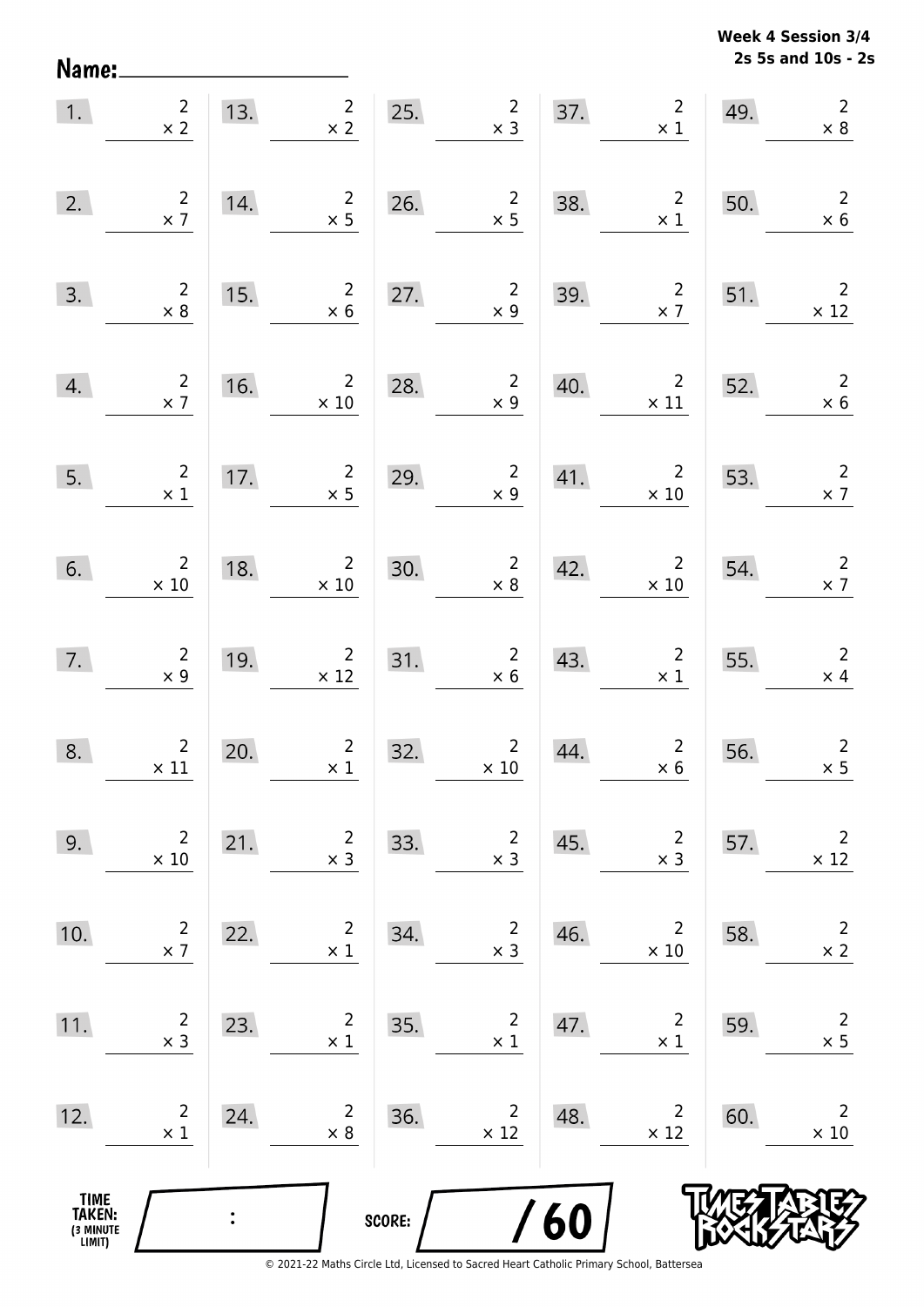**Week 4 Session 3/4**
**2s 5s and 10s - 2s**

Name: ____________________

| | | | | | | | | | |
|---|---|---|---|---|---|---|---|---|---|
| 1. | $2 \times 2$ | 13. | $2 \times 2$ | 25. | $2 \times 3$ | 37. | $2 \times 1$ | 49. | $2 \times 8$ |
| 2. | $2 \times 7$ | 14. | $2 \times 5$ | 26. | $2 \times 5$ | 38. | $2 \times 1$ | 50. | $2 \times 6$ |
| 3. | $2 \times 8$ | 15. | $2 \times 6$ | 27. | $2 \times 9$ | 39. | $2 \times 7$ | 51. | $2 \times 12$ |
| 4. | $2 \times 7$ | 16. | $2 \times 10$ | 28. | $2 \times 9$ | 40. | $2 \times 11$ | 52. | $2 \times 6$ |
| 5. | $2 \times 1$ | 17. | $2 \times 5$ | 29. | $2 \times 9$ | 41. | $2 \times 10$ | 53. | $2 \times 7$ |
| 6. | $2 \times 10$ | 18. | $2 \times 10$ | 30. | $2 \times 8$ | 42. | $2 \times 10$ | 54. | $2 \times 7$ |
| 7. | $2 \times 9$ | 19. | $2 \times 12$ | 31. | $2 \times 6$ | 43. | $2 \times 1$ | 55. | $2 \times 4$ |
| 8. | $2 \times 11$ | 20. | $2 \times 1$ | 32. | $2 \times 10$ | 44. | $2 \times 6$ | 56. | $2 \times 5$ |
| 9. | $2 \times 10$ | 21. | $2 \times 3$ | 33. | $2 \times 3$ | 45. | $2 \times 3$ | 57. | $2 \times 12$ |
| 10. | $2 \times 7$ | 22. | $2 \times 1$ | 34. | $2 \times 3$ | 46. | $2 \times 10$ | 58. | $2 \times 2$ |
| 11. | $2 \times 3$ | 23. | $2 \times 1$ | 35. | $2 \times 1$ | 47. | $2 \times 1$ | 59. | $2 \times 5$ |
| 12. | $2 \times 1$ | 24. | $2 \times 8$ | 36. | $2 \times 12$ | 48. | $2 \times 12$ | 60. | $2 \times 10$ |

TIME TAKEN: (3 MINUTE LIMIT) ____ : ____

SCORE: ____ / 60

© 2021-22 Maths Circle Ltd, Licensed to Sacred Heart Catholic Primary School, Battersea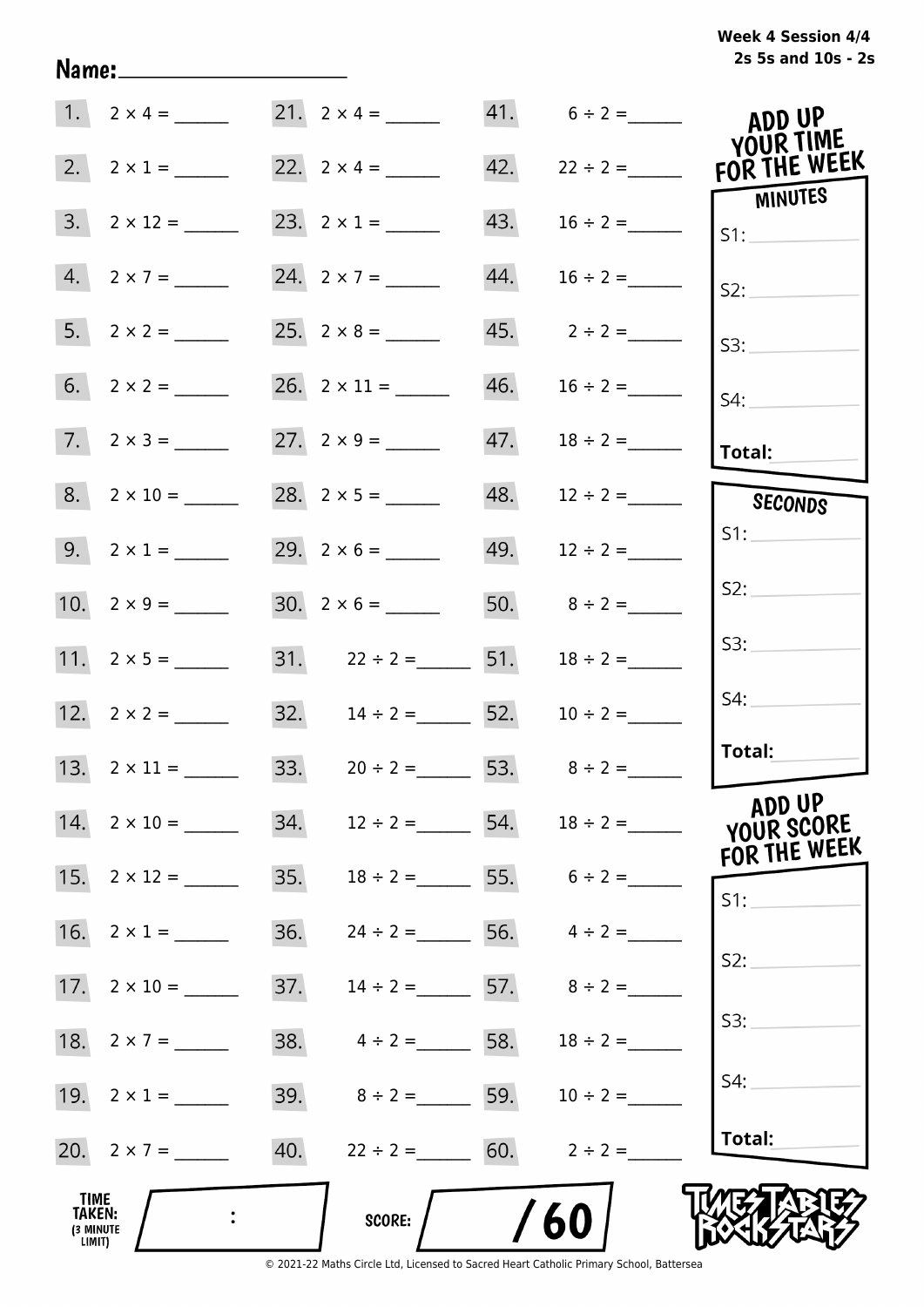Name:____________________

**Week 4 Session 4/4**
**2s 5s and 10s - 2s**

| | | | | | |
|---|---|---|---|---|---|
| 1. | 2 × 4 = ______ | 21. | 2 × 4 = ______ | 41. | 6 ÷ 2 = ______ |
| 2. | 2 × 1 = ______ | 22. | 2 × 4 = ______ | 42. | 22 ÷ 2 = ______ |
| 3. | 2 × 12 = ______ | 23. | 2 × 1 = ______ | 43. | 16 ÷ 2 = ______ |
| 4. | 2 × 7 = ______ | 24. | 2 × 7 = ______ | 44. | 16 ÷ 2 = ______ |
| 5. | 2 × 2 = ______ | 25. | 2 × 8 = ______ | 45. | 2 ÷ 2 = ______ |
| 6. | 2 × 2 = ______ | 26. | 2 × 11 = ______ | 46. | 16 ÷ 2 = ______ |
| 7. | 2 × 3 = ______ | 27. | 2 × 9 = ______ | 47. | 18 ÷ 2 = ______ |
| 8. | 2 × 10 = ______ | 28. | 2 × 5 = ______ | 48. | 12 ÷ 2 = ______ |
| 9. | 2 × 1 = ______ | 29. | 2 × 6 = ______ | 49. | 12 ÷ 2 = ______ |
| 10. | 2 × 9 = ______ | 30. | 2 × 6 = ______ | 50. | 8 ÷ 2 = ______ |
| 11. | 2 × 5 = ______ | 31. | 22 ÷ 2 = ______ | 51. | 18 ÷ 2 = ______ |
| 12. | 2 × 2 = ______ | 32. | 14 ÷ 2 = ______ | 52. | 10 ÷ 2 = ______ |
| 13. | 2 × 11 = ______ | 33. | 20 ÷ 2 = ______ | 53. | 8 ÷ 2 = ______ |
| 14. | 2 × 10 = ______ | 34. | 12 ÷ 2 = ______ | 54. | 18 ÷ 2 = ______ |
| 15. | 2 × 12 = ______ | 35. | 18 ÷ 2 = ______ | 55. | 6 ÷ 2 = ______ |
| 16. | 2 × 1 = ______ | 36. | 24 ÷ 2 = ______ | 56. | 4 ÷ 2 = ______ |
| 17. | 2 × 10 = ______ | 37. | 14 ÷ 2 = ______ | 57. | 8 ÷ 2 = ______ |
| 18. | 2 × 7 = ______ | 38. | 4 ÷ 2 = ______ | 58. | 18 ÷ 2 = ______ |
| 19. | 2 × 1 = ______ | 39. | 8 ÷ 2 = ______ | 59. | 10 ÷ 2 = ______ |
| 20. | 2 × 7 = ______ | 40. | 22 ÷ 2 = ______ | 60. | 2 ÷ 2 = ______ |

**ADD UP YOUR TIME FOR THE WEEK**

**MINUTES**
S1: ________
S2: ________
S3: ________
S4: ________
**Total:** ________

**SECONDS**
S1: ________
S2: ________
S3: ________
S4: ________
**Total:** ________

**ADD UP YOUR SCORE FOR THE WEEK**
S1: ________
S2: ________
S3: ________
S4: ________
**Total:** ________

**TIME TAKEN:** (3 MINUTE LIMIT) ____ : ____

**SCORE:** ______ / 60

TIMES TABLES ROCK STARS

© 2021-22 Maths Circle Ltd, Licensed to Sacred Heart Catholic Primary School, Battersea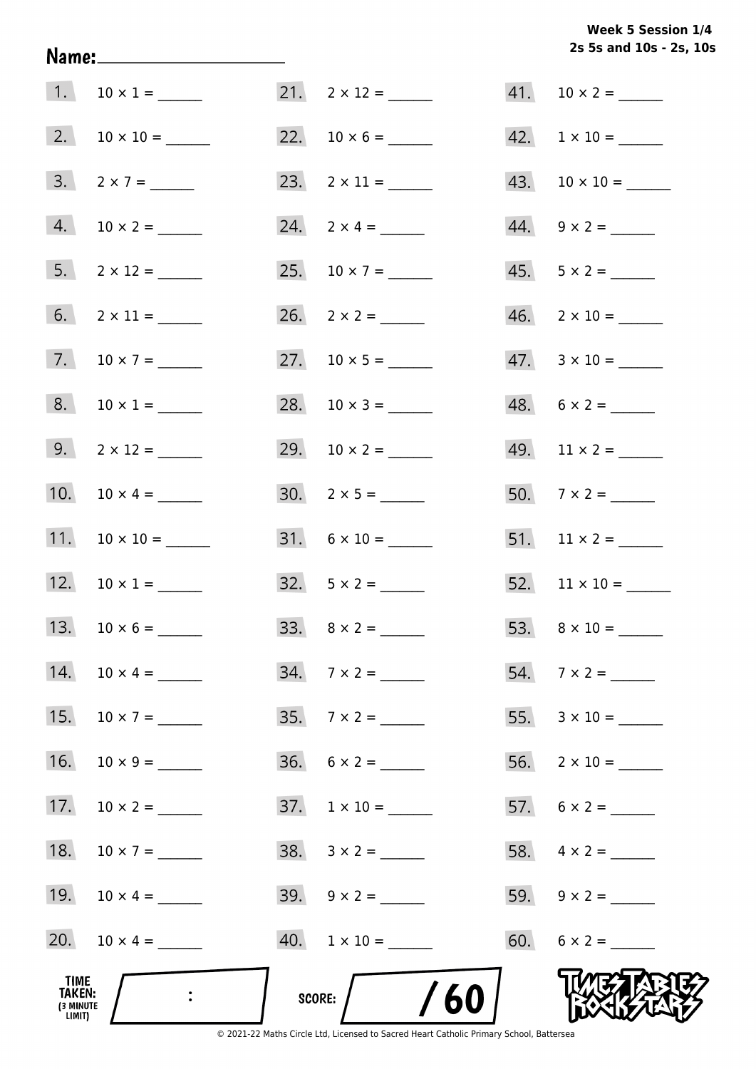Week 5 Session 1/4
2s 5s and 10s - 2s, 10s

Name:____________________

1. 10 × 1 = ______
2. 10 × 10 = ______
3. 2 × 7 = ______
4. 10 × 2 = ______
5. 2 × 12 = ______
6. 2 × 11 = ______
7. 10 × 7 = ______
8. 10 × 1 = ______
9. 2 × 12 = ______
10. 10 × 4 = ______
11. 10 × 10 = ______
12. 10 × 1 = ______
13. 10 × 6 = ______
14. 10 × 4 = ______
15. 10 × 7 = ______
16. 10 × 9 = ______
17. 10 × 2 = ______
18. 10 × 7 = ______
19. 10 × 4 = ______
20. 10 × 4 = ______
21. 2 × 12 = ______
22. 10 × 6 = ______
23. 2 × 11 = ______
24. 2 × 4 = ______
25. 10 × 7 = ______
26. 2 × 2 = ______
27. 10 × 5 = ______
28. 10 × 3 = ______
29. 10 × 2 = ______
30. 2 × 5 = ______
31. 6 × 10 = ______
32. 5 × 2 = ______
33. 8 × 2 = ______
34. 7 × 2 = ______
35. 7 × 2 = ______
36. 6 × 2 = ______
37. 1 × 10 = ______
38. 3 × 2 = ______
39. 9 × 2 = ______
40. 1 × 10 = ______
41. 10 × 2 = ______
42. 1 × 10 = ______
43. 10 × 10 = ______
44. 9 × 2 = ______
45. 5 × 2 = ______
46. 2 × 10 = ______
47. 3 × 10 = ______
48. 6 × 2 = ______
49. 11 × 2 = ______
50. 7 × 2 = ______
51. 11 × 2 = ______
52. 11 × 10 = ______
53. 8 × 10 = ______
54. 7 × 2 = ______
55. 3 × 10 = ______
56. 2 × 10 = ______
57. 6 × 2 = ______
58. 4 × 2 = ______
59. 9 × 2 = ______
60. 6 × 2 = ______

TIME TAKEN: (3 MINUTE LIMIT) :

SCORE: / 60

© 2021-22 Maths Circle Ltd, Licensed to Sacred Heart Catholic Primary School, Battersea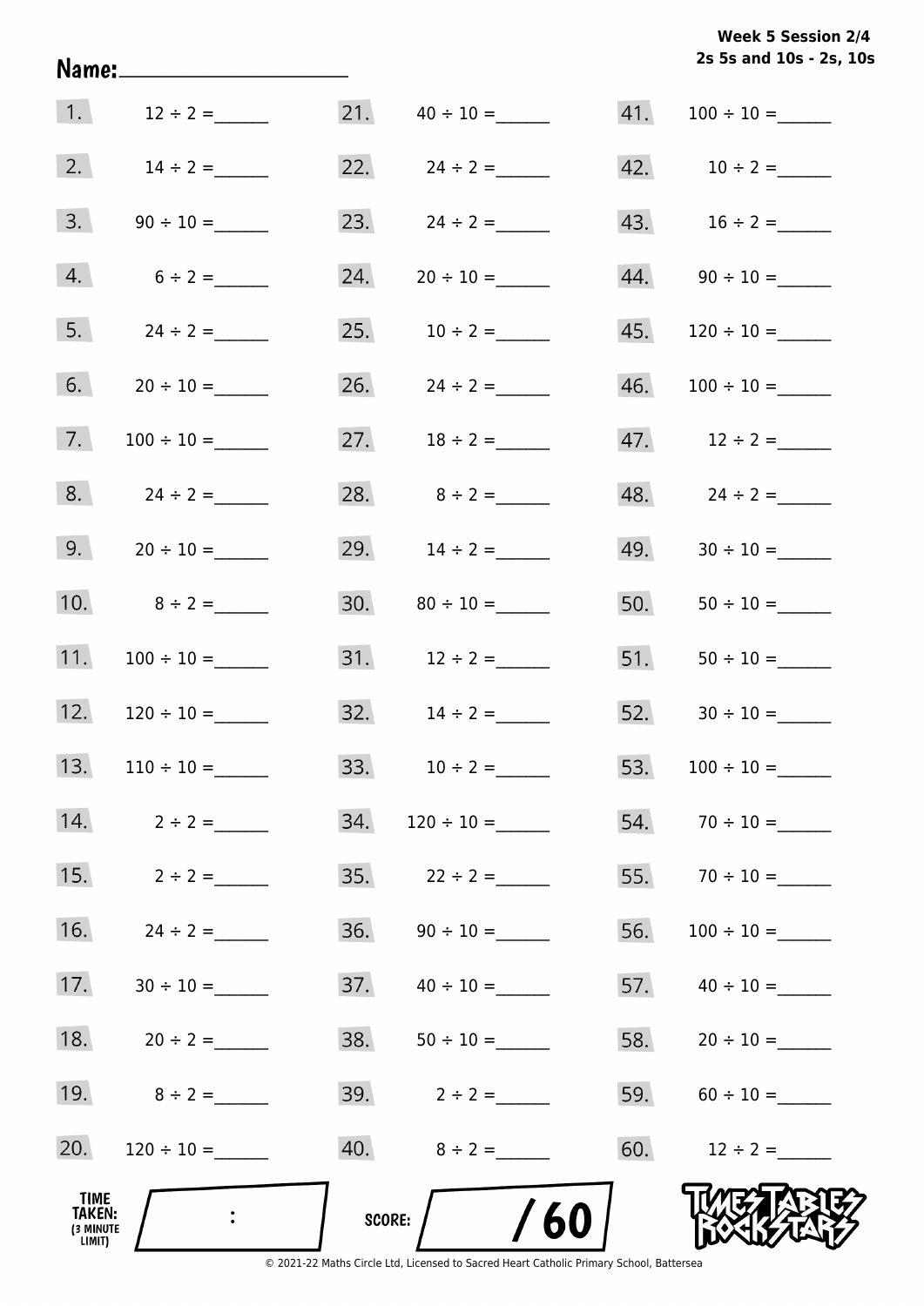Week 5 Session 2/4
2s 5s and 10s - 2s, 10s

Name:____________________

1. $12 \div 2 =$ ______
2. $14 \div 2 =$ ______
3. $90 \div 10 =$ ______
4. $6 \div 2 =$ ______
5. $24 \div 2 =$ ______
6. $20 \div 10 =$ ______
7. $100 \div 10 =$ ______
8. $24 \div 2 =$ ______
9. $20 \div 10 =$ ______
10. $8 \div 2 =$ ______
11. $100 \div 10 =$ ______
12. $120 \div 10 =$ ______
13. $110 \div 10 =$ ______
14. $2 \div 2 =$ ______
15. $2 \div 2 =$ ______
16. $24 \div 2 =$ ______
17. $30 \div 10 =$ ______
18. $20 \div 2 =$ ______
19. $8 \div 2 =$ ______
20. $120 \div 10 =$ ______
21. $40 \div 10 =$ ______
22. $24 \div 2 =$ ______
23. $24 \div 2 =$ ______
24. $20 \div 10 =$ ______
25. $10 \div 2 =$ ______
26. $24 \div 2 =$ ______
27. $18 \div 2 =$ ______
28. $8 \div 2 =$ ______
29. $14 \div 2 =$ ______
30. $80 \div 10 =$ ______
31. $12 \div 2 =$ ______
32. $14 \div 2 =$ ______
33. $10 \div 2 =$ ______
34. $120 \div 10 =$ ______
35. $22 \div 2 =$ ______
36. $90 \div 10 =$ ______
37. $40 \div 10 =$ ______
38. $50 \div 10 =$ ______
39. $2 \div 2 =$ ______
40. $8 \div 2 =$ ______
41. $100 \div 10 =$ ______
42. $10 \div 2 =$ ______
43. $16 \div 2 =$ ______
44. $90 \div 10 =$ ______
45. $120 \div 10 =$ ______
46. $100 \div 10 =$ ______
47. $12 \div 2 =$ ______
48. $24 \div 2 =$ ______
49. $30 \div 10 =$ ______
50. $50 \div 10 =$ ______
51. $50 \div 10 =$ ______
52. $30 \div 10 =$ ______
53. $100 \div 10 =$ ______
54. $70 \div 10 =$ ______
55. $70 \div 10 =$ ______
56. $100 \div 10 =$ ______
57. $40 \div 10 =$ ______
58. $20 \div 10 =$ ______
59. $60 \div 10 =$ ______
60. $12 \div 2 =$ ______

TIME TAKEN: (3 MINUTE LIMIT) ____ : ____

SCORE: ____ / 60

TIMES TABLES ROCK STARS

© 2021-22 Maths Circle Ltd, Licensed to Sacred Heart Catholic Primary School, Battersea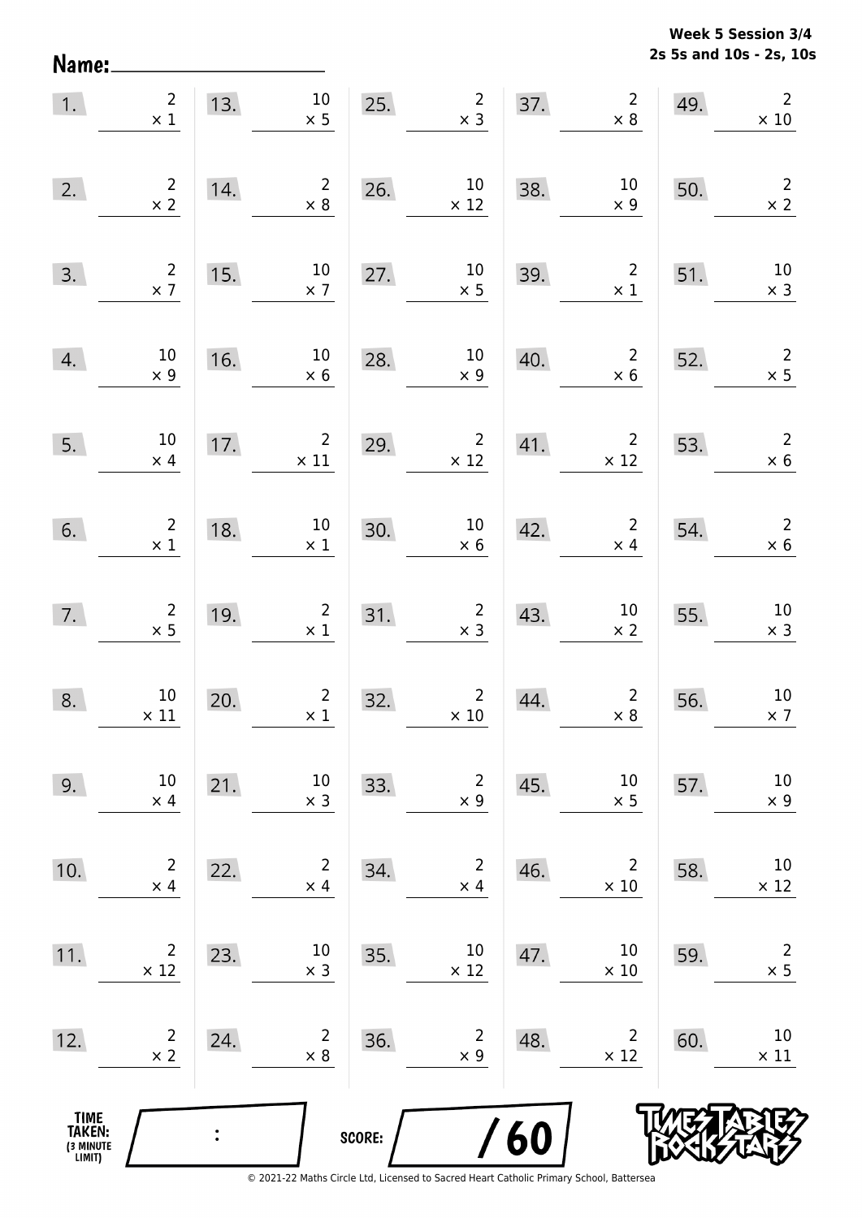**Week 5 Session 3/4**
**2s 5s and 10s - 2s, 10s**

Name: ____________________

| | | | | | | | | | |
|---|---|---|---|---|---|---|---|---|---|
| 1. | $2 \times 1$ | 13. | $10 \times 5$ | 25. | $2 \times 3$ | 37. | $2 \times 8$ | 49. | $2 \times 10$ |
| 2. | $2 \times 2$ | 14. | $2 \times 8$ | 26. | $10 \times 12$ | 38. | $10 \times 9$ | 50. | $2 \times 2$ |
| 3. | $2 \times 7$ | 15. | $10 \times 7$ | 27. | $10 \times 5$ | 39. | $2 \times 1$ | 51. | $10 \times 3$ |
| 4. | $10 \times 9$ | 16. | $10 \times 6$ | 28. | $10 \times 9$ | 40. | $2 \times 6$ | 52. | $2 \times 5$ |
| 5. | $10 \times 4$ | 17. | $2 \times 11$ | 29. | $2 \times 12$ | 41. | $2 \times 12$ | 53. | $2 \times 6$ |
| 6. | $2 \times 1$ | 18. | $10 \times 1$ | 30. | $10 \times 6$ | 42. | $2 \times 4$ | 54. | $2 \times 6$ |
| 7. | $2 \times 5$ | 19. | $2 \times 1$ | 31. | $2 \times 3$ | 43. | $10 \times 2$ | 55. | $10 \times 3$ |
| 8. | $10 \times 11$ | 20. | $2 \times 1$ | 32. | $2 \times 10$ | 44. | $2 \times 8$ | 56. | $10 \times 7$ |
| 9. | $10 \times 4$ | 21. | $10 \times 3$ | 33. | $2 \times 9$ | 45. | $10 \times 5$ | 57. | $10 \times 9$ |
| 10. | $2 \times 4$ | 22. | $2 \times 4$ | 34. | $2 \times 4$ | 46. | $2 \times 10$ | 58. | $10 \times 12$ |
| 11. | $2 \times 12$ | 23. | $10 \times 3$ | 35. | $10 \times 12$ | 47. | $10 \times 10$ | 59. | $2 \times 5$ |
| 12. | $2 \times 2$ | 24. | $2 \times 8$ | 36. | $2 \times 9$ | 48. | $2 \times 12$ | 60. | $10 \times 11$ |

TIME TAKEN: (3 MINUTE LIMIT) ___ : ___

SCORE: ___ / 60

TIMES TABLES ROCK STARS

© 2021-22 Maths Circle Ltd, Licensed to Sacred Heart Catholic Primary School, Battersea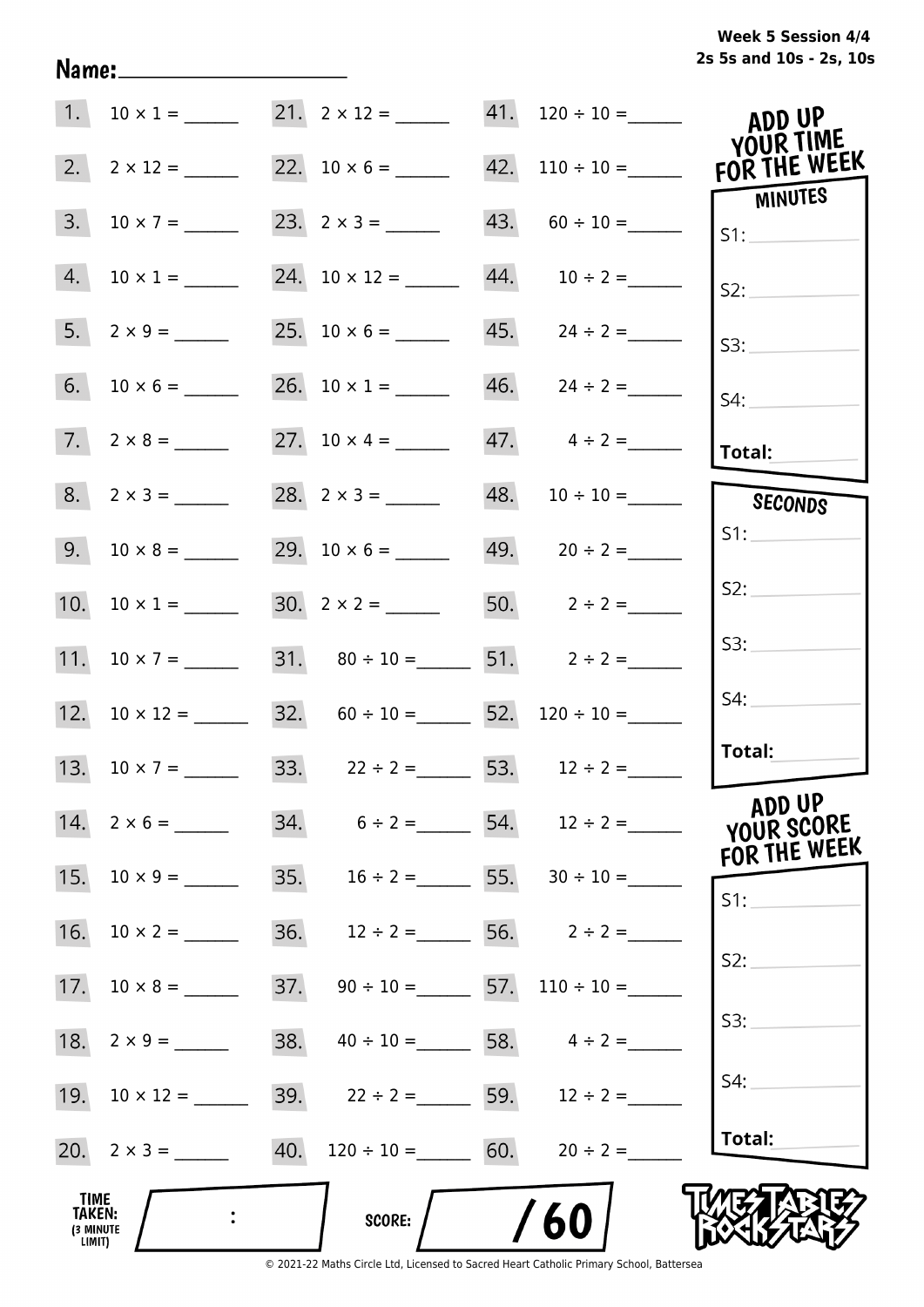Week 5 Session 4/4
2s 5s and 10s - 2s, 10s

Name:____________________

| | | | | | |
|---|---|---|---|---|---|
| 1. | $10 \times 1 =$ ______ | 21. | $2 \times 12 =$ ______ | 41. | $120 \div 10 =$ ______ |
| 2. | $2 \times 12 =$ ______ | 22. | $10 \times 6 =$ ______ | 42. | $110 \div 10 =$ ______ |
| 3. | $10 \times 7 =$ ______ | 23. | $2 \times 3 =$ ______ | 43. | $60 \div 10 =$ ______ |
| 4. | $10 \times 1 =$ ______ | 24. | $10 \times 12 =$ ______ | 44. | $10 \div 2 =$ ______ |
| 5. | $2 \times 9 =$ ______ | 25. | $10 \times 6 =$ ______ | 45. | $24 \div 2 =$ ______ |
| 6. | $10 \times 6 =$ ______ | 26. | $10 \times 1 =$ ______ | 46. | $24 \div 2 =$ ______ |
| 7. | $2 \times 8 =$ ______ | 27. | $10 \times 4 =$ ______ | 47. | $4 \div 2 =$ ______ |
| 8. | $2 \times 3 =$ ______ | 28. | $2 \times 3 =$ ______ | 48. | $10 \div 10 =$ ______ |
| 9. | $10 \times 8 =$ ______ | 29. | $10 \times 6 =$ ______ | 49. | $20 \div 2 =$ ______ |
| 10. | $10 \times 1 =$ ______ | 30. | $2 \times 2 =$ ______ | 50. | $2 \div 2 =$ ______ |
| 11. | $10 \times 7 =$ ______ | 31. | $80 \div 10 =$ ______ | 51. | $2 \div 2 =$ ______ |
| 12. | $10 \times 12 =$ ______ | 32. | $60 \div 10 =$ ______ | 52. | $120 \div 10 =$ ______ |
| 13. | $10 \times 7 =$ ______ | 33. | $22 \div 2 =$ ______ | 53. | $12 \div 2 =$ ______ |
| 14. | $2 \times 6 =$ ______ | 34. | $6 \div 2 =$ ______ | 54. | $12 \div 2 =$ ______ |
| 15. | $10 \times 9 =$ ______ | 35. | $16 \div 2 =$ ______ | 55. | $30 \div 10 =$ ______ |
| 16. | $10 \times 2 =$ ______ | 36. | $12 \div 2 =$ ______ | 56. | $2 \div 2 =$ ______ |
| 17. | $10 \times 8 =$ ______ | 37. | $90 \div 10 =$ ______ | 57. | $110 \div 10 =$ ______ |
| 18. | $2 \times 9 =$ ______ | 38. | $40 \div 10 =$ ______ | 58. | $4 \div 2 =$ ______ |
| 19. | $10 \times 12 =$ ______ | 39. | $22 \div 2 =$ ______ | 59. | $12 \div 2 =$ ______ |
| 20. | $2 \times 3 =$ ______ | 40. | $120 \div 10 =$ ______ | 60. | $20 \div 2 =$ ______ |

**ADD UP YOUR TIME FOR THE WEEK**

**MINUTES**
- S1: ________
- S2: ________
- S3: ________
- S4: ________
- **Total:** ________

**SECONDS**
- S1: ________
- S2: ________
- S3: ________
- S4: ________
- **Total:** ________

**ADD UP YOUR SCORE FOR THE WEEK**
- S1: ________
- S2: ________
- S3: ________
- S4: ________
- **Total:** ________

TIME TAKEN: (3 MINUTE LIMIT) ____ : ____

SCORE: ____ / 60

TIMES TABLES ROCK STARS

© 2021-22 Maths Circle Ltd, Licensed to Sacred Heart Catholic Primary School, Battersea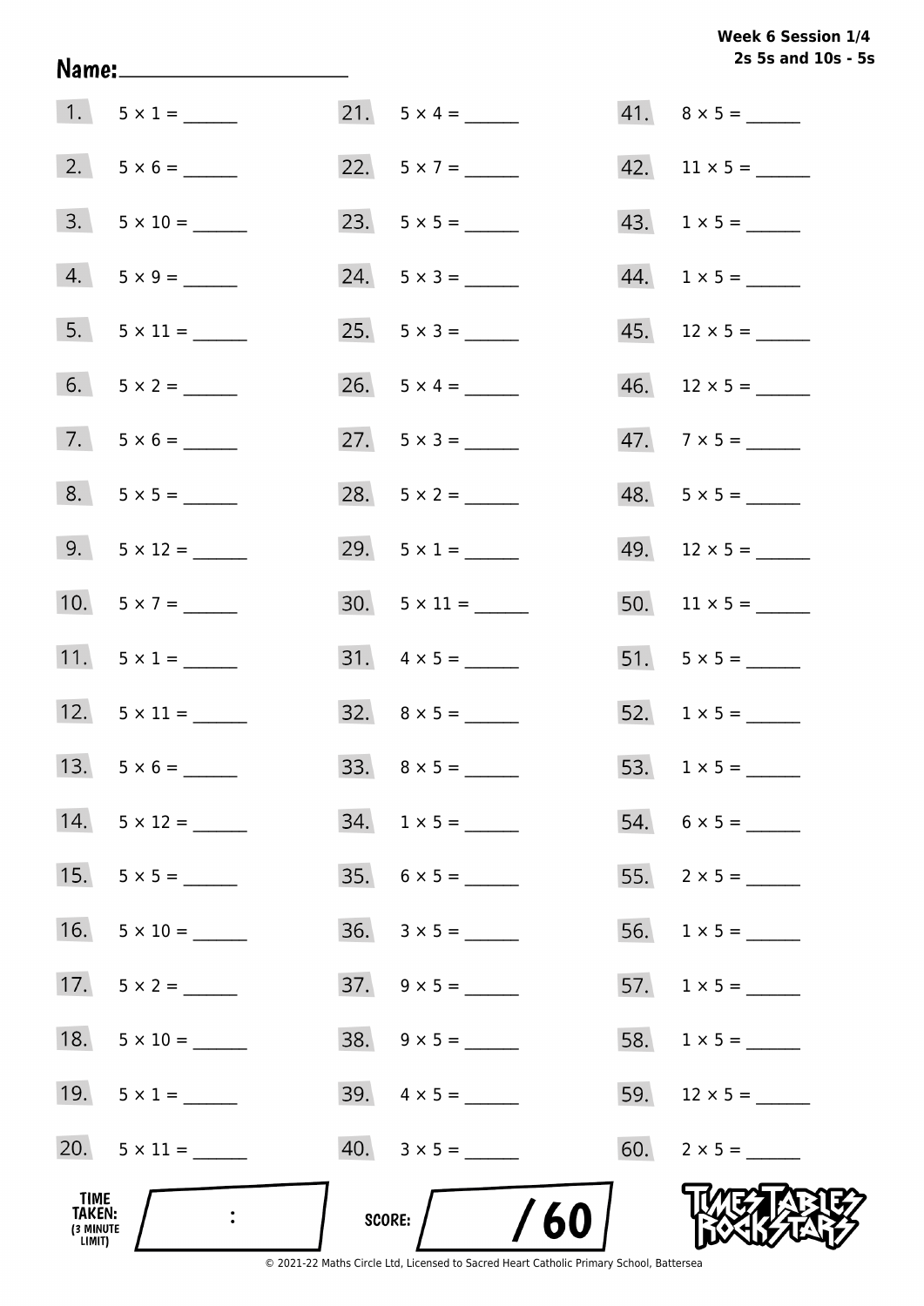**Week 6 Session 1/4**
**2s 5s and 10s - 5s**

Name: ____________________

| | | | | | |
|---|---|---|---|---|---|
| 1. | $5 \times 1 =$ ______ | 21. | $5 \times 4 =$ ______ | 41. | $8 \times 5 =$ ______ |
| 2. | $5 \times 6 =$ ______ | 22. | $5 \times 7 =$ ______ | 42. | $11 \times 5 =$ ______ |
| 3. | $5 \times 10 =$ ______ | 23. | $5 \times 5 =$ ______ | 43. | $1 \times 5 =$ ______ |
| 4. | $5 \times 9 =$ ______ | 24. | $5 \times 3 =$ ______ | 44. | $1 \times 5 =$ ______ |
| 5. | $5 \times 11 =$ ______ | 25. | $5 \times 3 =$ ______ | 45. | $12 \times 5 =$ ______ |
| 6. | $5 \times 2 =$ ______ | 26. | $5 \times 4 =$ ______ | 46. | $12 \times 5 =$ ______ |
| 7. | $5 \times 6 =$ ______ | 27. | $5 \times 3 =$ ______ | 47. | $7 \times 5 =$ ______ |
| 8. | $5 \times 5 =$ ______ | 28. | $5 \times 2 =$ ______ | 48. | $5 \times 5 =$ ______ |
| 9. | $5 \times 12 =$ ______ | 29. | $5 \times 1 =$ ______ | 49. | $12 \times 5 =$ ______ |
| 10. | $5 \times 7 =$ ______ | 30. | $5 \times 11 =$ ______ | 50. | $11 \times 5 =$ ______ |
| 11. | $5 \times 1 =$ ______ | 31. | $4 \times 5 =$ ______ | 51. | $5 \times 5 =$ ______ |
| 12. | $5 \times 11 =$ ______ | 32. | $8 \times 5 =$ ______ | 52. | $1 \times 5 =$ ______ |
| 13. | $5 \times 6 =$ ______ | 33. | $8 \times 5 =$ ______ | 53. | $1 \times 5 =$ ______ |
| 14. | $5 \times 12 =$ ______ | 34. | $1 \times 5 =$ ______ | 54. | $6 \times 5 =$ ______ |
| 15. | $5 \times 5 =$ ______ | 35. | $6 \times 5 =$ ______ | 55. | $2 \times 5 =$ ______ |
| 16. | $5 \times 10 =$ ______ | 36. | $3 \times 5 =$ ______ | 56. | $1 \times 5 =$ ______ |
| 17. | $5 \times 2 =$ ______ | 37. | $9 \times 5 =$ ______ | 57. | $1 \times 5 =$ ______ |
| 18. | $5 \times 10 =$ ______ | 38. | $9 \times 5 =$ ______ | 58. | $1 \times 5 =$ ______ |
| 19. | $5 \times 1 =$ ______ | 39. | $4 \times 5 =$ ______ | 59. | $12 \times 5 =$ ______ |
| 20. | $5 \times 11 =$ ______ | 40. | $3 \times 5 =$ ______ | 60. | $2 \times 5 =$ ______ |

TIME TAKEN: (3 MINUTE LIMIT) ____ : ____

SCORE: ____ / 60

TIMES TABLES ROCK STARS

© 2021-22 Maths Circle Ltd, Licensed to Sacred Heart Catholic Primary School, Battersea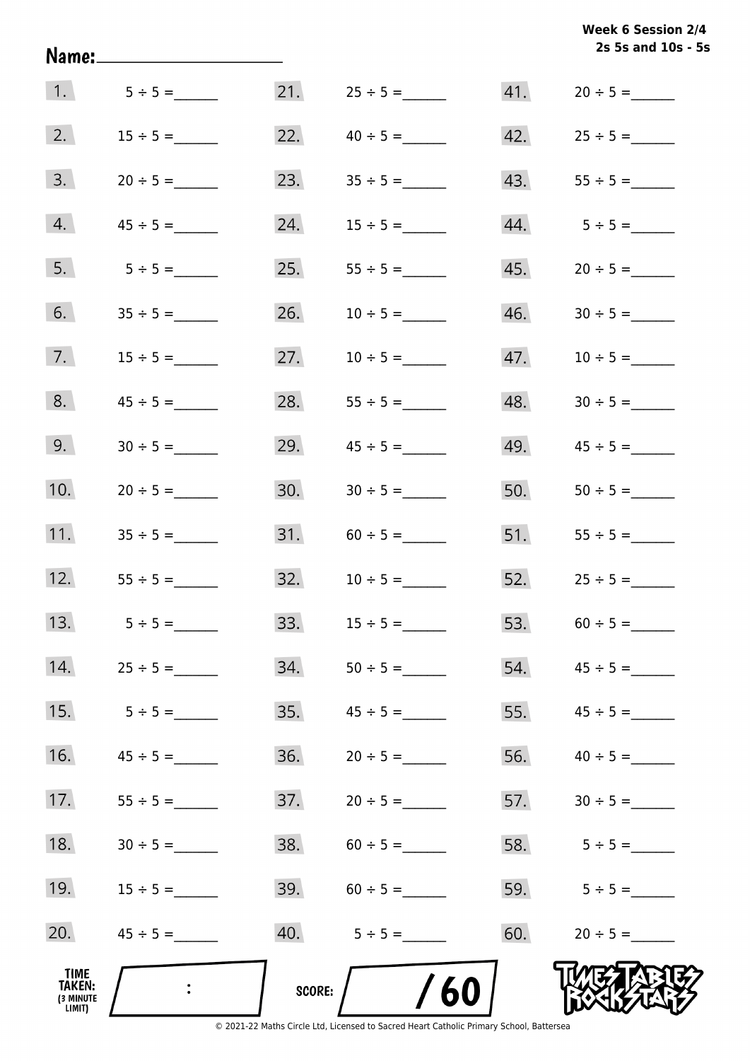Week 6 Session 2/4
2s 5s and 10s - 5s

Name:____________________

1. $5 \div 5 =$ ______
2. $15 \div 5 =$ ______
3. $20 \div 5 =$ ______
4. $45 \div 5 =$ ______
5. $5 \div 5 =$ ______
6. $35 \div 5 =$ ______
7. $15 \div 5 =$ ______
8. $45 \div 5 =$ ______
9. $30 \div 5 =$ ______
10. $20 \div 5 =$ ______
11. $35 \div 5 =$ ______
12. $55 \div 5 =$ ______
13. $5 \div 5 =$ ______
14. $25 \div 5 =$ ______
15. $5 \div 5 =$ ______
16. $45 \div 5 =$ ______
17. $55 \div 5 =$ ______
18. $30 \div 5 =$ ______
19. $15 \div 5 =$ ______
20. $45 \div 5 =$ ______
21. $25 \div 5 =$ ______
22. $40 \div 5 =$ ______
23. $35 \div 5 =$ ______
24. $15 \div 5 =$ ______
25. $55 \div 5 =$ ______
26. $10 \div 5 =$ ______
27. $10 \div 5 =$ ______
28. $55 \div 5 =$ ______
29. $45 \div 5 =$ ______
30. $30 \div 5 =$ ______
31. $60 \div 5 =$ ______
32. $10 \div 5 =$ ______
33. $15 \div 5 =$ ______
34. $50 \div 5 =$ ______
35. $45 \div 5 =$ ______
36. $20 \div 5 =$ ______
37. $20 \div 5 =$ ______
38. $60 \div 5 =$ ______
39. $60 \div 5 =$ ______
40. $5 \div 5 =$ ______
41. $20 \div 5 =$ ______
42. $25 \div 5 =$ ______
43. $55 \div 5 =$ ______
44. $5 \div 5 =$ ______
45. $20 \div 5 =$ ______
46. $30 \div 5 =$ ______
47. $10 \div 5 =$ ______
48. $30 \div 5 =$ ______
49. $45 \div 5 =$ ______
50. $50 \div 5 =$ ______
51. $55 \div 5 =$ ______
52. $25 \div 5 =$ ______
53. $60 \div 5 =$ ______
54. $45 \div 5 =$ ______
55. $45 \div 5 =$ ______
56. $40 \div 5 =$ ______
57. $30 \div 5 =$ ______
58. $5 \div 5 =$ ______
59. $5 \div 5 =$ ______
60. $20 \div 5 =$ ______

TIME TAKEN: (3 MINUTE LIMIT) :

SCORE: / 60

TIMES TABLES ROCK STARS

© 2021-22 Maths Circle Ltd, Licensed to Sacred Heart Catholic Primary School, Battersea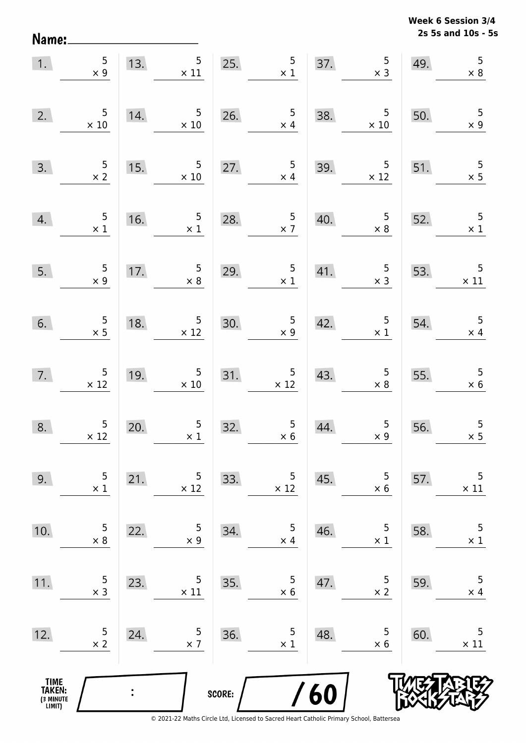**Week 6 Session 3/4**
**2s 5s and 10s - 5s**

Name: ____________________

| | | | | |
|---|---|---|---|---|
| 1. $5 \times 9$ | 13. $5 \times 11$ | 25. $5 \times 1$ | 37. $5 \times 3$ | 49. $5 \times 8$ |
| 2. $5 \times 10$ | 14. $5 \times 10$ | 26. $5 \times 4$ | 38. $5 \times 10$ | 50. $5 \times 9$ |
| 3. $5 \times 2$ | 15. $5 \times 10$ | 27. $5 \times 4$ | 39. $5 \times 12$ | 51. $5 \times 5$ |
| 4. $5 \times 1$ | 16. $5 \times 1$ | 28. $5 \times 7$ | 40. $5 \times 8$ | 52. $5 \times 1$ |
| 5. $5 \times 9$ | 17. $5 \times 8$ | 29. $5 \times 1$ | 41. $5 \times 3$ | 53. $5 \times 11$ |
| 6. $5 \times 5$ | 18. $5 \times 12$ | 30. $5 \times 9$ | 42. $5 \times 1$ | 54. $5 \times 4$ |
| 7. $5 \times 12$ | 19. $5 \times 10$ | 31. $5 \times 12$ | 43. $5 \times 8$ | 55. $5 \times 6$ |
| 8. $5 \times 12$ | 20. $5 \times 1$ | 32. $5 \times 6$ | 44. $5 \times 9$ | 56. $5 \times 5$ |
| 9. $5 \times 1$ | 21. $5 \times 12$ | 33. $5 \times 12$ | 45. $5 \times 6$ | 57. $5 \times 11$ |
| 10. $5 \times 8$ | 22. $5 \times 9$ | 34. $5 \times 4$ | 46. $5 \times 1$ | 58. $5 \times 1$ |
| 11. $5 \times 3$ | 23. $5 \times 11$ | 35. $5 \times 6$ | 47. $5 \times 2$ | 59. $5 \times 4$ |
| 12. $5 \times 2$ | 24. $5 \times 7$ | 36. $5 \times 1$ | 48. $5 \times 6$ | 60. $5 \times 11$ |

TIME TAKEN: (3 MINUTE LIMIT) ____ : ____

SCORE: ____ / 60

© 2021-22 Maths Circle Ltd, Licensed to Sacred Heart Catholic Primary School, Battersea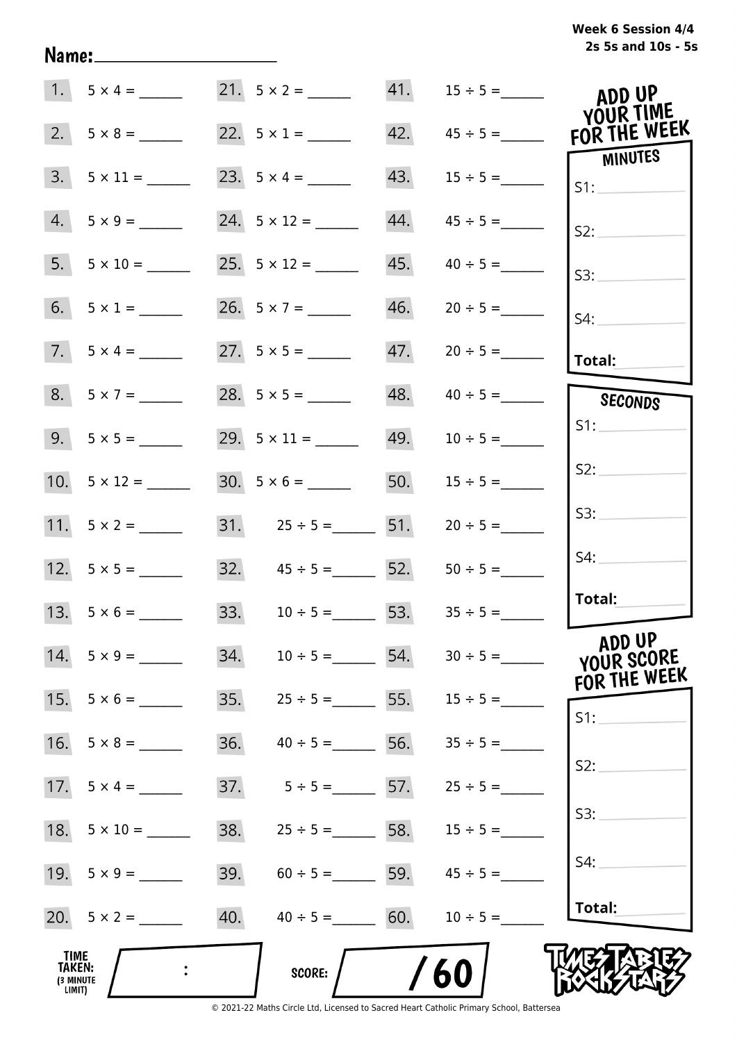Name:____________________

**Week 6 Session 4/4**
**2s 5s and 10s - 5s**

| | | | | | |
|---|---|---|---|---|---|
| 1. | $5 \times 4 =$ ______ | 21. | $5 \times 2 =$ ______ | 41. | $15 \div 5 =$ ______ |
| 2. | $5 \times 8 =$ ______ | 22. | $5 \times 1 =$ ______ | 42. | $45 \div 5 =$ ______ |
| 3. | $5 \times 11 =$ ______ | 23. | $5 \times 4 =$ ______ | 43. | $15 \div 5 =$ ______ |
| 4. | $5 \times 9 =$ ______ | 24. | $5 \times 12 =$ ______ | 44. | $45 \div 5 =$ ______ |
| 5. | $5 \times 10 =$ ______ | 25. | $5 \times 12 =$ ______ | 45. | $40 \div 5 =$ ______ |
| 6. | $5 \times 1 =$ ______ | 26. | $5 \times 7 =$ ______ | 46. | $20 \div 5 =$ ______ |
| 7. | $5 \times 4 =$ ______ | 27. | $5 \times 5 =$ ______ | 47. | $20 \div 5 =$ ______ |
| 8. | $5 \times 7 =$ ______ | 28. | $5 \times 5 =$ ______ | 48. | $40 \div 5 =$ ______ |
| 9. | $5 \times 5 =$ ______ | 29. | $5 \times 11 =$ ______ | 49. | $10 \div 5 =$ ______ |
| 10. | $5 \times 12 =$ ______ | 30. | $5 \times 6 =$ ______ | 50. | $15 \div 5 =$ ______ |
| 11. | $5 \times 2 =$ ______ | 31. | $25 \div 5 =$ ______ | 51. | $20 \div 5 =$ ______ |
| 12. | $5 \times 5 =$ ______ | 32. | $45 \div 5 =$ ______ | 52. | $50 \div 5 =$ ______ |
| 13. | $5 \times 6 =$ ______ | 33. | $10 \div 5 =$ ______ | 53. | $35 \div 5 =$ ______ |
| 14. | $5 \times 9 =$ ______ | 34. | $10 \div 5 =$ ______ | 54. | $30 \div 5 =$ ______ |
| 15. | $5 \times 6 =$ ______ | 35. | $25 \div 5 =$ ______ | 55. | $15 \div 5 =$ ______ |
| 16. | $5 \times 8 =$ ______ | 36. | $40 \div 5 =$ ______ | 56. | $35 \div 5 =$ ______ |
| 17. | $5 \times 4 =$ ______ | 37. | $5 \div 5 =$ ______ | 57. | $25 \div 5 =$ ______ |
| 18. | $5 \times 10 =$ ______ | 38. | $25 \div 5 =$ ______ | 58. | $15 \div 5 =$ ______ |
| 19. | $5 \times 9 =$ ______ | 39. | $60 \div 5 =$ ______ | 59. | $45 \div 5 =$ ______ |
| 20. | $5 \times 2 =$ ______ | 40. | $40 \div 5 =$ ______ | 60. | $10 \div 5 =$ ______ |

**ADD UP YOUR TIME FOR THE WEEK**

**MINUTES**
- S1: ______
- S2: ______
- S3: ______
- S4: ______
- **Total:** ______

**SECONDS**
- S1: ______
- S2: ______
- S3: ______
- S4: ______
- **Total:** ______

**ADD UP YOUR SCORE FOR THE WEEK**
- S1: ______
- S2: ______
- S3: ______
- S4: ______
- **Total:** ______

**TIME TAKEN: (3 MINUTE LIMIT)** ____ : ____

**SCORE:** ____ / 60

TIMES TABLES ROCK STARS

© 2021-22 Maths Circle Ltd, Licensed to Sacred Heart Catholic Primary School, Battersea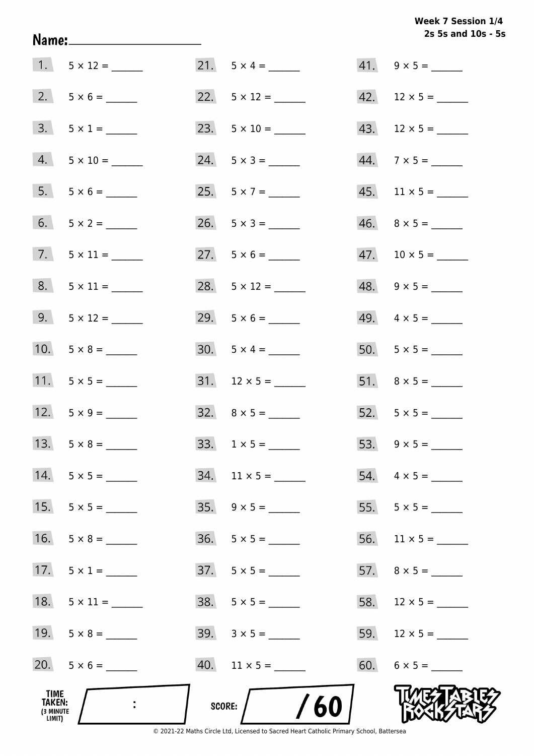**Week 7 Session 1/4**
**2s 5s and 10s - 5s**

Name: ____________________

1. $5 \times 12 =$ ______
2. $5 \times 6 =$ ______
3. $5 \times 1 =$ ______
4. $5 \times 10 =$ ______
5. $5 \times 6 =$ ______
6. $5 \times 2 =$ ______
7. $5 \times 11 =$ ______
8. $5 \times 11 =$ ______
9. $5 \times 12 =$ ______
10. $5 \times 8 =$ ______
11. $5 \times 5 =$ ______
12. $5 \times 9 =$ ______
13. $5 \times 8 =$ ______
14. $5 \times 5 =$ ______
15. $5 \times 5 =$ ______
16. $5 \times 8 =$ ______
17. $5 \times 1 =$ ______
18. $5 \times 11 =$ ______
19. $5 \times 8 =$ ______
20. $5 \times 6 =$ ______
21. $5 \times 4 =$ ______
22. $5 \times 12 =$ ______
23. $5 \times 10 =$ ______
24. $5 \times 3 =$ ______
25. $5 \times 7 =$ ______
26. $5 \times 3 =$ ______
27. $5 \times 6 =$ ______
28. $5 \times 12 =$ ______
29. $5 \times 6 =$ ______
30. $5 \times 4 =$ ______
31. $12 \times 5 =$ ______
32. $8 \times 5 =$ ______
33. $1 \times 5 =$ ______
34. $11 \times 5 =$ ______
35. $9 \times 5 =$ ______
36. $5 \times 5 =$ ______
37. $5 \times 5 =$ ______
38. $5 \times 5 =$ ______
39. $3 \times 5 =$ ______
40. $11 \times 5 =$ ______
41. $9 \times 5 =$ ______
42. $12 \times 5 =$ ______
43. $12 \times 5 =$ ______
44. $7 \times 5 =$ ______
45. $11 \times 5 =$ ______
46. $8 \times 5 =$ ______
47. $10 \times 5 =$ ______
48. $9 \times 5 =$ ______
49. $4 \times 5 =$ ______
50. $5 \times 5 =$ ______
51. $8 \times 5 =$ ______
52. $5 \times 5 =$ ______
53. $9 \times 5 =$ ______
54. $4 \times 5 =$ ______
55. $5 \times 5 =$ ______
56. $11 \times 5 =$ ______
57. $8 \times 5 =$ ______
58. $12 \times 5 =$ ______
59. $12 \times 5 =$ ______
60. $6 \times 5 =$ ______

TIME TAKEN: (3 MINUTE LIMIT) ____ : ____

SCORE: ____ / 60

TIMES TABLES ROCK STARS

© 2021-22 Maths Circle Ltd, Licensed to Sacred Heart Catholic Primary School, Battersea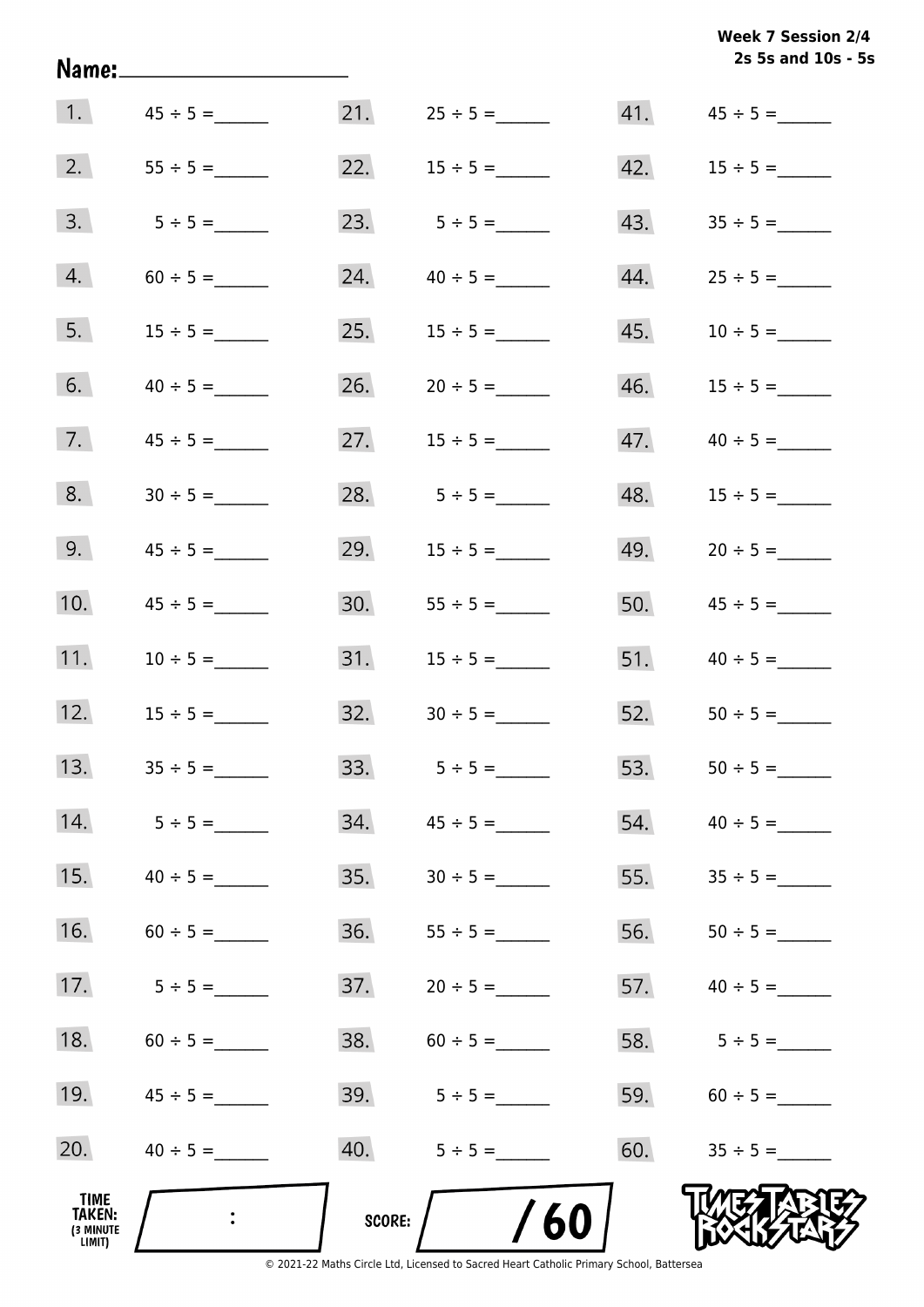Week 7 Session 2/4
2s 5s and 10s - 5s

Name:____________________

| | | | | | |
|---|---|---|---|---|---|
| 1. | 45 ÷ 5 = ______ | 21. | 25 ÷ 5 = ______ | 41. | 45 ÷ 5 = ______ |
| 2. | 55 ÷ 5 = ______ | 22. | 15 ÷ 5 = ______ | 42. | 15 ÷ 5 = ______ |
| 3. | 5 ÷ 5 = ______ | 23. | 5 ÷ 5 = ______ | 43. | 35 ÷ 5 = ______ |
| 4. | 60 ÷ 5 = ______ | 24. | 40 ÷ 5 = ______ | 44. | 25 ÷ 5 = ______ |
| 5. | 15 ÷ 5 = ______ | 25. | 15 ÷ 5 = ______ | 45. | 10 ÷ 5 = ______ |
| 6. | 40 ÷ 5 = ______ | 26. | 20 ÷ 5 = ______ | 46. | 15 ÷ 5 = ______ |
| 7. | 45 ÷ 5 = ______ | 27. | 15 ÷ 5 = ______ | 47. | 40 ÷ 5 = ______ |
| 8. | 30 ÷ 5 = ______ | 28. | 5 ÷ 5 = ______ | 48. | 15 ÷ 5 = ______ |
| 9. | 45 ÷ 5 = ______ | 29. | 15 ÷ 5 = ______ | 49. | 20 ÷ 5 = ______ |
| 10. | 45 ÷ 5 = ______ | 30. | 55 ÷ 5 = ______ | 50. | 45 ÷ 5 = ______ |
| 11. | 10 ÷ 5 = ______ | 31. | 15 ÷ 5 = ______ | 51. | 40 ÷ 5 = ______ |
| 12. | 15 ÷ 5 = ______ | 32. | 30 ÷ 5 = ______ | 52. | 50 ÷ 5 = ______ |
| 13. | 35 ÷ 5 = ______ | 33. | 5 ÷ 5 = ______ | 53. | 50 ÷ 5 = ______ |
| 14. | 5 ÷ 5 = ______ | 34. | 45 ÷ 5 = ______ | 54. | 40 ÷ 5 = ______ |
| 15. | 40 ÷ 5 = ______ | 35. | 30 ÷ 5 = ______ | 55. | 35 ÷ 5 = ______ |
| 16. | 60 ÷ 5 = ______ | 36. | 55 ÷ 5 = ______ | 56. | 50 ÷ 5 = ______ |
| 17. | 5 ÷ 5 = ______ | 37. | 20 ÷ 5 = ______ | 57. | 40 ÷ 5 = ______ |
| 18. | 60 ÷ 5 = ______ | 38. | 60 ÷ 5 = ______ | 58. | 5 ÷ 5 = ______ |
| 19. | 45 ÷ 5 = ______ | 39. | 5 ÷ 5 = ______ | 59. | 60 ÷ 5 = ______ |
| 20. | 40 ÷ 5 = ______ | 40. | 5 ÷ 5 = ______ | 60. | 35 ÷ 5 = ______ |

TIME TAKEN: (3 MINUTE LIMIT) ____ : ____

SCORE: ____ / 60

TIMES TABLES ROCK STARS

© 2021-22 Maths Circle Ltd, Licensed to Sacred Heart Catholic Primary School, Battersea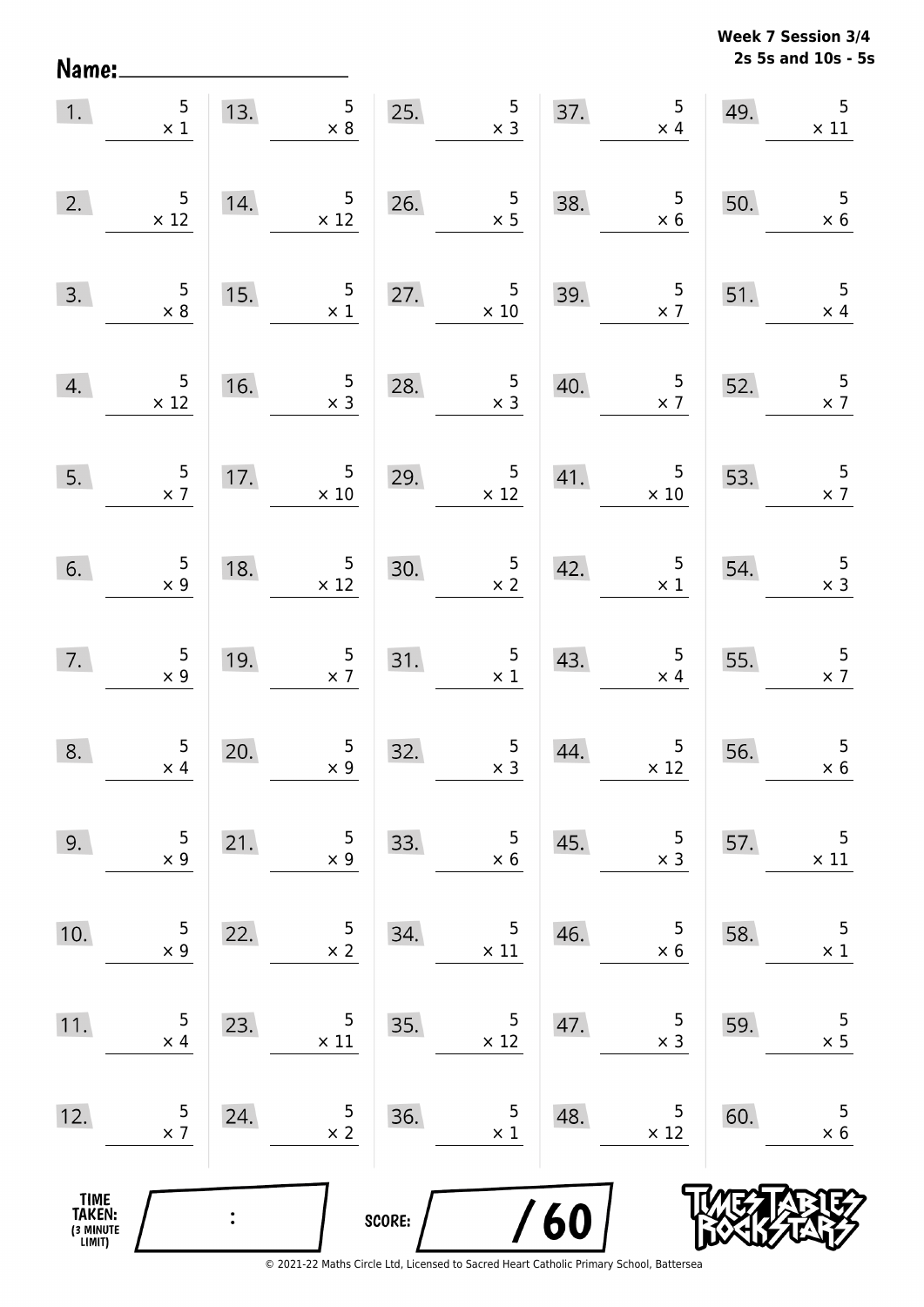**Week 7 Session 3/4**
**2s 5s and 10s - 5s**

Name: ____________________

| | | | | |
|---|---|---|---|---|
| 1. $5 \times 1$ | 13. $5 \times 8$ | 25. $5 \times 3$ | 37. $5 \times 4$ | 49. $5 \times 11$ |
| 2. $5 \times 12$ | 14. $5 \times 12$ | 26. $5 \times 5$ | 38. $5 \times 6$ | 50. $5 \times 6$ |
| 3. $5 \times 8$ | 15. $5 \times 1$ | 27. $5 \times 10$ | 39. $5 \times 7$ | 51. $5 \times 4$ |
| 4. $5 \times 12$ | 16. $5 \times 3$ | 28. $5 \times 3$ | 40. $5 \times 7$ | 52. $5 \times 7$ |
| 5. $5 \times 7$ | 17. $5 \times 10$ | 29. $5 \times 12$ | 41. $5 \times 10$ | 53. $5 \times 7$ |
| 6. $5 \times 9$ | 18. $5 \times 12$ | 30. $5 \times 2$ | 42. $5 \times 1$ | 54. $5 \times 3$ |
| 7. $5 \times 9$ | 19. $5 \times 7$ | 31. $5 \times 1$ | 43. $5 \times 4$ | 55. $5 \times 7$ |
| 8. $5 \times 4$ | 20. $5 \times 9$ | 32. $5 \times 3$ | 44. $5 \times 12$ | 56. $5 \times 6$ |
| 9. $5 \times 9$ | 21. $5 \times 9$ | 33. $5 \times 6$ | 45. $5 \times 3$ | 57. $5 \times 11$ |
| 10. $5 \times 9$ | 22. $5 \times 2$ | 34. $5 \times 11$ | 46. $5 \times 6$ | 58. $5 \times 1$ |
| 11. $5 \times 4$ | 23. $5 \times 11$ | 35. $5 \times 12$ | 47. $5 \times 3$ | 59. $5 \times 5$ |
| 12. $5 \times 7$ | 24. $5 \times 2$ | 36. $5 \times 1$ | 48. $5 \times 12$ | 60. $5 \times 6$ |

TIME TAKEN: (3 MINUTE LIMIT) ____ : ____

SCORE: ____ / 60

TIMES TABLES ROCK STARS

© 2021-22 Maths Circle Ltd, Licensed to Sacred Heart Catholic Primary School, Battersea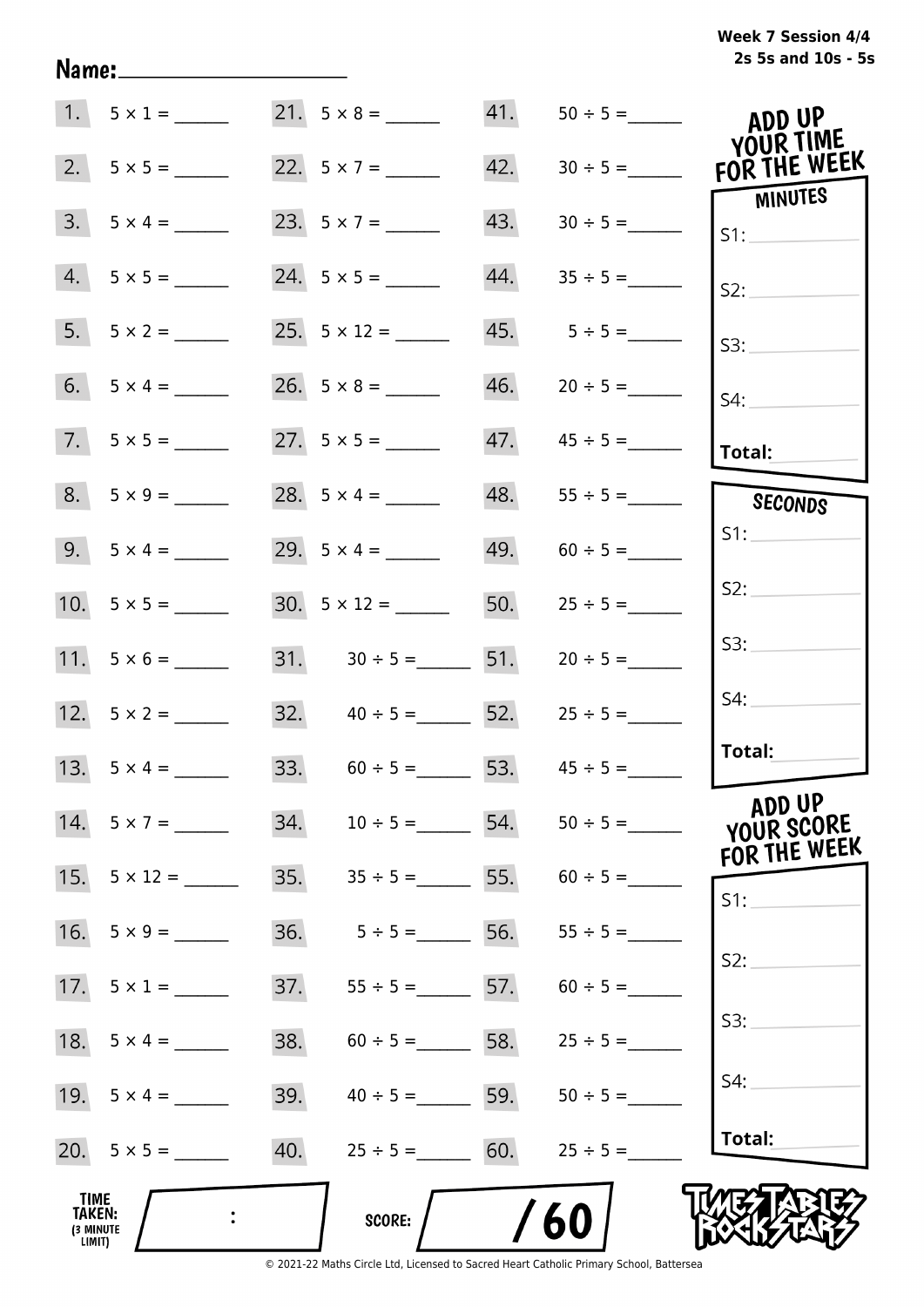Week 7 Session 4/4
2s 5s and 10s - 5s

Name: ____________________

| | | | | | |
|---|---|---|---|---|---|
| 1. | $5 \times 1 =$ ______ | 21. | $5 \times 8 =$ ______ | 41. | $50 \div 5 =$ ______ |
| 2. | $5 \times 5 =$ ______ | 22. | $5 \times 7 =$ ______ | 42. | $30 \div 5 =$ ______ |
| 3. | $5 \times 4 =$ ______ | 23. | $5 \times 7 =$ ______ | 43. | $30 \div 5 =$ ______ |
| 4. | $5 \times 5 =$ ______ | 24. | $5 \times 5 =$ ______ | 44. | $35 \div 5 =$ ______ |
| 5. | $5 \times 2 =$ ______ | 25. | $5 \times 12 =$ ______ | 45. | $5 \div 5 =$ ______ |
| 6. | $5 \times 4 =$ ______ | 26. | $5 \times 8 =$ ______ | 46. | $20 \div 5 =$ ______ |
| 7. | $5 \times 5 =$ ______ | 27. | $5 \times 5 =$ ______ | 47. | $45 \div 5 =$ ______ |
| 8. | $5 \times 9 =$ ______ | 28. | $5 \times 4 =$ ______ | 48. | $55 \div 5 =$ ______ |
| 9. | $5 \times 4 =$ ______ | 29. | $5 \times 4 =$ ______ | 49. | $60 \div 5 =$ ______ |
| 10. | $5 \times 5 =$ ______ | 30. | $5 \times 12 =$ ______ | 50. | $25 \div 5 =$ ______ |
| 11. | $5 \times 6 =$ ______ | 31. | $30 \div 5 =$ ______ | 51. | $20 \div 5 =$ ______ |
| 12. | $5 \times 2 =$ ______ | 32. | $40 \div 5 =$ ______ | 52. | $25 \div 5 =$ ______ |
| 13. | $5 \times 4 =$ ______ | 33. | $60 \div 5 =$ ______ | 53. | $45 \div 5 =$ ______ |
| 14. | $5 \times 7 =$ ______ | 34. | $10 \div 5 =$ ______ | 54. | $50 \div 5 =$ ______ |
| 15. | $5 \times 12 =$ ______ | 35. | $35 \div 5 =$ ______ | 55. | $60 \div 5 =$ ______ |
| 16. | $5 \times 9 =$ ______ | 36. | $5 \div 5 =$ ______ | 56. | $55 \div 5 =$ ______ |
| 17. | $5 \times 1 =$ ______ | 37. | $55 \div 5 =$ ______ | 57. | $60 \div 5 =$ ______ |
| 18. | $5 \times 4 =$ ______ | 38. | $60 \div 5 =$ ______ | 58. | $25 \div 5 =$ ______ |
| 19. | $5 \times 4 =$ ______ | 39. | $40 \div 5 =$ ______ | 59. | $50 \div 5 =$ ______ |
| 20. | $5 \times 5 =$ ______ | 40. | $25 \div 5 =$ ______ | 60. | $25 \div 5 =$ ______ |

**ADD UP YOUR TIME FOR THE WEEK**

**MINUTES**

S1: ______
S2: ______
S3: ______
S4: ______
**Total:** ______

**SECONDS**

S1: ______
S2: ______
S3: ______
S4: ______
**Total:** ______

**ADD UP YOUR SCORE FOR THE WEEK**

S1: ______
S2: ______
S3: ______
S4: ______
**Total:** ______

**TIME TAKEN:** (3 MINUTE LIMIT) ____ : ____

**SCORE:** ____ / 60

TIMES TABLES ROCK STARS

© 2021-22 Maths Circle Ltd, Licensed to Sacred Heart Catholic Primary School, Battersea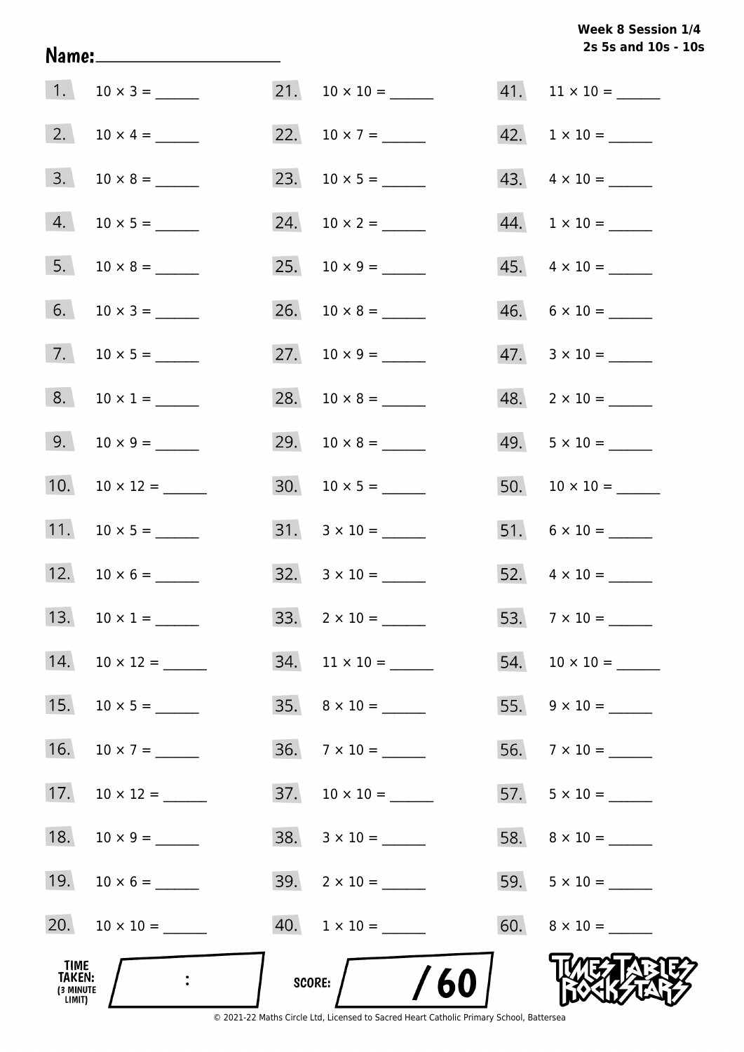**Week 8 Session 1/4**
**2s 5s and 10s - 10s**

**Name:** ____________________

1. $10 \times 3 =$ ______
2. $10 \times 4 =$ ______
3. $10 \times 8 =$ ______
4. $10 \times 5 =$ ______
5. $10 \times 8 =$ ______
6. $10 \times 3 =$ ______
7. $10 \times 5 =$ ______
8. $10 \times 1 =$ ______
9. $10 \times 9 =$ ______
10. $10 \times 12 =$ ______
11. $10 \times 5 =$ ______
12. $10 \times 6 =$ ______
13. $10 \times 1 =$ ______
14. $10 \times 12 =$ ______
15. $10 \times 5 =$ ______
16. $10 \times 7 =$ ______
17. $10 \times 12 =$ ______
18. $10 \times 9 =$ ______
19. $10 \times 6 =$ ______
20. $10 \times 10 =$ ______
21. $10 \times 10 =$ ______
22. $10 \times 7 =$ ______
23. $10 \times 5 =$ ______
24. $10 \times 2 =$ ______
25. $10 \times 9 =$ ______
26. $10 \times 8 =$ ______
27. $10 \times 9 =$ ______
28. $10 \times 8 =$ ______
29. $10 \times 8 =$ ______
30. $10 \times 5 =$ ______
31. $3 \times 10 =$ ______
32. $3 \times 10 =$ ______
33. $2 \times 10 =$ ______
34. $11 \times 10 =$ ______
35. $8 \times 10 =$ ______
36. $7 \times 10 =$ ______
37. $10 \times 10 =$ ______
38. $3 \times 10 =$ ______
39. $2 \times 10 =$ ______
40. $1 \times 10 =$ ______
41. $11 \times 10 =$ ______
42. $1 \times 10 =$ ______
43. $4 \times 10 =$ ______
44. $1 \times 10 =$ ______
45. $4 \times 10 =$ ______
46. $6 \times 10 =$ ______
47. $3 \times 10 =$ ______
48. $2 \times 10 =$ ______
49. $5 \times 10 =$ ______
50. $10 \times 10 =$ ______
51. $6 \times 10 =$ ______
52. $4 \times 10 =$ ______
53. $7 \times 10 =$ ______
54. $10 \times 10 =$ ______
55. $9 \times 10 =$ ______
56. $7 \times 10 =$ ______
57. $5 \times 10 =$ ______
58. $8 \times 10 =$ ______
59. $5 \times 10 =$ ______
60. $8 \times 10 =$ ______

**TIME TAKEN:** (3 MINUTE LIMIT) ____ : ____

**SCORE:** ____ / 60

TIMES TABLES ROCK STARS

© 2021-22 Maths Circle Ltd, Licensed to Sacred Heart Catholic Primary School, Battersea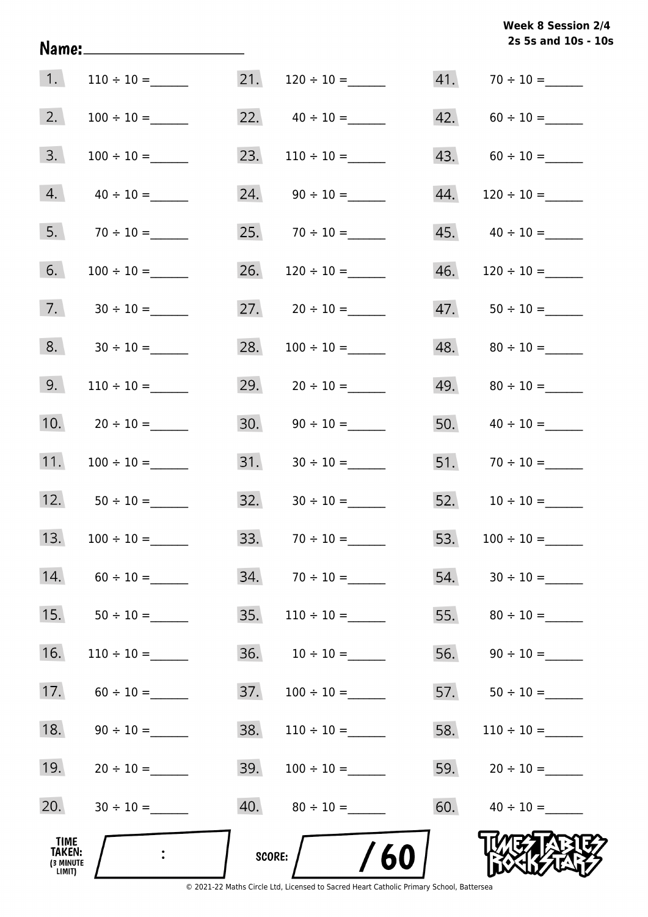**Week 8 Session 2/4**
**2s 5s and 10s - 10s**

Name:______________________

| | | | | | |
|---|---|---|---|---|---|
| 1. | $110 \div 10 =$ ______ | 21. | $120 \div 10 =$ ______ | 41. | $70 \div 10 =$ ______ |
| 2. | $100 \div 10 =$ ______ | 22. | $40 \div 10 =$ ______ | 42. | $60 \div 10 =$ ______ |
| 3. | $100 \div 10 =$ ______ | 23. | $110 \div 10 =$ ______ | 43. | $60 \div 10 =$ ______ |
| 4. | $40 \div 10 =$ ______ | 24. | $90 \div 10 =$ ______ | 44. | $120 \div 10 =$ ______ |
| 5. | $70 \div 10 =$ ______ | 25. | $70 \div 10 =$ ______ | 45. | $40 \div 10 =$ ______ |
| 6. | $100 \div 10 =$ ______ | 26. | $120 \div 10 =$ ______ | 46. | $120 \div 10 =$ ______ |
| 7. | $30 \div 10 =$ ______ | 27. | $20 \div 10 =$ ______ | 47. | $50 \div 10 =$ ______ |
| 8. | $30 \div 10 =$ ______ | 28. | $100 \div 10 =$ ______ | 48. | $80 \div 10 =$ ______ |
| 9. | $110 \div 10 =$ ______ | 29. | $20 \div 10 =$ ______ | 49. | $80 \div 10 =$ ______ |
| 10. | $20 \div 10 =$ ______ | 30. | $90 \div 10 =$ ______ | 50. | $40 \div 10 =$ ______ |
| 11. | $100 \div 10 =$ ______ | 31. | $30 \div 10 =$ ______ | 51. | $70 \div 10 =$ ______ |
| 12. | $50 \div 10 =$ ______ | 32. | $30 \div 10 =$ ______ | 52. | $10 \div 10 =$ ______ |
| 13. | $100 \div 10 =$ ______ | 33. | $70 \div 10 =$ ______ | 53. | $100 \div 10 =$ ______ |
| 14. | $60 \div 10 =$ ______ | 34. | $70 \div 10 =$ ______ | 54. | $30 \div 10 =$ ______ |
| 15. | $50 \div 10 =$ ______ | 35. | $110 \div 10 =$ ______ | 55. | $80 \div 10 =$ ______ |
| 16. | $110 \div 10 =$ ______ | 36. | $10 \div 10 =$ ______ | 56. | $90 \div 10 =$ ______ |
| 17. | $60 \div 10 =$ ______ | 37. | $100 \div 10 =$ ______ | 57. | $50 \div 10 =$ ______ |
| 18. | $90 \div 10 =$ ______ | 38. | $110 \div 10 =$ ______ | 58. | $110 \div 10 =$ ______ |
| 19. | $20 \div 10 =$ ______ | 39. | $100 \div 10 =$ ______ | 59. | $20 \div 10 =$ ______ |
| 20. | $30 \div 10 =$ ______ | 40. | $80 \div 10 =$ ______ | 60. | $40 \div 10 =$ ______ |

**TIME TAKEN:** (3 MINUTE LIMIT) ____ : ____

**SCORE:** ____ / 60

TIMES TABLES ROCK STARS

© 2021-22 Maths Circle Ltd, Licensed to Sacred Heart Catholic Primary School, Battersea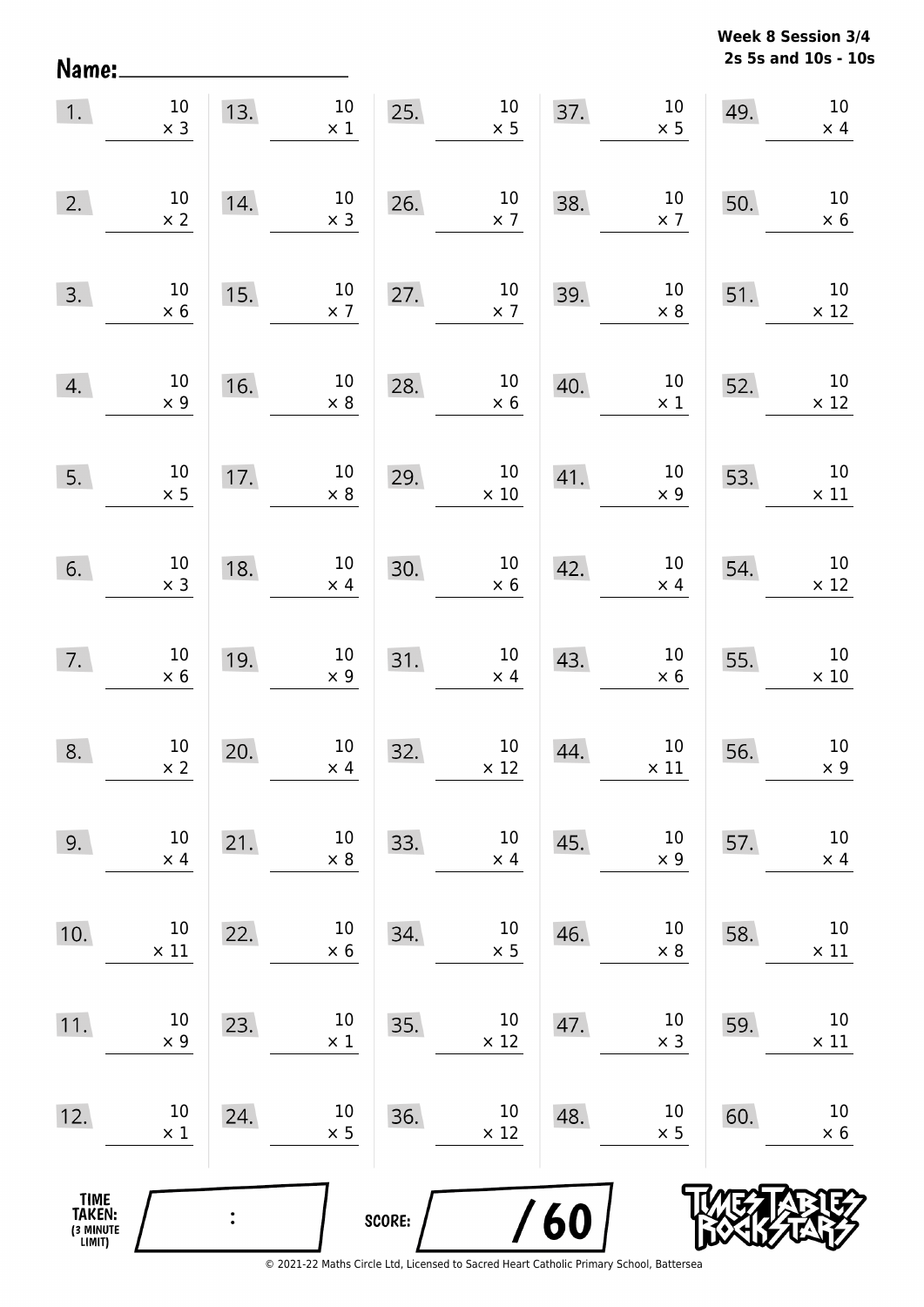**Week 8 Session 3/4**
**2s 5s and 10s - 10s**

Name:\_\_\_\_\_\_\_\_\_\_\_\_\_\_\_\_\_\_\_\_

| | | | | | | | | | |
|---|---|---|---|---|---|---|---|---|---|
| 1. | $10 \times 3$ | 13. | $10 \times 1$ | 25. | $10 \times 5$ | 37. | $10 \times 5$ | 49. | $10 \times 4$ |
| 2. | $10 \times 2$ | 14. | $10 \times 3$ | 26. | $10 \times 7$ | 38. | $10 \times 7$ | 50. | $10 \times 6$ |
| 3. | $10 \times 6$ | 15. | $10 \times 7$ | 27. | $10 \times 7$ | 39. | $10 \times 8$ | 51. | $10 \times 12$ |
| 4. | $10 \times 9$ | 16. | $10 \times 8$ | 28. | $10 \times 6$ | 40. | $10 \times 1$ | 52. | $10 \times 12$ |
| 5. | $10 \times 5$ | 17. | $10 \times 8$ | 29. | $10 \times 10$ | 41. | $10 \times 9$ | 53. | $10 \times 11$ |
| 6. | $10 \times 3$ | 18. | $10 \times 4$ | 30. | $10 \times 6$ | 42. | $10 \times 4$ | 54. | $10 \times 12$ |
| 7. | $10 \times 6$ | 19. | $10 \times 9$ | 31. | $10 \times 4$ | 43. | $10 \times 6$ | 55. | $10 \times 10$ |
| 8. | $10 \times 2$ | 20. | $10 \times 4$ | 32. | $10 \times 12$ | 44. | $10 \times 11$ | 56. | $10 \times 9$ |
| 9. | $10 \times 4$ | 21. | $10 \times 8$ | 33. | $10 \times 4$ | 45. | $10 \times 9$ | 57. | $10 \times 4$ |
| 10. | $10 \times 11$ | 22. | $10 \times 6$ | 34. | $10 \times 5$ | 46. | $10 \times 8$ | 58. | $10 \times 11$ |
| 11. | $10 \times 9$ | 23. | $10 \times 1$ | 35. | $10 \times 12$ | 47. | $10 \times 3$ | 59. | $10 \times 11$ |
| 12. | $10 \times 1$ | 24. | $10 \times 5$ | 36. | $10 \times 12$ | 48. | $10 \times 5$ | 60. | $10 \times 6$ |

TIME TAKEN: (3 MINUTE LIMIT) :

SCORE: / 60

© 2021-22 Maths Circle Ltd, Licensed to Sacred Heart Catholic Primary School, Battersea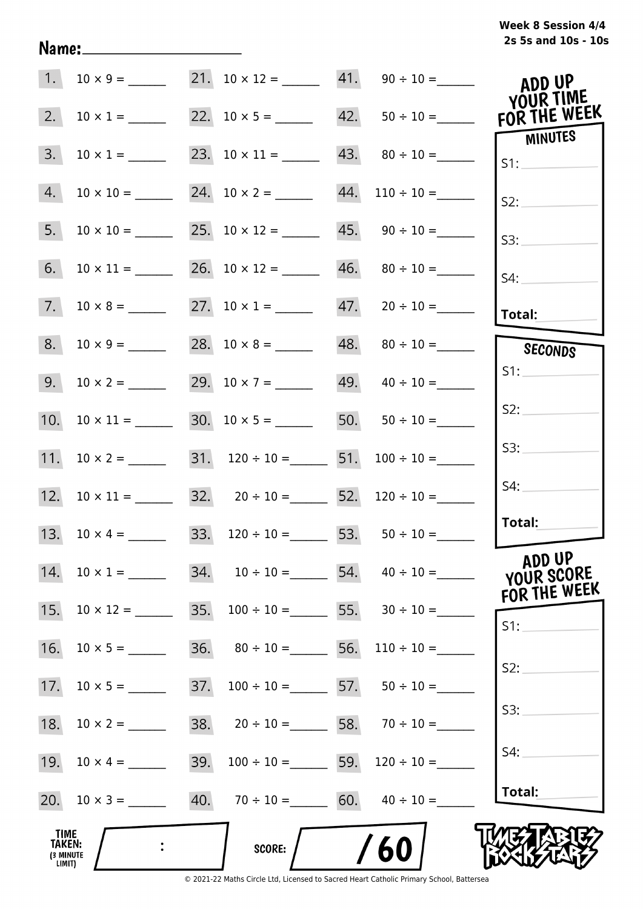Week 8 Session 4/4
2s 5s and 10s - 10s

Name: ____________________

| | | | | | |
|---|---|---|---|---|---|
| 1. | $10 \times 9 =$ ______ | 21. | $10 \times 12 =$ ______ | 41. | $90 \div 10 =$ ______ |
| 2. | $10 \times 1 =$ ______ | 22. | $10 \times 5 =$ ______ | 42. | $50 \div 10 =$ ______ |
| 3. | $10 \times 1 =$ ______ | 23. | $10 \times 11 =$ ______ | 43. | $80 \div 10 =$ ______ |
| 4. | $10 \times 10 =$ ______ | 24. | $10 \times 2 =$ ______ | 44. | $110 \div 10 =$ ______ |
| 5. | $10 \times 10 =$ ______ | 25. | $10 \times 12 =$ ______ | 45. | $90 \div 10 =$ ______ |
| 6. | $10 \times 11 =$ ______ | 26. | $10 \times 12 =$ ______ | 46. | $80 \div 10 =$ ______ |
| 7. | $10 \times 8 =$ ______ | 27. | $10 \times 1 =$ ______ | 47. | $20 \div 10 =$ ______ |
| 8. | $10 \times 9 =$ ______ | 28. | $10 \times 8 =$ ______ | 48. | $80 \div 10 =$ ______ |
| 9. | $10 \times 2 =$ ______ | 29. | $10 \times 7 =$ ______ | 49. | $40 \div 10 =$ ______ |
| 10. | $10 \times 11 =$ ______ | 30. | $10 \times 5 =$ ______ | 50. | $50 \div 10 =$ ______ |
| 11. | $10 \times 2 =$ ______ | 31. | $120 \div 10 =$ ______ | 51. | $100 \div 10 =$ ______ |
| 12. | $10 \times 11 =$ ______ | 32. | $20 \div 10 =$ ______ | 52. | $120 \div 10 =$ ______ |
| 13. | $10 \times 4 =$ ______ | 33. | $120 \div 10 =$ ______ | 53. | $50 \div 10 =$ ______ |
| 14. | $10 \times 1 =$ ______ | 34. | $10 \div 10 =$ ______ | 54. | $40 \div 10 =$ ______ |
| 15. | $10 \times 12 =$ ______ | 35. | $100 \div 10 =$ ______ | 55. | $30 \div 10 =$ ______ |
| 16. | $10 \times 5 =$ ______ | 36. | $80 \div 10 =$ ______ | 56. | $110 \div 10 =$ ______ |
| 17. | $10 \times 5 =$ ______ | 37. | $100 \div 10 =$ ______ | 57. | $50 \div 10 =$ ______ |
| 18. | $10 \times 2 =$ ______ | 38. | $20 \div 10 =$ ______ | 58. | $70 \div 10 =$ ______ |
| 19. | $10 \times 4 =$ ______ | 39. | $100 \div 10 =$ ______ | 59. | $120 \div 10 =$ ______ |
| 20. | $10 \times 3 =$ ______ | 40. | $70 \div 10 =$ ______ | 60. | $40 \div 10 =$ ______ |

**ADD UP YOUR TIME FOR THE WEEK**

**MINUTES**
S1: ______
S2: ______
S3: ______
S4: ______
**Total:** ______

**SECONDS**
S1: ______
S2: ______
S3: ______
S4: ______
**Total:** ______

**ADD UP YOUR SCORE FOR THE WEEK**
S1: ______
S2: ______
S3: ______
S4: ______
**Total:** ______

**TIME TAKEN:** (3 MINUTE LIMIT) ____ : ____

**SCORE:** ____ / 60

TIMES TABLES ROCK STARS

© 2021-22 Maths Circle Ltd, Licensed to Sacred Heart Catholic Primary School, Battersea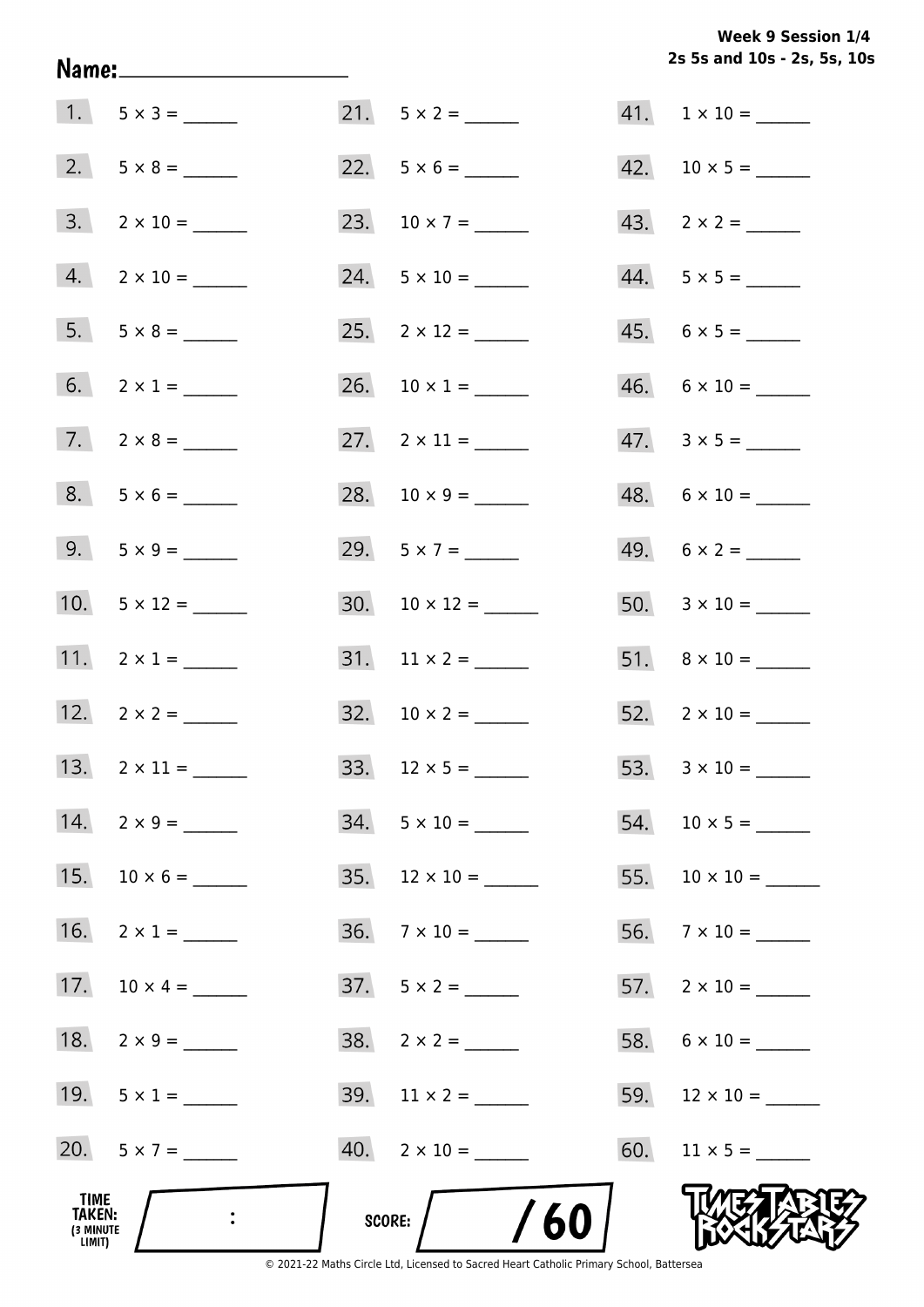**Week 9 Session 1/4**
**2s 5s and 10s - 2s, 5s, 10s**

**Name:** ____________________

1. 5 × 3 = ______
2. 5 × 8 = ______
3. 2 × 10 = ______
4. 2 × 10 = ______
5. 5 × 8 = ______
6. 2 × 1 = ______
7. 2 × 8 = ______
8. 5 × 6 = ______
9. 5 × 9 = ______
10. 5 × 12 = ______
11. 2 × 1 = ______
12. 2 × 2 = ______
13. 2 × 11 = ______
14. 2 × 9 = ______
15. 10 × 6 = ______
16. 2 × 1 = ______
17. 10 × 4 = ______
18. 2 × 9 = ______
19. 5 × 1 = ______
20. 5 × 7 = ______
21. 5 × 2 = ______
22. 5 × 6 = ______
23. 10 × 7 = ______
24. 5 × 10 = ______
25. 2 × 12 = ______
26. 10 × 1 = ______
27. 2 × 11 = ______
28. 10 × 9 = ______
29. 5 × 7 = ______
30. 10 × 12 = ______
31. 11 × 2 = ______
32. 10 × 2 = ______
33. 12 × 5 = ______
34. 5 × 10 = ______
35. 12 × 10 = ______
36. 7 × 10 = ______
37. 5 × 2 = ______
38. 2 × 2 = ______
39. 11 × 2 = ______
40. 2 × 10 = ______
41. 1 × 10 = ______
42. 10 × 5 = ______
43. 2 × 2 = ______
44. 5 × 5 = ______
45. 6 × 5 = ______
46. 6 × 10 = ______
47. 3 × 5 = ______
48. 6 × 10 = ______
49. 6 × 2 = ______
50. 3 × 10 = ______
51. 8 × 10 = ______
52. 2 × 10 = ______
53. 3 × 10 = ______
54. 10 × 5 = ______
55. 10 × 10 = ______
56. 7 × 10 = ______
57. 2 × 10 = ______
58. 6 × 10 = ______
59. 12 × 10 = ______
60. 11 × 5 = ______

**TIME TAKEN:** (3 MINUTE LIMIT) ____ : ____

**SCORE:** ____ / 60

TIMES TABLES ROCK STARS

© 2021-22 Maths Circle Ltd, Licensed to Sacred Heart Catholic Primary School, Battersea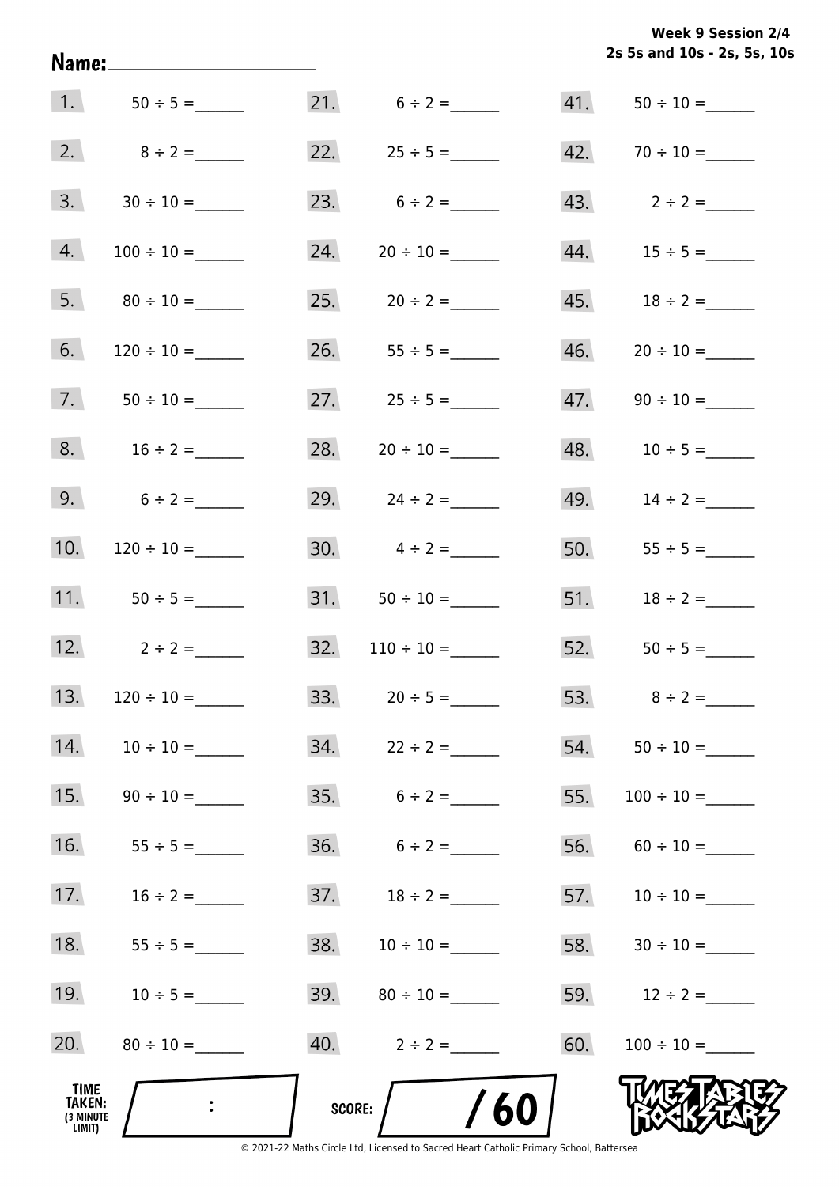**Week 9 Session 2/4**
**2s 5s and 10s - 2s, 5s, 10s**

Name:____________________

1. $50 \div 5 =$ ______
2. $8 \div 2 =$ ______
3. $30 \div 10 =$ ______
4. $100 \div 10 =$ ______
5. $80 \div 10 =$ ______
6. $120 \div 10 =$ ______
7. $50 \div 10 =$ ______
8. $16 \div 2 =$ ______
9. $6 \div 2 =$ ______
10. $120 \div 10 =$ ______
11. $50 \div 5 =$ ______
12. $2 \div 2 =$ ______
13. $120 \div 10 =$ ______
14. $10 \div 10 =$ ______
15. $90 \div 10 =$ ______
16. $55 \div 5 =$ ______
17. $16 \div 2 =$ ______
18. $55 \div 5 =$ ______
19. $10 \div 5 =$ ______
20. $80 \div 10 =$ ______
21. $6 \div 2 =$ ______
22. $25 \div 5 =$ ______
23. $6 \div 2 =$ ______
24. $20 \div 10 =$ ______
25. $20 \div 2 =$ ______
26. $55 \div 5 =$ ______
27. $25 \div 5 =$ ______
28. $20 \div 10 =$ ______
29. $24 \div 2 =$ ______
30. $4 \div 2 =$ ______
31. $50 \div 10 =$ ______
32. $110 \div 10 =$ ______
33. $20 \div 5 =$ ______
34. $22 \div 2 =$ ______
35. $6 \div 2 =$ ______
36. $6 \div 2 =$ ______
37. $18 \div 2 =$ ______
38. $10 \div 10 =$ ______
39. $80 \div 10 =$ ______
40. $2 \div 2 =$ ______
41. $50 \div 10 =$ ______
42. $70 \div 10 =$ ______
43. $2 \div 2 =$ ______
44. $15 \div 5 =$ ______
45. $18 \div 2 =$ ______
46. $20 \div 10 =$ ______
47. $90 \div 10 =$ ______
48. $10 \div 5 =$ ______
49. $14 \div 2 =$ ______
50. $55 \div 5 =$ ______
51. $18 \div 2 =$ ______
52. $50 \div 5 =$ ______
53. $8 \div 2 =$ ______
54. $50 \div 10 =$ ______
55. $100 \div 10 =$ ______
56. $60 \div 10 =$ ______
57. $10 \div 10 =$ ______
58. $30 \div 10 =$ ______
59. $12 \div 2 =$ ______
60. $100 \div 10 =$ ______

TIME TAKEN: (3 MINUTE LIMIT) ___ : ___

SCORE: ____ / 60

TIMES TABLES ROCK STARS

© 2021-22 Maths Circle Ltd, Licensed to Sacred Heart Catholic Primary School, Battersea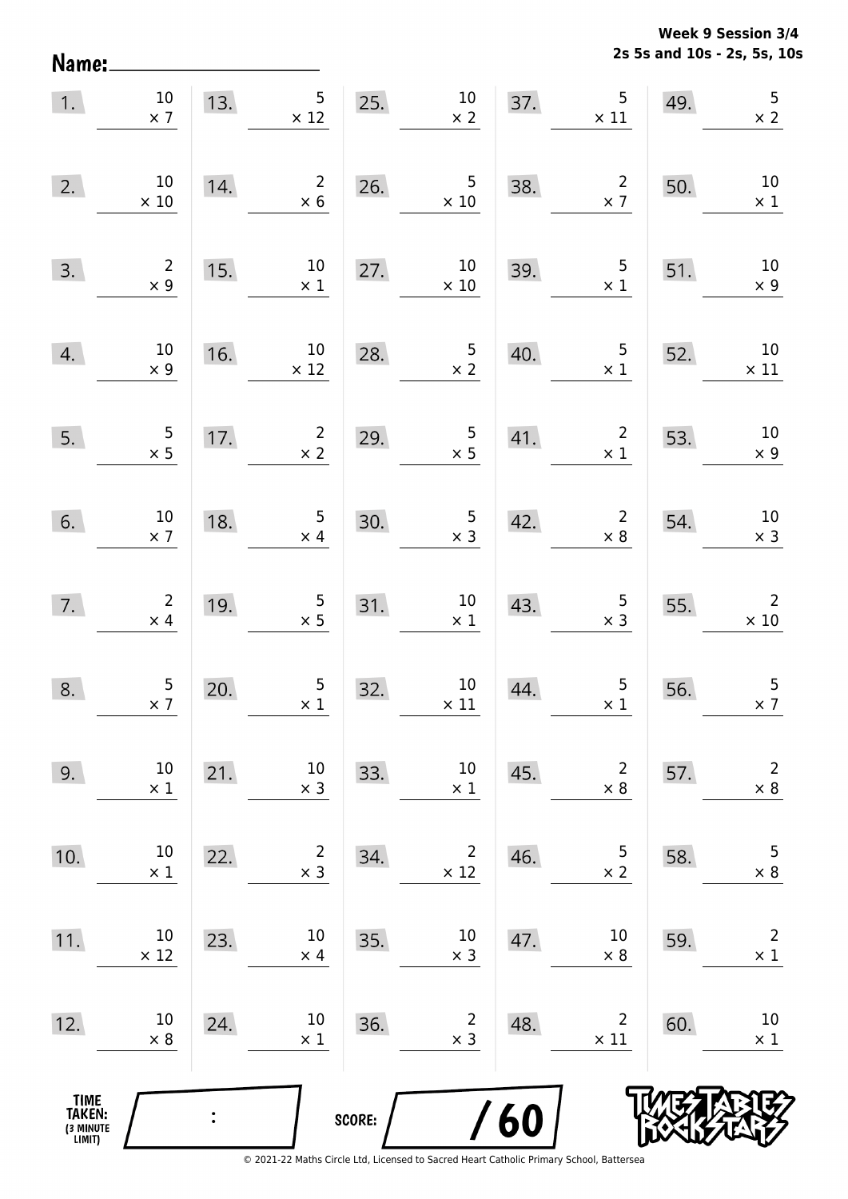Week 9 Session 3/4
2s 5s and 10s - 2s, 5s, 10s

Name: ____________________

| | | | | | | | | | |
|---|---|---|---|---|---|---|---|---|---|
| 1. | 10 × 7 | 13. | 5 × 12 | 25. | 10 × 2 | 37. | 5 × 11 | 49. | 5 × 2 |
| 2. | 10 × 10 | 14. | 2 × 6 | 26. | 5 × 10 | 38. | 2 × 7 | 50. | 10 × 1 |
| 3. | 2 × 9 | 15. | 10 × 1 | 27. | 10 × 10 | 39. | 5 × 1 | 51. | 10 × 9 |
| 4. | 10 × 9 | 16. | 10 × 12 | 28. | 5 × 2 | 40. | 5 × 1 | 52. | 10 × 11 |
| 5. | 5 × 5 | 17. | 2 × 2 | 29. | 5 × 5 | 41. | 2 × 1 | 53. | 10 × 9 |
| 6. | 10 × 7 | 18. | 5 × 4 | 30. | 5 × 3 | 42. | 2 × 8 | 54. | 10 × 3 |
| 7. | 2 × 4 | 19. | 5 × 5 | 31. | 10 × 1 | 43. | 5 × 3 | 55. | 2 × 10 |
| 8. | 5 × 7 | 20. | 5 × 1 | 32. | 10 × 11 | 44. | 5 × 1 | 56. | 5 × 7 |
| 9. | 10 × 1 | 21. | 10 × 3 | 33. | 10 × 1 | 45. | 2 × 8 | 57. | 2 × 8 |
| 10. | 10 × 1 | 22. | 2 × 3 | 34. | 2 × 12 | 46. | 5 × 2 | 58. | 5 × 8 |
| 11. | 10 × 12 | 23. | 10 × 4 | 35. | 10 × 3 | 47. | 10 × 8 | 59. | 2 × 1 |
| 12. | 10 × 8 | 24. | 10 × 1 | 36. | 2 × 3 | 48. | 2 × 11 | 60. | 10 × 1 |

TIME TAKEN: (3 MINUTE LIMIT) ____ : ____

SCORE: ____ / 60

Times Tables Rock Stars

© 2021-22 Maths Circle Ltd, Licensed to Sacred Heart Catholic Primary School, Battersea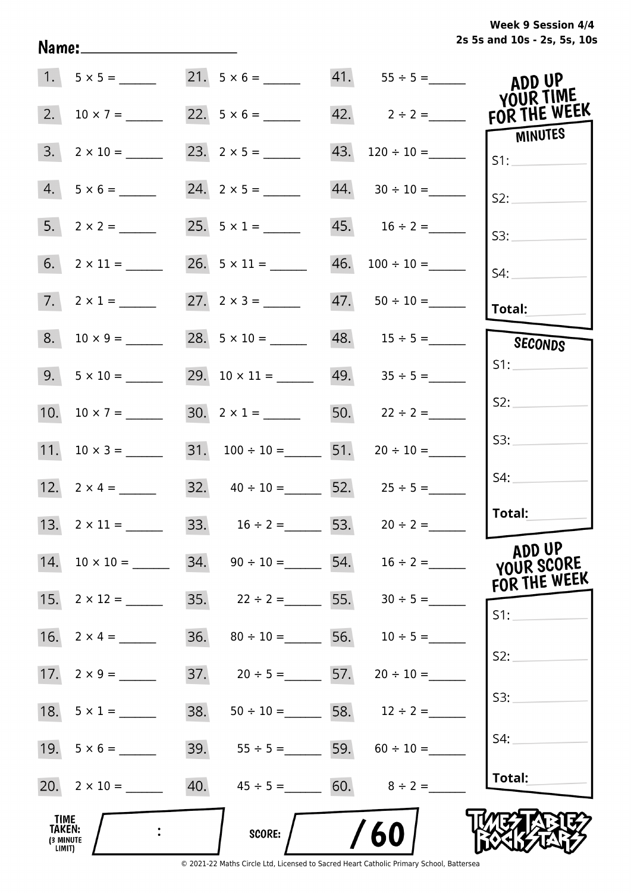Week 9 Session 4/4
2s 5s and 10s - 2s, 5s, 10s

Name: ____________________

| | | | | | |
|---|---|---|---|---|---|
| 1. | $5 \times 5 =$ ______ | 21. | $5 \times 6 =$ ______ | 41. | $55 \div 5 =$ ______ |
| 2. | $10 \times 7 =$ ______ | 22. | $5 \times 6 =$ ______ | 42. | $2 \div 2 =$ ______ |
| 3. | $2 \times 10 =$ ______ | 23. | $2 \times 5 =$ ______ | 43. | $120 \div 10 =$ ______ |
| 4. | $5 \times 6 =$ ______ | 24. | $2 \times 5 =$ ______ | 44. | $30 \div 10 =$ ______ |
| 5. | $2 \times 2 =$ ______ | 25. | $5 \times 1 =$ ______ | 45. | $16 \div 2 =$ ______ |
| 6. | $2 \times 11 =$ ______ | 26. | $5 \times 11 =$ ______ | 46. | $100 \div 10 =$ ______ |
| 7. | $2 \times 1 =$ ______ | 27. | $2 \times 3 =$ ______ | 47. | $50 \div 10 =$ ______ |
| 8. | $10 \times 9 =$ ______ | 28. | $5 \times 10 =$ ______ | 48. | $15 \div 5 =$ ______ |
| 9. | $5 \times 10 =$ ______ | 29. | $10 \times 11 =$ ______ | 49. | $35 \div 5 =$ ______ |
| 10. | $10 \times 7 =$ ______ | 30. | $2 \times 1 =$ ______ | 50. | $22 \div 2 =$ ______ |
| 11. | $10 \times 3 =$ ______ | 31. | $100 \div 10 =$ ______ | 51. | $20 \div 10 =$ ______ |
| 12. | $2 \times 4 =$ ______ | 32. | $40 \div 10 =$ ______ | 52. | $25 \div 5 =$ ______ |
| 13. | $2 \times 11 =$ ______ | 33. | $16 \div 2 =$ ______ | 53. | $20 \div 2 =$ ______ |
| 14. | $10 \times 10 =$ ______ | 34. | $90 \div 10 =$ ______ | 54. | $16 \div 2 =$ ______ |
| 15. | $2 \times 12 =$ ______ | 35. | $22 \div 2 =$ ______ | 55. | $30 \div 5 =$ ______ |
| 16. | $2 \times 4 =$ ______ | 36. | $80 \div 10 =$ ______ | 56. | $10 \div 5 =$ ______ |
| 17. | $2 \times 9 =$ ______ | 37. | $20 \div 5 =$ ______ | 57. | $20 \div 10 =$ ______ |
| 18. | $5 \times 1 =$ ______ | 38. | $50 \div 10 =$ ______ | 58. | $12 \div 2 =$ ______ |
| 19. | $5 \times 6 =$ ______ | 39. | $55 \div 5 =$ ______ | 59. | $60 \div 10 =$ ______ |
| 20. | $2 \times 10 =$ ______ | 40. | $45 \div 5 =$ ______ | 60. | $8 \div 2 =$ ______ |

**ADD UP YOUR TIME FOR THE WEEK**

**MINUTES**
S1: ______
S2: ______
S3: ______
S4: ______
**Total:** ______

**SECONDS**
S1: ______
S2: ______
S3: ______
S4: ______
**Total:** ______

**ADD UP YOUR SCORE FOR THE WEEK**
S1: ______
S2: ______
S3: ______
S4: ______
**Total:** ______

**TIME TAKEN:** (3 MINUTE LIMIT) ____ : ____

**SCORE:** ____ / 60

TIMES TABLES ROCK STARS

© 2021-22 Maths Circle Ltd, Licensed to Sacred Heart Catholic Primary School, Battersea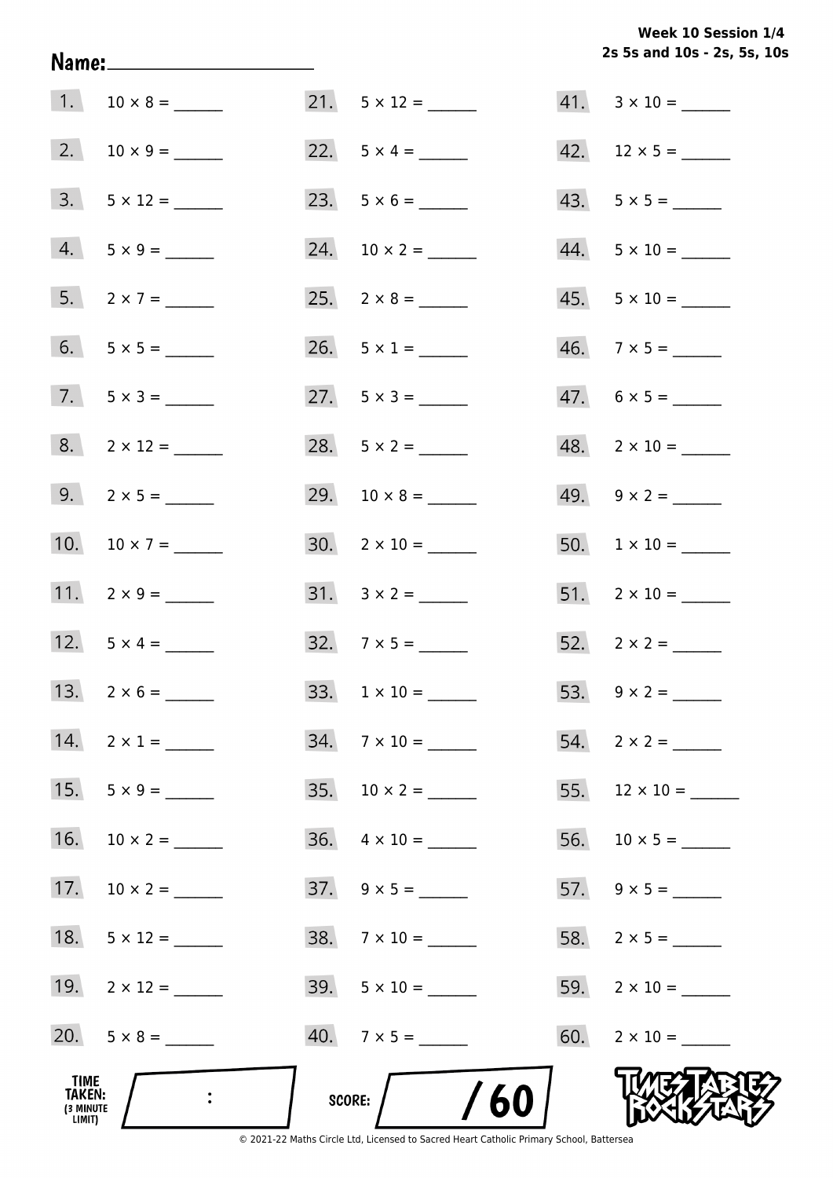**Week 10 Session 1/4**
**2s 5s and 10s - 2s, 5s, 10s**

Name: ____________________

1. 10 × 8 = ______
2. 10 × 9 = ______
3. 5 × 12 = ______
4. 5 × 9 = ______
5. 2 × 7 = ______
6. 5 × 5 = ______
7. 5 × 3 = ______
8. 2 × 12 = ______
9. 2 × 5 = ______
10. 10 × 7 = ______
11. 2 × 9 = ______
12. 5 × 4 = ______
13. 2 × 6 = ______
14. 2 × 1 = ______
15. 5 × 9 = ______
16. 10 × 2 = ______
17. 10 × 2 = ______
18. 5 × 12 = ______
19. 2 × 12 = ______
20. 5 × 8 = ______
21. 5 × 12 = ______
22. 5 × 4 = ______
23. 5 × 6 = ______
24. 10 × 2 = ______
25. 2 × 8 = ______
26. 5 × 1 = ______
27. 5 × 3 = ______
28. 5 × 2 = ______
29. 10 × 8 = ______
30. 2 × 10 = ______
31. 3 × 2 = ______
32. 7 × 5 = ______
33. 1 × 10 = ______
34. 7 × 10 = ______
35. 10 × 2 = ______
36. 4 × 10 = ______
37. 9 × 5 = ______
38. 7 × 10 = ______
39. 5 × 10 = ______
40. 7 × 5 = ______
41. 3 × 10 = ______
42. 12 × 5 = ______
43. 5 × 5 = ______
44. 5 × 10 = ______
45. 5 × 10 = ______
46. 7 × 5 = ______
47. 6 × 5 = ______
48. 2 × 10 = ______
49. 9 × 2 = ______
50. 1 × 10 = ______
51. 2 × 10 = ______
52. 2 × 2 = ______
53. 9 × 2 = ______
54. 2 × 2 = ______
55. 12 × 10 = ______
56. 10 × 5 = ______
57. 9 × 5 = ______
58. 2 × 5 = ______
59. 2 × 10 = ______
60. 2 × 10 = ______

TIME TAKEN: (3 MINUTE LIMIT) :

SCORE: / 60

© 2021-22 Maths Circle Ltd, Licensed to Sacred Heart Catholic Primary School, Battersea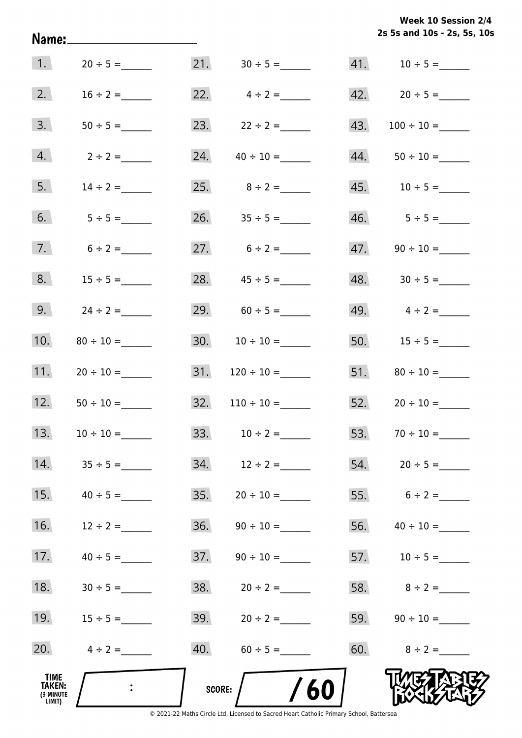Week 10 Session 2/4
2s 5s and 10s - 2s, 5s, 10s

Name:____________________

1. $20 \div 5 =$ ______
2. $16 \div 2 =$ ______
3. $50 \div 5 =$ ______
4. $2 \div 2 =$ ______
5. $14 \div 2 =$ ______
6. $5 \div 5 =$ ______
7. $6 \div 2 =$ ______
8. $15 \div 5 =$ ______
9. $24 \div 2 =$ ______
10. $80 \div 10 =$ ______
11. $20 \div 10 =$ ______
12. $50 \div 10 =$ ______
13. $10 \div 10 =$ ______
14. $35 \div 5 =$ ______
15. $40 \div 5 =$ ______
16. $12 \div 2 =$ ______
17. $40 \div 5 =$ ______
18. $30 \div 5 =$ ______
19. $15 \div 5 =$ ______
20. $4 \div 2 =$ ______
21. $30 \div 5 =$ ______
22. $4 \div 2 =$ ______
23. $22 \div 2 =$ ______
24. $40 \div 10 =$ ______
25. $8 \div 2 =$ ______
26. $35 \div 5 =$ ______
27. $6 \div 2 =$ ______
28. $45 \div 5 =$ ______
29. $60 \div 5 =$ ______
30. $10 \div 10 =$ ______
31. $120 \div 10 =$ ______
32. $110 \div 10 =$ ______
33. $10 \div 2 =$ ______
34. $12 \div 2 =$ ______
35. $20 \div 10 =$ ______
36. $90 \div 10 =$ ______
37. $90 \div 10 =$ ______
38. $20 \div 2 =$ ______
39. $20 \div 2 =$ ______
40. $60 \div 5 =$ ______
41. $10 \div 5 =$ ______
42. $20 \div 5 =$ ______
43. $100 \div 10 =$ ______
44. $50 \div 10 =$ ______
45. $10 \div 5 =$ ______
46. $5 \div 5 =$ ______
47. $90 \div 10 =$ ______
48. $30 \div 5 =$ ______
49. $4 \div 2 =$ ______
50. $15 \div 5 =$ ______
51. $80 \div 10 =$ ______
52. $20 \div 10 =$ ______
53. $70 \div 10 =$ ______
54. $20 \div 5 =$ ______
55. $6 \div 2 =$ ______
56. $40 \div 10 =$ ______
57. $10 \div 5 =$ ______
58. $8 \div 2 =$ ______
59. $90 \div 10 =$ ______
60. $8 \div 2 =$ ______

TIME TAKEN: (3 MINUTE LIMIT) ____ : ____

SCORE: ____ / 60

TIMES TABLES ROCK STARS

© 2021-22 Maths Circle Ltd, Licensed to Sacred Heart Catholic Primary School, Battersea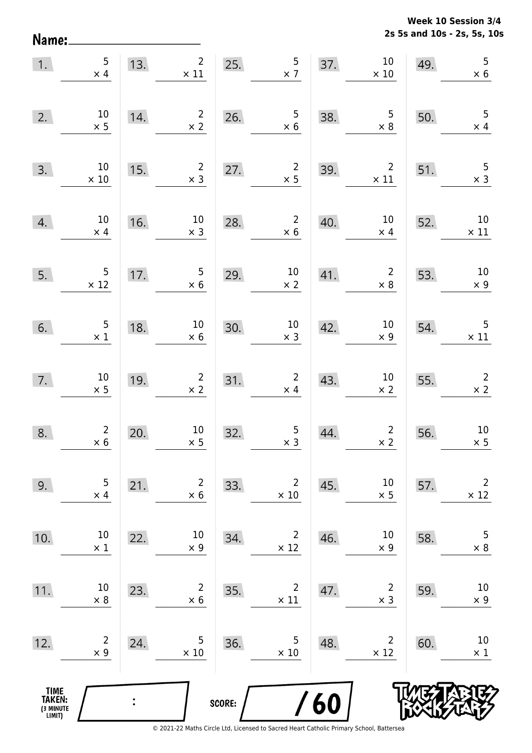**Week 10 Session 3/4**
**2s 5s and 10s - 2s, 5s, 10s**

Name: ____________________

1. $5 \times 4$
2. $10 \times 5$
3. $10 \times 10$
4. $10 \times 4$
5. $5 \times 12$
6. $5 \times 1$
7. $10 \times 5$
8. $2 \times 6$
9. $5 \times 4$
10. $10 \times 1$
11. $10 \times 8$
12. $2 \times 9$
13. $2 \times 11$
14. $2 \times 2$
15. $2 \times 3$
16. $10 \times 3$
17. $5 \times 6$
18. $10 \times 6$
19. $2 \times 2$
20. $10 \times 5$
21. $2 \times 6$
22. $10 \times 9$
23. $2 \times 6$
24. $5 \times 10$
25. $5 \times 7$
26. $5 \times 6$
27. $2 \times 5$
28. $2 \times 6$
29. $10 \times 2$
30. $10 \times 3$
31. $2 \times 4$
32. $5 \times 3$
33. $2 \times 10$
34. $2 \times 12$
35. $2 \times 11$
36. $5 \times 10$
37. $10 \times 10$
38. $5 \times 8$
39. $2 \times 11$
40. $10 \times 4$
41. $2 \times 8$
42. $10 \times 9$
43. $10 \times 2$
44. $2 \times 2$
45. $10 \times 5$
46. $10 \times 9$
47. $2 \times 3$
48. $2 \times 12$
49. $5 \times 6$
50. $5 \times 4$
51. $5 \times 3$
52. $10 \times 11$
53. $10 \times 9$
54. $5 \times 11$
55. $2 \times 2$
56. $10 \times 5$
57. $2 \times 12$
58. $5 \times 8$
59. $10 \times 9$
60. $10 \times 1$

TIME TAKEN: (3 MINUTE LIMIT) ____ : ____

SCORE: ____ / 60

© 2021-22 Maths Circle Ltd, Licensed to Sacred Heart Catholic Primary School, Battersea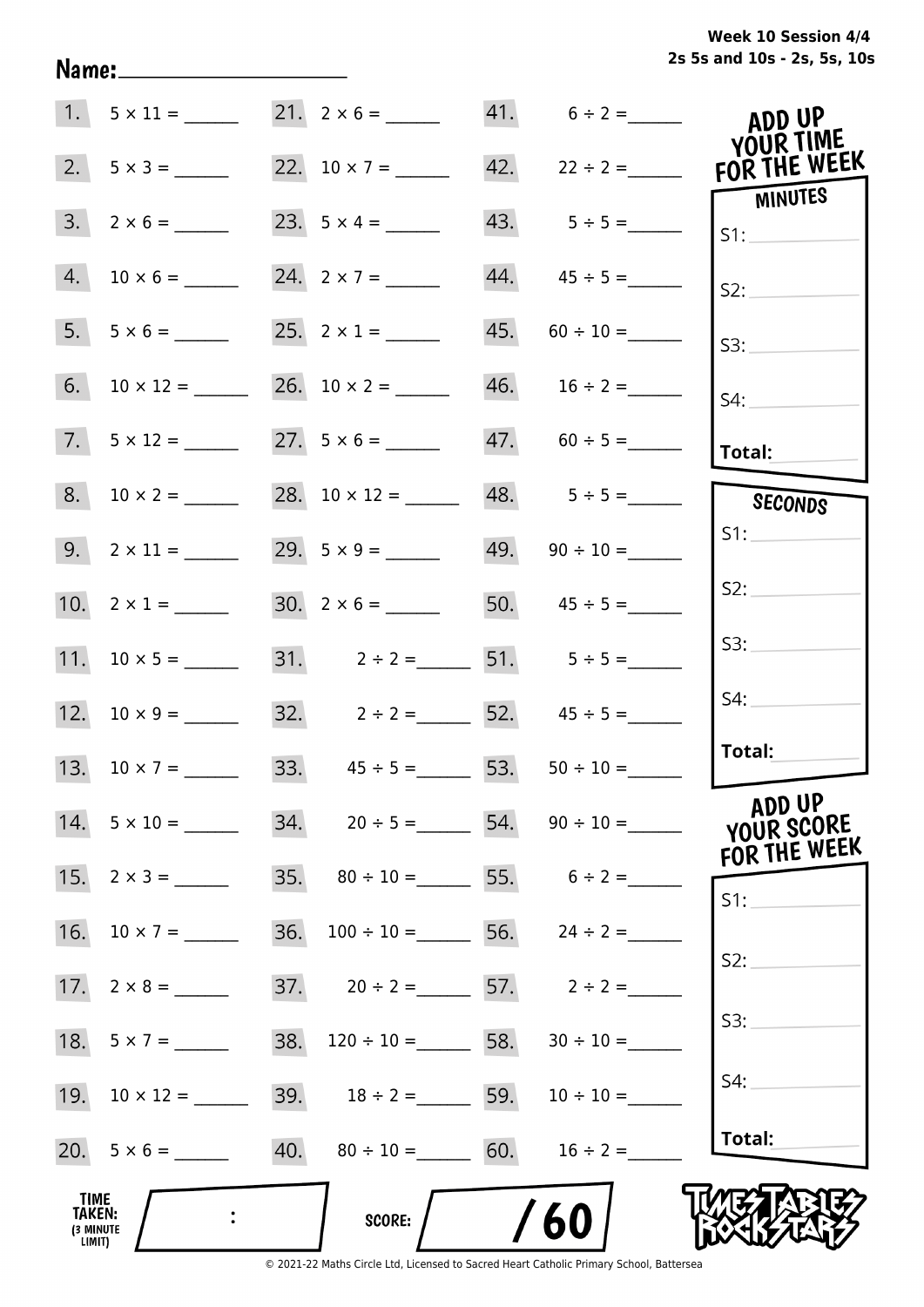Week 10 Session 4/4
2s 5s and 10s - 2s, 5s, 10s

Name: ____________________

| | | | | | |
|---|---|---|---|---|---|
| 1. | 5 × 11 = ______ | 21. | 2 × 6 = ______ | 41. | 6 ÷ 2 = ______ |
| 2. | 5 × 3 = ______ | 22. | 10 × 7 = ______ | 42. | 22 ÷ 2 = ______ |
| 3. | 2 × 6 = ______ | 23. | 5 × 4 = ______ | 43. | 5 ÷ 5 = ______ |
| 4. | 10 × 6 = ______ | 24. | 2 × 7 = ______ | 44. | 45 ÷ 5 = ______ |
| 5. | 5 × 6 = ______ | 25. | 2 × 1 = ______ | 45. | 60 ÷ 10 = ______ |
| 6. | 10 × 12 = ______ | 26. | 10 × 2 = ______ | 46. | 16 ÷ 2 = ______ |
| 7. | 5 × 12 = ______ | 27. | 5 × 6 = ______ | 47. | 60 ÷ 5 = ______ |
| 8. | 10 × 2 = ______ | 28. | 10 × 12 = ______ | 48. | 5 ÷ 5 = ______ |
| 9. | 2 × 11 = ______ | 29. | 5 × 9 = ______ | 49. | 90 ÷ 10 = ______ |
| 10. | 2 × 1 = ______ | 30. | 2 × 6 = ______ | 50. | 45 ÷ 5 = ______ |
| 11. | 10 × 5 = ______ | 31. | 2 ÷ 2 = ______ | 51. | 5 ÷ 5 = ______ |
| 12. | 10 × 9 = ______ | 32. | 2 ÷ 2 = ______ | 52. | 45 ÷ 5 = ______ |
| 13. | 10 × 7 = ______ | 33. | 45 ÷ 5 = ______ | 53. | 50 ÷ 10 = ______ |
| 14. | 5 × 10 = ______ | 34. | 20 ÷ 5 = ______ | 54. | 90 ÷ 10 = ______ |
| 15. | 2 × 3 = ______ | 35. | 80 ÷ 10 = ______ | 55. | 6 ÷ 2 = ______ |
| 16. | 10 × 7 = ______ | 36. | 100 ÷ 10 = ______ | 56. | 24 ÷ 2 = ______ |
| 17. | 2 × 8 = ______ | 37. | 20 ÷ 2 = ______ | 57. | 2 ÷ 2 = ______ |
| 18. | 5 × 7 = ______ | 38. | 120 ÷ 10 = ______ | 58. | 30 ÷ 10 = ______ |
| 19. | 10 × 12 = ______ | 39. | 18 ÷ 2 = ______ | 59. | 10 ÷ 10 = ______ |
| 20. | 5 × 6 = ______ | 40. | 80 ÷ 10 = ______ | 60. | 16 ÷ 2 = ______ |

**ADD UP YOUR TIME FOR THE WEEK**

**MINUTES**

S1: ______
S2: ______
S3: ______
S4: ______
**Total:** ______

**SECONDS**

S1: ______
S2: ______
S3: ______
S4: ______
**Total:** ______

**ADD UP YOUR SCORE FOR THE WEEK**

S1: ______
S2: ______
S3: ______
S4: ______
**Total:** ______

**TIME TAKEN:** (3 MINUTE LIMIT) ____ : ____

**SCORE:** ____ / 60

TIMES TABLES ROCK STARS

© 2021-22 Maths Circle Ltd, Licensed to Sacred Heart Catholic Primary School, Battersea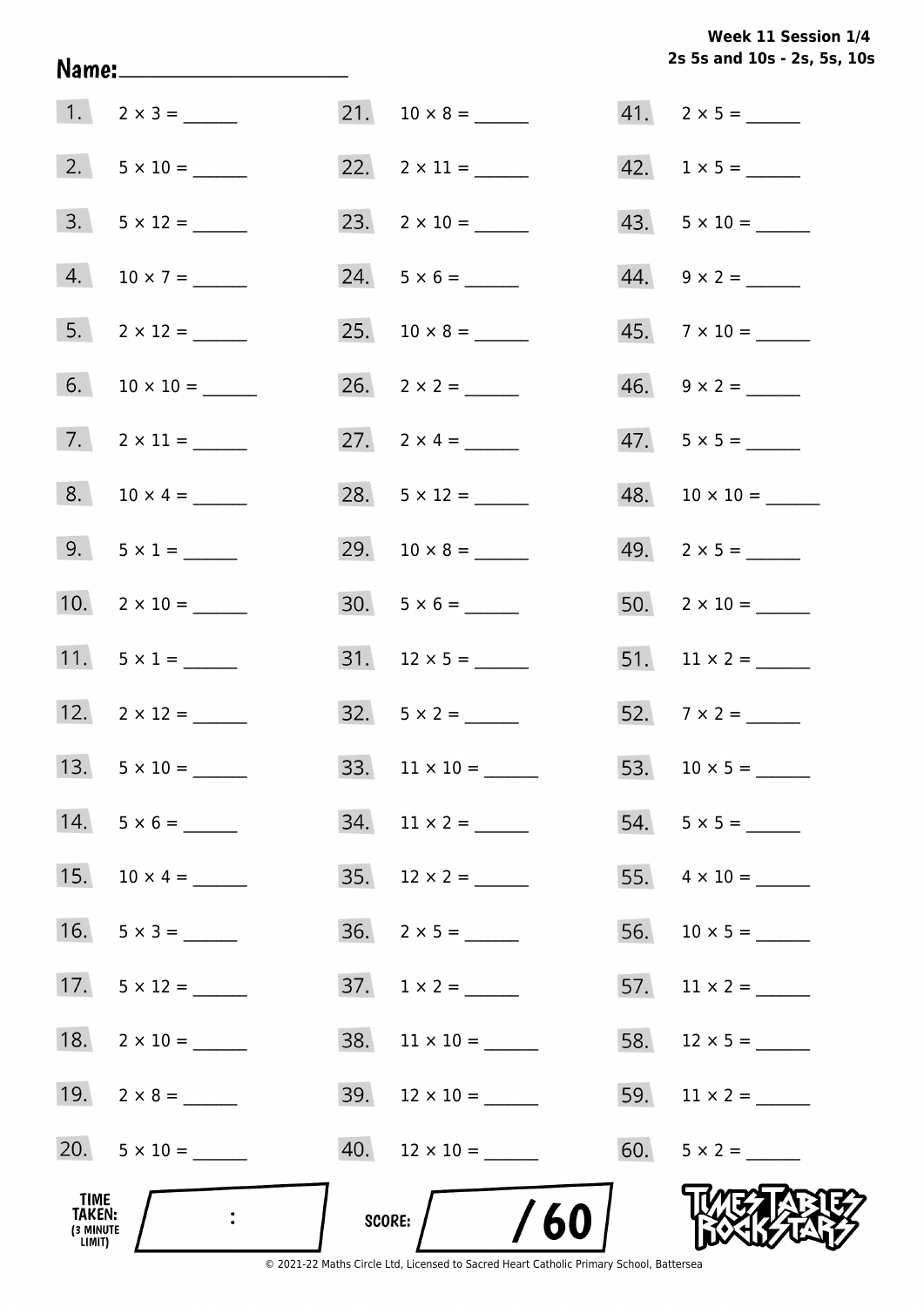Week 11 Session 1/4
2s 5s and 10s - 2s, 5s, 10s

Name: ____________________

1. $2 \times 3 =$ ______
2. $5 \times 10 =$ ______
3. $5 \times 12 =$ ______
4. $10 \times 7 =$ ______
5. $2 \times 12 =$ ______
6. $10 \times 10 =$ ______
7. $2 \times 11 =$ ______
8. $10 \times 4 =$ ______
9. $5 \times 1 =$ ______
10. $2 \times 10 =$ ______
11. $5 \times 1 =$ ______
12. $2 \times 12 =$ ______
13. $5 \times 10 =$ ______
14. $5 \times 6 =$ ______
15. $10 \times 4 =$ ______
16. $5 \times 3 =$ ______
17. $5 \times 12 =$ ______
18. $2 \times 10 =$ ______
19. $2 \times 8 =$ ______
20. $5 \times 10 =$ ______
21. $10 \times 8 =$ ______
22. $2 \times 11 =$ ______
23. $2 \times 10 =$ ______
24. $5 \times 6 =$ ______
25. $10 \times 8 =$ ______
26. $2 \times 2 =$ ______
27. $2 \times 4 =$ ______
28. $5 \times 12 =$ ______
29. $10 \times 8 =$ ______
30. $5 \times 6 =$ ______
31. $12 \times 5 =$ ______
32. $5 \times 2 =$ ______
33. $11 \times 10 =$ ______
34. $11 \times 2 =$ ______
35. $12 \times 2 =$ ______
36. $2 \times 5 =$ ______
37. $1 \times 2 =$ ______
38. $11 \times 10 =$ ______
39. $12 \times 10 =$ ______
40. $12 \times 10 =$ ______
41. $2 \times 5 =$ ______
42. $1 \times 5 =$ ______
43. $5 \times 10 =$ ______
44. $9 \times 2 =$ ______
45. $7 \times 10 =$ ______
46. $9 \times 2 =$ ______
47. $5 \times 5 =$ ______
48. $10 \times 10 =$ ______
49. $2 \times 5 =$ ______
50. $2 \times 10 =$ ______
51. $11 \times 2 =$ ______
52. $7 \times 2 =$ ______
53. $10 \times 5 =$ ______
54. $5 \times 5 =$ ______
55. $4 \times 10 =$ ______
56. $10 \times 5 =$ ______
57. $11 \times 2 =$ ______
58. $12 \times 5 =$ ______
59. $11 \times 2 =$ ______
60. $5 \times 2 =$ ______

TIME TAKEN: (3 MINUTE LIMIT) ____ : ____

SCORE: ____ / 60

TIMES TABLES ROCK STARS

© 2021-22 Maths Circle Ltd, Licensed to Sacred Heart Catholic Primary School, Battersea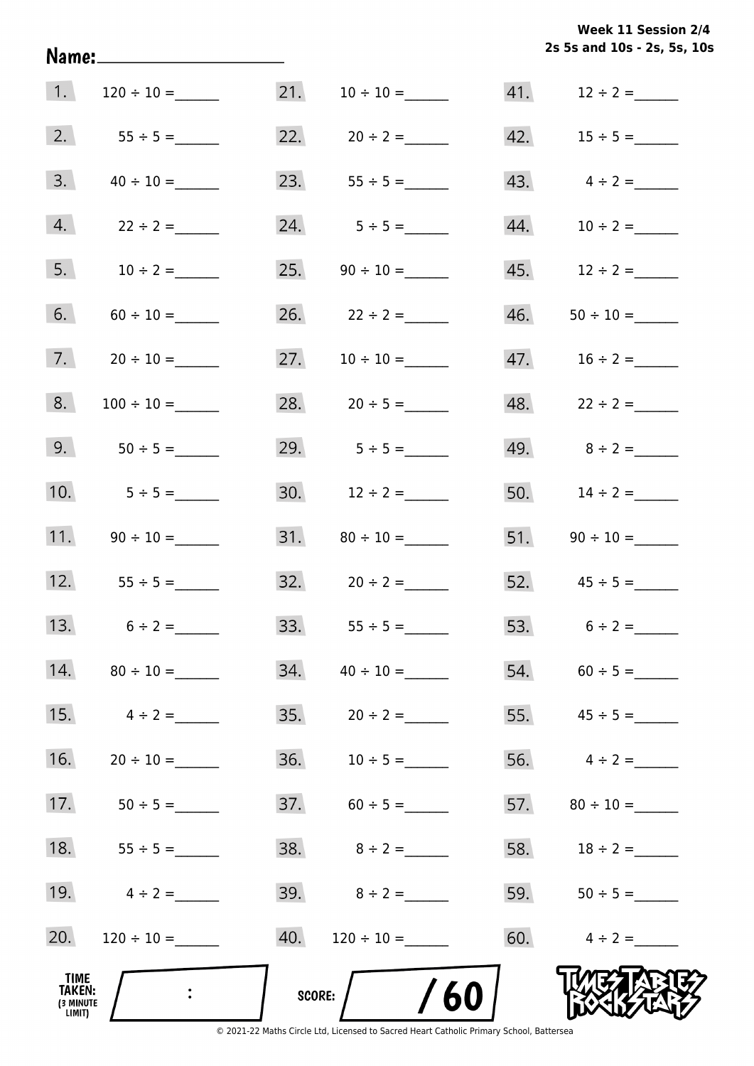**Week 11 Session 2/4**
**2s 5s and 10s - 2s, 5s, 10s**

Name: ____________________

1. $120 \div 10 =$ ______
2. $55 \div 5 =$ ______
3. $40 \div 10 =$ ______
4. $22 \div 2 =$ ______
5. $10 \div 2 =$ ______
6. $60 \div 10 =$ ______
7. $20 \div 10 =$ ______
8. $100 \div 10 =$ ______
9. $50 \div 5 =$ ______
10. $5 \div 5 =$ ______
11. $90 \div 10 =$ ______
12. $55 \div 5 =$ ______
13. $6 \div 2 =$ ______
14. $80 \div 10 =$ ______
15. $4 \div 2 =$ ______
16. $20 \div 10 =$ ______
17. $50 \div 5 =$ ______
18. $55 \div 5 =$ ______
19. $4 \div 2 =$ ______
20. $120 \div 10 =$ ______
21. $10 \div 10 =$ ______
22. $20 \div 2 =$ ______
23. $55 \div 5 =$ ______
24. $5 \div 5 =$ ______
25. $90 \div 10 =$ ______
26. $22 \div 2 =$ ______
27. $10 \div 10 =$ ______
28. $20 \div 5 =$ ______
29. $5 \div 5 =$ ______
30. $12 \div 2 =$ ______
31. $80 \div 10 =$ ______
32. $20 \div 2 =$ ______
33. $55 \div 5 =$ ______
34. $40 \div 10 =$ ______
35. $20 \div 2 =$ ______
36. $10 \div 5 =$ ______
37. $60 \div 5 =$ ______
38. $8 \div 2 =$ ______
39. $8 \div 2 =$ ______
40. $120 \div 10 =$ ______
41. $12 \div 2 =$ ______
42. $15 \div 5 =$ ______
43. $4 \div 2 =$ ______
44. $10 \div 2 =$ ______
45. $12 \div 2 =$ ______
46. $50 \div 10 =$ ______
47. $16 \div 2 =$ ______
48. $22 \div 2 =$ ______
49. $8 \div 2 =$ ______
50. $14 \div 2 =$ ______
51. $90 \div 10 =$ ______
52. $45 \div 5 =$ ______
53. $6 \div 2 =$ ______
54. $60 \div 5 =$ ______
55. $45 \div 5 =$ ______
56. $4 \div 2 =$ ______
57. $80 \div 10 =$ ______
58. $18 \div 2 =$ ______
59. $50 \div 5 =$ ______
60. $4 \div 2 =$ ______

TIME TAKEN: (3 MINUTE LIMIT) ____ : ____

SCORE: ____ / 60

TIMES TABLES ROCK STARS

© 2021-22 Maths Circle Ltd, Licensed to Sacred Heart Catholic Primary School, Battersea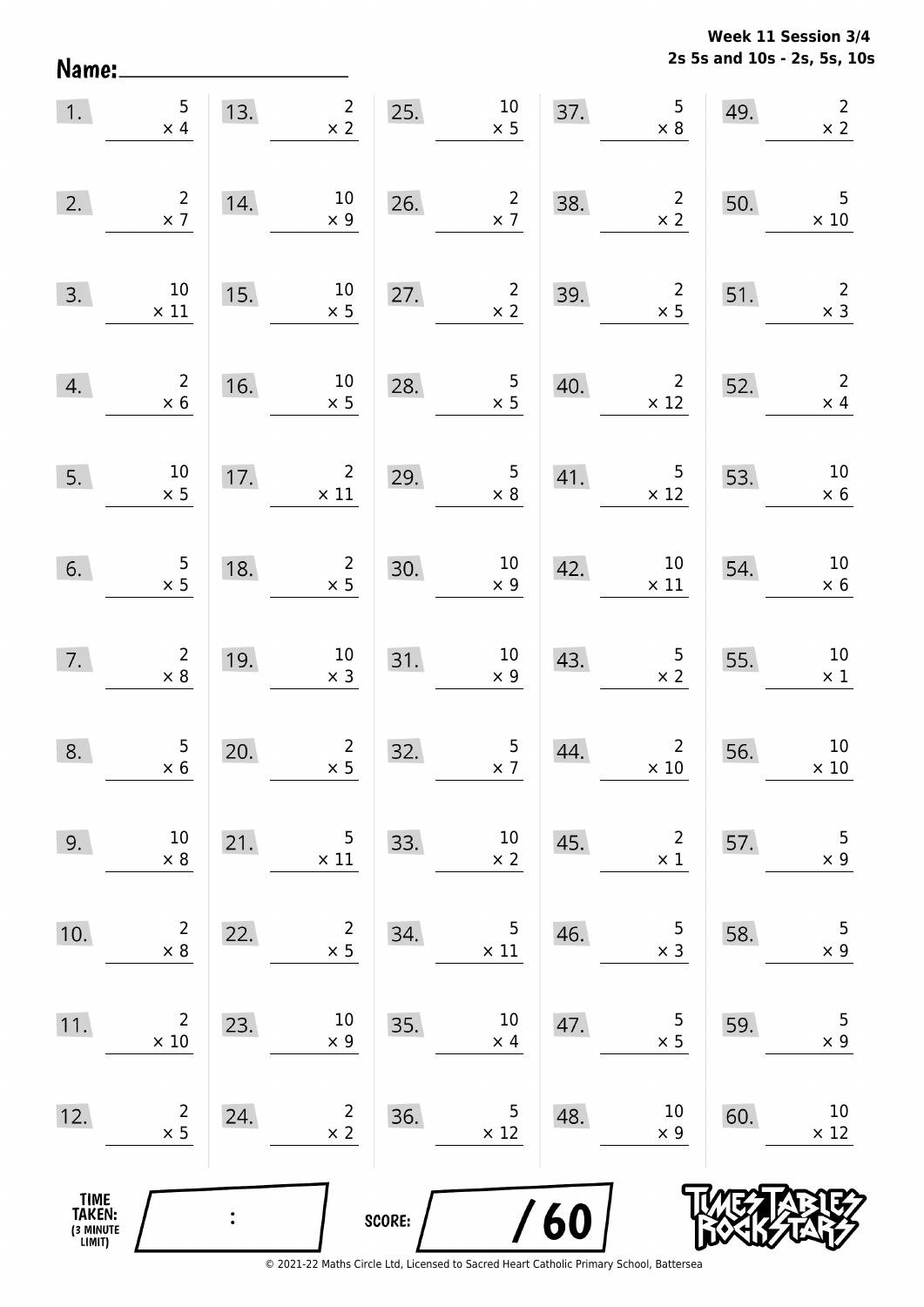**Week 11 Session 3/4**
**2s 5s and 10s - 2s, 5s, 10s**

Name: ____________________

| | | | | | | | | | |
|---|---|---|---|---|---|---|---|---|---|
| 1. | $5 \times 4$ | 13. | $2 \times 2$ | 25. | $10 \times 5$ | 37. | $5 \times 8$ | 49. | $2 \times 2$ |
| 2. | $2 \times 7$ | 14. | $10 \times 9$ | 26. | $2 \times 7$ | 38. | $2 \times 2$ | 50. | $5 \times 10$ |
| 3. | $10 \times 11$ | 15. | $10 \times 5$ | 27. | $2 \times 2$ | 39. | $2 \times 5$ | 51. | $2 \times 3$ |
| 4. | $2 \times 6$ | 16. | $10 \times 5$ | 28. | $5 \times 5$ | 40. | $2 \times 12$ | 52. | $2 \times 4$ |
| 5. | $10 \times 5$ | 17. | $2 \times 11$ | 29. | $5 \times 8$ | 41. | $5 \times 12$ | 53. | $10 \times 6$ |
| 6. | $5 \times 5$ | 18. | $2 \times 5$ | 30. | $10 \times 9$ | 42. | $10 \times 11$ | 54. | $10 \times 6$ |
| 7. | $2 \times 8$ | 19. | $10 \times 3$ | 31. | $10 \times 9$ | 43. | $5 \times 2$ | 55. | $10 \times 1$ |
| 8. | $5 \times 6$ | 20. | $2 \times 5$ | 32. | $5 \times 7$ | 44. | $2 \times 10$ | 56. | $10 \times 10$ |
| 9. | $10 \times 8$ | 21. | $5 \times 11$ | 33. | $10 \times 2$ | 45. | $2 \times 1$ | 57. | $5 \times 9$ |
| 10. | $2 \times 8$ | 22. | $2 \times 5$ | 34. | $5 \times 11$ | 46. | $5 \times 3$ | 58. | $5 \times 9$ |
| 11. | $2 \times 10$ | 23. | $10 \times 9$ | 35. | $10 \times 4$ | 47. | $5 \times 5$ | 59. | $5 \times 9$ |
| 12. | $2 \times 5$ | 24. | $2 \times 2$ | 36. | $5 \times 12$ | 48. | $10 \times 9$ | 60. | $10 \times 12$ |

TIME TAKEN: (3 MINUTE LIMIT) ___ : ___

SCORE: ___ / 60

TIMES TABLES ROCK STARS

© 2021-22 Maths Circle Ltd, Licensed to Sacred Heart Catholic Primary School, Battersea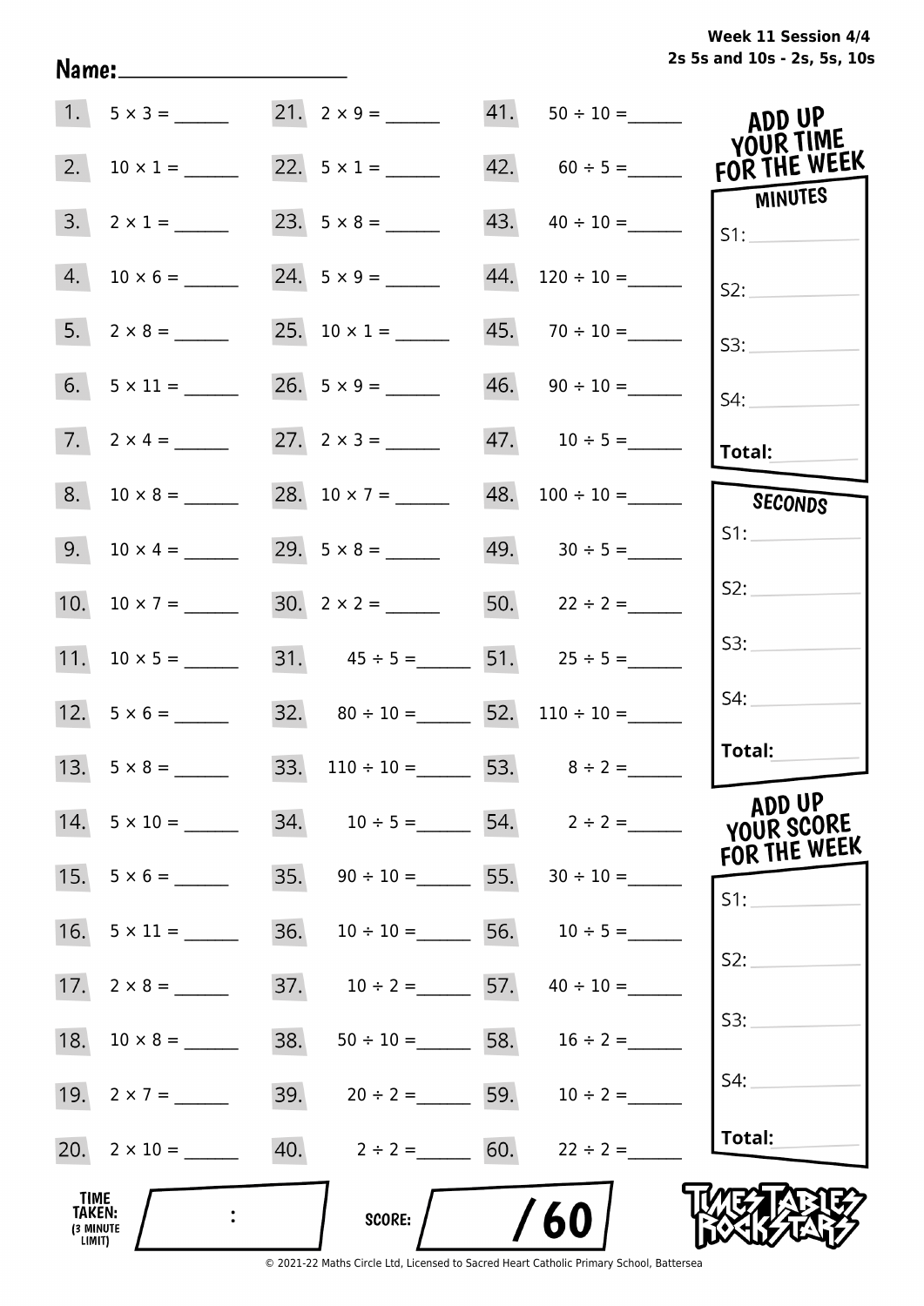Week 11 Session 4/4
2s 5s and 10s - 2s, 5s, 10s

Name:____________________

| | | | | | |
|---|---|---|---|---|---|
| 1. | $5 \times 3 =$ ______ | 21. | $2 \times 9 =$ ______ | 41. | $50 \div 10 =$ ______ |
| 2. | $10 \times 1 =$ ______ | 22. | $5 \times 1 =$ ______ | 42. | $60 \div 5 =$ ______ |
| 3. | $2 \times 1 =$ ______ | 23. | $5 \times 8 =$ ______ | 43. | $40 \div 10 =$ ______ |
| 4. | $10 \times 6 =$ ______ | 24. | $5 \times 9 =$ ______ | 44. | $120 \div 10 =$ ______ |
| 5. | $2 \times 8 =$ ______ | 25. | $10 \times 1 =$ ______ | 45. | $70 \div 10 =$ ______ |
| 6. | $5 \times 11 =$ ______ | 26. | $5 \times 9 =$ ______ | 46. | $90 \div 10 =$ ______ |
| 7. | $2 \times 4 =$ ______ | 27. | $2 \times 3 =$ ______ | 47. | $10 \div 5 =$ ______ |
| 8. | $10 \times 8 =$ ______ | 28. | $10 \times 7 =$ ______ | 48. | $100 \div 10 =$ ______ |
| 9. | $10 \times 4 =$ ______ | 29. | $5 \times 8 =$ ______ | 49. | $30 \div 5 =$ ______ |
| 10. | $10 \times 7 =$ ______ | 30. | $2 \times 2 =$ ______ | 50. | $22 \div 2 =$ ______ |
| 11. | $10 \times 5 =$ ______ | 31. | $45 \div 5 =$ ______ | 51. | $25 \div 5 =$ ______ |
| 12. | $5 \times 6 =$ ______ | 32. | $80 \div 10 =$ ______ | 52. | $110 \div 10 =$ ______ |
| 13. | $5 \times 8 =$ ______ | 33. | $110 \div 10 =$ ______ | 53. | $8 \div 2 =$ ______ |
| 14. | $5 \times 10 =$ ______ | 34. | $10 \div 5 =$ ______ | 54. | $2 \div 2 =$ ______ |
| 15. | $5 \times 6 =$ ______ | 35. | $90 \div 10 =$ ______ | 55. | $30 \div 10 =$ ______ |
| 16. | $5 \times 11 =$ ______ | 36. | $10 \div 10 =$ ______ | 56. | $10 \div 5 =$ ______ |
| 17. | $2 \times 8 =$ ______ | 37. | $10 \div 2 =$ ______ | 57. | $40 \div 10 =$ ______ |
| 18. | $10 \times 8 =$ ______ | 38. | $50 \div 10 =$ ______ | 58. | $16 \div 2 =$ ______ |
| 19. | $2 \times 7 =$ ______ | 39. | $20 \div 2 =$ ______ | 59. | $10 \div 2 =$ ______ |
| 20. | $2 \times 10 =$ ______ | 40. | $2 \div 2 =$ ______ | 60. | $22 \div 2 =$ ______ |

**ADD UP YOUR TIME FOR THE WEEK**

**MINUTES**

S1: ________
S2: ________
S3: ________
S4: ________
**Total:** ________

**SECONDS**

S1: ________
S2: ________
S3: ________
S4: ________
**Total:** ________

**ADD UP YOUR SCORE FOR THE WEEK**

S1: ________
S2: ________
S3: ________
S4: ________
**Total:** ________

**TIME TAKEN:** (3 MINUTE LIMIT) ____ : ____

**SCORE:** ____ / 60

TIMES TABLES ROCK STARS

© 2021-22 Maths Circle Ltd, Licensed to Sacred Heart Catholic Primary School, Battersea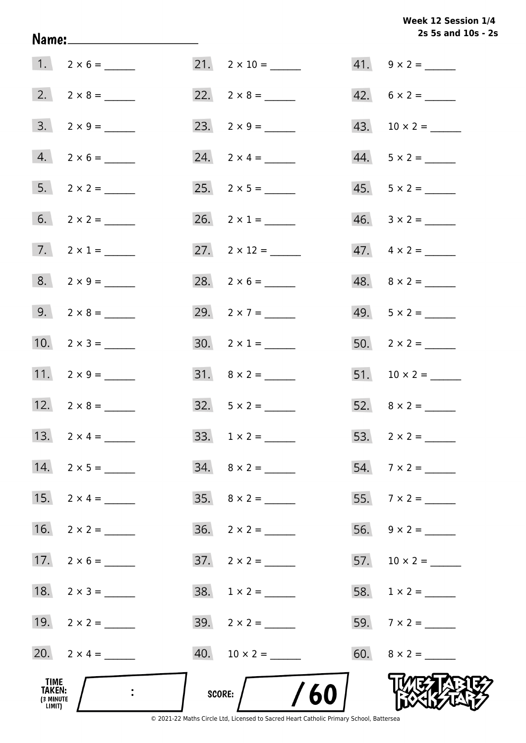**Week 12 Session 1/4**
**2s 5s and 10s - 2s**

Name: ____________________

| | | | | | |
|---|---|---|---|---|---|
| 1. | $2 \times 6 =$ ______ | 21. | $2 \times 10 =$ ______ | 41. | $9 \times 2 =$ ______ |
| 2. | $2 \times 8 =$ ______ | 22. | $2 \times 8 =$ ______ | 42. | $6 \times 2 =$ ______ |
| 3. | $2 \times 9 =$ ______ | 23. | $2 \times 9 =$ ______ | 43. | $10 \times 2 =$ ______ |
| 4. | $2 \times 6 =$ ______ | 24. | $2 \times 4 =$ ______ | 44. | $5 \times 2 =$ ______ |
| 5. | $2 \times 2 =$ ______ | 25. | $2 \times 5 =$ ______ | 45. | $5 \times 2 =$ ______ |
| 6. | $2 \times 2 =$ ______ | 26. | $2 \times 1 =$ ______ | 46. | $3 \times 2 =$ ______ |
| 7. | $2 \times 1 =$ ______ | 27. | $2 \times 12 =$ ______ | 47. | $4 \times 2 =$ ______ |
| 8. | $2 \times 9 =$ ______ | 28. | $2 \times 6 =$ ______ | 48. | $8 \times 2 =$ ______ |
| 9. | $2 \times 8 =$ ______ | 29. | $2 \times 7 =$ ______ | 49. | $5 \times 2 =$ ______ |
| 10. | $2 \times 3 =$ ______ | 30. | $2 \times 1 =$ ______ | 50. | $2 \times 2 =$ ______ |
| 11. | $2 \times 9 =$ ______ | 31. | $8 \times 2 =$ ______ | 51. | $10 \times 2 =$ ______ |
| 12. | $2 \times 8 =$ ______ | 32. | $5 \times 2 =$ ______ | 52. | $8 \times 2 =$ ______ |
| 13. | $2 \times 4 =$ ______ | 33. | $1 \times 2 =$ ______ | 53. | $2 \times 2 =$ ______ |
| 14. | $2 \times 5 =$ ______ | 34. | $8 \times 2 =$ ______ | 54. | $7 \times 2 =$ ______ |
| 15. | $2 \times 4 =$ ______ | 35. | $8 \times 2 =$ ______ | 55. | $7 \times 2 =$ ______ |
| 16. | $2 \times 2 =$ ______ | 36. | $2 \times 2 =$ ______ | 56. | $9 \times 2 =$ ______ |
| 17. | $2 \times 6 =$ ______ | 37. | $2 \times 2 =$ ______ | 57. | $10 \times 2 =$ ______ |
| 18. | $2 \times 3 =$ ______ | 38. | $1 \times 2 =$ ______ | 58. | $1 \times 2 =$ ______ |
| 19. | $2 \times 2 =$ ______ | 39. | $2 \times 2 =$ ______ | 59. | $7 \times 2 =$ ______ |
| 20. | $2 \times 4 =$ ______ | 40. | $10 \times 2 =$ ______ | 60. | $8 \times 2 =$ ______ |

TIME TAKEN: (3 MINUTE LIMIT) ____ : ____

SCORE: ____ / 60

TIMES TABLES ROCK STARS

© 2021-22 Maths Circle Ltd, Licensed to Sacred Heart Catholic Primary School, Battersea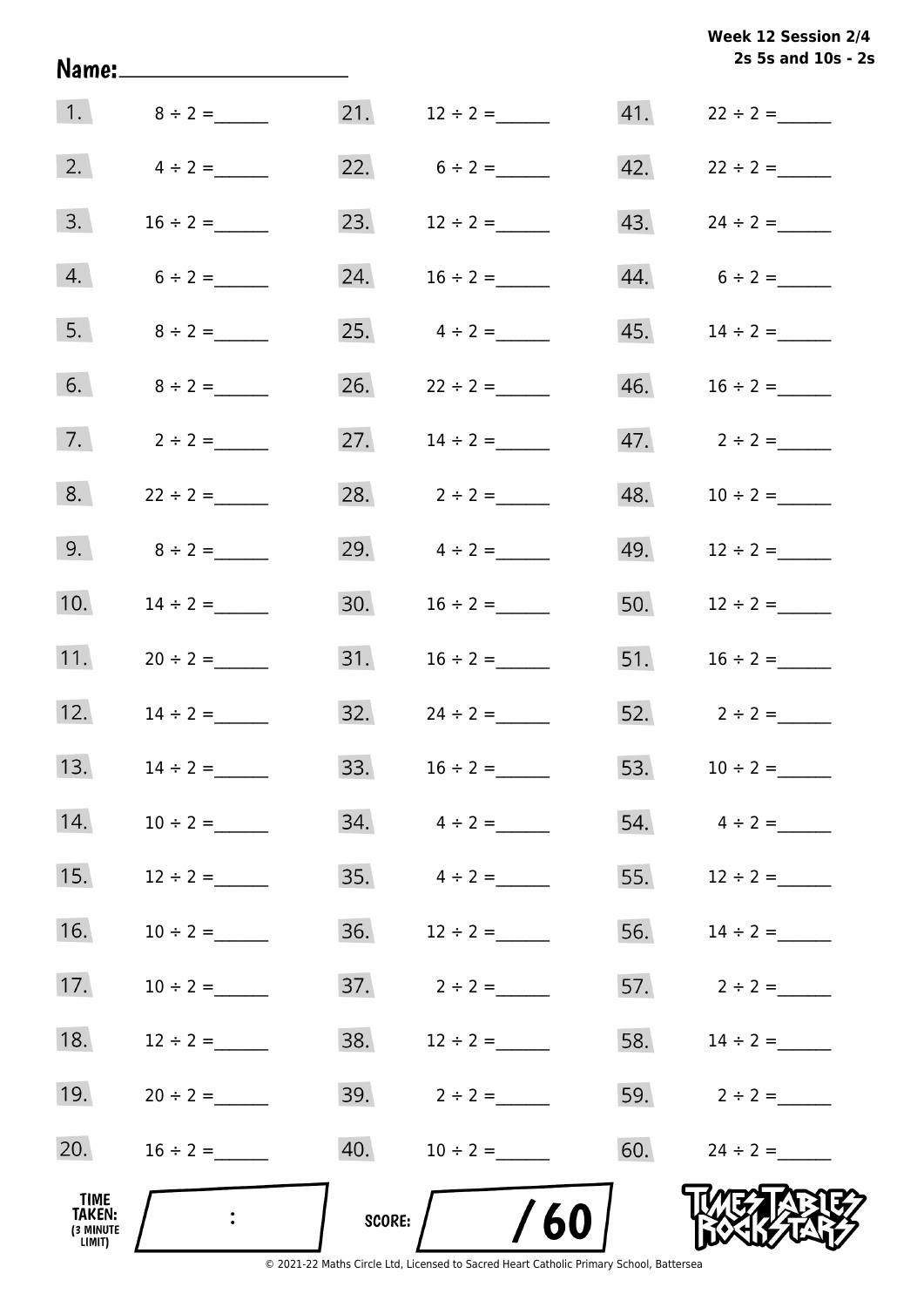Week 12 Session 2/4
2s 5s and 10s - 2s

Name:____________________

| | | | | | |
|---|---|---|---|---|---|
| 1. | $8 \div 2 =$ ______ | 21. | $12 \div 2 =$ ______ | 41. | $22 \div 2 =$ ______ |
| 2. | $4 \div 2 =$ ______ | 22. | $6 \div 2 =$ ______ | 42. | $22 \div 2 =$ ______ |
| 3. | $16 \div 2 =$ ______ | 23. | $12 \div 2 =$ ______ | 43. | $24 \div 2 =$ ______ |
| 4. | $6 \div 2 =$ ______ | 24. | $16 \div 2 =$ ______ | 44. | $6 \div 2 =$ ______ |
| 5. | $8 \div 2 =$ ______ | 25. | $4 \div 2 =$ ______ | 45. | $14 \div 2 =$ ______ |
| 6. | $8 \div 2 =$ ______ | 26. | $22 \div 2 =$ ______ | 46. | $16 \div 2 =$ ______ |
| 7. | $2 \div 2 =$ ______ | 27. | $14 \div 2 =$ ______ | 47. | $2 \div 2 =$ ______ |
| 8. | $22 \div 2 =$ ______ | 28. | $2 \div 2 =$ ______ | 48. | $10 \div 2 =$ ______ |
| 9. | $8 \div 2 =$ ______ | 29. | $4 \div 2 =$ ______ | 49. | $12 \div 2 =$ ______ |
| 10. | $14 \div 2 =$ ______ | 30. | $16 \div 2 =$ ______ | 50. | $12 \div 2 =$ ______ |
| 11. | $20 \div 2 =$ ______ | 31. | $16 \div 2 =$ ______ | 51. | $16 \div 2 =$ ______ |
| 12. | $14 \div 2 =$ ______ | 32. | $24 \div 2 =$ ______ | 52. | $2 \div 2 =$ ______ |
| 13. | $14 \div 2 =$ ______ | 33. | $16 \div 2 =$ ______ | 53. | $10 \div 2 =$ ______ |
| 14. | $10 \div 2 =$ ______ | 34. | $4 \div 2 =$ ______ | 54. | $4 \div 2 =$ ______ |
| 15. | $12 \div 2 =$ ______ | 35. | $4 \div 2 =$ ______ | 55. | $12 \div 2 =$ ______ |
| 16. | $10 \div 2 =$ ______ | 36. | $12 \div 2 =$ ______ | 56. | $14 \div 2 =$ ______ |
| 17. | $10 \div 2 =$ ______ | 37. | $2 \div 2 =$ ______ | 57. | $2 \div 2 =$ ______ |
| 18. | $12 \div 2 =$ ______ | 38. | $12 \div 2 =$ ______ | 58. | $14 \div 2 =$ ______ |
| 19. | $20 \div 2 =$ ______ | 39. | $2 \div 2 =$ ______ | 59. | $2 \div 2 =$ ______ |
| 20. | $16 \div 2 =$ ______ | 40. | $10 \div 2 =$ ______ | 60. | $24 \div 2 =$ ______ |

TIME TAKEN: (3 MINUTE LIMIT) ____ : ____

SCORE: ____ / 60

TIMES TABLES ROCK STARS

© 2021-22 Maths Circle Ltd, Licensed to Sacred Heart Catholic Primary School, Battersea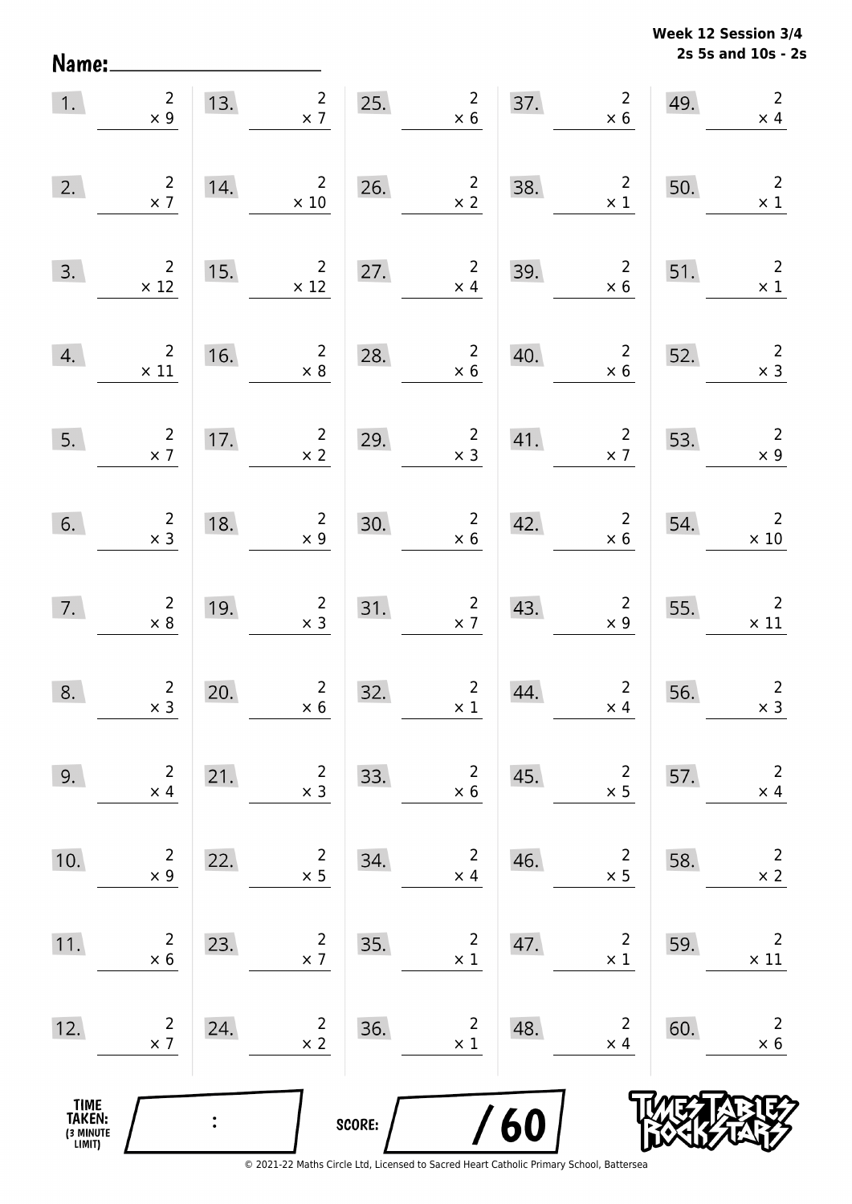Week 12 Session 3/4
2s 5s and 10s - 2s

Name:

| | | | | | | | | | |
|---|---|---|---|---|---|---|---|---|---|
| 1. | $2 \times 9$ | 13. | $2 \times 7$ | 25. | $2 \times 6$ | 37. | $2 \times 6$ | 49. | $2 \times 4$ |
| 2. | $2 \times 7$ | 14. | $2 \times 10$ | 26. | $2 \times 2$ | 38. | $2 \times 1$ | 50. | $2 \times 1$ |
| 3. | $2 \times 12$ | 15. | $2 \times 12$ | 27. | $2 \times 4$ | 39. | $2 \times 6$ | 51. | $2 \times 1$ |
| 4. | $2 \times 11$ | 16. | $2 \times 8$ | 28. | $2 \times 6$ | 40. | $2 \times 6$ | 52. | $2 \times 3$ |
| 5. | $2 \times 7$ | 17. | $2 \times 2$ | 29. | $2 \times 3$ | 41. | $2 \times 7$ | 53. | $2 \times 9$ |
| 6. | $2 \times 3$ | 18. | $2 \times 9$ | 30. | $2 \times 6$ | 42. | $2 \times 6$ | 54. | $2 \times 10$ |
| 7. | $2 \times 8$ | 19. | $2 \times 3$ | 31. | $2 \times 7$ | 43. | $2 \times 9$ | 55. | $2 \times 11$ |
| 8. | $2 \times 3$ | 20. | $2 \times 6$ | 32. | $2 \times 1$ | 44. | $2 \times 4$ | 56. | $2 \times 3$ |
| 9. | $2 \times 4$ | 21. | $2 \times 3$ | 33. | $2 \times 6$ | 45. | $2 \times 5$ | 57. | $2 \times 4$ |
| 10. | $2 \times 9$ | 22. | $2 \times 5$ | 34. | $2 \times 4$ | 46. | $2 \times 5$ | 58. | $2 \times 2$ |
| 11. | $2 \times 6$ | 23. | $2 \times 7$ | 35. | $2 \times 1$ | 47. | $2 \times 1$ | 59. | $2 \times 11$ |
| 12. | $2 \times 7$ | 24. | $2 \times 2$ | 36. | $2 \times 1$ | 48. | $2 \times 4$ | 60. | $2 \times 6$ |

TIME TAKEN: (3 MINUTE LIMIT) :

SCORE: / 60

© 2021-22 Maths Circle Ltd, Licensed to Sacred Heart Catholic Primary School, Battersea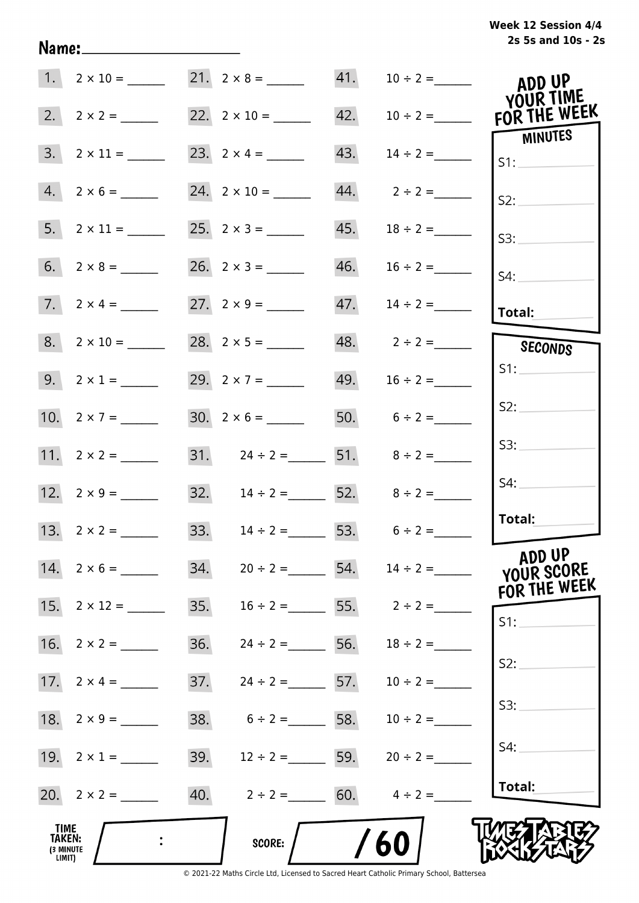Week 12 Session 4/4
2s 5s and 10s - 2s

Name: ____________________

| | | | | | |
|---|---|---|---|---|---|
| 1. | 2 × 10 = ______ | 21. | 2 × 8 = ______ | 41. | 10 ÷ 2 = ______ |
| 2. | 2 × 2 = ______ | 22. | 2 × 10 = ______ | 42. | 10 ÷ 2 = ______ |
| 3. | 2 × 11 = ______ | 23. | 2 × 4 = ______ | 43. | 14 ÷ 2 = ______ |
| 4. | 2 × 6 = ______ | 24. | 2 × 10 = ______ | 44. | 2 ÷ 2 = ______ |
| 5. | 2 × 11 = ______ | 25. | 2 × 3 = ______ | 45. | 18 ÷ 2 = ______ |
| 6. | 2 × 8 = ______ | 26. | 2 × 3 = ______ | 46. | 16 ÷ 2 = ______ |
| 7. | 2 × 4 = ______ | 27. | 2 × 9 = ______ | 47. | 14 ÷ 2 = ______ |
| 8. | 2 × 10 = ______ | 28. | 2 × 5 = ______ | 48. | 2 ÷ 2 = ______ |
| 9. | 2 × 1 = ______ | 29. | 2 × 7 = ______ | 49. | 16 ÷ 2 = ______ |
| 10. | 2 × 7 = ______ | 30. | 2 × 6 = ______ | 50. | 6 ÷ 2 = ______ |
| 11. | 2 × 2 = ______ | 31. | 24 ÷ 2 = ______ | 51. | 8 ÷ 2 = ______ |
| 12. | 2 × 9 = ______ | 32. | 14 ÷ 2 = ______ | 52. | 8 ÷ 2 = ______ |
| 13. | 2 × 2 = ______ | 33. | 14 ÷ 2 = ______ | 53. | 6 ÷ 2 = ______ |
| 14. | 2 × 6 = ______ | 34. | 20 ÷ 2 = ______ | 54. | 14 ÷ 2 = ______ |
| 15. | 2 × 12 = ______ | 35. | 16 ÷ 2 = ______ | 55. | 2 ÷ 2 = ______ |
| 16. | 2 × 2 = ______ | 36. | 24 ÷ 2 = ______ | 56. | 18 ÷ 2 = ______ |
| 17. | 2 × 4 = ______ | 37. | 24 ÷ 2 = ______ | 57. | 10 ÷ 2 = ______ |
| 18. | 2 × 9 = ______ | 38. | 6 ÷ 2 = ______ | 58. | 10 ÷ 2 = ______ |
| 19. | 2 × 1 = ______ | 39. | 12 ÷ 2 = ______ | 59. | 20 ÷ 2 = ______ |
| 20. | 2 × 2 = ______ | 40. | 2 ÷ 2 = ______ | 60. | 4 ÷ 2 = ______ |

**ADD UP YOUR TIME FOR THE WEEK**

**MINUTES**

S1: ________

S2: ________

S3: ________

S4: ________

**Total:** ________

**SECONDS**

S1: ________

S2: ________

S3: ________

S4: ________

**Total:** ________

**ADD UP YOUR SCORE FOR THE WEEK**

S1: ________

S2: ________

S3: ________

S4: ________

**Total:** ________

**TIME TAKEN: (3 MINUTE LIMIT)** ____ : ____

**SCORE:** ____ / 60

TIMES TABLES ROCK STARS

© 2021-22 Maths Circle Ltd, Licensed to Sacred Heart Catholic Primary School, Battersea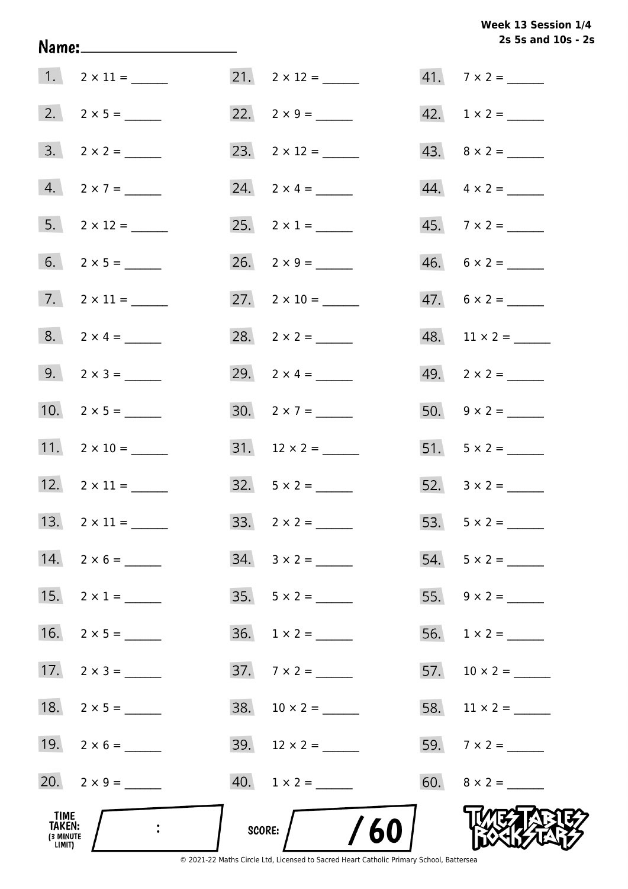**Week 13 Session 1/4**
**2s 5s and 10s - 2s**

Name: ____________________

| | | | | | |
|---|---|---|---|---|---|
| 1. | $2 \times 11 =$ ______ | 21. | $2 \times 12 =$ ______ | 41. | $7 \times 2 =$ ______ |
| 2. | $2 \times 5 =$ ______ | 22. | $2 \times 9 =$ ______ | 42. | $1 \times 2 =$ ______ |
| 3. | $2 \times 2 =$ ______ | 23. | $2 \times 12 =$ ______ | 43. | $8 \times 2 =$ ______ |
| 4. | $2 \times 7 =$ ______ | 24. | $2 \times 4 =$ ______ | 44. | $4 \times 2 =$ ______ |
| 5. | $2 \times 12 =$ ______ | 25. | $2 \times 1 =$ ______ | 45. | $7 \times 2 =$ ______ |
| 6. | $2 \times 5 =$ ______ | 26. | $2 \times 9 =$ ______ | 46. | $6 \times 2 =$ ______ |
| 7. | $2 \times 11 =$ ______ | 27. | $2 \times 10 =$ ______ | 47. | $6 \times 2 =$ ______ |
| 8. | $2 \times 4 =$ ______ | 28. | $2 \times 2 =$ ______ | 48. | $11 \times 2 =$ ______ |
| 9. | $2 \times 3 =$ ______ | 29. | $2 \times 4 =$ ______ | 49. | $2 \times 2 =$ ______ |
| 10. | $2 \times 5 =$ ______ | 30. | $2 \times 7 =$ ______ | 50. | $9 \times 2 =$ ______ |
| 11. | $2 \times 10 =$ ______ | 31. | $12 \times 2 =$ ______ | 51. | $5 \times 2 =$ ______ |
| 12. | $2 \times 11 =$ ______ | 32. | $5 \times 2 =$ ______ | 52. | $3 \times 2 =$ ______ |
| 13. | $2 \times 11 =$ ______ | 33. | $2 \times 2 =$ ______ | 53. | $5 \times 2 =$ ______ |
| 14. | $2 \times 6 =$ ______ | 34. | $3 \times 2 =$ ______ | 54. | $5 \times 2 =$ ______ |
| 15. | $2 \times 1 =$ ______ | 35. | $5 \times 2 =$ ______ | 55. | $9 \times 2 =$ ______ |
| 16. | $2 \times 5 =$ ______ | 36. | $1 \times 2 =$ ______ | 56. | $1 \times 2 =$ ______ |
| 17. | $2 \times 3 =$ ______ | 37. | $7 \times 2 =$ ______ | 57. | $10 \times 2 =$ ______ |
| 18. | $2 \times 5 =$ ______ | 38. | $10 \times 2 =$ ______ | 58. | $11 \times 2 =$ ______ |
| 19. | $2 \times 6 =$ ______ | 39. | $12 \times 2 =$ ______ | 59. | $7 \times 2 =$ ______ |
| 20. | $2 \times 9 =$ ______ | 40. | $1 \times 2 =$ ______ | 60. | $8 \times 2 =$ ______ |

TIME TAKEN: (3 MINUTE LIMIT) ____ : ____

SCORE: ____ / 60

TIMES TABLES ROCK STARS

© 2021-22 Maths Circle Ltd, Licensed to Sacred Heart Catholic Primary School, Battersea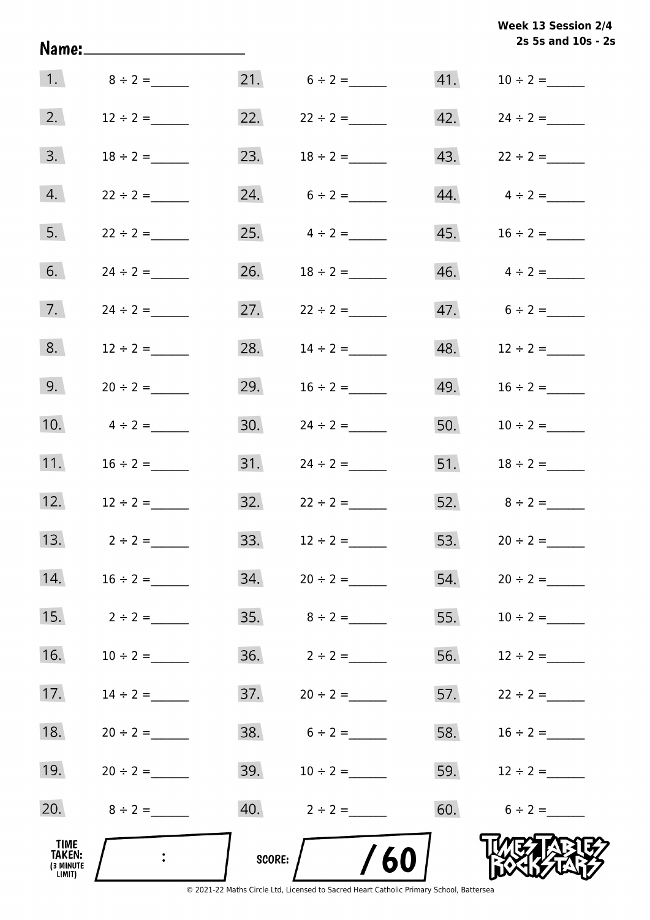Week 13 Session 2/4
2s 5s and 10s - 2s

Name:______________________

| | | | | | |
|---|---|---|---|---|---|
| 1. | $8 \div 2 =$ ______ | 21. | $6 \div 2 =$ ______ | 41. | $10 \div 2 =$ ______ |
| 2. | $12 \div 2 =$ ______ | 22. | $22 \div 2 =$ ______ | 42. | $24 \div 2 =$ ______ |
| 3. | $18 \div 2 =$ ______ | 23. | $18 \div 2 =$ ______ | 43. | $22 \div 2 =$ ______ |
| 4. | $22 \div 2 =$ ______ | 24. | $6 \div 2 =$ ______ | 44. | $4 \div 2 =$ ______ |
| 5. | $22 \div 2 =$ ______ | 25. | $4 \div 2 =$ ______ | 45. | $16 \div 2 =$ ______ |
| 6. | $24 \div 2 =$ ______ | 26. | $18 \div 2 =$ ______ | 46. | $4 \div 2 =$ ______ |
| 7. | $24 \div 2 =$ ______ | 27. | $22 \div 2 =$ ______ | 47. | $6 \div 2 =$ ______ |
| 8. | $12 \div 2 =$ ______ | 28. | $14 \div 2 =$ ______ | 48. | $12 \div 2 =$ ______ |
| 9. | $20 \div 2 =$ ______ | 29. | $16 \div 2 =$ ______ | 49. | $16 \div 2 =$ ______ |
| 10. | $4 \div 2 =$ ______ | 30. | $24 \div 2 =$ ______ | 50. | $10 \div 2 =$ ______ |
| 11. | $16 \div 2 =$ ______ | 31. | $24 \div 2 =$ ______ | 51. | $18 \div 2 =$ ______ |
| 12. | $12 \div 2 =$ ______ | 32. | $22 \div 2 =$ ______ | 52. | $8 \div 2 =$ ______ |
| 13. | $2 \div 2 =$ ______ | 33. | $12 \div 2 =$ ______ | 53. | $20 \div 2 =$ ______ |
| 14. | $16 \div 2 =$ ______ | 34. | $20 \div 2 =$ ______ | 54. | $20 \div 2 =$ ______ |
| 15. | $2 \div 2 =$ ______ | 35. | $8 \div 2 =$ ______ | 55. | $10 \div 2 =$ ______ |
| 16. | $10 \div 2 =$ ______ | 36. | $2 \div 2 =$ ______ | 56. | $12 \div 2 =$ ______ |
| 17. | $14 \div 2 =$ ______ | 37. | $20 \div 2 =$ ______ | 57. | $22 \div 2 =$ ______ |
| 18. | $20 \div 2 =$ ______ | 38. | $6 \div 2 =$ ______ | 58. | $16 \div 2 =$ ______ |
| 19. | $20 \div 2 =$ ______ | 39. | $10 \div 2 =$ ______ | 59. | $12 \div 2 =$ ______ |
| 20. | $8 \div 2 =$ ______ | 40. | $2 \div 2 =$ ______ | 60. | $6 \div 2 =$ ______ |

TIME TAKEN: (3 MINUTE LIMIT) :

SCORE: / 60

© 2021-22 Maths Circle Ltd, Licensed to Sacred Heart Catholic Primary School, Battersea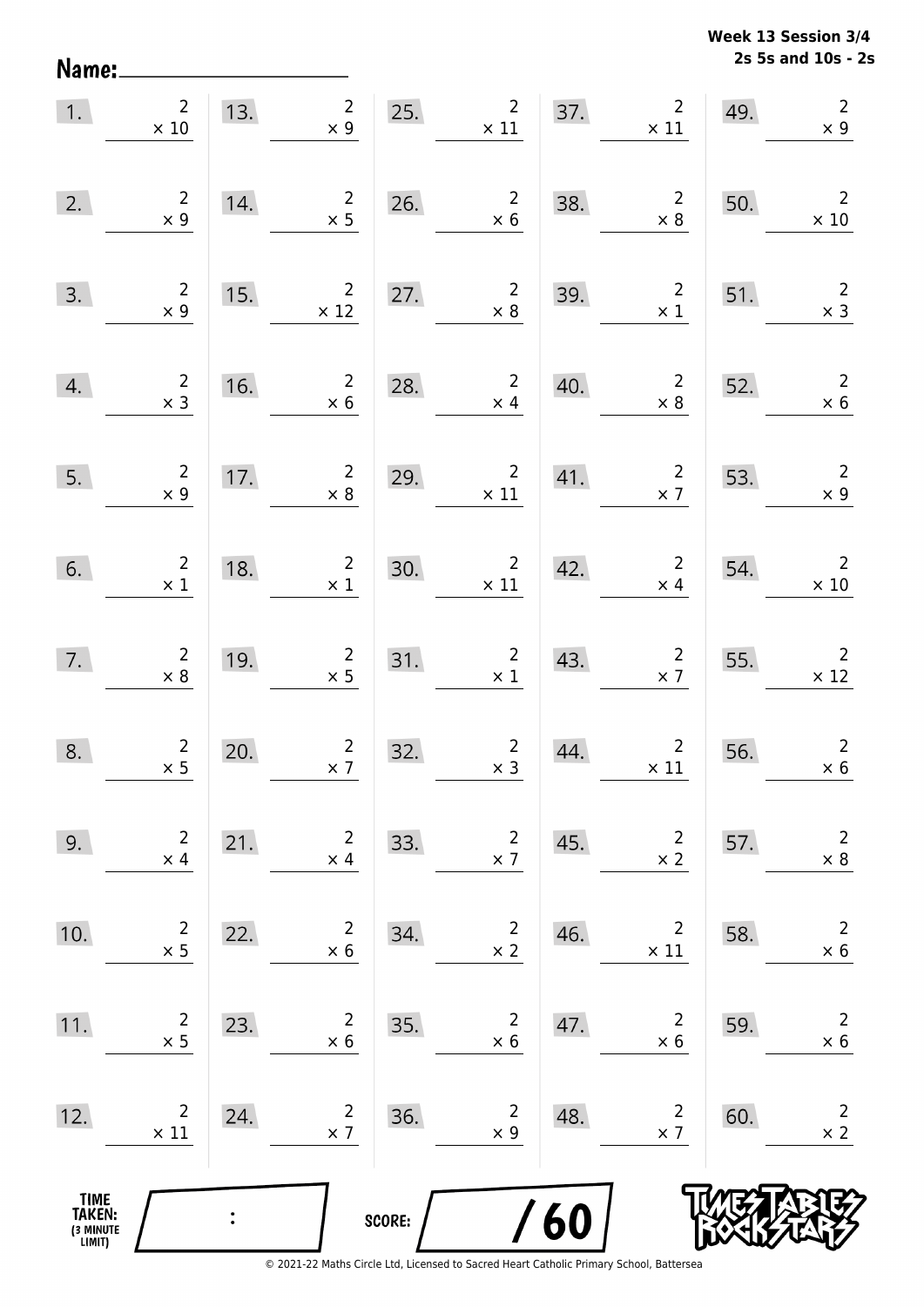Week 13 Session 3/4
2s 5s and 10s - 2s

Name:

| | | | | |
|---|---|---|---|---|
| 1. $2 \times 10$ | 13. $2 \times 9$ | 25. $2 \times 11$ | 37. $2 \times 11$ | 49. $2 \times 9$ |
| 2. $2 \times 9$ | 14. $2 \times 5$ | 26. $2 \times 6$ | 38. $2 \times 8$ | 50. $2 \times 10$ |
| 3. $2 \times 9$ | 15. $2 \times 12$ | 27. $2 \times 8$ | 39. $2 \times 1$ | 51. $2 \times 3$ |
| 4. $2 \times 3$ | 16. $2 \times 6$ | 28. $2 \times 4$ | 40. $2 \times 8$ | 52. $2 \times 6$ |
| 5. $2 \times 9$ | 17. $2 \times 8$ | 29. $2 \times 11$ | 41. $2 \times 7$ | 53. $2 \times 9$ |
| 6. $2 \times 1$ | 18. $2 \times 1$ | 30. $2 \times 11$ | 42. $2 \times 4$ | 54. $2 \times 10$ |
| 7. $2 \times 8$ | 19. $2 \times 5$ | 31. $2 \times 1$ | 43. $2 \times 7$ | 55. $2 \times 12$ |
| 8. $2 \times 5$ | 20. $2 \times 7$ | 32. $2 \times 3$ | 44. $2 \times 11$ | 56. $2 \times 6$ |
| 9. $2 \times 4$ | 21. $2 \times 4$ | 33. $2 \times 7$ | 45. $2 \times 2$ | 57. $2 \times 8$ |
| 10. $2 \times 5$ | 22. $2 \times 6$ | 34. $2 \times 2$ | 46. $2 \times 11$ | 58. $2 \times 6$ |
| 11. $2 \times 5$ | 23. $2 \times 6$ | 35. $2 \times 6$ | 47. $2 \times 6$ | 59. $2 \times 6$ |
| 12. $2 \times 11$ | 24. $2 \times 7$ | 36. $2 \times 9$ | 48. $2 \times 7$ | 60. $2 \times 2$ |

TIME TAKEN: (3 MINUTE LIMIT) :

SCORE: / 60

© 2021-22 Maths Circle Ltd, Licensed to Sacred Heart Catholic Primary School, Battersea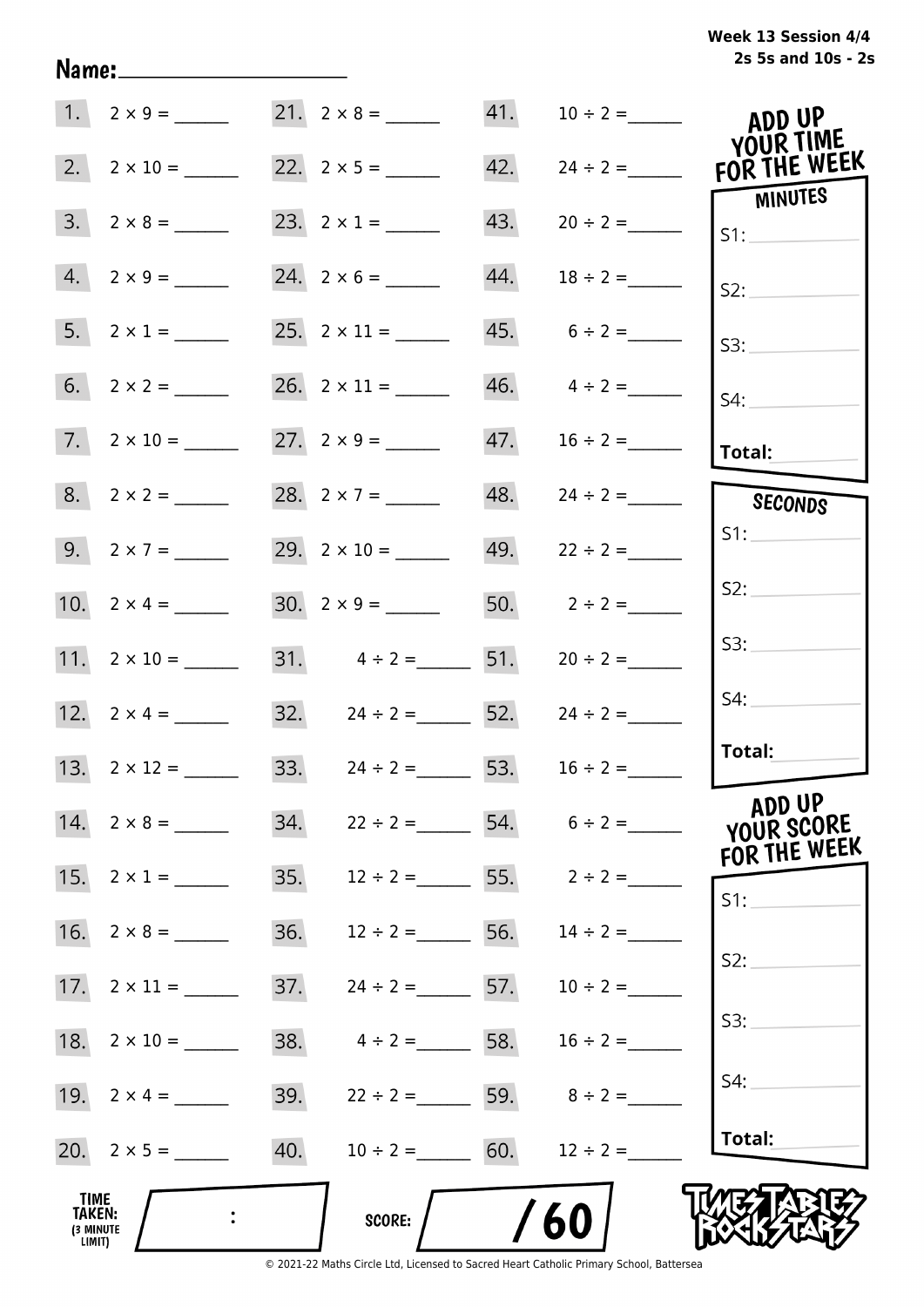**Week 13 Session 4/4**
**2s 5s and 10s - 2s**

Name: ____________________

| | | | | | |
|---|---|---|---|---|---|
| 1. | $2 \times 9 =$ ______ | 21. | $2 \times 8 =$ ______ | 41. | $10 \div 2 =$ ______ |
| 2. | $2 \times 10 =$ ______ | 22. | $2 \times 5 =$ ______ | 42. | $24 \div 2 =$ ______ |
| 3. | $2 \times 8 =$ ______ | 23. | $2 \times 1 =$ ______ | 43. | $20 \div 2 =$ ______ |
| 4. | $2 \times 9 =$ ______ | 24. | $2 \times 6 =$ ______ | 44. | $18 \div 2 =$ ______ |
| 5. | $2 \times 1 =$ ______ | 25. | $2 \times 11 =$ ______ | 45. | $6 \div 2 =$ ______ |
| 6. | $2 \times 2 =$ ______ | 26. | $2 \times 11 =$ ______ | 46. | $4 \div 2 =$ ______ |
| 7. | $2 \times 10 =$ ______ | 27. | $2 \times 9 =$ ______ | 47. | $16 \div 2 =$ ______ |
| 8. | $2 \times 2 =$ ______ | 28. | $2 \times 7 =$ ______ | 48. | $24 \div 2 =$ ______ |
| 9. | $2 \times 7 =$ ______ | 29. | $2 \times 10 =$ ______ | 49. | $22 \div 2 =$ ______ |
| 10. | $2 \times 4 =$ ______ | 30. | $2 \times 9 =$ ______ | 50. | $2 \div 2 =$ ______ |
| 11. | $2 \times 10 =$ ______ | 31. | $4 \div 2 =$ ______ | 51. | $20 \div 2 =$ ______ |
| 12. | $2 \times 4 =$ ______ | 32. | $24 \div 2 =$ ______ | 52. | $24 \div 2 =$ ______ |
| 13. | $2 \times 12 =$ ______ | 33. | $24 \div 2 =$ ______ | 53. | $16 \div 2 =$ ______ |
| 14. | $2 \times 8 =$ ______ | 34. | $22 \div 2 =$ ______ | 54. | $6 \div 2 =$ ______ |
| 15. | $2 \times 1 =$ ______ | 35. | $12 \div 2 =$ ______ | 55. | $2 \div 2 =$ ______ |
| 16. | $2 \times 8 =$ ______ | 36. | $12 \div 2 =$ ______ | 56. | $14 \div 2 =$ ______ |
| 17. | $2 \times 11 =$ ______ | 37. | $24 \div 2 =$ ______ | 57. | $10 \div 2 =$ ______ |
| 18. | $2 \times 10 =$ ______ | 38. | $4 \div 2 =$ ______ | 58. | $16 \div 2 =$ ______ |
| 19. | $2 \times 4 =$ ______ | 39. | $22 \div 2 =$ ______ | 59. | $8 \div 2 =$ ______ |
| 20. | $2 \times 5 =$ ______ | 40. | $10 \div 2 =$ ______ | 60. | $12 \div 2 =$ ______ |

**ADD UP YOUR TIME FOR THE WEEK**

**MINUTES**
S1: ______
S2: ______
S3: ______
S4: ______
**Total:** ______

**SECONDS**
S1: ______
S2: ______
S3: ______
S4: ______
**Total:** ______

**ADD UP YOUR SCORE FOR THE WEEK**
S1: ______
S2: ______
S3: ______
S4: ______
**Total:** ______

**TIME TAKEN:** (3 MINUTE LIMIT) ____ : ____

**SCORE:** ______ / 60

TIMES TABLES ROCK STARS

© 2021-22 Maths Circle Ltd, Licensed to Sacred Heart Catholic Primary School, Battersea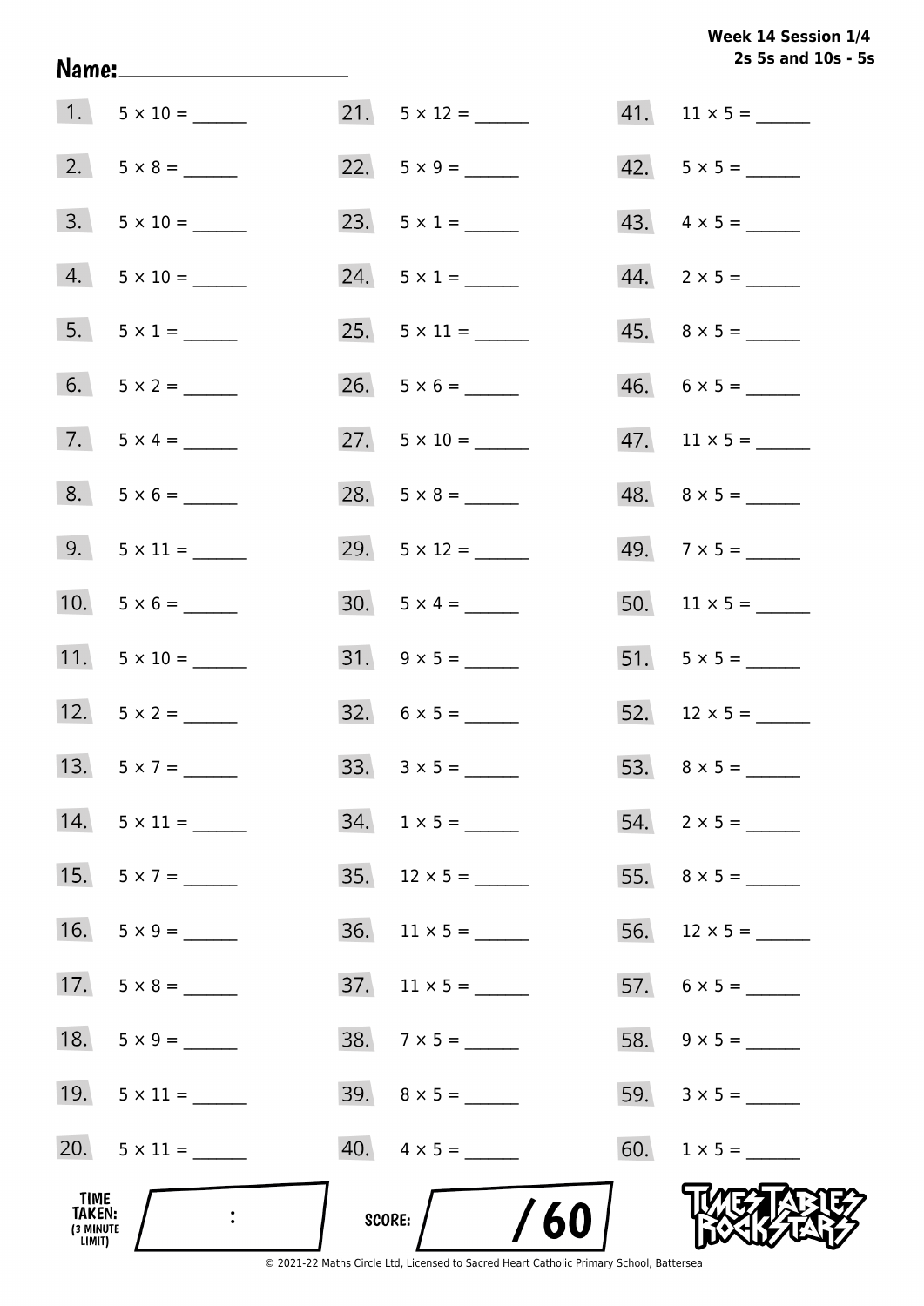**Week 14 Session 1/4**
**2s 5s and 10s - 5s**

Name: ____________________

1. 5 × 10 = ______
2. 5 × 8 = ______
3. 5 × 10 = ______
4. 5 × 10 = ______
5. 5 × 1 = ______
6. 5 × 2 = ______
7. 5 × 4 = ______
8. 5 × 6 = ______
9. 5 × 11 = ______
10. 5 × 6 = ______
11. 5 × 10 = ______
12. 5 × 2 = ______
13. 5 × 7 = ______
14. 5 × 11 = ______
15. 5 × 7 = ______
16. 5 × 9 = ______
17. 5 × 8 = ______
18. 5 × 9 = ______
19. 5 × 11 = ______
20. 5 × 11 = ______
21. 5 × 12 = ______
22. 5 × 9 = ______
23. 5 × 1 = ______
24. 5 × 1 = ______
25. 5 × 11 = ______
26. 5 × 6 = ______
27. 5 × 10 = ______
28. 5 × 8 = ______
29. 5 × 12 = ______
30. 5 × 4 = ______
31. 9 × 5 = ______
32. 6 × 5 = ______
33. 3 × 5 = ______
34. 1 × 5 = ______
35. 12 × 5 = ______
36. 11 × 5 = ______
37. 11 × 5 = ______
38. 7 × 5 = ______
39. 8 × 5 = ______
40. 4 × 5 = ______
41. 11 × 5 = ______
42. 5 × 5 = ______
43. 4 × 5 = ______
44. 2 × 5 = ______
45. 8 × 5 = ______
46. 6 × 5 = ______
47. 11 × 5 = ______
48. 8 × 5 = ______
49. 7 × 5 = ______
50. 11 × 5 = ______
51. 5 × 5 = ______
52. 12 × 5 = ______
53. 8 × 5 = ______
54. 2 × 5 = ______
55. 8 × 5 = ______
56. 12 × 5 = ______
57. 6 × 5 = ______
58. 9 × 5 = ______
59. 3 × 5 = ______
60. 1 × 5 = ______

TIME TAKEN: (3 MINUTE LIMIT) ____ : ____

SCORE: ____ / 60

© 2021-22 Maths Circle Ltd, Licensed to Sacred Heart Catholic Primary School, Battersea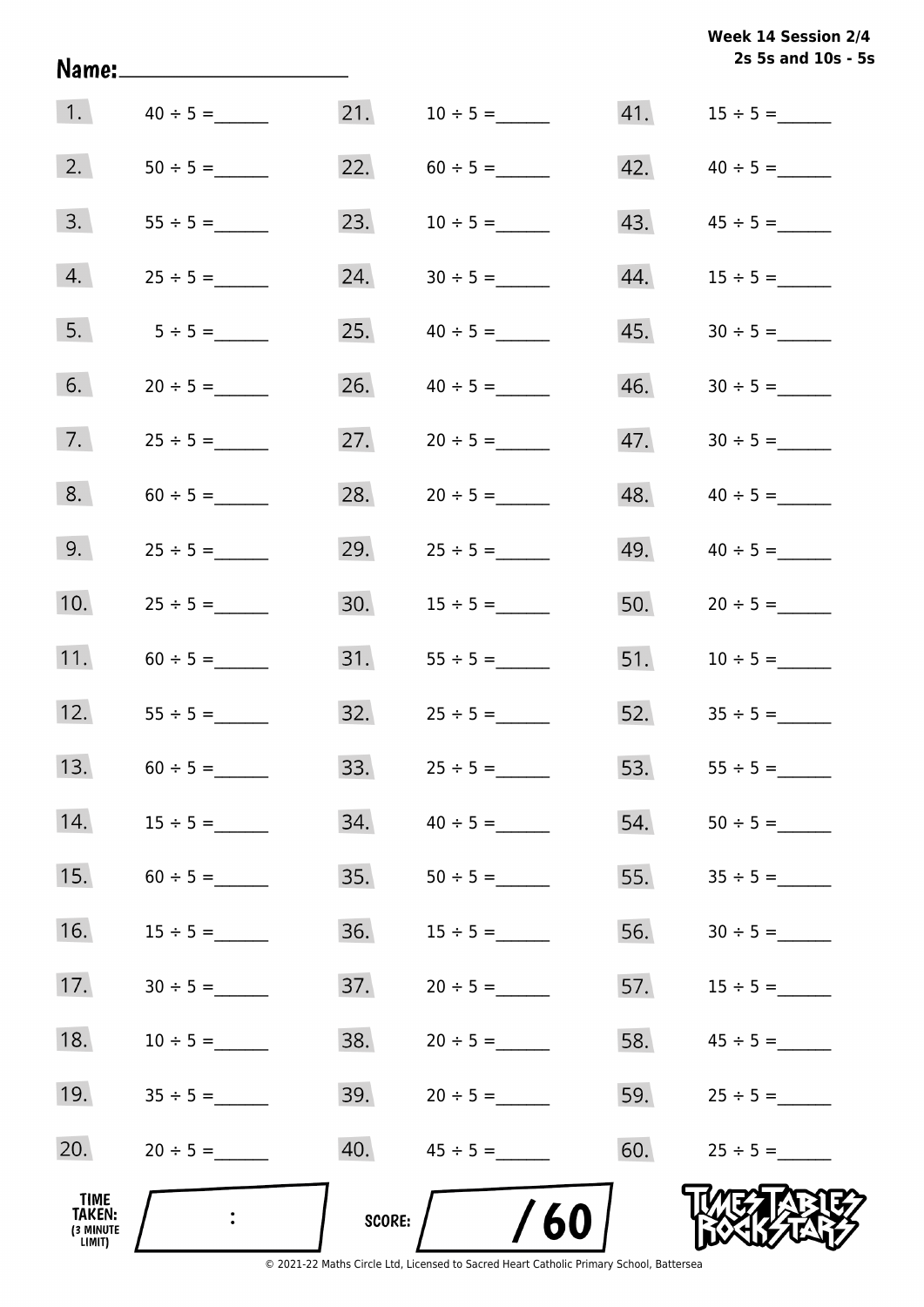Week 14 Session 2/4
2s 5s and 10s - 5s

Name:____________________

1. $40 \div 5 =$ ______
2. $50 \div 5 =$ ______
3. $55 \div 5 =$ ______
4. $25 \div 5 =$ ______
5. $5 \div 5 =$ ______
6. $20 \div 5 =$ ______
7. $25 \div 5 =$ ______
8. $60 \div 5 =$ ______
9. $25 \div 5 =$ ______
10. $25 \div 5 =$ ______
11. $60 \div 5 =$ ______
12. $55 \div 5 =$ ______
13. $60 \div 5 =$ ______
14. $15 \div 5 =$ ______
15. $60 \div 5 =$ ______
16. $15 \div 5 =$ ______
17. $30 \div 5 =$ ______
18. $10 \div 5 =$ ______
19. $35 \div 5 =$ ______
20. $20 \div 5 =$ ______
21. $10 \div 5 =$ ______
22. $60 \div 5 =$ ______
23. $10 \div 5 =$ ______
24. $30 \div 5 =$ ______
25. $40 \div 5 =$ ______
26. $40 \div 5 =$ ______
27. $20 \div 5 =$ ______
28. $20 \div 5 =$ ______
29. $25 \div 5 =$ ______
30. $15 \div 5 =$ ______
31. $55 \div 5 =$ ______
32. $25 \div 5 =$ ______
33. $25 \div 5 =$ ______
34. $40 \div 5 =$ ______
35. $50 \div 5 =$ ______
36. $15 \div 5 =$ ______
37. $20 \div 5 =$ ______
38. $20 \div 5 =$ ______
39. $20 \div 5 =$ ______
40. $45 \div 5 =$ ______
41. $15 \div 5 =$ ______
42. $40 \div 5 =$ ______
43. $45 \div 5 =$ ______
44. $15 \div 5 =$ ______
45. $30 \div 5 =$ ______
46. $30 \div 5 =$ ______
47. $30 \div 5 =$ ______
48. $40 \div 5 =$ ______
49. $40 \div 5 =$ ______
50. $20 \div 5 =$ ______
51. $10 \div 5 =$ ______
52. $35 \div 5 =$ ______
53. $55 \div 5 =$ ______
54. $50 \div 5 =$ ______
55. $35 \div 5 =$ ______
56. $30 \div 5 =$ ______
57. $15 \div 5 =$ ______
58. $45 \div 5 =$ ______
59. $25 \div 5 =$ ______
60. $25 \div 5 =$ ______

TIME TAKEN: (3 MINUTE LIMIT) ____ : ____

SCORE: ____ / 60

TIMES TABLES ROCK STARS

© 2021-22 Maths Circle Ltd, Licensed to Sacred Heart Catholic Primary School, Battersea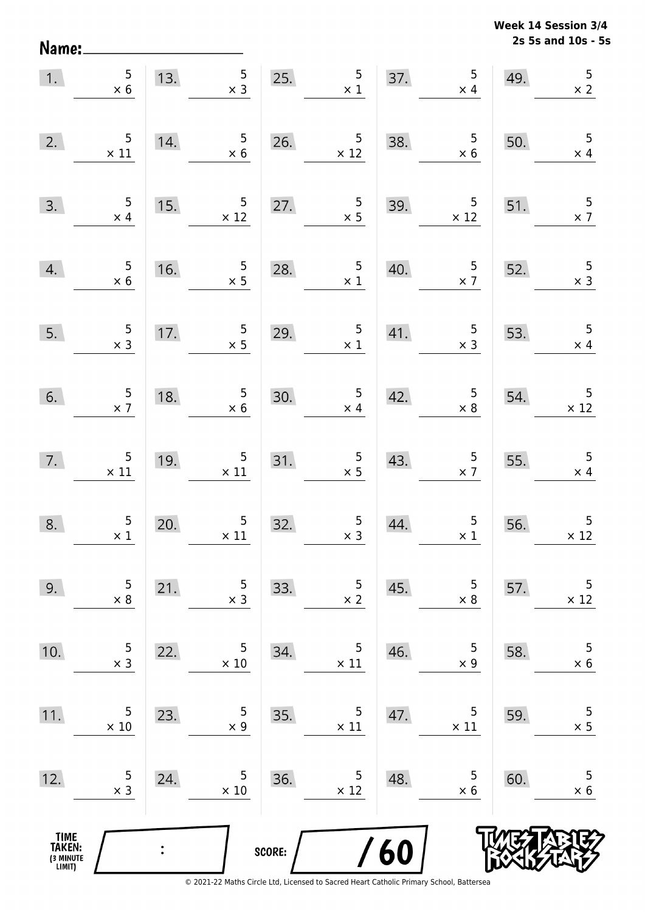**Week 14 Session 3/4**
**2s 5s and 10s - 5s**

Name: ____________________

| | | | | |
|---|---|---|---|---|
| 1. $5 \times 6$ | 13. $5 \times 3$ | 25. $5 \times 1$ | 37. $5 \times 4$ | 49. $5 \times 2$ |
| 2. $5 \times 11$ | 14. $5 \times 6$ | 26. $5 \times 12$ | 38. $5 \times 6$ | 50. $5 \times 4$ |
| 3. $5 \times 4$ | 15. $5 \times 12$ | 27. $5 \times 5$ | 39. $5 \times 12$ | 51. $5 \times 7$ |
| 4. $5 \times 6$ | 16. $5 \times 5$ | 28. $5 \times 1$ | 40. $5 \times 7$ | 52. $5 \times 3$ |
| 5. $5 \times 3$ | 17. $5 \times 5$ | 29. $5 \times 1$ | 41. $5 \times 3$ | 53. $5 \times 4$ |
| 6. $5 \times 7$ | 18. $5 \times 6$ | 30. $5 \times 4$ | 42. $5 \times 8$ | 54. $5 \times 12$ |
| 7. $5 \times 11$ | 19. $5 \times 11$ | 31. $5 \times 5$ | 43. $5 \times 7$ | 55. $5 \times 4$ |
| 8. $5 \times 1$ | 20. $5 \times 11$ | 32. $5 \times 3$ | 44. $5 \times 1$ | 56. $5 \times 12$ |
| 9. $5 \times 8$ | 21. $5 \times 3$ | 33. $5 \times 2$ | 45. $5 \times 8$ | 57. $5 \times 12$ |
| 10. $5 \times 3$ | 22. $5 \times 10$ | 34. $5 \times 11$ | 46. $5 \times 9$ | 58. $5 \times 6$ |
| 11. $5 \times 10$ | 23. $5 \times 9$ | 35. $5 \times 11$ | 47. $5 \times 11$ | 59. $5 \times 5$ |
| 12. $5 \times 3$ | 24. $5 \times 10$ | 36. $5 \times 12$ | 48. $5 \times 6$ | 60. $5 \times 6$ |

TIME TAKEN: (3 MINUTE LIMIT) ____ : ____

SCORE: ____ / 60

TIMES TABLES ROCK STARS

© 2021-22 Maths Circle Ltd, Licensed to Sacred Heart Catholic Primary School, Battersea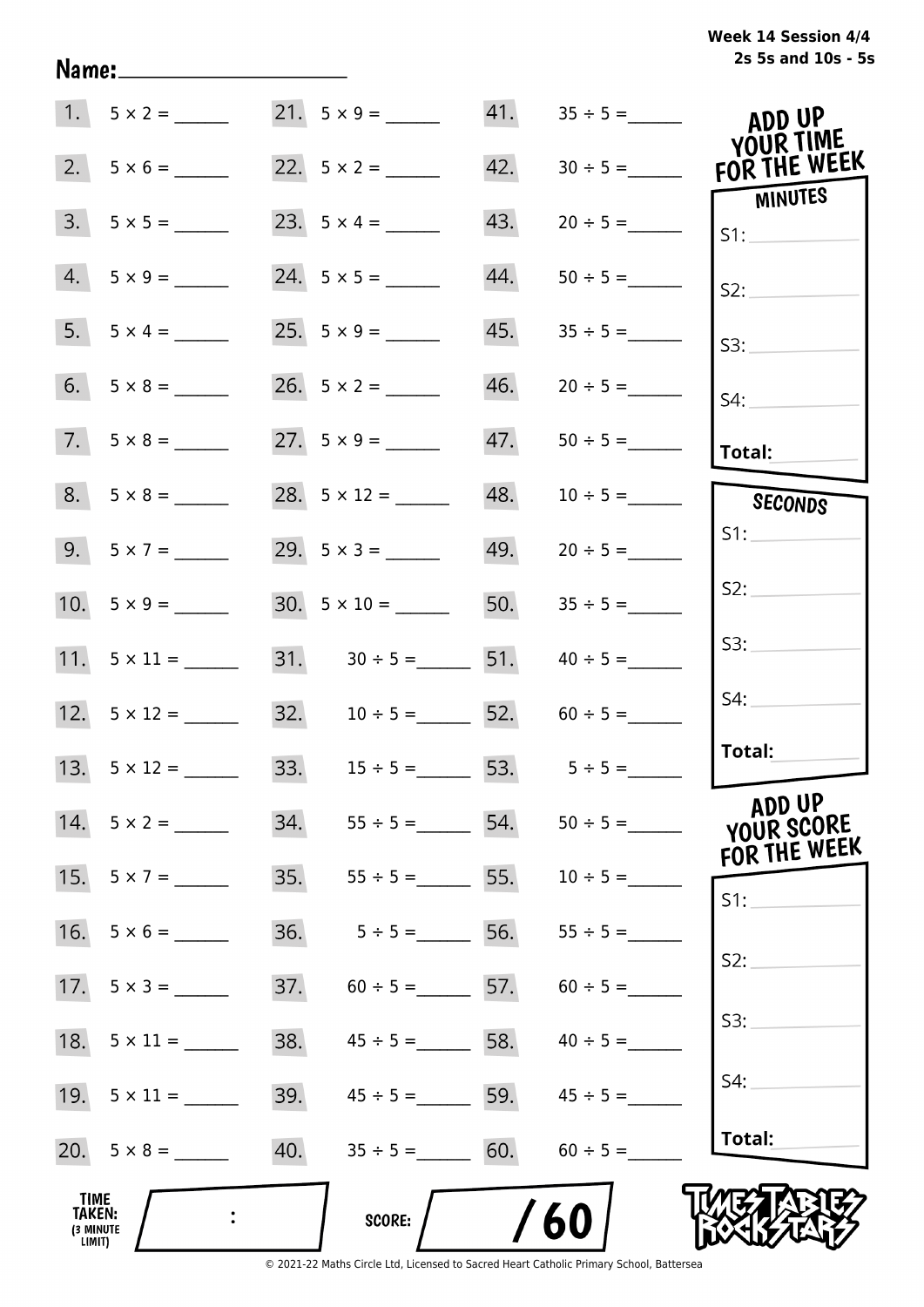Week 14 Session 4/4
2s 5s and 10s - 5s

Name: ____________________

| | | | | | |
|---|---|---|---|---|---|
| 1. | $5 \times 2 =$ ______ | 21. | $5 \times 9 =$ ______ | 41. | $35 \div 5 =$ ______ |
| 2. | $5 \times 6 =$ ______ | 22. | $5 \times 2 =$ ______ | 42. | $30 \div 5 =$ ______ |
| 3. | $5 \times 5 =$ ______ | 23. | $5 \times 4 =$ ______ | 43. | $20 \div 5 =$ ______ |
| 4. | $5 \times 9 =$ ______ | 24. | $5 \times 5 =$ ______ | 44. | $50 \div 5 =$ ______ |
| 5. | $5 \times 4 =$ ______ | 25. | $5 \times 9 =$ ______ | 45. | $35 \div 5 =$ ______ |
| 6. | $5 \times 8 =$ ______ | 26. | $5 \times 2 =$ ______ | 46. | $20 \div 5 =$ ______ |
| 7. | $5 \times 8 =$ ______ | 27. | $5 \times 9 =$ ______ | 47. | $50 \div 5 =$ ______ |
| 8. | $5 \times 8 =$ ______ | 28. | $5 \times 12 =$ ______ | 48. | $10 \div 5 =$ ______ |
| 9. | $5 \times 7 =$ ______ | 29. | $5 \times 3 =$ ______ | 49. | $20 \div 5 =$ ______ |
| 10. | $5 \times 9 =$ ______ | 30. | $5 \times 10 =$ ______ | 50. | $35 \div 5 =$ ______ |
| 11. | $5 \times 11 =$ ______ | 31. | $30 \div 5 =$ ______ | 51. | $40 \div 5 =$ ______ |
| 12. | $5 \times 12 =$ ______ | 32. | $10 \div 5 =$ ______ | 52. | $60 \div 5 =$ ______ |
| 13. | $5 \times 12 =$ ______ | 33. | $15 \div 5 =$ ______ | 53. | $5 \div 5 =$ ______ |
| 14. | $5 \times 2 =$ ______ | 34. | $55 \div 5 =$ ______ | 54. | $50 \div 5 =$ ______ |
| 15. | $5 \times 7 =$ ______ | 35. | $55 \div 5 =$ ______ | 55. | $10 \div 5 =$ ______ |
| 16. | $5 \times 6 =$ ______ | 36. | $5 \div 5 =$ ______ | 56. | $55 \div 5 =$ ______ |
| 17. | $5 \times 3 =$ ______ | 37. | $60 \div 5 =$ ______ | 57. | $60 \div 5 =$ ______ |
| 18. | $5 \times 11 =$ ______ | 38. | $45 \div 5 =$ ______ | 58. | $40 \div 5 =$ ______ |
| 19. | $5 \times 11 =$ ______ | 39. | $45 \div 5 =$ ______ | 59. | $45 \div 5 =$ ______ |
| 20. | $5 \times 8 =$ ______ | 40. | $35 \div 5 =$ ______ | 60. | $60 \div 5 =$ ______ |

**ADD UP YOUR TIME FOR THE WEEK**

**MINUTES**
S1: ______
S2: ______
S3: ______
S4: ______
**Total:** ______

**SECONDS**
S1: ______
S2: ______
S3: ______
S4: ______
**Total:** ______

**ADD UP YOUR SCORE FOR THE WEEK**
S1: ______
S2: ______
S3: ______
S4: ______
**Total:** ______

**TIME TAKEN:** (3 MINUTE LIMIT) ____ : ____

**SCORE:** ____ / 60

TIMES TABLES ROCK STARS

© 2021-22 Maths Circle Ltd, Licensed to Sacred Heart Catholic Primary School, Battersea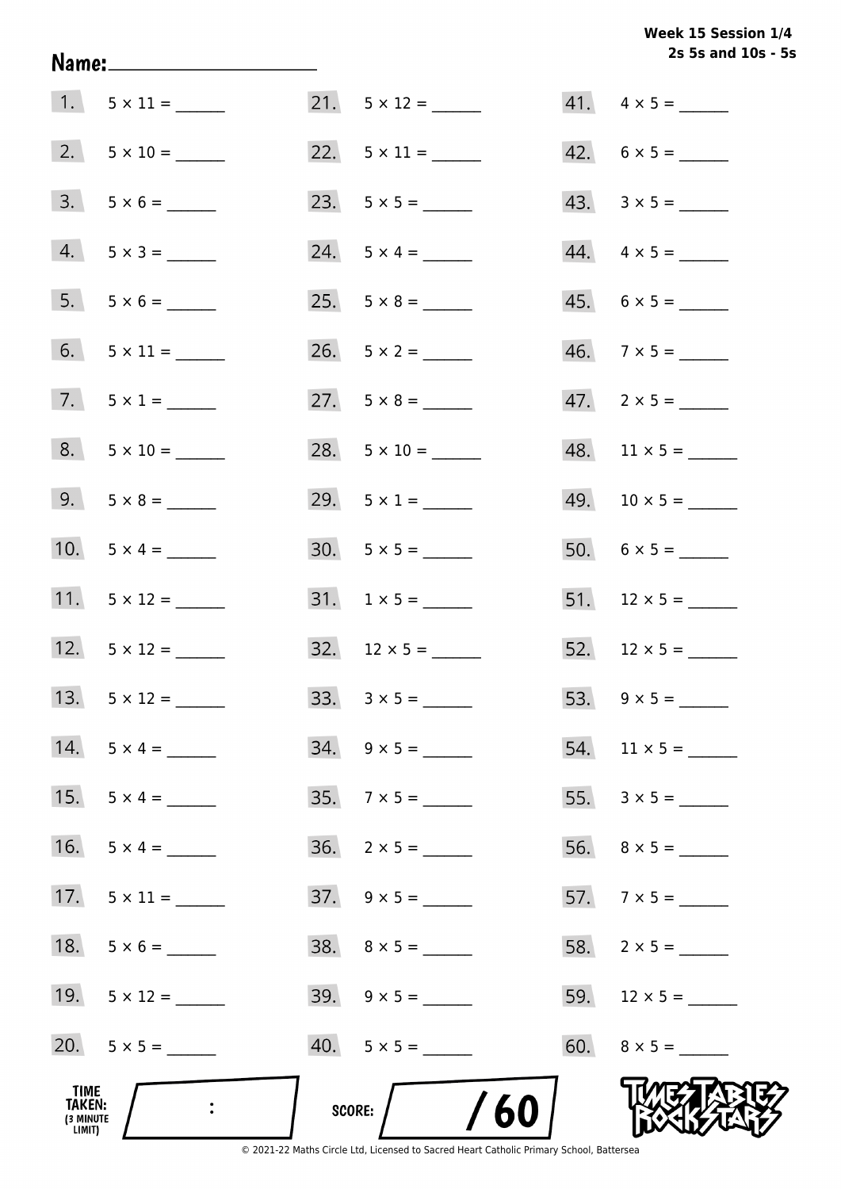**Week 15 Session 1/4**
**2s 5s and 10s - 5s**

**Name:** ____________________

1. 5 × 11 = ______
2. 5 × 10 = ______
3. 5 × 6 = ______
4. 5 × 3 = ______
5. 5 × 6 = ______
6. 5 × 11 = ______
7. 5 × 1 = ______
8. 5 × 10 = ______
9. 5 × 8 = ______
10. 5 × 4 = ______
11. 5 × 12 = ______
12. 5 × 12 = ______
13. 5 × 12 = ______
14. 5 × 4 = ______
15. 5 × 4 = ______
16. 5 × 4 = ______
17. 5 × 11 = ______
18. 5 × 6 = ______
19. 5 × 12 = ______
20. 5 × 5 = ______
21. 5 × 12 = ______
22. 5 × 11 = ______
23. 5 × 5 = ______
24. 5 × 4 = ______
25. 5 × 8 = ______
26. 5 × 2 = ______
27. 5 × 8 = ______
28. 5 × 10 = ______
29. 5 × 1 = ______
30. 5 × 5 = ______
31. 1 × 5 = ______
32. 12 × 5 = ______
33. 3 × 5 = ______
34. 9 × 5 = ______
35. 7 × 5 = ______
36. 2 × 5 = ______
37. 9 × 5 = ______
38. 8 × 5 = ______
39. 9 × 5 = ______
40. 5 × 5 = ______
41. 4 × 5 = ______
42. 6 × 5 = ______
43. 3 × 5 = ______
44. 4 × 5 = ______
45. 6 × 5 = ______
46. 7 × 5 = ______
47. 2 × 5 = ______
48. 11 × 5 = ______
49. 10 × 5 = ______
50. 6 × 5 = ______
51. 12 × 5 = ______
52. 12 × 5 = ______
53. 9 × 5 = ______
54. 11 × 5 = ______
55. 3 × 5 = ______
56. 8 × 5 = ______
57. 7 × 5 = ______
58. 2 × 5 = ______
59. 12 × 5 = ______
60. 8 × 5 = ______

**TIME TAKEN:** (3 MINUTE LIMIT) ____ : ____

**SCORE:** ____ / 60

TIMES TABLES ROCK STARS

© 2021-22 Maths Circle Ltd, Licensed to Sacred Heart Catholic Primary School, Battersea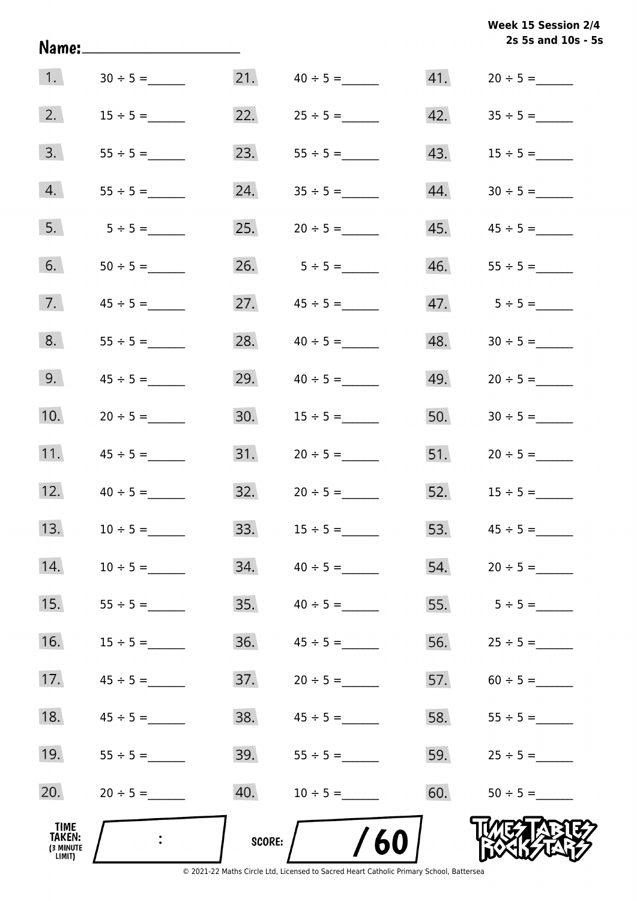Week 15 Session 2/4
2s 5s and 10s - 5s

Name:______________________

| | | | | | |
|---|---|---|---|---|---|
| 1. | $30 \div 5 =$ ______ | 21. | $40 \div 5 =$ ______ | 41. | $20 \div 5 =$ ______ |
| 2. | $15 \div 5 =$ ______ | 22. | $25 \div 5 =$ ______ | 42. | $35 \div 5 =$ ______ |
| 3. | $55 \div 5 =$ ______ | 23. | $55 \div 5 =$ ______ | 43. | $15 \div 5 =$ ______ |
| 4. | $55 \div 5 =$ ______ | 24. | $35 \div 5 =$ ______ | 44. | $30 \div 5 =$ ______ |
| 5. | $5 \div 5 =$ ______ | 25. | $20 \div 5 =$ ______ | 45. | $45 \div 5 =$ ______ |
| 6. | $50 \div 5 =$ ______ | 26. | $5 \div 5 =$ ______ | 46. | $55 \div 5 =$ ______ |
| 7. | $45 \div 5 =$ ______ | 27. | $45 \div 5 =$ ______ | 47. | $5 \div 5 =$ ______ |
| 8. | $55 \div 5 =$ ______ | 28. | $40 \div 5 =$ ______ | 48. | $30 \div 5 =$ ______ |
| 9. | $45 \div 5 =$ ______ | 29. | $40 \div 5 =$ ______ | 49. | $20 \div 5 =$ ______ |
| 10. | $20 \div 5 =$ ______ | 30. | $15 \div 5 =$ ______ | 50. | $30 \div 5 =$ ______ |
| 11. | $45 \div 5 =$ ______ | 31. | $20 \div 5 =$ ______ | 51. | $20 \div 5 =$ ______ |
| 12. | $40 \div 5 =$ ______ | 32. | $20 \div 5 =$ ______ | 52. | $15 \div 5 =$ ______ |
| 13. | $10 \div 5 =$ ______ | 33. | $15 \div 5 =$ ______ | 53. | $45 \div 5 =$ ______ |
| 14. | $10 \div 5 =$ ______ | 34. | $40 \div 5 =$ ______ | 54. | $20 \div 5 =$ ______ |
| 15. | $55 \div 5 =$ ______ | 35. | $40 \div 5 =$ ______ | 55. | $5 \div 5 =$ ______ |
| 16. | $15 \div 5 =$ ______ | 36. | $45 \div 5 =$ ______ | 56. | $25 \div 5 =$ ______ |
| 17. | $45 \div 5 =$ ______ | 37. | $20 \div 5 =$ ______ | 57. | $60 \div 5 =$ ______ |
| 18. | $45 \div 5 =$ ______ | 38. | $45 \div 5 =$ ______ | 58. | $55 \div 5 =$ ______ |
| 19. | $55 \div 5 =$ ______ | 39. | $55 \div 5 =$ ______ | 59. | $25 \div 5 =$ ______ |
| 20. | $20 \div 5 =$ ______ | 40. | $10 \div 5 =$ ______ | 60. | $50 \div 5 =$ ______ |

TIME TAKEN: (3 MINUTE LIMIT) : 

SCORE: / 60

TIMES TABLES ROCK STARS

© 2021-22 Maths Circle Ltd, Licensed to Sacred Heart Catholic Primary School, Battersea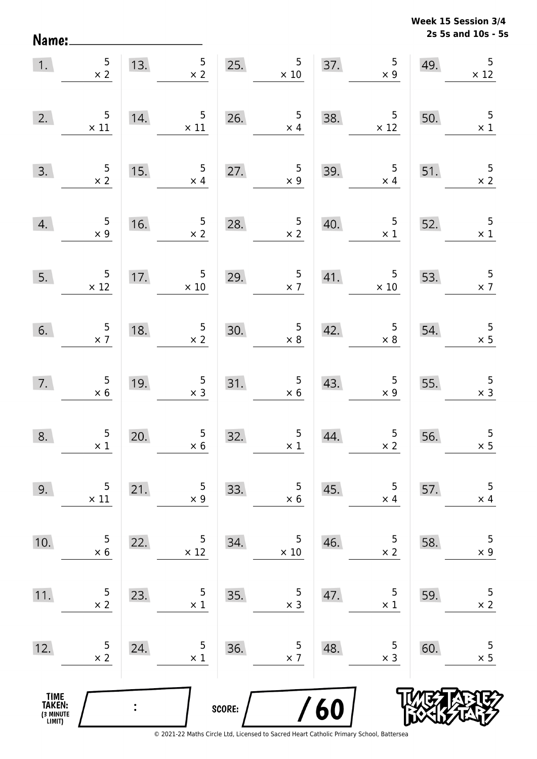**Week 15 Session 3/4**
**2s 5s and 10s - 5s**

Name: ____________________

1. $5 \times 2$
2. $5 \times 11$
3. $5 \times 2$
4. $5 \times 9$
5. $5 \times 12$
6. $5 \times 7$
7. $5 \times 6$
8. $5 \times 1$
9. $5 \times 11$
10. $5 \times 6$
11. $5 \times 2$
12. $5 \times 2$
13. $5 \times 2$
14. $5 \times 11$
15. $5 \times 4$
16. $5 \times 2$
17. $5 \times 10$
18. $5 \times 2$
19. $5 \times 3$
20. $5 \times 6$
21. $5 \times 9$
22. $5 \times 12$
23. $5 \times 1$
24. $5 \times 1$
25. $5 \times 10$
26. $5 \times 4$
27. $5 \times 9$
28. $5 \times 2$
29. $5 \times 7$
30. $5 \times 8$
31. $5 \times 6$
32. $5 \times 1$
33. $5 \times 6$
34. $5 \times 10$
35. $5 \times 3$
36. $5 \times 7$
37. $5 \times 9$
38. $5 \times 12$
39. $5 \times 4$
40. $5 \times 1$
41. $5 \times 10$
42. $5 \times 8$
43. $5 \times 9$
44. $5 \times 2$
45. $5 \times 4$
46. $5 \times 2$
47. $5 \times 1$
48. $5 \times 3$
49. $5 \times 12$
50. $5 \times 1$
51. $5 \times 2$
52. $5 \times 1$
53. $5 \times 7$
54. $5 \times 5$
55. $5 \times 3$
56. $5 \times 5$
57. $5 \times 4$
58. $5 \times 9$
59. $5 \times 2$
60. $5 \times 5$

TIME TAKEN: (3 MINUTE LIMIT) ___ : ___

SCORE: ___ / 60

© 2021-22 Maths Circle Ltd, Licensed to Sacred Heart Catholic Primary School, Battersea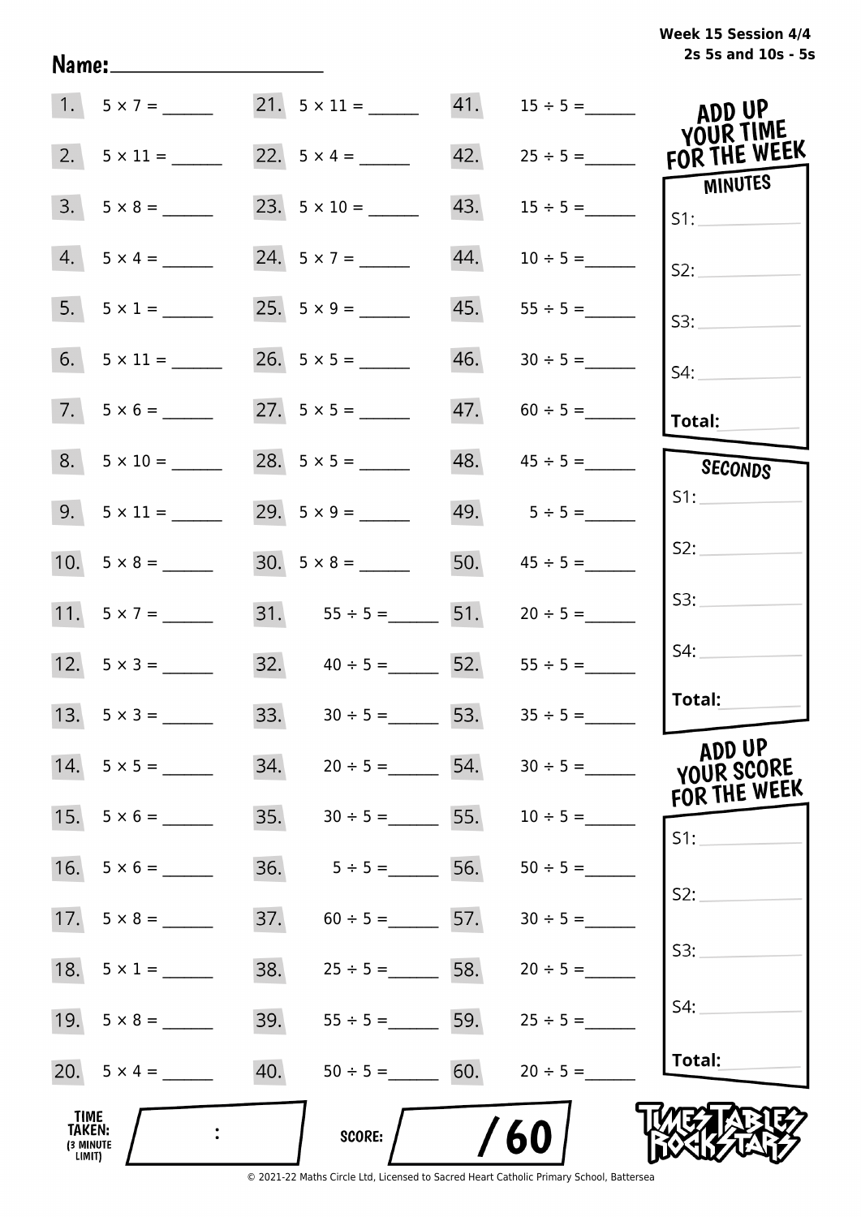Week 15 Session 4/4
2s 5s and 10s - 5s

Name:____________________

| | | | | | |
|---|---|---|---|---|---|
| 1. | $5 \times 7 =$ ______ | 21. | $5 \times 11 =$ ______ | 41. | $15 \div 5 =$ ______ |
| 2. | $5 \times 11 =$ ______ | 22. | $5 \times 4 =$ ______ | 42. | $25 \div 5 =$ ______ |
| 3. | $5 \times 8 =$ ______ | 23. | $5 \times 10 =$ ______ | 43. | $15 \div 5 =$ ______ |
| 4. | $5 \times 4 =$ ______ | 24. | $5 \times 7 =$ ______ | 44. | $10 \div 5 =$ ______ |
| 5. | $5 \times 1 =$ ______ | 25. | $5 \times 9 =$ ______ | 45. | $55 \div 5 =$ ______ |
| 6. | $5 \times 11 =$ ______ | 26. | $5 \times 5 =$ ______ | 46. | $30 \div 5 =$ ______ |
| 7. | $5 \times 6 =$ ______ | 27. | $5 \times 5 =$ ______ | 47. | $60 \div 5 =$ ______ |
| 8. | $5 \times 10 =$ ______ | 28. | $5 \times 5 =$ ______ | 48. | $45 \div 5 =$ ______ |
| 9. | $5 \times 11 =$ ______ | 29. | $5 \times 9 =$ ______ | 49. | $5 \div 5 =$ ______ |
| 10. | $5 \times 8 =$ ______ | 30. | $5 \times 8 =$ ______ | 50. | $45 \div 5 =$ ______ |
| 11. | $5 \times 7 =$ ______ | 31. | $55 \div 5 =$ ______ | 51. | $20 \div 5 =$ ______ |
| 12. | $5 \times 3 =$ ______ | 32. | $40 \div 5 =$ ______ | 52. | $55 \div 5 =$ ______ |
| 13. | $5 \times 3 =$ ______ | 33. | $30 \div 5 =$ ______ | 53. | $35 \div 5 =$ ______ |
| 14. | $5 \times 5 =$ ______ | 34. | $20 \div 5 =$ ______ | 54. | $30 \div 5 =$ ______ |
| 15. | $5 \times 6 =$ ______ | 35. | $30 \div 5 =$ ______ | 55. | $10 \div 5 =$ ______ |
| 16. | $5 \times 6 =$ ______ | 36. | $5 \div 5 =$ ______ | 56. | $50 \div 5 =$ ______ |
| 17. | $5 \times 8 =$ ______ | 37. | $60 \div 5 =$ ______ | 57. | $30 \div 5 =$ ______ |
| 18. | $5 \times 1 =$ ______ | 38. | $25 \div 5 =$ ______ | 58. | $20 \div 5 =$ ______ |
| 19. | $5 \times 8 =$ ______ | 39. | $55 \div 5 =$ ______ | 59. | $25 \div 5 =$ ______ |
| 20. | $5 \times 4 =$ ______ | 40. | $50 \div 5 =$ ______ | 60. | $20 \div 5 =$ ______ |

**ADD UP YOUR TIME FOR THE WEEK**

**MINUTES**
S1:
S2:
S3:
S4:
**Total:**

**SECONDS**
S1:
S2:
S3:
S4:
**Total:**

**ADD UP YOUR SCORE FOR THE WEEK**
S1:
S2:
S3:
S4:
**Total:**

**TIME TAKEN:** (3 MINUTE LIMIT) :

**SCORE:** / 60

TIMES TABLES ROCK STARS

© 2021-22 Maths Circle Ltd, Licensed to Sacred Heart Catholic Primary School, Battersea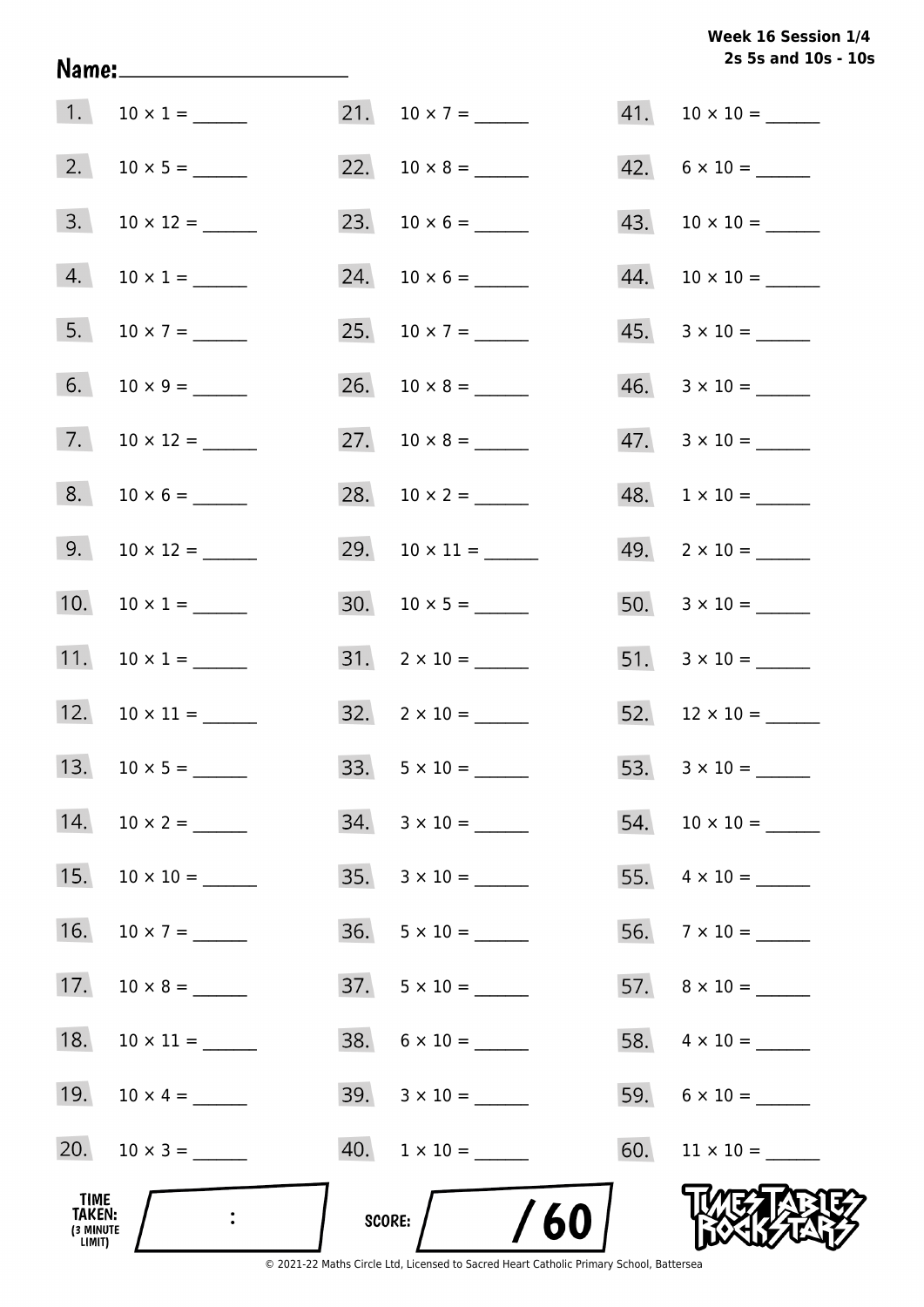**Week 16 Session 1/4**
**2s 5s and 10s - 10s**

Name: ____________________

1. $10 \times 1 =$ ______
2. $10 \times 5 =$ ______
3. $10 \times 12 =$ ______
4. $10 \times 1 =$ ______
5. $10 \times 7 =$ ______
6. $10 \times 9 =$ ______
7. $10 \times 12 =$ ______
8. $10 \times 6 =$ ______
9. $10 \times 12 =$ ______
10. $10 \times 1 =$ ______
11. $10 \times 1 =$ ______
12. $10 \times 11 =$ ______
13. $10 \times 5 =$ ______
14. $10 \times 2 =$ ______
15. $10 \times 10 =$ ______
16. $10 \times 7 =$ ______
17. $10 \times 8 =$ ______
18. $10 \times 11 =$ ______
19. $10 \times 4 =$ ______
20. $10 \times 3 =$ ______
21. $10 \times 7 =$ ______
22. $10 \times 8 =$ ______
23. $10 \times 6 =$ ______
24. $10 \times 6 =$ ______
25. $10 \times 7 =$ ______
26. $10 \times 8 =$ ______
27. $10 \times 8 =$ ______
28. $10 \times 2 =$ ______
29. $10 \times 11 =$ ______
30. $10 \times 5 =$ ______
31. $2 \times 10 =$ ______
32. $2 \times 10 =$ ______
33. $5 \times 10 =$ ______
34. $3 \times 10 =$ ______
35. $3 \times 10 =$ ______
36. $5 \times 10 =$ ______
37. $5 \times 10 =$ ______
38. $6 \times 10 =$ ______
39. $3 \times 10 =$ ______
40. $1 \times 10 =$ ______
41. $10 \times 10 =$ ______
42. $6 \times 10 =$ ______
43. $10 \times 10 =$ ______
44. $10 \times 10 =$ ______
45. $3 \times 10 =$ ______
46. $3 \times 10 =$ ______
47. $3 \times 10 =$ ______
48. $1 \times 10 =$ ______
49. $2 \times 10 =$ ______
50. $3 \times 10 =$ ______
51. $3 \times 10 =$ ______
52. $12 \times 10 =$ ______
53. $3 \times 10 =$ ______
54. $10 \times 10 =$ ______
55. $4 \times 10 =$ ______
56. $7 \times 10 =$ ______
57. $8 \times 10 =$ ______
58. $4 \times 10 =$ ______
59. $6 \times 10 =$ ______
60. $11 \times 10 =$ ______

TIME TAKEN: (3 MINUTE LIMIT) ____ : ____

SCORE: ____ / 60

TIMES TABLES ROCK STARS

© 2021-22 Maths Circle Ltd, Licensed to Sacred Heart Catholic Primary School, Battersea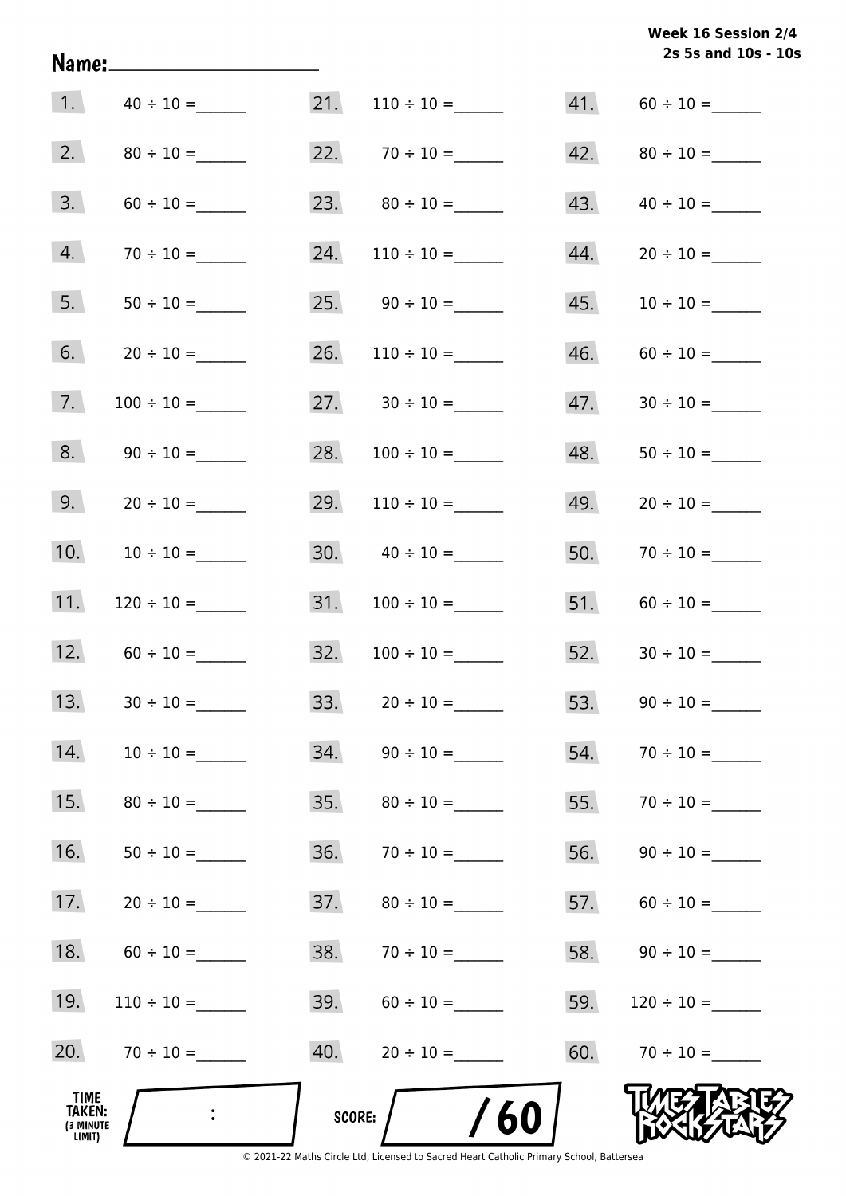Week 16 Session 2/4
2s 5s and 10s - 10s

Name:____________________

| | | | | | |
|---|---|---|---|---|---|
| 1. | $40 \div 10 =$ ______ | 21. | $110 \div 10 =$ ______ | 41. | $60 \div 10 =$ ______ |
| 2. | $80 \div 10 =$ ______ | 22. | $70 \div 10 =$ ______ | 42. | $80 \div 10 =$ ______ |
| 3. | $60 \div 10 =$ ______ | 23. | $80 \div 10 =$ ______ | 43. | $40 \div 10 =$ ______ |
| 4. | $70 \div 10 =$ ______ | 24. | $110 \div 10 =$ ______ | 44. | $20 \div 10 =$ ______ |
| 5. | $50 \div 10 =$ ______ | 25. | $90 \div 10 =$ ______ | 45. | $10 \div 10 =$ ______ |
| 6. | $20 \div 10 =$ ______ | 26. | $110 \div 10 =$ ______ | 46. | $60 \div 10 =$ ______ |
| 7. | $100 \div 10 =$ ______ | 27. | $30 \div 10 =$ ______ | 47. | $30 \div 10 =$ ______ |
| 8. | $90 \div 10 =$ ______ | 28. | $100 \div 10 =$ ______ | 48. | $50 \div 10 =$ ______ |
| 9. | $20 \div 10 =$ ______ | 29. | $110 \div 10 =$ ______ | 49. | $20 \div 10 =$ ______ |
| 10. | $10 \div 10 =$ ______ | 30. | $40 \div 10 =$ ______ | 50. | $70 \div 10 =$ ______ |
| 11. | $120 \div 10 =$ ______ | 31. | $100 \div 10 =$ ______ | 51. | $60 \div 10 =$ ______ |
| 12. | $60 \div 10 =$ ______ | 32. | $100 \div 10 =$ ______ | 52. | $30 \div 10 =$ ______ |
| 13. | $30 \div 10 =$ ______ | 33. | $20 \div 10 =$ ______ | 53. | $90 \div 10 =$ ______ |
| 14. | $10 \div 10 =$ ______ | 34. | $90 \div 10 =$ ______ | 54. | $70 \div 10 =$ ______ |
| 15. | $80 \div 10 =$ ______ | 35. | $80 \div 10 =$ ______ | 55. | $70 \div 10 =$ ______ |
| 16. | $50 \div 10 =$ ______ | 36. | $70 \div 10 =$ ______ | 56. | $90 \div 10 =$ ______ |
| 17. | $20 \div 10 =$ ______ | 37. | $80 \div 10 =$ ______ | 57. | $60 \div 10 =$ ______ |
| 18. | $60 \div 10 =$ ______ | 38. | $70 \div 10 =$ ______ | 58. | $90 \div 10 =$ ______ |
| 19. | $110 \div 10 =$ ______ | 39. | $60 \div 10 =$ ______ | 59. | $120 \div 10 =$ ______ |
| 20. | $70 \div 10 =$ ______ | 40. | $20 \div 10 =$ ______ | 60. | $70 \div 10 =$ ______ |

TIME TAKEN: (3 MINUTE LIMIT) ___ : ___

SCORE: ___ / 60

TIMES TABLES ROCK STARS

© 2021-22 Maths Circle Ltd, Licensed to Sacred Heart Catholic Primary School, Battersea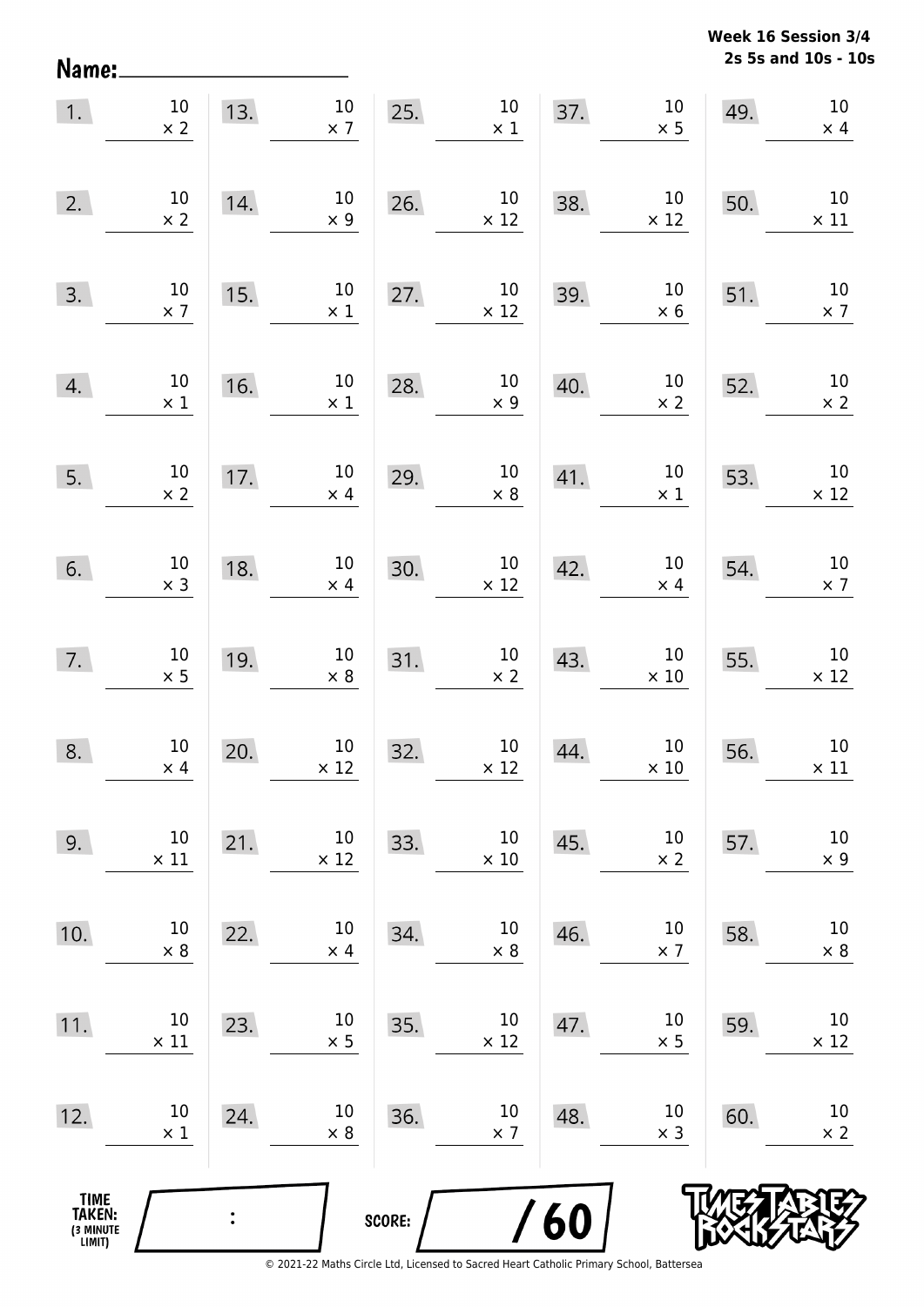**Week 16 Session 3/4**
**2s 5s and 10s - 10s**

Name: ____________________

| | | | | | | | | | |
|---|---|---|---|---|---|---|---|---|---|
| 1. | $10 \times 2$ | 13. | $10 \times 7$ | 25. | $10 \times 1$ | 37. | $10 \times 5$ | 49. | $10 \times 4$ |
| 2. | $10 \times 2$ | 14. | $10 \times 9$ | 26. | $10 \times 12$ | 38. | $10 \times 12$ | 50. | $10 \times 11$ |
| 3. | $10 \times 7$ | 15. | $10 \times 1$ | 27. | $10 \times 12$ | 39. | $10 \times 6$ | 51. | $10 \times 7$ |
| 4. | $10 \times 1$ | 16. | $10 \times 1$ | 28. | $10 \times 9$ | 40. | $10 \times 2$ | 52. | $10 \times 2$ |
| 5. | $10 \times 2$ | 17. | $10 \times 4$ | 29. | $10 \times 8$ | 41. | $10 \times 1$ | 53. | $10 \times 12$ |
| 6. | $10 \times 3$ | 18. | $10 \times 4$ | 30. | $10 \times 12$ | 42. | $10 \times 4$ | 54. | $10 \times 7$ |
| 7. | $10 \times 5$ | 19. | $10 \times 8$ | 31. | $10 \times 2$ | 43. | $10 \times 10$ | 55. | $10 \times 12$ |
| 8. | $10 \times 4$ | 20. | $10 \times 12$ | 32. | $10 \times 12$ | 44. | $10 \times 10$ | 56. | $10 \times 11$ |
| 9. | $10 \times 11$ | 21. | $10 \times 12$ | 33. | $10 \times 10$ | 45. | $10 \times 2$ | 57. | $10 \times 9$ |
| 10. | $10 \times 8$ | 22. | $10 \times 4$ | 34. | $10 \times 8$ | 46. | $10 \times 7$ | 58. | $10 \times 8$ |
| 11. | $10 \times 11$ | 23. | $10 \times 5$ | 35. | $10 \times 12$ | 47. | $10 \times 5$ | 59. | $10 \times 12$ |
| 12. | $10 \times 1$ | 24. | $10 \times 8$ | 36. | $10 \times 7$ | 48. | $10 \times 3$ | 60. | $10 \times 2$ |

TIME TAKEN: (3 MINUTE LIMIT) ____ : ____

SCORE: ____ / 60

TIMES TABLES ROCK STARS

© 2021-22 Maths Circle Ltd, Licensed to Sacred Heart Catholic Primary School, Battersea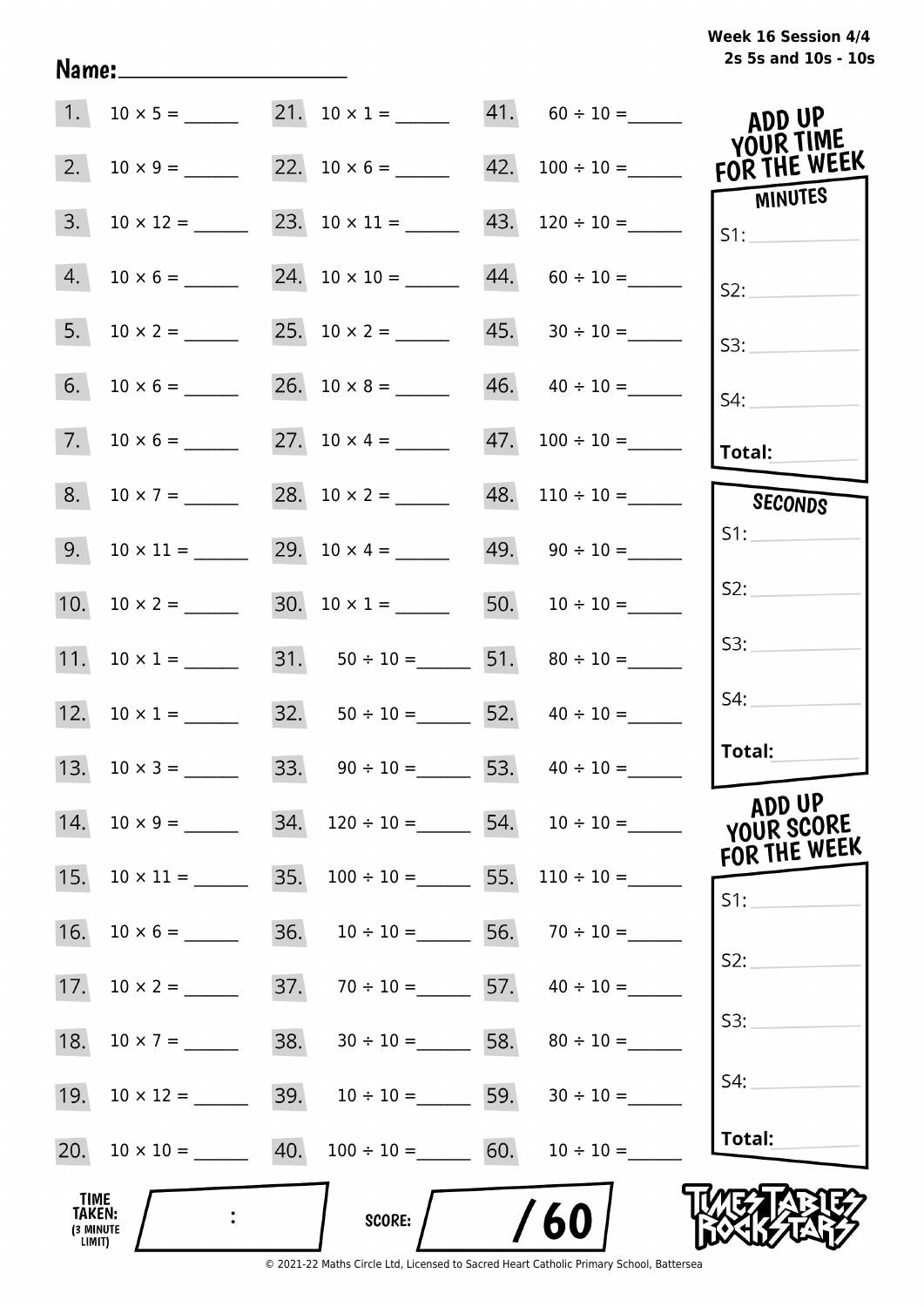Week 16 Session 4/4
2s 5s and 10s - 10s

Name:____________________

| | | | | | |
|---|---|---|---|---|---|
| 1. | $10 \times 5 =$ ______ | 21. | $10 \times 1 =$ ______ | 41. | $60 \div 10 =$ ______ |
| 2. | $10 \times 9 =$ ______ | 22. | $10 \times 6 =$ ______ | 42. | $100 \div 10 =$ ______ |
| 3. | $10 \times 12 =$ ______ | 23. | $10 \times 11 =$ ______ | 43. | $120 \div 10 =$ ______ |
| 4. | $10 \times 6 =$ ______ | 24. | $10 \times 10 =$ ______ | 44. | $60 \div 10 =$ ______ |
| 5. | $10 \times 2 =$ ______ | 25. | $10 \times 2 =$ ______ | 45. | $30 \div 10 =$ ______ |
| 6. | $10 \times 6 =$ ______ | 26. | $10 \times 8 =$ ______ | 46. | $40 \div 10 =$ ______ |
| 7. | $10 \times 6 =$ ______ | 27. | $10 \times 4 =$ ______ | 47. | $100 \div 10 =$ ______ |
| 8. | $10 \times 7 =$ ______ | 28. | $10 \times 2 =$ ______ | 48. | $110 \div 10 =$ ______ |
| 9. | $10 \times 11 =$ ______ | 29. | $10 \times 4 =$ ______ | 49. | $90 \div 10 =$ ______ |
| 10. | $10 \times 2 =$ ______ | 30. | $10 \times 1 =$ ______ | 50. | $10 \div 10 =$ ______ |
| 11. | $10 \times 1 =$ ______ | 31. | $50 \div 10 =$ ______ | 51. | $80 \div 10 =$ ______ |
| 12. | $10 \times 1 =$ ______ | 32. | $50 \div 10 =$ ______ | 52. | $40 \div 10 =$ ______ |
| 13. | $10 \times 3 =$ ______ | 33. | $90 \div 10 =$ ______ | 53. | $40 \div 10 =$ ______ |
| 14. | $10 \times 9 =$ ______ | 34. | $120 \div 10 =$ ______ | 54. | $10 \div 10 =$ ______ |
| 15. | $10 \times 11 =$ ______ | 35. | $100 \div 10 =$ ______ | 55. | $110 \div 10 =$ ______ |
| 16. | $10 \times 6 =$ ______ | 36. | $10 \div 10 =$ ______ | 56. | $70 \div 10 =$ ______ |
| 17. | $10 \times 2 =$ ______ | 37. | $70 \div 10 =$ ______ | 57. | $40 \div 10 =$ ______ |
| 18. | $10 \times 7 =$ ______ | 38. | $30 \div 10 =$ ______ | 58. | $80 \div 10 =$ ______ |
| 19. | $10 \times 12 =$ ______ | 39. | $10 \div 10 =$ ______ | 59. | $30 \div 10 =$ ______ |
| 20. | $10 \times 10 =$ ______ | 40. | $100 \div 10 =$ ______ | 60. | $10 \div 10 =$ ______ |

**ADD UP YOUR TIME FOR THE WEEK**

**MINUTES**

S1: __________

S2: __________

S3: __________

S4: __________

**Total:** __________

**SECONDS**

S1: __________

S2: __________

S3: __________

S4: __________

**Total:** __________

**ADD UP YOUR SCORE FOR THE WEEK**

S1: __________

S2: __________

S3: __________

S4: __________

**Total:** __________

**TIME TAKEN:** (3 MINUTE LIMIT) :

**SCORE:** / 60

TIMES TABLES ROCK STARS

© 2021-22 Maths Circle Ltd, Licensed to Sacred Heart Catholic Primary School, Battersea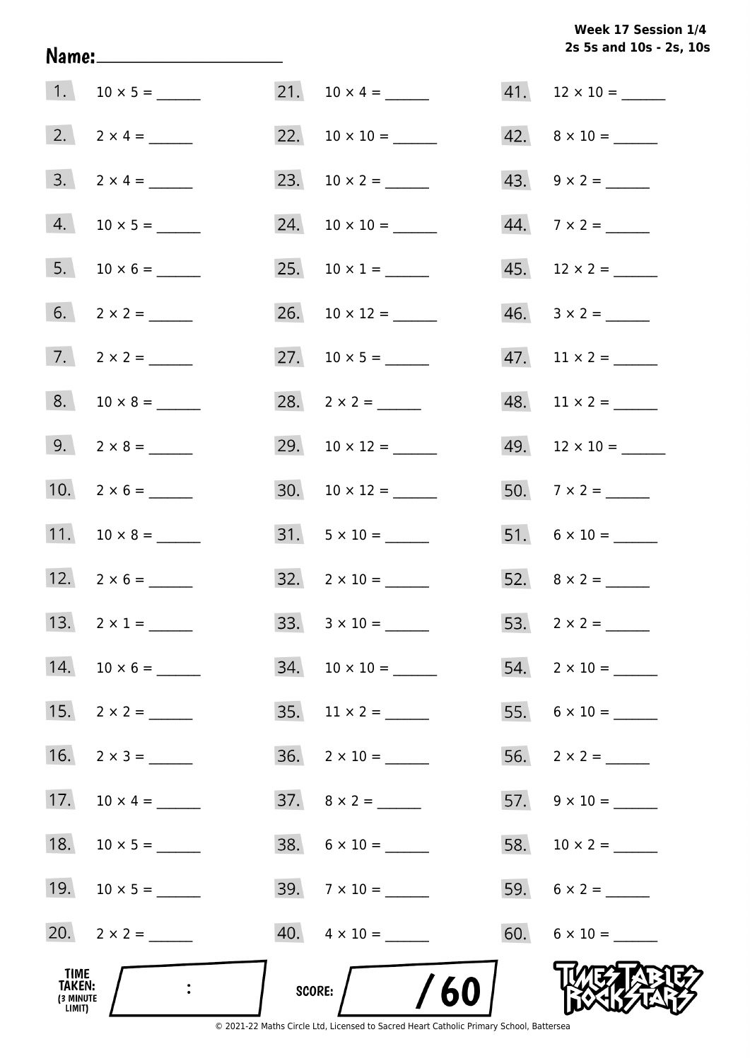**Week 17 Session 1/4**
**2s 5s and 10s - 2s, 10s**

Name: ____________________

1. $10 \times 5 =$ ______
2. $2 \times 4 =$ ______
3. $2 \times 4 =$ ______
4. $10 \times 5 =$ ______
5. $10 \times 6 =$ ______
6. $2 \times 2 =$ ______
7. $2 \times 2 =$ ______
8. $10 \times 8 =$ ______
9. $2 \times 8 =$ ______
10. $2 \times 6 =$ ______
11. $10 \times 8 =$ ______
12. $2 \times 6 =$ ______
13. $2 \times 1 =$ ______
14. $10 \times 6 =$ ______
15. $2 \times 2 =$ ______
16. $2 \times 3 =$ ______
17. $10 \times 4 =$ ______
18. $10 \times 5 =$ ______
19. $10 \times 5 =$ ______
20. $2 \times 2 =$ ______
21. $10 \times 4 =$ ______
22. $10 \times 10 =$ ______
23. $10 \times 2 =$ ______
24. $10 \times 10 =$ ______
25. $10 \times 1 =$ ______
26. $10 \times 12 =$ ______
27. $10 \times 5 =$ ______
28. $2 \times 2 =$ ______
29. $10 \times 12 =$ ______
30. $10 \times 12 =$ ______
31. $5 \times 10 =$ ______
32. $2 \times 10 =$ ______
33. $3 \times 10 =$ ______
34. $10 \times 10 =$ ______
35. $11 \times 2 =$ ______
36. $2 \times 10 =$ ______
37. $8 \times 2 =$ ______
38. $6 \times 10 =$ ______
39. $7 \times 10 =$ ______
40. $4 \times 10 =$ ______
41. $12 \times 10 =$ ______
42. $8 \times 10 =$ ______
43. $9 \times 2 =$ ______
44. $7 \times 2 =$ ______
45. $12 \times 2 =$ ______
46. $3 \times 2 =$ ______
47. $11 \times 2 =$ ______
48. $11 \times 2 =$ ______
49. $12 \times 10 =$ ______
50. $7 \times 2 =$ ______
51. $6 \times 10 =$ ______
52. $8 \times 2 =$ ______
53. $2 \times 2 =$ ______
54. $2 \times 10 =$ ______
55. $6 \times 10 =$ ______
56. $2 \times 2 =$ ______
57. $9 \times 10 =$ ______
58. $10 \times 2 =$ ______
59. $6 \times 2 =$ ______
60. $6 \times 10 =$ ______

TIME TAKEN: (3 MINUTE LIMIT) :

SCORE: / 60

TIMES TABLES ROCK STARS

© 2021-22 Maths Circle Ltd, Licensed to Sacred Heart Catholic Primary School, Battersea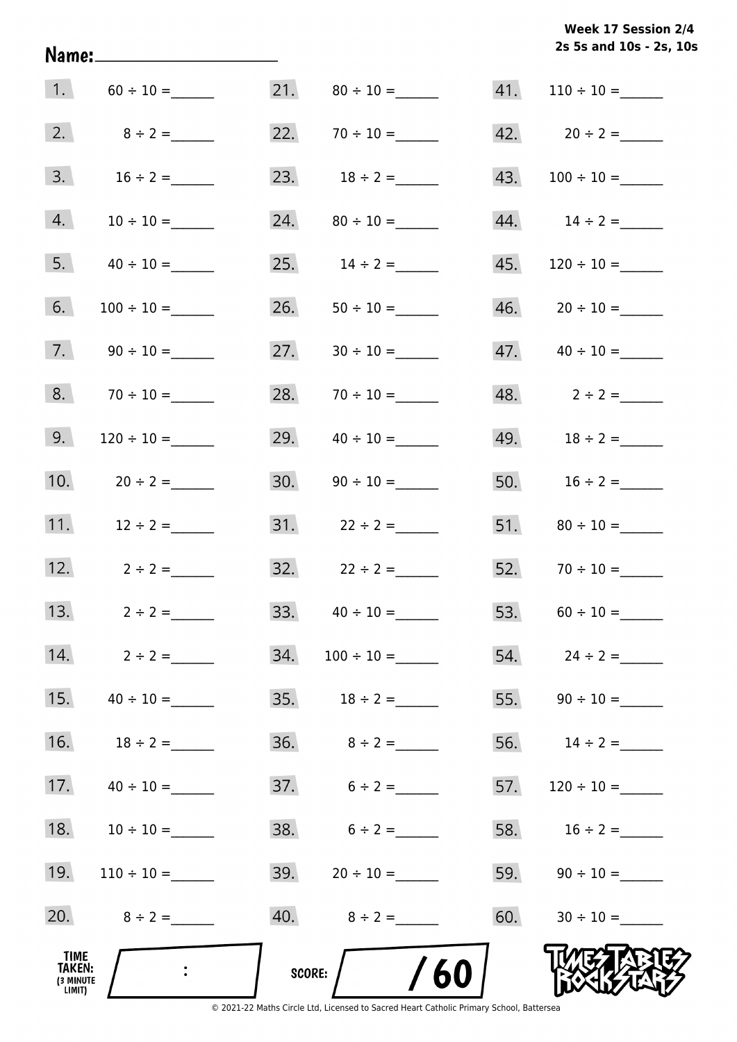**Week 17 Session 2/4**
**2s 5s and 10s - 2s, 10s**

**Name:** ____________________

| | | | | | |
|---|---|---|---|---|---|
| 1. | 60 ÷ 10 = ______ | 21. | 80 ÷ 10 = ______ | 41. | 110 ÷ 10 = ______ |
| 2. | 8 ÷ 2 = ______ | 22. | 70 ÷ 10 = ______ | 42. | 20 ÷ 2 = ______ |
| 3. | 16 ÷ 2 = ______ | 23. | 18 ÷ 2 = ______ | 43. | 100 ÷ 10 = ______ |
| 4. | 10 ÷ 10 = ______ | 24. | 80 ÷ 10 = ______ | 44. | 14 ÷ 2 = ______ |
| 5. | 40 ÷ 10 = ______ | 25. | 14 ÷ 2 = ______ | 45. | 120 ÷ 10 = ______ |
| 6. | 100 ÷ 10 = ______ | 26. | 50 ÷ 10 = ______ | 46. | 20 ÷ 10 = ______ |
| 7. | 90 ÷ 10 = ______ | 27. | 30 ÷ 10 = ______ | 47. | 40 ÷ 10 = ______ |
| 8. | 70 ÷ 10 = ______ | 28. | 70 ÷ 10 = ______ | 48. | 2 ÷ 2 = ______ |
| 9. | 120 ÷ 10 = ______ | 29. | 40 ÷ 10 = ______ | 49. | 18 ÷ 2 = ______ |
| 10. | 20 ÷ 2 = ______ | 30. | 90 ÷ 10 = ______ | 50. | 16 ÷ 2 = ______ |
| 11. | 12 ÷ 2 = ______ | 31. | 22 ÷ 2 = ______ | 51. | 80 ÷ 10 = ______ |
| 12. | 2 ÷ 2 = ______ | 32. | 22 ÷ 2 = ______ | 52. | 70 ÷ 10 = ______ |
| 13. | 2 ÷ 2 = ______ | 33. | 40 ÷ 10 = ______ | 53. | 60 ÷ 10 = ______ |
| 14. | 2 ÷ 2 = ______ | 34. | 100 ÷ 10 = ______ | 54. | 24 ÷ 2 = ______ |
| 15. | 40 ÷ 10 = ______ | 35. | 18 ÷ 2 = ______ | 55. | 90 ÷ 10 = ______ |
| 16. | 18 ÷ 2 = ______ | 36. | 8 ÷ 2 = ______ | 56. | 14 ÷ 2 = ______ |
| 17. | 40 ÷ 10 = ______ | 37. | 6 ÷ 2 = ______ | 57. | 120 ÷ 10 = ______ |
| 18. | 10 ÷ 10 = ______ | 38. | 6 ÷ 2 = ______ | 58. | 16 ÷ 2 = ______ |
| 19. | 110 ÷ 10 = ______ | 39. | 20 ÷ 10 = ______ | 59. | 90 ÷ 10 = ______ |
| 20. | 8 ÷ 2 = ______ | 40. | 8 ÷ 2 = ______ | 60. | 30 ÷ 10 = ______ |

**TIME TAKEN:** (3 MINUTE LIMIT) ____ : ____

**SCORE:** ____ / 60

TIMES TABLES ROCK STARS

© 2021-22 Maths Circle Ltd, Licensed to Sacred Heart Catholic Primary School, Battersea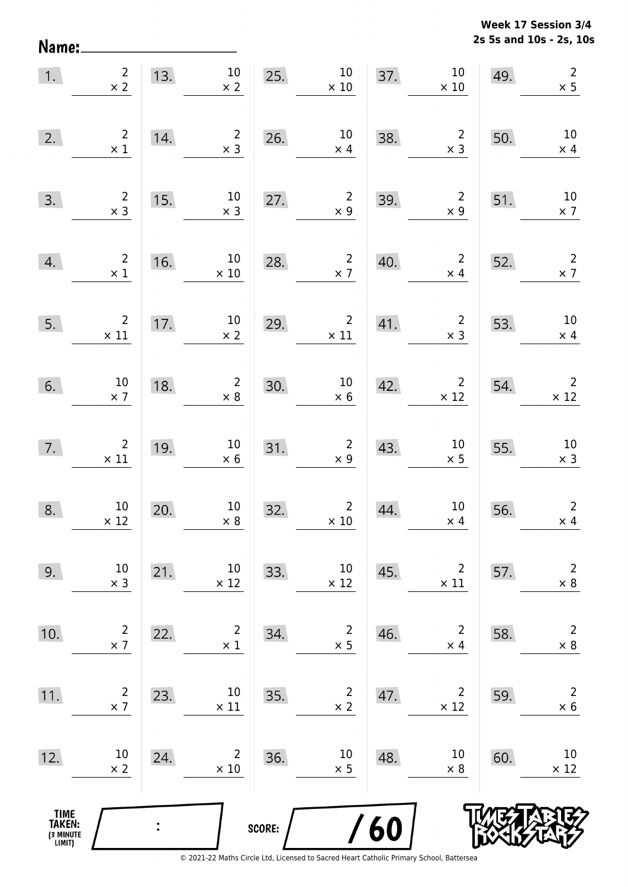**Week 17 Session 3/4**
**2s 5s and 10s - 2s, 10s**

Name: ____________________

| | | | | | | | | | |
|---|---|---|---|---|---|---|---|---|---|
| 1. | $2 \times 2$ | 13. | $10 \times 2$ | 25. | $10 \times 10$ | 37. | $10 \times 10$ | 49. | $2 \times 5$ |
| 2. | $2 \times 1$ | 14. | $2 \times 3$ | 26. | $10 \times 4$ | 38. | $2 \times 3$ | 50. | $10 \times 4$ |
| 3. | $2 \times 3$ | 15. | $10 \times 3$ | 27. | $2 \times 9$ | 39. | $2 \times 9$ | 51. | $10 \times 7$ |
| 4. | $2 \times 1$ | 16. | $10 \times 10$ | 28. | $2 \times 7$ | 40. | $2 \times 4$ | 52. | $2 \times 7$ |
| 5. | $2 \times 11$ | 17. | $10 \times 2$ | 29. | $2 \times 11$ | 41. | $2 \times 3$ | 53. | $10 \times 4$ |
| 6. | $10 \times 7$ | 18. | $2 \times 8$ | 30. | $10 \times 6$ | 42. | $2 \times 12$ | 54. | $2 \times 12$ |
| 7. | $2 \times 11$ | 19. | $10 \times 6$ | 31. | $2 \times 9$ | 43. | $10 \times 5$ | 55. | $10 \times 3$ |
| 8. | $10 \times 12$ | 20. | $10 \times 8$ | 32. | $2 \times 10$ | 44. | $10 \times 4$ | 56. | $2 \times 4$ |
| 9. | $10 \times 3$ | 21. | $10 \times 12$ | 33. | $10 \times 12$ | 45. | $2 \times 11$ | 57. | $2 \times 8$ |
| 10. | $2 \times 7$ | 22. | $2 \times 1$ | 34. | $2 \times 5$ | 46. | $2 \times 4$ | 58. | $2 \times 8$ |
| 11. | $2 \times 7$ | 23. | $10 \times 11$ | 35. | $2 \times 2$ | 47. | $2 \times 12$ | 59. | $2 \times 6$ |
| 12. | $10 \times 2$ | 24. | $2 \times 10$ | 36. | $10 \times 5$ | 48. | $10 \times 8$ | 60. | $10 \times 12$ |

**TIME TAKEN:** (3 MINUTE LIMIT) ____ : ____

**SCORE:** ____ / 60

© 2021-22 Maths Circle Ltd, Licensed to Sacred Heart Catholic Primary School, Battersea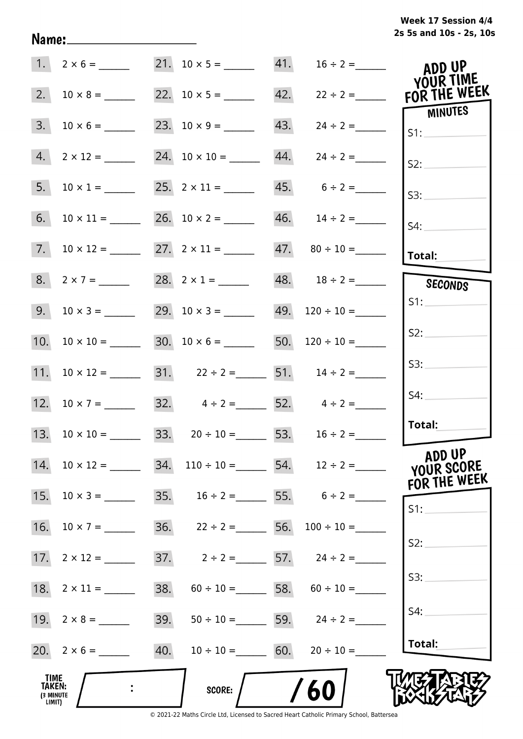Week 17 Session 4/4
2s 5s and 10s - 2s, 10s

Name: ____________________

| | | | | | |
|---|---|---|---|---|---|
| 1. | $2 \times 6 =$ ______ | 21. | $10 \times 5 =$ ______ | 41. | $16 \div 2 =$ ______ |
| 2. | $10 \times 8 =$ ______ | 22. | $10 \times 5 =$ ______ | 42. | $22 \div 2 =$ ______ |
| 3. | $10 \times 6 =$ ______ | 23. | $10 \times 9 =$ ______ | 43. | $24 \div 2 =$ ______ |
| 4. | $2 \times 12 =$ ______ | 24. | $10 \times 10 =$ ______ | 44. | $24 \div 2 =$ ______ |
| 5. | $10 \times 1 =$ ______ | 25. | $2 \times 11 =$ ______ | 45. | $6 \div 2 =$ ______ |
| 6. | $10 \times 11 =$ ______ | 26. | $10 \times 2 =$ ______ | 46. | $14 \div 2 =$ ______ |
| 7. | $10 \times 12 =$ ______ | 27. | $2 \times 11 =$ ______ | 47. | $80 \div 10 =$ ______ |
| 8. | $2 \times 7 =$ ______ | 28. | $2 \times 1 =$ ______ | 48. | $18 \div 2 =$ ______ |
| 9. | $10 \times 3 =$ ______ | 29. | $10 \times 3 =$ ______ | 49. | $120 \div 10 =$ ______ |
| 10. | $10 \times 10 =$ ______ | 30. | $10 \times 6 =$ ______ | 50. | $120 \div 10 =$ ______ |
| 11. | $10 \times 12 =$ ______ | 31. | $22 \div 2 =$ ______ | 51. | $14 \div 2 =$ ______ |
| 12. | $10 \times 7 =$ ______ | 32. | $4 \div 2 =$ ______ | 52. | $4 \div 2 =$ ______ |
| 13. | $10 \times 10 =$ ______ | 33. | $20 \div 10 =$ ______ | 53. | $16 \div 2 =$ ______ |
| 14. | $10 \times 12 =$ ______ | 34. | $110 \div 10 =$ ______ | 54. | $12 \div 2 =$ ______ |
| 15. | $10 \times 3 =$ ______ | 35. | $16 \div 2 =$ ______ | 55. | $6 \div 2 =$ ______ |
| 16. | $10 \times 7 =$ ______ | 36. | $22 \div 2 =$ ______ | 56. | $100 \div 10 =$ ______ |
| 17. | $2 \times 12 =$ ______ | 37. | $2 \div 2 =$ ______ | 57. | $24 \div 2 =$ ______ |
| 18. | $2 \times 11 =$ ______ | 38. | $60 \div 10 =$ ______ | 58. | $60 \div 10 =$ ______ |
| 19. | $2 \times 8 =$ ______ | 39. | $50 \div 10 =$ ______ | 59. | $24 \div 2 =$ ______ |
| 20. | $2 \times 6 =$ ______ | 40. | $10 \div 10 =$ ______ | 60. | $20 \div 10 =$ ______ |

**ADD UP YOUR TIME FOR THE WEEK**

**MINUTES**

S1: ______
S2: ______
S3: ______
S4: ______
**Total:** ______

**SECONDS**

S1: ______
S2: ______
S3: ______
S4: ______
**Total:** ______

**ADD UP YOUR SCORE FOR THE WEEK**

S1: ______
S2: ______
S3: ______
S4: ______
**Total:** ______

**TIME TAKEN:** (3 MINUTE LIMIT) ____ : ____

**SCORE:** ____ / 60

TIMES TABLES ROCK STARS

© 2021-22 Maths Circle Ltd, Licensed to Sacred Heart Catholic Primary School, Battersea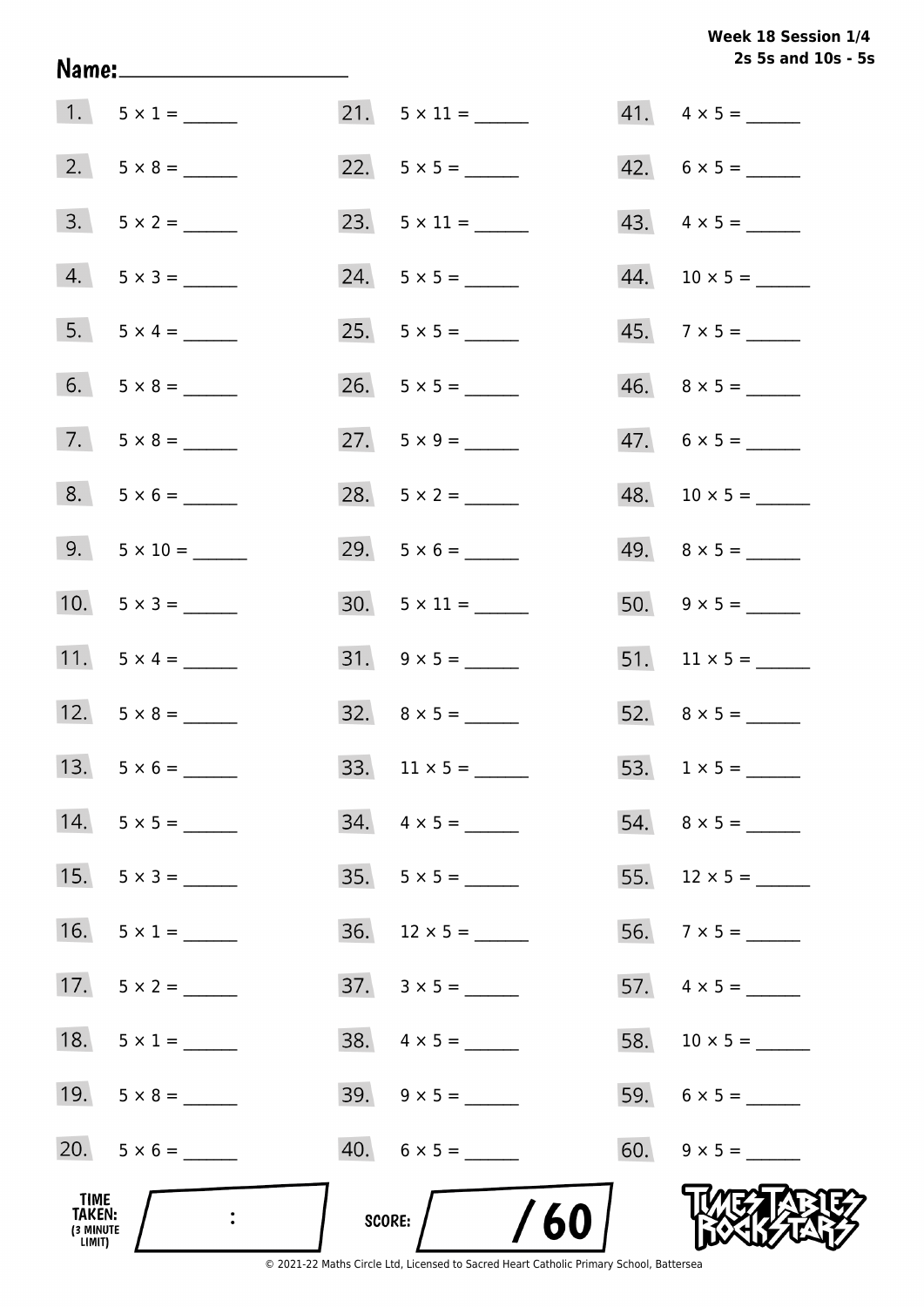Week 18 Session 1/4
2s 5s and 10s - 5s

Name: ____________________

1. $5 \times 1 =$ ______
2. $5 \times 8 =$ ______
3. $5 \times 2 =$ ______
4. $5 \times 3 =$ ______
5. $5 \times 4 =$ ______
6. $5 \times 8 =$ ______
7. $5 \times 8 =$ ______
8. $5 \times 6 =$ ______
9. $5 \times 10 =$ ______
10. $5 \times 3 =$ ______
11. $5 \times 4 =$ ______
12. $5 \times 8 =$ ______
13. $5 \times 6 =$ ______
14. $5 \times 5 =$ ______
15. $5 \times 3 =$ ______
16. $5 \times 1 =$ ______
17. $5 \times 2 =$ ______
18. $5 \times 1 =$ ______
19. $5 \times 8 =$ ______
20. $5 \times 6 =$ ______
21. $5 \times 11 =$ ______
22. $5 \times 5 =$ ______
23. $5 \times 11 =$ ______
24. $5 \times 5 =$ ______
25. $5 \times 5 =$ ______
26. $5 \times 5 =$ ______
27. $5 \times 9 =$ ______
28. $5 \times 2 =$ ______
29. $5 \times 6 =$ ______
30. $5 \times 11 =$ ______
31. $9 \times 5 =$ ______
32. $8 \times 5 =$ ______
33. $11 \times 5 =$ ______
34. $4 \times 5 =$ ______
35. $5 \times 5 =$ ______
36. $12 \times 5 =$ ______
37. $3 \times 5 =$ ______
38. $4 \times 5 =$ ______
39. $9 \times 5 =$ ______
40. $6 \times 5 =$ ______
41. $4 \times 5 =$ ______
42. $6 \times 5 =$ ______
43. $4 \times 5 =$ ______
44. $10 \times 5 =$ ______
45. $7 \times 5 =$ ______
46. $8 \times 5 =$ ______
47. $6 \times 5 =$ ______
48. $10 \times 5 =$ ______
49. $8 \times 5 =$ ______
50. $9 \times 5 =$ ______
51. $11 \times 5 =$ ______
52. $8 \times 5 =$ ______
53. $1 \times 5 =$ ______
54. $8 \times 5 =$ ______
55. $12 \times 5 =$ ______
56. $7 \times 5 =$ ______
57. $4 \times 5 =$ ______
58. $10 \times 5 =$ ______
59. $6 \times 5 =$ ______
60. $9 \times 5 =$ ______

TIME TAKEN: (3 MINUTE LIMIT) ____ : ____

SCORE: ____ / 60

TIMES TABLES ROCK STARS

© 2021-22 Maths Circle Ltd, Licensed to Sacred Heart Catholic Primary School, Battersea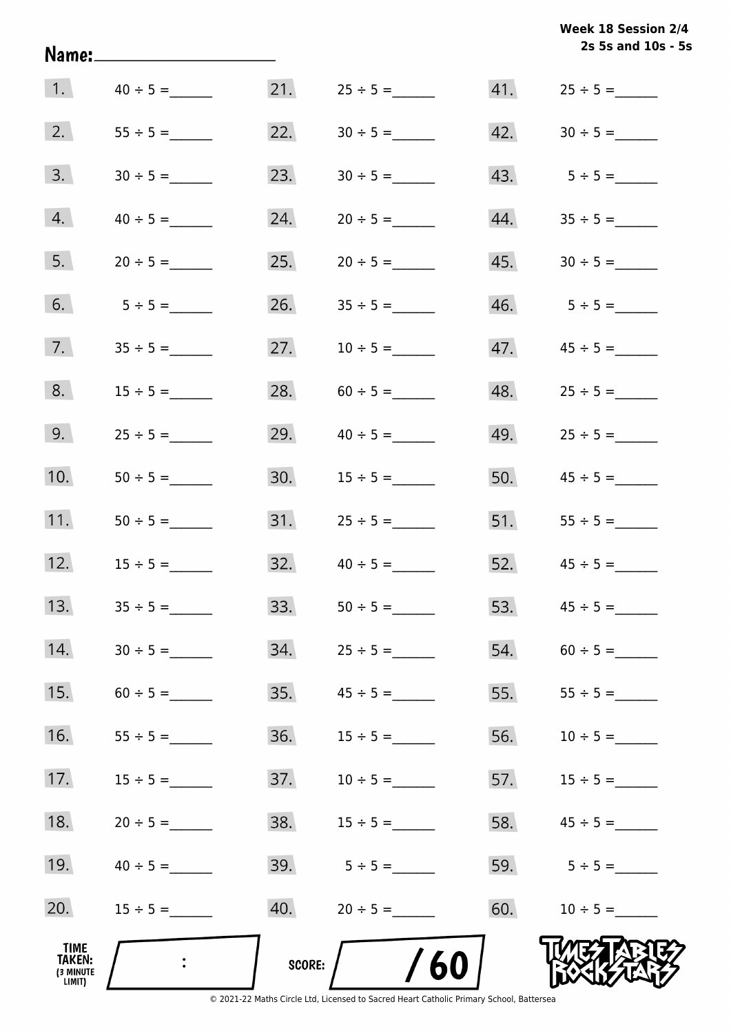Week 18 Session 2/4
2s 5s and 10s - 5s

Name: ____________________

| | | | | | |
|---|---|---|---|---|---|
| 1. | 40 ÷ 5 = ______ | 21. | 25 ÷ 5 = ______ | 41. | 25 ÷ 5 = ______ |
| 2. | 55 ÷ 5 = ______ | 22. | 30 ÷ 5 = ______ | 42. | 30 ÷ 5 = ______ |
| 3. | 30 ÷ 5 = ______ | 23. | 30 ÷ 5 = ______ | 43. | 5 ÷ 5 = ______ |
| 4. | 40 ÷ 5 = ______ | 24. | 20 ÷ 5 = ______ | 44. | 35 ÷ 5 = ______ |
| 5. | 20 ÷ 5 = ______ | 25. | 20 ÷ 5 = ______ | 45. | 30 ÷ 5 = ______ |
| 6. | 5 ÷ 5 = ______ | 26. | 35 ÷ 5 = ______ | 46. | 5 ÷ 5 = ______ |
| 7. | 35 ÷ 5 = ______ | 27. | 10 ÷ 5 = ______ | 47. | 45 ÷ 5 = ______ |
| 8. | 15 ÷ 5 = ______ | 28. | 60 ÷ 5 = ______ | 48. | 25 ÷ 5 = ______ |
| 9. | 25 ÷ 5 = ______ | 29. | 40 ÷ 5 = ______ | 49. | 25 ÷ 5 = ______ |
| 10. | 50 ÷ 5 = ______ | 30. | 15 ÷ 5 = ______ | 50. | 45 ÷ 5 = ______ |
| 11. | 50 ÷ 5 = ______ | 31. | 25 ÷ 5 = ______ | 51. | 55 ÷ 5 = ______ |
| 12. | 15 ÷ 5 = ______ | 32. | 40 ÷ 5 = ______ | 52. | 45 ÷ 5 = ______ |
| 13. | 35 ÷ 5 = ______ | 33. | 50 ÷ 5 = ______ | 53. | 45 ÷ 5 = ______ |
| 14. | 30 ÷ 5 = ______ | 34. | 25 ÷ 5 = ______ | 54. | 60 ÷ 5 = ______ |
| 15. | 60 ÷ 5 = ______ | 35. | 45 ÷ 5 = ______ | 55. | 55 ÷ 5 = ______ |
| 16. | 55 ÷ 5 = ______ | 36. | 15 ÷ 5 = ______ | 56. | 10 ÷ 5 = ______ |
| 17. | 15 ÷ 5 = ______ | 37. | 10 ÷ 5 = ______ | 57. | 15 ÷ 5 = ______ |
| 18. | 20 ÷ 5 = ______ | 38. | 15 ÷ 5 = ______ | 58. | 45 ÷ 5 = ______ |
| 19. | 40 ÷ 5 = ______ | 39. | 5 ÷ 5 = ______ | 59. | 5 ÷ 5 = ______ |
| 20. | 15 ÷ 5 = ______ | 40. | 20 ÷ 5 = ______ | 60. | 10 ÷ 5 = ______ |

TIME TAKEN: (3 MINUTE LIMIT) ___ : ___

SCORE: ____ / 60

TIMES TABLES ROCK STARS

© 2021-22 Maths Circle Ltd, Licensed to Sacred Heart Catholic Primary School, Battersea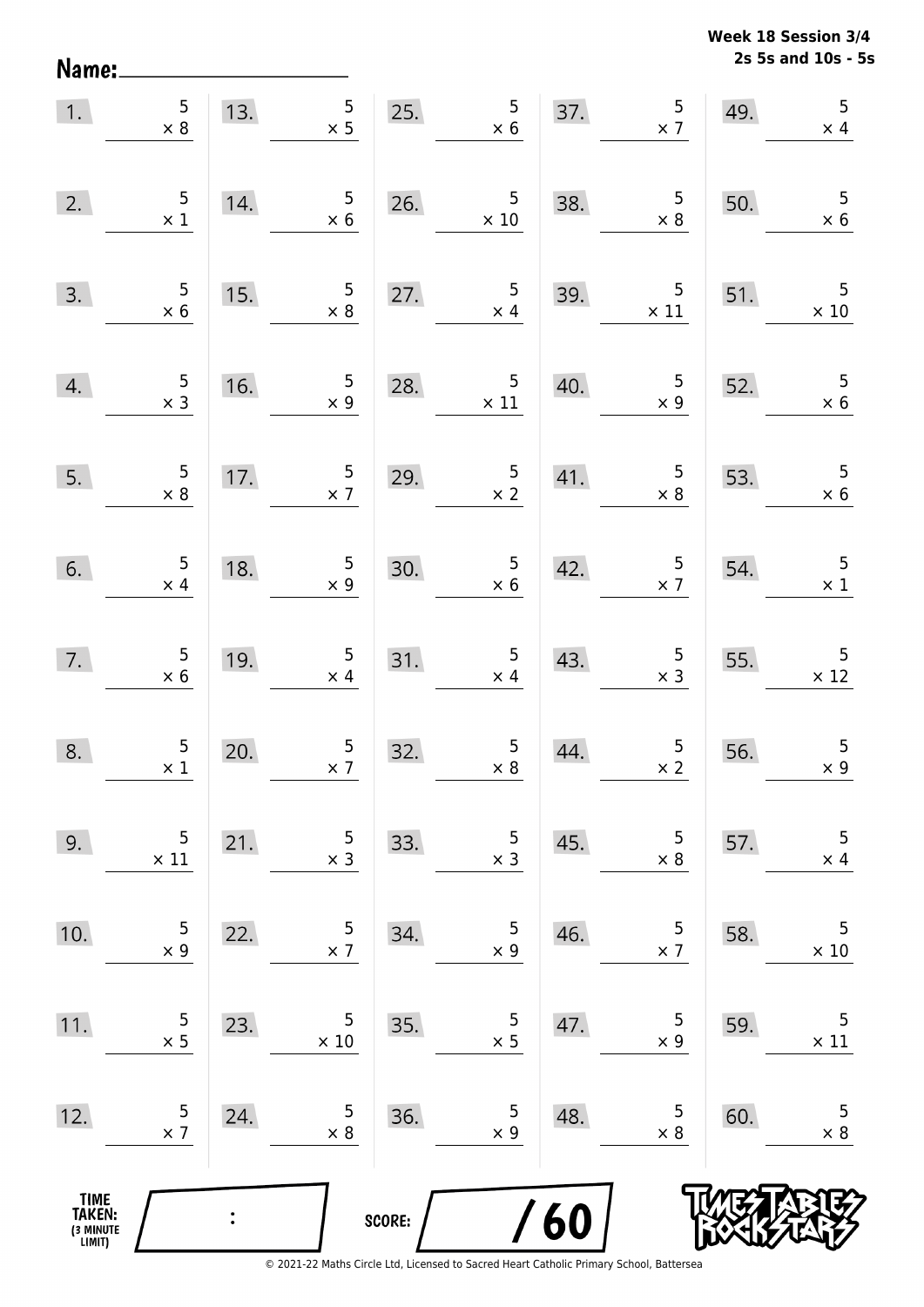Week 18 Session 3/4
2s 5s and 10s - 5s

Name:____________________

| | | | | |
|---|---|---|---|---|
| 1. $5 \times 8$ | 13. $5 \times 5$ | 25. $5 \times 6$ | 37. $5 \times 7$ | 49. $5 \times 4$ |
| 2. $5 \times 1$ | 14. $5 \times 6$ | 26. $5 \times 10$ | 38. $5 \times 8$ | 50. $5 \times 6$ |
| 3. $5 \times 6$ | 15. $5 \times 8$ | 27. $5 \times 4$ | 39. $5 \times 11$ | 51. $5 \times 10$ |
| 4. $5 \times 3$ | 16. $5 \times 9$ | 28. $5 \times 11$ | 40. $5 \times 9$ | 52. $5 \times 6$ |
| 5. $5 \times 8$ | 17. $5 \times 7$ | 29. $5 \times 2$ | 41. $5 \times 8$ | 53. $5 \times 6$ |
| 6. $5 \times 4$ | 18. $5 \times 9$ | 30. $5 \times 6$ | 42. $5 \times 7$ | 54. $5 \times 1$ |
| 7. $5 \times 6$ | 19. $5 \times 4$ | 31. $5 \times 4$ | 43. $5 \times 3$ | 55. $5 \times 12$ |
| 8. $5 \times 1$ | 20. $5 \times 7$ | 32. $5 \times 8$ | 44. $5 \times 2$ | 56. $5 \times 9$ |
| 9. $5 \times 11$ | 21. $5 \times 3$ | 33. $5 \times 3$ | 45. $5 \times 8$ | 57. $5 \times 4$ |
| 10. $5 \times 9$ | 22. $5 \times 7$ | 34. $5 \times 9$ | 46. $5 \times 7$ | 58. $5 \times 10$ |
| 11. $5 \times 5$ | 23. $5 \times 10$ | 35. $5 \times 5$ | 47. $5 \times 9$ | 59. $5 \times 11$ |
| 12. $5 \times 7$ | 24. $5 \times 8$ | 36. $5 \times 9$ | 48. $5 \times 8$ | 60. $5 \times 8$ |

TIME TAKEN: (3 MINUTE LIMIT) ___ : ___

SCORE: ___ / 60

TIMES TABLES ROCK STARS

© 2021-22 Maths Circle Ltd, Licensed to Sacred Heart Catholic Primary School, Battersea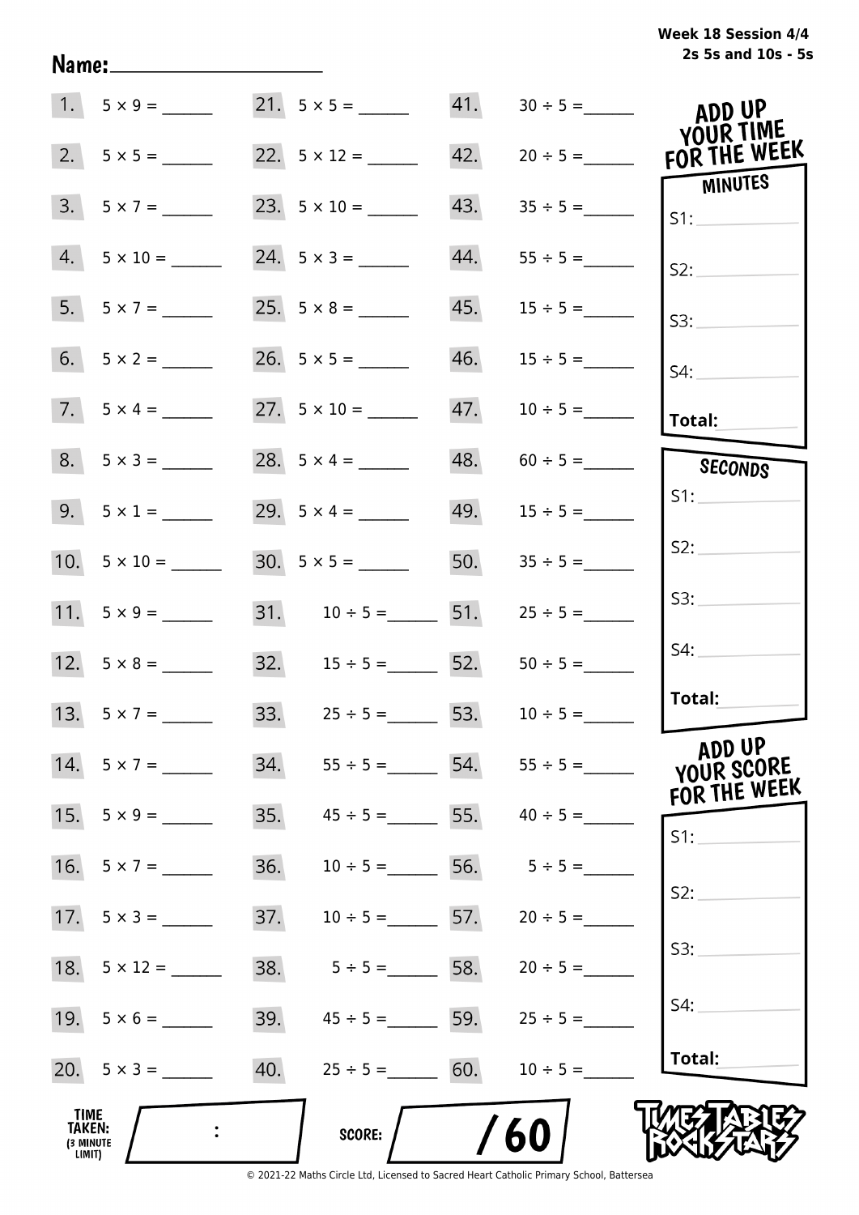Week 18 Session 4/4
2s 5s and 10s - 5s

Name:____________________

| | | | | | |
|---|---|---|---|---|---|
| 1. | $5 \times 9 =$ ______ | 21. | $5 \times 5 =$ ______ | 41. | $30 \div 5 =$ ______ |
| 2. | $5 \times 5 =$ ______ | 22. | $5 \times 12 =$ ______ | 42. | $20 \div 5 =$ ______ |
| 3. | $5 \times 7 =$ ______ | 23. | $5 \times 10 =$ ______ | 43. | $35 \div 5 =$ ______ |
| 4. | $5 \times 10 =$ ______ | 24. | $5 \times 3 =$ ______ | 44. | $55 \div 5 =$ ______ |
| 5. | $5 \times 7 =$ ______ | 25. | $5 \times 8 =$ ______ | 45. | $15 \div 5 =$ ______ |
| 6. | $5 \times 2 =$ ______ | 26. | $5 \times 5 =$ ______ | 46. | $15 \div 5 =$ ______ |
| 7. | $5 \times 4 =$ ______ | 27. | $5 \times 10 =$ ______ | 47. | $10 \div 5 =$ ______ |
| 8. | $5 \times 3 =$ ______ | 28. | $5 \times 4 =$ ______ | 48. | $60 \div 5 =$ ______ |
| 9. | $5 \times 1 =$ ______ | 29. | $5 \times 4 =$ ______ | 49. | $15 \div 5 =$ ______ |
| 10. | $5 \times 10 =$ ______ | 30. | $5 \times 5 =$ ______ | 50. | $35 \div 5 =$ ______ |
| 11. | $5 \times 9 =$ ______ | 31. | $10 \div 5 =$ ______ | 51. | $25 \div 5 =$ ______ |
| 12. | $5 \times 8 =$ ______ | 32. | $15 \div 5 =$ ______ | 52. | $50 \div 5 =$ ______ |
| 13. | $5 \times 7 =$ ______ | 33. | $25 \div 5 =$ ______ | 53. | $10 \div 5 =$ ______ |
| 14. | $5 \times 7 =$ ______ | 34. | $55 \div 5 =$ ______ | 54. | $55 \div 5 =$ ______ |
| 15. | $5 \times 9 =$ ______ | 35. | $45 \div 5 =$ ______ | 55. | $40 \div 5 =$ ______ |
| 16. | $5 \times 7 =$ ______ | 36. | $10 \div 5 =$ ______ | 56. | $5 \div 5 =$ ______ |
| 17. | $5 \times 3 =$ ______ | 37. | $10 \div 5 =$ ______ | 57. | $20 \div 5 =$ ______ |
| 18. | $5 \times 12 =$ ______ | 38. | $5 \div 5 =$ ______ | 58. | $20 \div 5 =$ ______ |
| 19. | $5 \times 6 =$ ______ | 39. | $45 \div 5 =$ ______ | 59. | $25 \div 5 =$ ______ |
| 20. | $5 \times 3 =$ ______ | 40. | $25 \div 5 =$ ______ | 60. | $10 \div 5 =$ ______ |

**ADD UP YOUR TIME FOR THE WEEK**

**MINUTES**

S1: ______

S2: ______

S3: ______

S4: ______

**Total:** ______

**SECONDS**

S1: ______

S2: ______

S3: ______

S4: ______

**Total:** ______

**ADD UP YOUR SCORE FOR THE WEEK**

S1: ______

S2: ______

S3: ______

S4: ______

**Total:** ______

**TIME TAKEN:** (3 MINUTE LIMIT) ____ : ____

**SCORE:** ____ / 60

TIMES TABLES ROCK STARS

© 2021-22 Maths Circle Ltd, Licensed to Sacred Heart Catholic Primary School, Battersea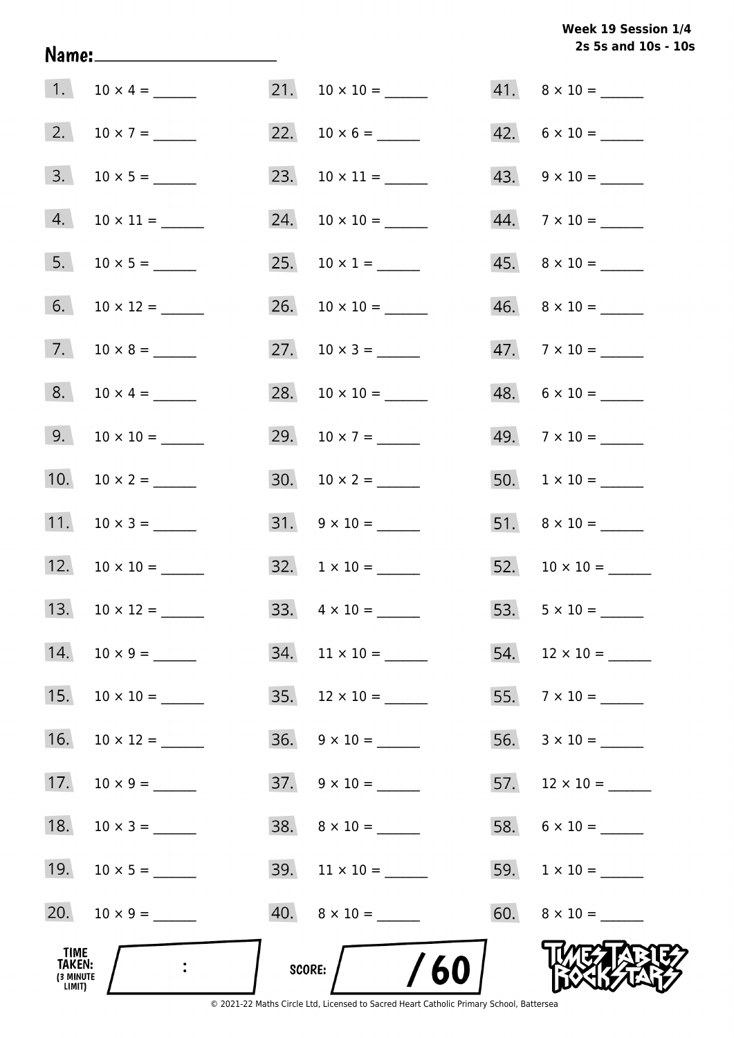**Week 19 Session 1/4**
**2s 5s and 10s - 10s**

Name: ____________________

| | | | | | |
|---|---|---|---|---|---|
| 1. | $10 \times 4 =$ ______ | 21. | $10 \times 10 =$ ______ | 41. | $8 \times 10 =$ ______ |
| 2. | $10 \times 7 =$ ______ | 22. | $10 \times 6 =$ ______ | 42. | $6 \times 10 =$ ______ |
| 3. | $10 \times 5 =$ ______ | 23. | $10 \times 11 =$ ______ | 43. | $9 \times 10 =$ ______ |
| 4. | $10 \times 11 =$ ______ | 24. | $10 \times 10 =$ ______ | 44. | $7 \times 10 =$ ______ |
| 5. | $10 \times 5 =$ ______ | 25. | $10 \times 1 =$ ______ | 45. | $8 \times 10 =$ ______ |
| 6. | $10 \times 12 =$ ______ | 26. | $10 \times 10 =$ ______ | 46. | $8 \times 10 =$ ______ |
| 7. | $10 \times 8 =$ ______ | 27. | $10 \times 3 =$ ______ | 47. | $7 \times 10 =$ ______ |
| 8. | $10 \times 4 =$ ______ | 28. | $10 \times 10 =$ ______ | 48. | $6 \times 10 =$ ______ |
| 9. | $10 \times 10 =$ ______ | 29. | $10 \times 7 =$ ______ | 49. | $7 \times 10 =$ ______ |
| 10. | $10 \times 2 =$ ______ | 30. | $10 \times 2 =$ ______ | 50. | $1 \times 10 =$ ______ |
| 11. | $10 \times 3 =$ ______ | 31. | $9 \times 10 =$ ______ | 51. | $8 \times 10 =$ ______ |
| 12. | $10 \times 10 =$ ______ | 32. | $1 \times 10 =$ ______ | 52. | $10 \times 10 =$ ______ |
| 13. | $10 \times 12 =$ ______ | 33. | $4 \times 10 =$ ______ | 53. | $5 \times 10 =$ ______ |
| 14. | $10 \times 9 =$ ______ | 34. | $11 \times 10 =$ ______ | 54. | $12 \times 10 =$ ______ |
| 15. | $10 \times 10 =$ ______ | 35. | $12 \times 10 =$ ______ | 55. | $7 \times 10 =$ ______ |
| 16. | $10 \times 12 =$ ______ | 36. | $9 \times 10 =$ ______ | 56. | $3 \times 10 =$ ______ |
| 17. | $10 \times 9 =$ ______ | 37. | $9 \times 10 =$ ______ | 57. | $12 \times 10 =$ ______ |
| 18. | $10 \times 3 =$ ______ | 38. | $8 \times 10 =$ ______ | 58. | $6 \times 10 =$ ______ |
| 19. | $10 \times 5 =$ ______ | 39. | $11 \times 10 =$ ______ | 59. | $1 \times 10 =$ ______ |
| 20. | $10 \times 9 =$ ______ | 40. | $8 \times 10 =$ ______ | 60. | $8 \times 10 =$ ______ |

TIME TAKEN: (3 MINUTE LIMIT) ____ : ____

SCORE: ____ / 60

© 2021-22 Maths Circle Ltd, Licensed to Sacred Heart Catholic Primary School, Battersea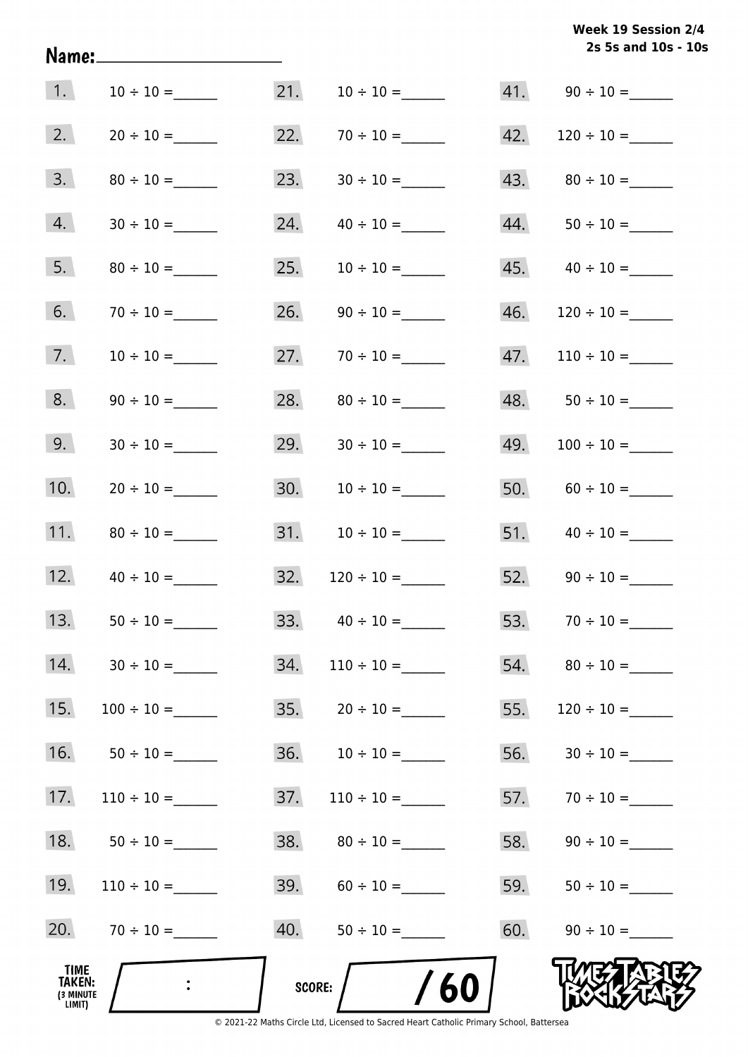**Week 19 Session 2/4**
**2s 5s and 10s - 10s**

Name:____________________

1. 10 ÷ 10 = ______
2. 20 ÷ 10 = ______
3. 80 ÷ 10 = ______
4. 30 ÷ 10 = ______
5. 80 ÷ 10 = ______
6. 70 ÷ 10 = ______
7. 10 ÷ 10 = ______
8. 90 ÷ 10 = ______
9. 30 ÷ 10 = ______
10. 20 ÷ 10 = ______
11. 80 ÷ 10 = ______
12. 40 ÷ 10 = ______
13. 50 ÷ 10 = ______
14. 30 ÷ 10 = ______
15. 100 ÷ 10 = ______
16. 50 ÷ 10 = ______
17. 110 ÷ 10 = ______
18. 50 ÷ 10 = ______
19. 110 ÷ 10 = ______
20. 70 ÷ 10 = ______
21. 10 ÷ 10 = ______
22. 70 ÷ 10 = ______
23. 30 ÷ 10 = ______
24. 40 ÷ 10 = ______
25. 10 ÷ 10 = ______
26. 90 ÷ 10 = ______
27. 70 ÷ 10 = ______
28. 80 ÷ 10 = ______
29. 30 ÷ 10 = ______
30. 10 ÷ 10 = ______
31. 10 ÷ 10 = ______
32. 120 ÷ 10 = ______
33. 40 ÷ 10 = ______
34. 110 ÷ 10 = ______
35. 20 ÷ 10 = ______
36. 10 ÷ 10 = ______
37. 110 ÷ 10 = ______
38. 80 ÷ 10 = ______
39. 60 ÷ 10 = ______
40. 50 ÷ 10 = ______
41. 90 ÷ 10 = ______
42. 120 ÷ 10 = ______
43. 80 ÷ 10 = ______
44. 50 ÷ 10 = ______
45. 40 ÷ 10 = ______
46. 120 ÷ 10 = ______
47. 110 ÷ 10 = ______
48. 50 ÷ 10 = ______
49. 100 ÷ 10 = ______
50. 60 ÷ 10 = ______
51. 40 ÷ 10 = ______
52. 90 ÷ 10 = ______
53. 70 ÷ 10 = ______
54. 80 ÷ 10 = ______
55. 120 ÷ 10 = ______
56. 30 ÷ 10 = ______
57. 70 ÷ 10 = ______
58. 90 ÷ 10 = ______
59. 50 ÷ 10 = ______
60. 90 ÷ 10 = ______

**TIME TAKEN:** (3 MINUTE LIMIT) ____ : ____

**SCORE:** ____ / 60

© 2021-22 Maths Circle Ltd, Licensed to Sacred Heart Catholic Primary School, Battersea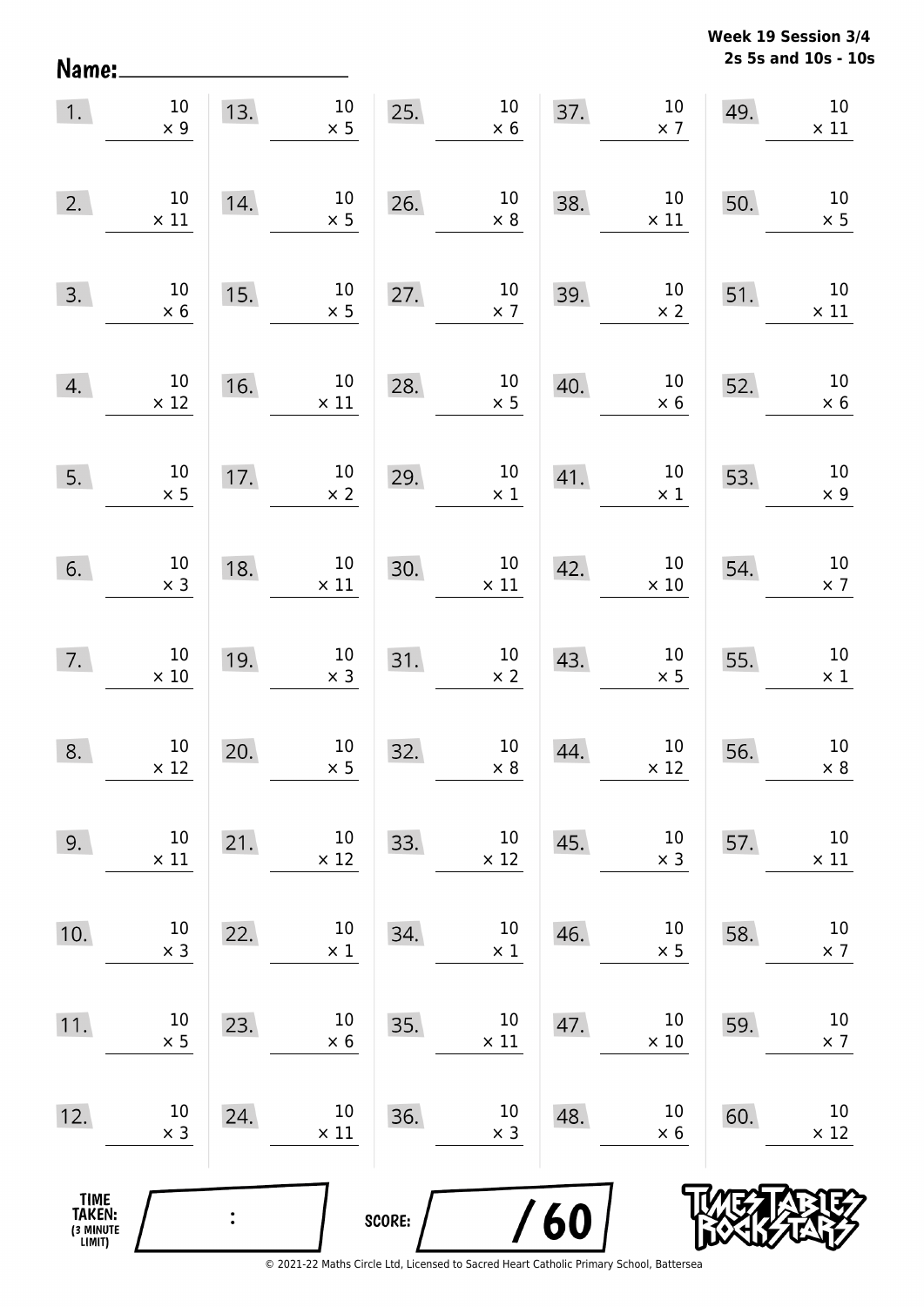Week 19 Session 3/4
2s 5s and 10s - 10s

Name: ____________________

| | | | | | | | | | |
|---|---|---|---|---|---|---|---|---|---|
| 1. | $10 \times 9$ | 13. | $10 \times 5$ | 25. | $10 \times 6$ | 37. | $10 \times 7$ | 49. | $10 \times 11$ |
| 2. | $10 \times 11$ | 14. | $10 \times 5$ | 26. | $10 \times 8$ | 38. | $10 \times 11$ | 50. | $10 \times 5$ |
| 3. | $10 \times 6$ | 15. | $10 \times 5$ | 27. | $10 \times 7$ | 39. | $10 \times 2$ | 51. | $10 \times 11$ |
| 4. | $10 \times 12$ | 16. | $10 \times 11$ | 28. | $10 \times 5$ | 40. | $10 \times 6$ | 52. | $10 \times 6$ |
| 5. | $10 \times 5$ | 17. | $10 \times 2$ | 29. | $10 \times 1$ | 41. | $10 \times 1$ | 53. | $10 \times 9$ |
| 6. | $10 \times 3$ | 18. | $10 \times 11$ | 30. | $10 \times 11$ | 42. | $10 \times 10$ | 54. | $10 \times 7$ |
| 7. | $10 \times 10$ | 19. | $10 \times 3$ | 31. | $10 \times 2$ | 43. | $10 \times 5$ | 55. | $10 \times 1$ |
| 8. | $10 \times 12$ | 20. | $10 \times 5$ | 32. | $10 \times 8$ | 44. | $10 \times 12$ | 56. | $10 \times 8$ |
| 9. | $10 \times 11$ | 21. | $10 \times 12$ | 33. | $10 \times 12$ | 45. | $10 \times 3$ | 57. | $10 \times 11$ |
| 10. | $10 \times 3$ | 22. | $10 \times 1$ | 34. | $10 \times 1$ | 46. | $10 \times 5$ | 58. | $10 \times 7$ |
| 11. | $10 \times 5$ | 23. | $10 \times 6$ | 35. | $10 \times 11$ | 47. | $10 \times 10$ | 59. | $10 \times 7$ |
| 12. | $10 \times 3$ | 24. | $10 \times 11$ | 36. | $10 \times 3$ | 48. | $10 \times 6$ | 60. | $10 \times 12$ |

TIME TAKEN: (3 MINUTE LIMIT) ____ : ____

SCORE: ____ / 60

© 2021-22 Maths Circle Ltd, Licensed to Sacred Heart Catholic Primary School, Battersea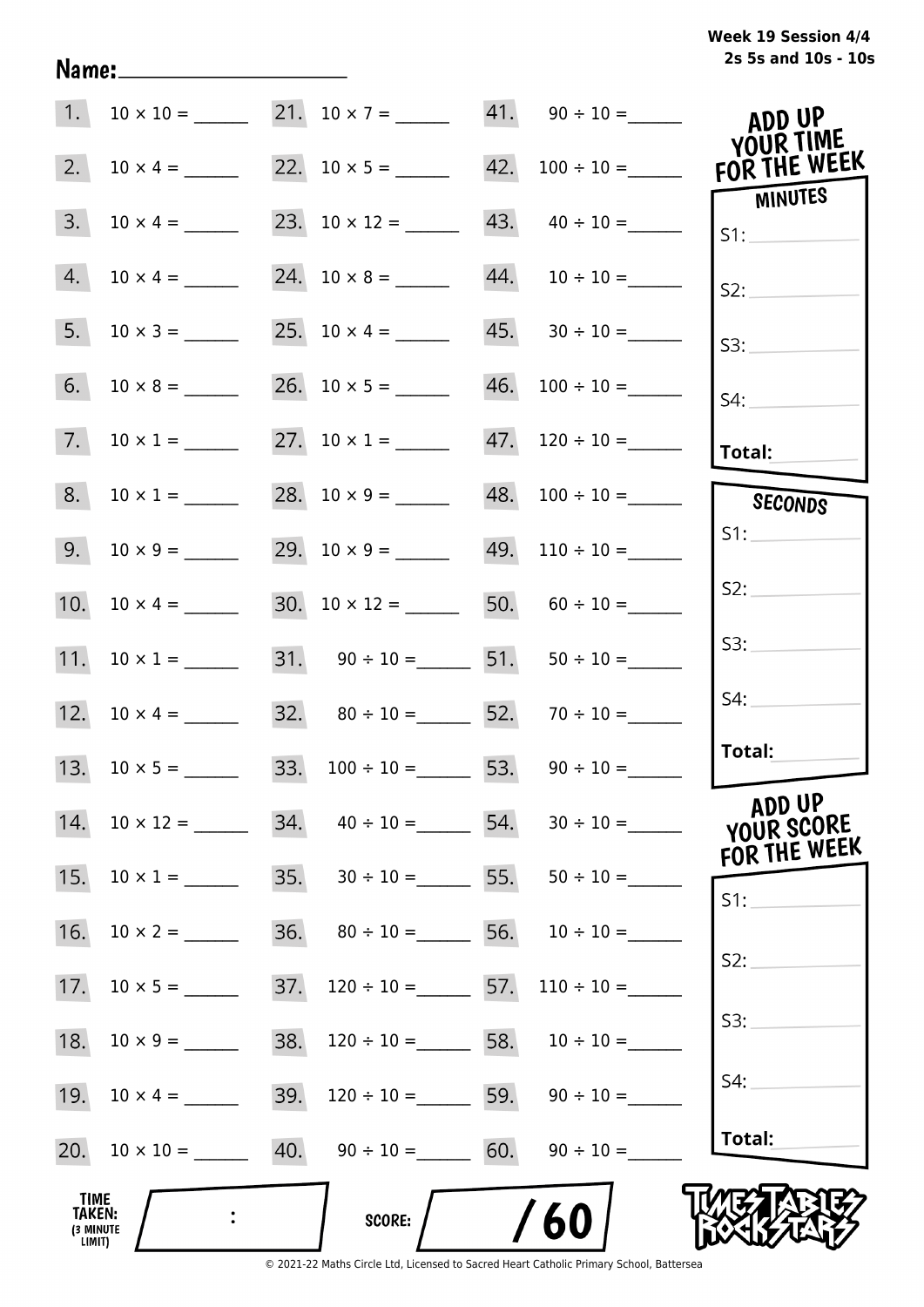Week 19 Session 4/4
2s 5s and 10s - 10s

Name: ____________________

| | | | | | |
|---|---|---|---|---|---|
| 1. | $10 \times 10 =$ ______ | 21. | $10 \times 7 =$ ______ | 41. | $90 \div 10 =$ ______ |
| 2. | $10 \times 4 =$ ______ | 22. | $10 \times 5 =$ ______ | 42. | $100 \div 10 =$ ______ |
| 3. | $10 \times 4 =$ ______ | 23. | $10 \times 12 =$ ______ | 43. | $40 \div 10 =$ ______ |
| 4. | $10 \times 4 =$ ______ | 24. | $10 \times 8 =$ ______ | 44. | $10 \div 10 =$ ______ |
| 5. | $10 \times 3 =$ ______ | 25. | $10 \times 4 =$ ______ | 45. | $30 \div 10 =$ ______ |
| 6. | $10 \times 8 =$ ______ | 26. | $10 \times 5 =$ ______ | 46. | $100 \div 10 =$ ______ |
| 7. | $10 \times 1 =$ ______ | 27. | $10 \times 1 =$ ______ | 47. | $120 \div 10 =$ ______ |
| 8. | $10 \times 1 =$ ______ | 28. | $10 \times 9 =$ ______ | 48. | $100 \div 10 =$ ______ |
| 9. | $10 \times 9 =$ ______ | 29. | $10 \times 9 =$ ______ | 49. | $110 \div 10 =$ ______ |
| 10. | $10 \times 4 =$ ______ | 30. | $10 \times 12 =$ ______ | 50. | $60 \div 10 =$ ______ |
| 11. | $10 \times 1 =$ ______ | 31. | $90 \div 10 =$ ______ | 51. | $50 \div 10 =$ ______ |
| 12. | $10 \times 4 =$ ______ | 32. | $80 \div 10 =$ ______ | 52. | $70 \div 10 =$ ______ |
| 13. | $10 \times 5 =$ ______ | 33. | $100 \div 10 =$ ______ | 53. | $90 \div 10 =$ ______ |
| 14. | $10 \times 12 =$ ______ | 34. | $40 \div 10 =$ ______ | 54. | $30 \div 10 =$ ______ |
| 15. | $10 \times 1 =$ ______ | 35. | $30 \div 10 =$ ______ | 55. | $50 \div 10 =$ ______ |
| 16. | $10 \times 2 =$ ______ | 36. | $80 \div 10 =$ ______ | 56. | $10 \div 10 =$ ______ |
| 17. | $10 \times 5 =$ ______ | 37. | $120 \div 10 =$ ______ | 57. | $110 \div 10 =$ ______ |
| 18. | $10 \times 9 =$ ______ | 38. | $120 \div 10 =$ ______ | 58. | $10 \div 10 =$ ______ |
| 19. | $10 \times 4 =$ ______ | 39. | $120 \div 10 =$ ______ | 59. | $90 \div 10 =$ ______ |
| 20. | $10 \times 10 =$ ______ | 40. | $90 \div 10 =$ ______ | 60. | $90 \div 10 =$ ______ |

**ADD UP YOUR TIME FOR THE WEEK**

**MINUTES**

S1: ______

S2: ______

S3: ______

S4: ______

**Total:** ______

**SECONDS**

S1: ______

S2: ______

S3: ______

S4: ______

**Total:** ______

**ADD UP YOUR SCORE FOR THE WEEK**

S1: ______

S2: ______

S3: ______

S4: ______

**Total:** ______

**TIME TAKEN:** (3 MINUTE LIMIT) ___ : ___

**SCORE:** ___ / 60

TIMES TABLES ROCK STARS

© 2021-22 Maths Circle Ltd, Licensed to Sacred Heart Catholic Primary School, Battersea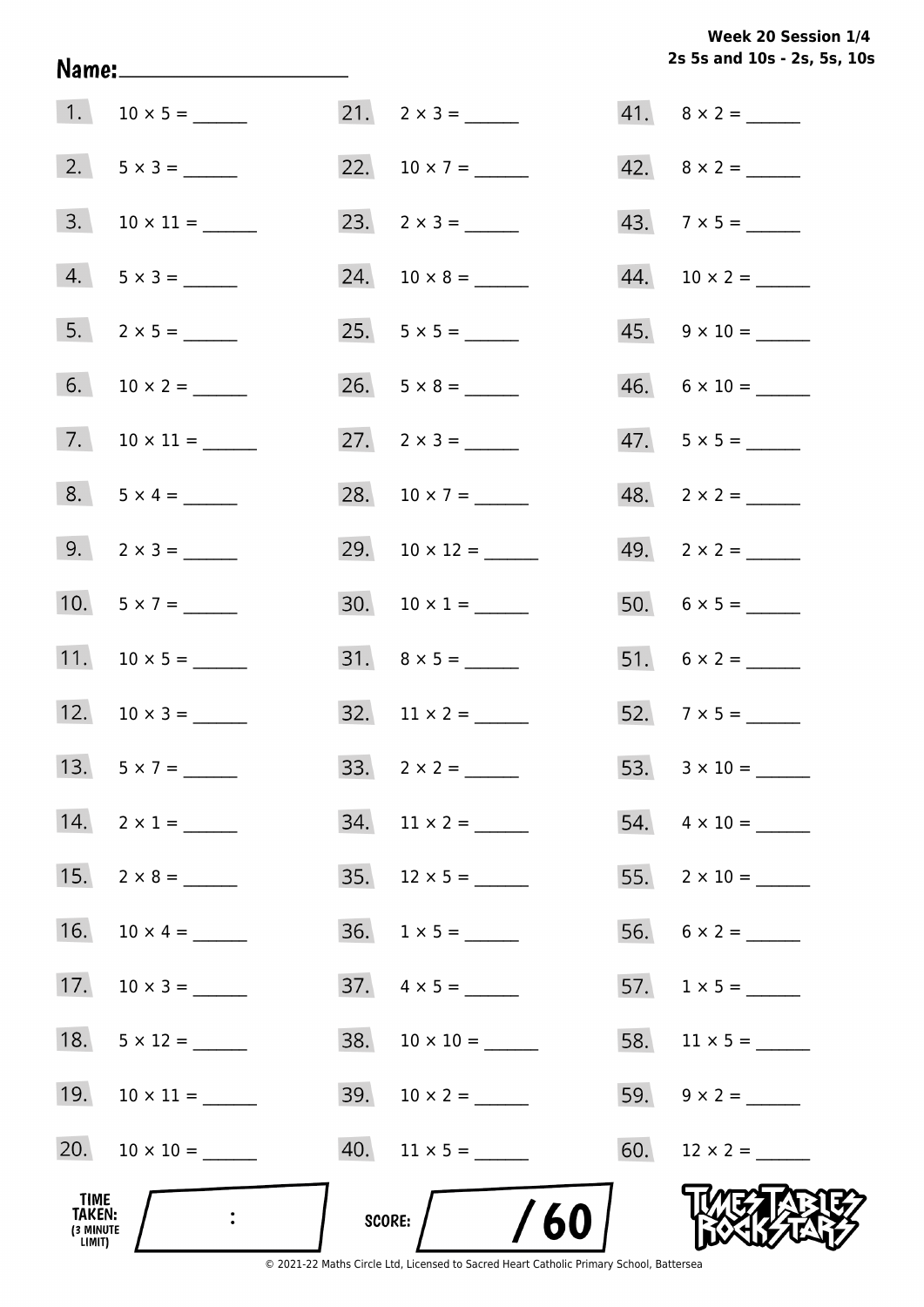Week 20 Session 1/4
2s 5s and 10s - 2s, 5s, 10s

Name: ____________________

1. $10 \times 5 =$ ______
2. $5 \times 3 =$ ______
3. $10 \times 11 =$ ______
4. $5 \times 3 =$ ______
5. $2 \times 5 =$ ______
6. $10 \times 2 =$ ______
7. $10 \times 11 =$ ______
8. $5 \times 4 =$ ______
9. $2 \times 3 =$ ______
10. $5 \times 7 =$ ______
11. $10 \times 5 =$ ______
12. $10 \times 3 =$ ______
13. $5 \times 7 =$ ______
14. $2 \times 1 =$ ______
15. $2 \times 8 =$ ______
16. $10 \times 4 =$ ______
17. $10 \times 3 =$ ______
18. $5 \times 12 =$ ______
19. $10 \times 11 =$ ______
20. $10 \times 10 =$ ______
21. $2 \times 3 =$ ______
22. $10 \times 7 =$ ______
23. $2 \times 3 =$ ______
24. $10 \times 8 =$ ______
25. $5 \times 5 =$ ______
26. $5 \times 8 =$ ______
27. $2 \times 3 =$ ______
28. $10 \times 7 =$ ______
29. $10 \times 12 =$ ______
30. $10 \times 1 =$ ______
31. $8 \times 5 =$ ______
32. $11 \times 2 =$ ______
33. $2 \times 2 =$ ______
34. $11 \times 2 =$ ______
35. $12 \times 5 =$ ______
36. $1 \times 5 =$ ______
37. $4 \times 5 =$ ______
38. $10 \times 10 =$ ______
39. $10 \times 2 =$ ______
40. $11 \times 5 =$ ______
41. $8 \times 2 =$ ______
42. $8 \times 2 =$ ______
43. $7 \times 5 =$ ______
44. $10 \times 2 =$ ______
45. $9 \times 10 =$ ______
46. $6 \times 10 =$ ______
47. $5 \times 5 =$ ______
48. $2 \times 2 =$ ______
49. $2 \times 2 =$ ______
50. $6 \times 5 =$ ______
51. $6 \times 2 =$ ______
52. $7 \times 5 =$ ______
53. $3 \times 10 =$ ______
54. $4 \times 10 =$ ______
55. $2 \times 10 =$ ______
56. $6 \times 2 =$ ______
57. $1 \times 5 =$ ______
58. $11 \times 5 =$ ______
59. $9 \times 2 =$ ______
60. $12 \times 2 =$ ______

TIME TAKEN: (3 MINUTE LIMIT) :

SCORE: /60

TIMES TABLES ROCK STARS

© 2021-22 Maths Circle Ltd, Licensed to Sacred Heart Catholic Primary School, Battersea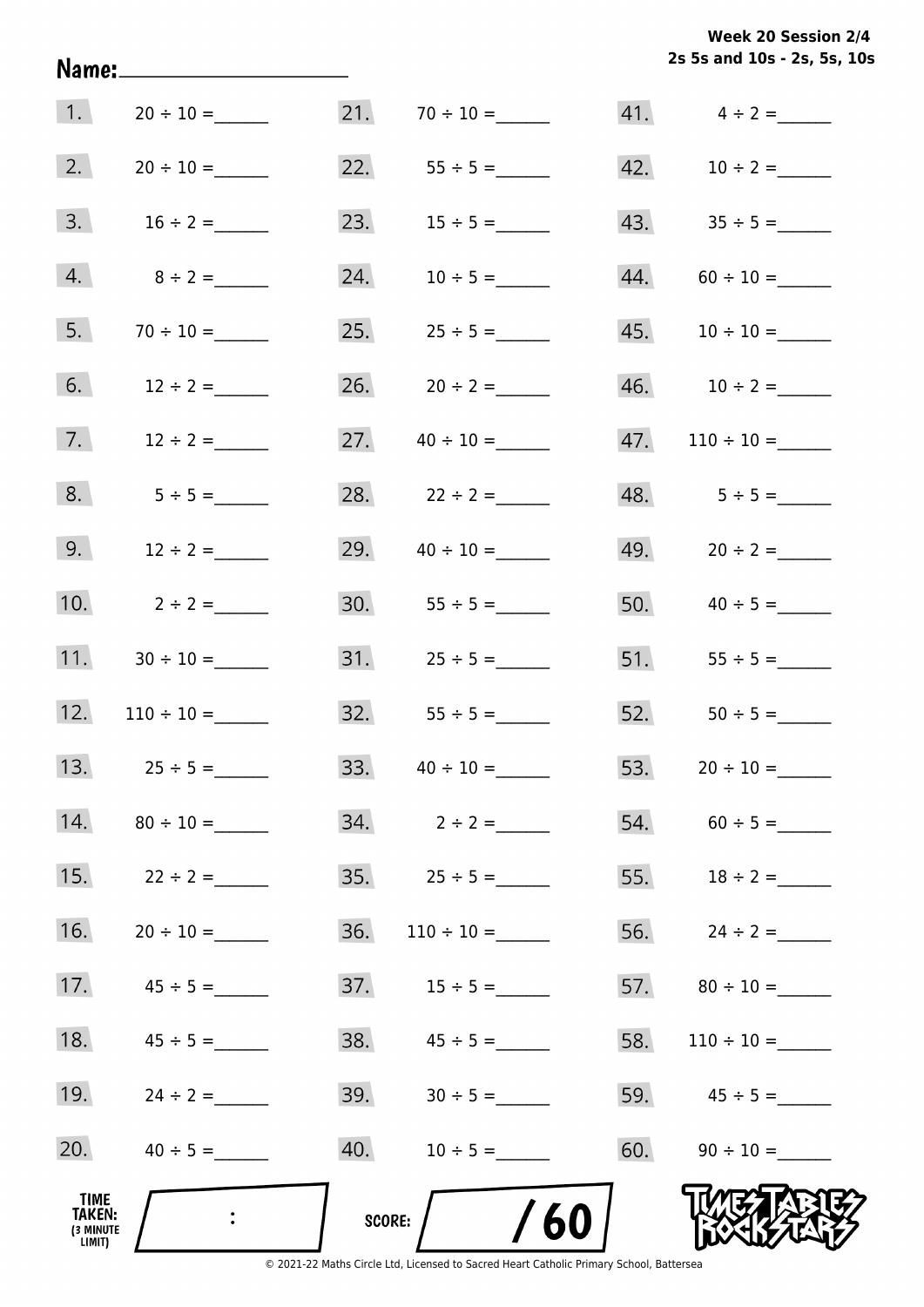Week 20 Session 2/4
2s 5s and 10s - 2s, 5s, 10s

Name:____________________

| | | | | | |
|---|---|---|---|---|---|
| 1. | 20 ÷ 10 = ______ | 21. | 70 ÷ 10 = ______ | 41. | 4 ÷ 2 = ______ |
| 2. | 20 ÷ 10 = ______ | 22. | 55 ÷ 5 = ______ | 42. | 10 ÷ 2 = ______ |
| 3. | 16 ÷ 2 = ______ | 23. | 15 ÷ 5 = ______ | 43. | 35 ÷ 5 = ______ |
| 4. | 8 ÷ 2 = ______ | 24. | 10 ÷ 5 = ______ | 44. | 60 ÷ 10 = ______ |
| 5. | 70 ÷ 10 = ______ | 25. | 25 ÷ 5 = ______ | 45. | 10 ÷ 10 = ______ |
| 6. | 12 ÷ 2 = ______ | 26. | 20 ÷ 2 = ______ | 46. | 10 ÷ 2 = ______ |
| 7. | 12 ÷ 2 = ______ | 27. | 40 ÷ 10 = ______ | 47. | 110 ÷ 10 = ______ |
| 8. | 5 ÷ 5 = ______ | 28. | 22 ÷ 2 = ______ | 48. | 5 ÷ 5 = ______ |
| 9. | 12 ÷ 2 = ______ | 29. | 40 ÷ 10 = ______ | 49. | 20 ÷ 2 = ______ |
| 10. | 2 ÷ 2 = ______ | 30. | 55 ÷ 5 = ______ | 50. | 40 ÷ 5 = ______ |
| 11. | 30 ÷ 10 = ______ | 31. | 25 ÷ 5 = ______ | 51. | 55 ÷ 5 = ______ |
| 12. | 110 ÷ 10 = ______ | 32. | 55 ÷ 5 = ______ | 52. | 50 ÷ 5 = ______ |
| 13. | 25 ÷ 5 = ______ | 33. | 40 ÷ 10 = ______ | 53. | 20 ÷ 10 = ______ |
| 14. | 80 ÷ 10 = ______ | 34. | 2 ÷ 2 = ______ | 54. | 60 ÷ 5 = ______ |
| 15. | 22 ÷ 2 = ______ | 35. | 25 ÷ 5 = ______ | 55. | 18 ÷ 2 = ______ |
| 16. | 20 ÷ 10 = ______ | 36. | 110 ÷ 10 = ______ | 56. | 24 ÷ 2 = ______ |
| 17. | 45 ÷ 5 = ______ | 37. | 15 ÷ 5 = ______ | 57. | 80 ÷ 10 = ______ |
| 18. | 45 ÷ 5 = ______ | 38. | 45 ÷ 5 = ______ | 58. | 110 ÷ 10 = ______ |
| 19. | 24 ÷ 2 = ______ | 39. | 30 ÷ 5 = ______ | 59. | 45 ÷ 5 = ______ |
| 20. | 40 ÷ 5 = ______ | 40. | 10 ÷ 5 = ______ | 60. | 90 ÷ 10 = ______ |

TIME TAKEN: (3 MINUTE LIMIT) :

SCORE: / 60

© 2021-22 Maths Circle Ltd, Licensed to Sacred Heart Catholic Primary School, Battersea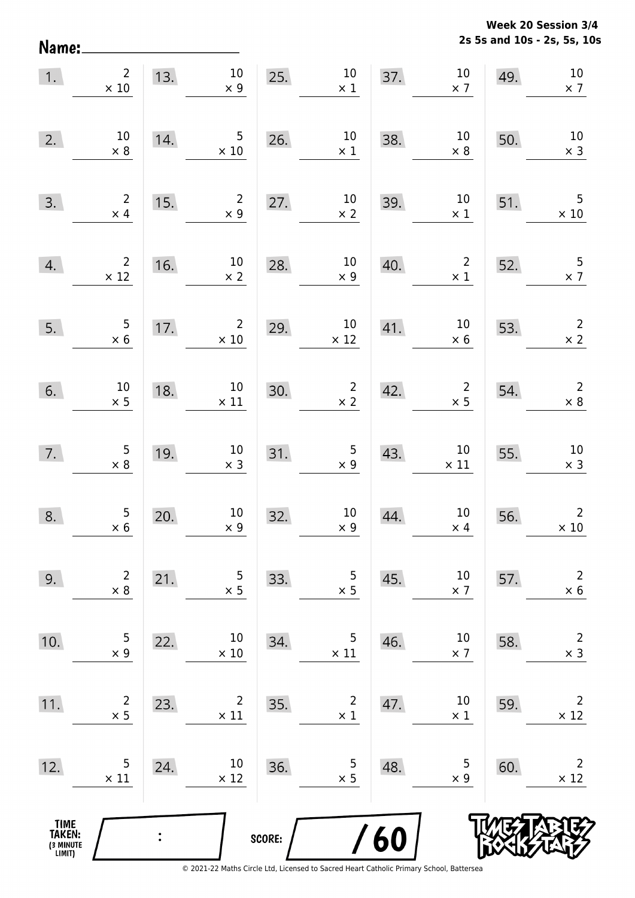Name: ____________________

**Week 20 Session 3/4**
**2s 5s and 10s - 2s, 5s, 10s**

| | | | | | | | | | |
|---|---|---|---|---|---|---|---|---|---|
| 1. | $2 \times 10$ | 13. | $10 \times 9$ | 25. | $10 \times 1$ | 37. | $10 \times 7$ | 49. | $10 \times 7$ |
| 2. | $10 \times 8$ | 14. | $5 \times 10$ | 26. | $10 \times 1$ | 38. | $10 \times 8$ | 50. | $10 \times 3$ |
| 3. | $2 \times 4$ | 15. | $2 \times 9$ | 27. | $10 \times 2$ | 39. | $10 \times 1$ | 51. | $5 \times 10$ |
| 4. | $2 \times 12$ | 16. | $10 \times 2$ | 28. | $10 \times 9$ | 40. | $2 \times 1$ | 52. | $5 \times 7$ |
| 5. | $5 \times 6$ | 17. | $2 \times 10$ | 29. | $10 \times 12$ | 41. | $10 \times 6$ | 53. | $2 \times 2$ |
| 6. | $10 \times 5$ | 18. | $10 \times 11$ | 30. | $2 \times 2$ | 42. | $2 \times 5$ | 54. | $2 \times 8$ |
| 7. | $5 \times 8$ | 19. | $10 \times 3$ | 31. | $5 \times 9$ | 43. | $10 \times 11$ | 55. | $10 \times 3$ |
| 8. | $5 \times 6$ | 20. | $10 \times 9$ | 32. | $10 \times 9$ | 44. | $10 \times 4$ | 56. | $2 \times 10$ |
| 9. | $2 \times 8$ | 21. | $5 \times 5$ | 33. | $5 \times 5$ | 45. | $10 \times 7$ | 57. | $2 \times 6$ |
| 10. | $5 \times 9$ | 22. | $10 \times 10$ | 34. | $5 \times 11$ | 46. | $10 \times 7$ | 58. | $2 \times 3$ |
| 11. | $2 \times 5$ | 23. | $2 \times 11$ | 35. | $2 \times 1$ | 47. | $10 \times 1$ | 59. | $2 \times 12$ |
| 12. | $5 \times 11$ | 24. | $10 \times 12$ | 36. | $5 \times 5$ | 48. | $5 \times 9$ | 60. | $2 \times 12$ |

TIME TAKEN: (3 MINUTE LIMIT) ____ : ____

SCORE: ____ / 60

© 2021-22 Maths Circle Ltd, Licensed to Sacred Heart Catholic Primary School, Battersea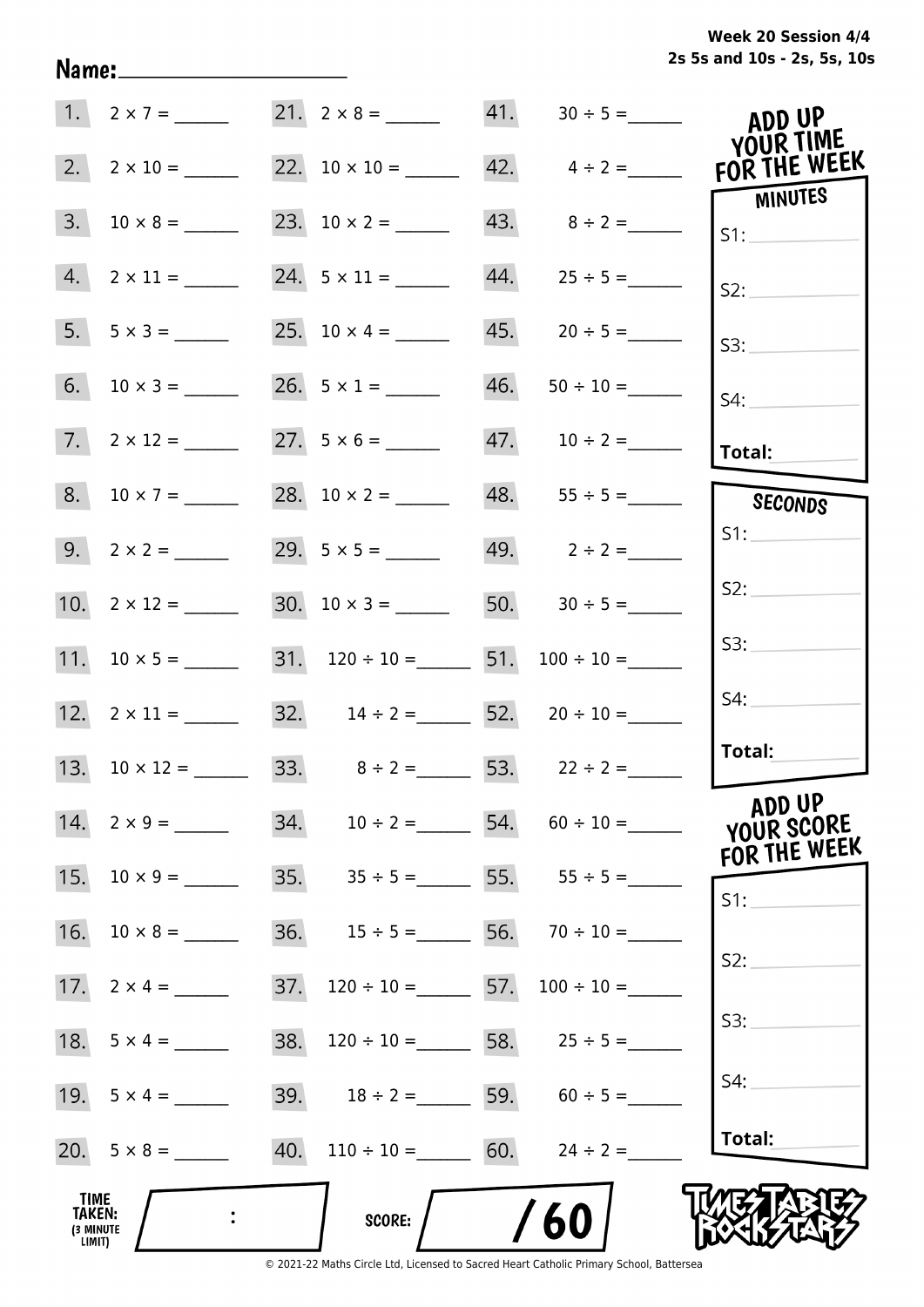Week 20 Session 4/4
2s 5s and 10s - 2s, 5s, 10s

Name:____________________

| | | | | | |
|---|---|---|---|---|---|
| 1. | 2 × 7 = ______ | 21. | 2 × 8 = ______ | 41. | 30 ÷ 5 = ______ |
| 2. | 2 × 10 = ______ | 22. | 10 × 10 = ______ | 42. | 4 ÷ 2 = ______ |
| 3. | 10 × 8 = ______ | 23. | 10 × 2 = ______ | 43. | 8 ÷ 2 = ______ |
| 4. | 2 × 11 = ______ | 24. | 5 × 11 = ______ | 44. | 25 ÷ 5 = ______ |
| 5. | 5 × 3 = ______ | 25. | 10 × 4 = ______ | 45. | 20 ÷ 5 = ______ |
| 6. | 10 × 3 = ______ | 26. | 5 × 1 = ______ | 46. | 50 ÷ 10 = ______ |
| 7. | 2 × 12 = ______ | 27. | 5 × 6 = ______ | 47. | 10 ÷ 2 = ______ |
| 8. | 10 × 7 = ______ | 28. | 10 × 2 = ______ | 48. | 55 ÷ 5 = ______ |
| 9. | 2 × 2 = ______ | 29. | 5 × 5 = ______ | 49. | 2 ÷ 2 = ______ |
| 10. | 2 × 12 = ______ | 30. | 10 × 3 = ______ | 50. | 30 ÷ 5 = ______ |
| 11. | 10 × 5 = ______ | 31. | 120 ÷ 10 = ______ | 51. | 100 ÷ 10 = ______ |
| 12. | 2 × 11 = ______ | 32. | 14 ÷ 2 = ______ | 52. | 20 ÷ 10 = ______ |
| 13. | 10 × 12 = ______ | 33. | 8 ÷ 2 = ______ | 53. | 22 ÷ 2 = ______ |
| 14. | 2 × 9 = ______ | 34. | 10 ÷ 2 = ______ | 54. | 60 ÷ 10 = ______ |
| 15. | 10 × 9 = ______ | 35. | 35 ÷ 5 = ______ | 55. | 55 ÷ 5 = ______ |
| 16. | 10 × 8 = ______ | 36. | 15 ÷ 5 = ______ | 56. | 70 ÷ 10 = ______ |
| 17. | 2 × 4 = ______ | 37. | 120 ÷ 10 = ______ | 57. | 100 ÷ 10 = ______ |
| 18. | 5 × 4 = ______ | 38. | 120 ÷ 10 = ______ | 58. | 25 ÷ 5 = ______ |
| 19. | 5 × 4 = ______ | 39. | 18 ÷ 2 = ______ | 59. | 60 ÷ 5 = ______ |
| 20. | 5 × 8 = ______ | 40. | 110 ÷ 10 = ______ | 60. | 24 ÷ 2 = ______ |

**ADD UP YOUR TIME FOR THE WEEK**

| MINUTES | SECONDS |
|---|---|
| S1: | S1: |
| S2: | S2: |
| S3: | S3: |
| S4: | S4: |
| **Total:** | **Total:** |

**ADD UP YOUR SCORE FOR THE WEEK**

S1:

S2:

S3:

S4:

**Total:**

TIME TAKEN: (3 MINUTE LIMIT) :

SCORE: / 60

TIMES TABLES ROCK STARS

© 2021-22 Maths Circle Ltd, Licensed to Sacred Heart Catholic Primary School, Battersea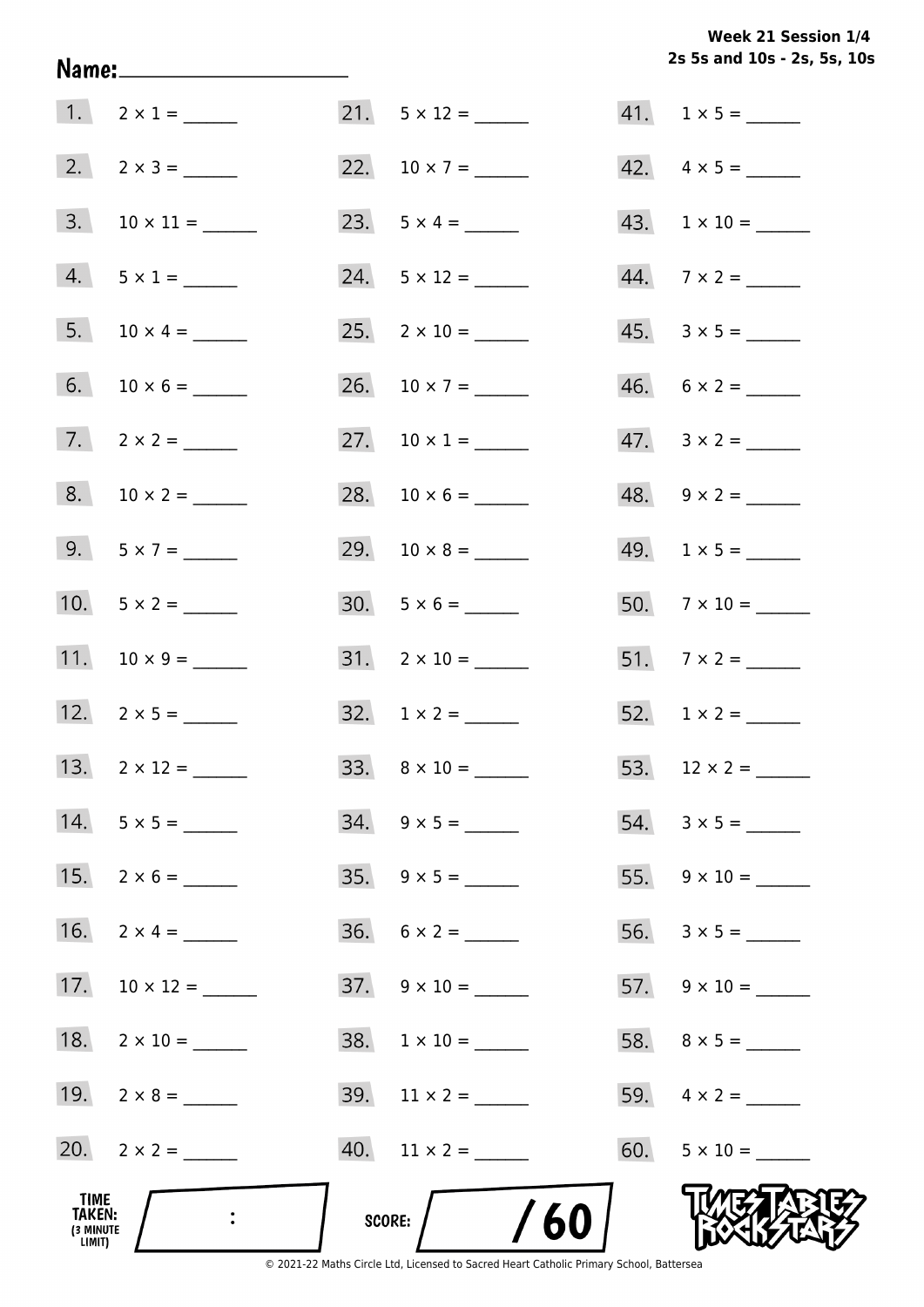**Week 21 Session 1/4**
**2s 5s and 10s - 2s, 5s, 10s**

**Name:** ____________________

1. $2 \times 1 =$ ______
2. $2 \times 3 =$ ______
3. $10 \times 11 =$ ______
4. $5 \times 1 =$ ______
5. $10 \times 4 =$ ______
6. $10 \times 6 =$ ______
7. $2 \times 2 =$ ______
8. $10 \times 2 =$ ______
9. $5 \times 7 =$ ______
10. $5 \times 2 =$ ______
11. $10 \times 9 =$ ______
12. $2 \times 5 =$ ______
13. $2 \times 12 =$ ______
14. $5 \times 5 =$ ______
15. $2 \times 6 =$ ______
16. $2 \times 4 =$ ______
17. $10 \times 12 =$ ______
18. $2 \times 10 =$ ______
19. $2 \times 8 =$ ______
20. $2 \times 2 =$ ______
21. $5 \times 12 =$ ______
22. $10 \times 7 =$ ______
23. $5 \times 4 =$ ______
24. $5 \times 12 =$ ______
25. $2 \times 10 =$ ______
26. $10 \times 7 =$ ______
27. $10 \times 1 =$ ______
28. $10 \times 6 =$ ______
29. $10 \times 8 =$ ______
30. $5 \times 6 =$ ______
31. $2 \times 10 =$ ______
32. $1 \times 2 =$ ______
33. $8 \times 10 =$ ______
34. $9 \times 5 =$ ______
35. $9 \times 5 =$ ______
36. $6 \times 2 =$ ______
37. $9 \times 10 =$ ______
38. $1 \times 10 =$ ______
39. $11 \times 2 =$ ______
40. $11 \times 2 =$ ______
41. $1 \times 5 =$ ______
42. $4 \times 5 =$ ______
43. $1 \times 10 =$ ______
44. $7 \times 2 =$ ______
45. $3 \times 5 =$ ______
46. $6 \times 2 =$ ______
47. $3 \times 2 =$ ______
48. $9 \times 2 =$ ______
49. $1 \times 5 =$ ______
50. $7 \times 10 =$ ______
51. $7 \times 2 =$ ______
52. $1 \times 2 =$ ______
53. $12 \times 2 =$ ______
54. $3 \times 5 =$ ______
55. $9 \times 10 =$ ______
56. $3 \times 5 =$ ______
57. $9 \times 10 =$ ______
58. $8 \times 5 =$ ______
59. $4 \times 2 =$ ______
60. $5 \times 10 =$ ______

**TIME TAKEN:** (3 MINUTE LIMIT) ____ : ____

**SCORE:** ____ / 60

TIMES TABLES ROCK STARS

© 2021-22 Maths Circle Ltd, Licensed to Sacred Heart Catholic Primary School, Battersea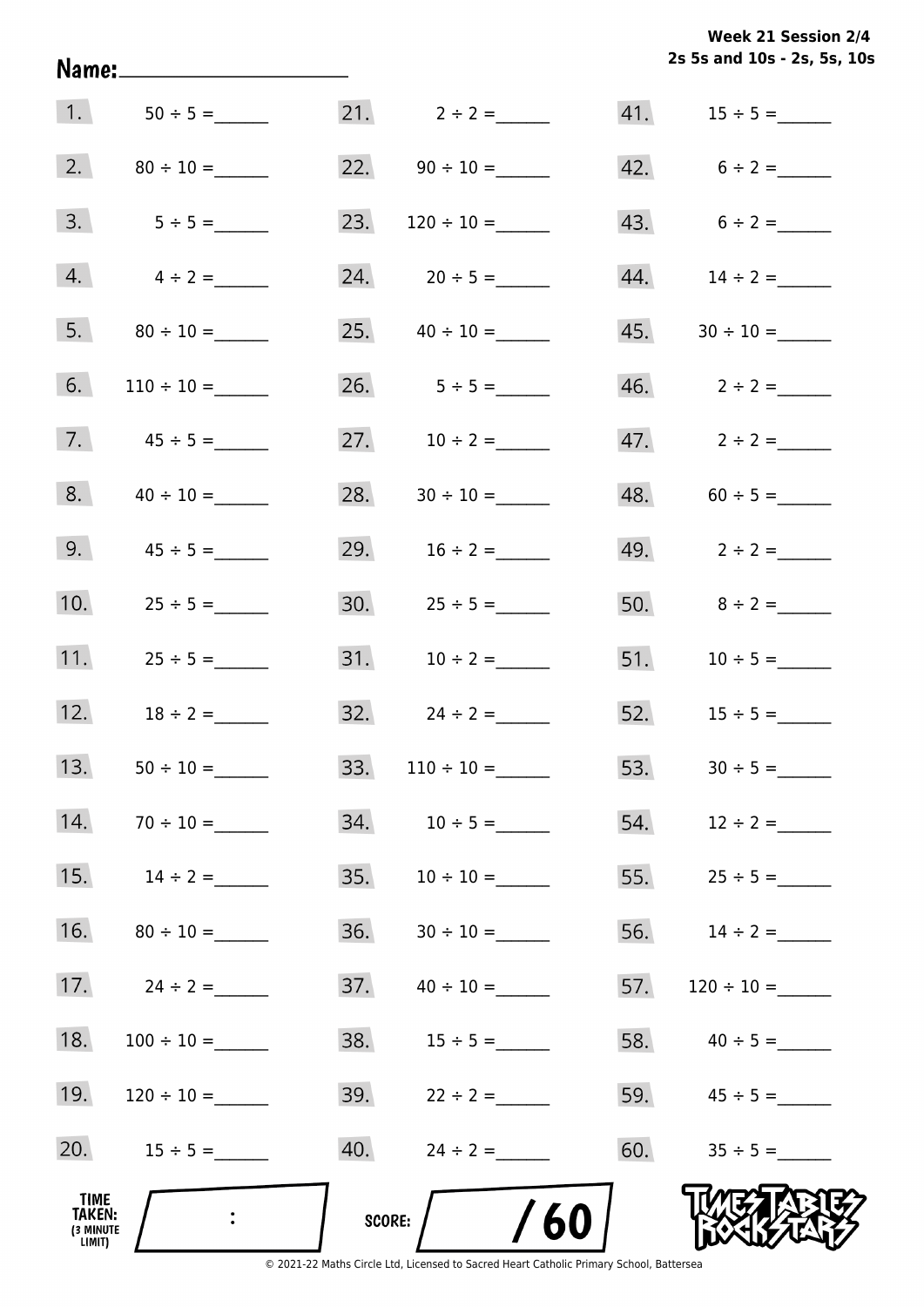**Week 21 Session 2/4**
**2s 5s and 10s - 2s, 5s, 10s**

Name: ____________________

| | | | | | |
|---|---|---|---|---|---|
| 1. | 50 ÷ 5 = ______ | 21. | 2 ÷ 2 = ______ | 41. | 15 ÷ 5 = ______ |
| 2. | 80 ÷ 10 = ______ | 22. | 90 ÷ 10 = ______ | 42. | 6 ÷ 2 = ______ |
| 3. | 5 ÷ 5 = ______ | 23. | 120 ÷ 10 = ______ | 43. | 6 ÷ 2 = ______ |
| 4. | 4 ÷ 2 = ______ | 24. | 20 ÷ 5 = ______ | 44. | 14 ÷ 2 = ______ |
| 5. | 80 ÷ 10 = ______ | 25. | 40 ÷ 10 = ______ | 45. | 30 ÷ 10 = ______ |
| 6. | 110 ÷ 10 = ______ | 26. | 5 ÷ 5 = ______ | 46. | 2 ÷ 2 = ______ |
| 7. | 45 ÷ 5 = ______ | 27. | 10 ÷ 2 = ______ | 47. | 2 ÷ 2 = ______ |
| 8. | 40 ÷ 10 = ______ | 28. | 30 ÷ 10 = ______ | 48. | 60 ÷ 5 = ______ |
| 9. | 45 ÷ 5 = ______ | 29. | 16 ÷ 2 = ______ | 49. | 2 ÷ 2 = ______ |
| 10. | 25 ÷ 5 = ______ | 30. | 25 ÷ 5 = ______ | 50. | 8 ÷ 2 = ______ |
| 11. | 25 ÷ 5 = ______ | 31. | 10 ÷ 2 = ______ | 51. | 10 ÷ 5 = ______ |
| 12. | 18 ÷ 2 = ______ | 32. | 24 ÷ 2 = ______ | 52. | 15 ÷ 5 = ______ |
| 13. | 50 ÷ 10 = ______ | 33. | 110 ÷ 10 = ______ | 53. | 30 ÷ 5 = ______ |
| 14. | 70 ÷ 10 = ______ | 34. | 10 ÷ 5 = ______ | 54. | 12 ÷ 2 = ______ |
| 15. | 14 ÷ 2 = ______ | 35. | 10 ÷ 10 = ______ | 55. | 25 ÷ 5 = ______ |
| 16. | 80 ÷ 10 = ______ | 36. | 30 ÷ 10 = ______ | 56. | 14 ÷ 2 = ______ |
| 17. | 24 ÷ 2 = ______ | 37. | 40 ÷ 10 = ______ | 57. | 120 ÷ 10 = ______ |
| 18. | 100 ÷ 10 = ______ | 38. | 15 ÷ 5 = ______ | 58. | 40 ÷ 5 = ______ |
| 19. | 120 ÷ 10 = ______ | 39. | 22 ÷ 2 = ______ | 59. | 45 ÷ 5 = ______ |
| 20. | 15 ÷ 5 = ______ | 40. | 24 ÷ 2 = ______ | 60. | 35 ÷ 5 = ______ |

TIME TAKEN: (3 MINUTE LIMIT) ____ : ____

SCORE: ____ / 60

TIMES TABLES ROCK STARS

© 2021-22 Maths Circle Ltd, Licensed to Sacred Heart Catholic Primary School, Battersea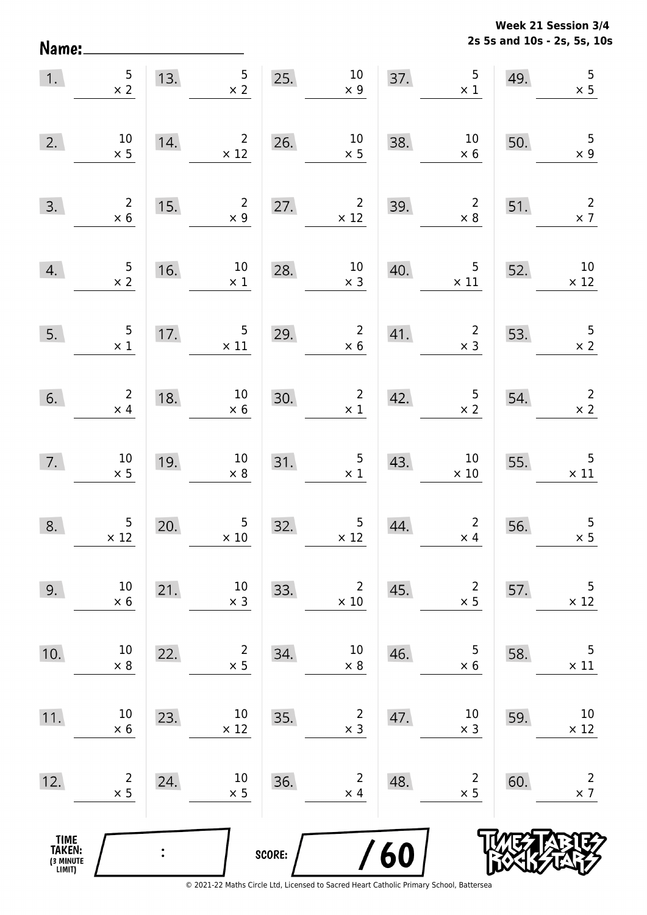Week 21 Session 3/4
2s 5s and 10s - 2s, 5s, 10s

Name: ____________________

| | | | | |
|---|---|---|---|---|
| 1. $5 \times 2$ | 13. $5 \times 2$ | 25. $10 \times 9$ | 37. $5 \times 1$ | 49. $5 \times 5$ |
| 2. $10 \times 5$ | 14. $2 \times 12$ | 26. $10 \times 5$ | 38. $10 \times 6$ | 50. $5 \times 9$ |
| 3. $2 \times 6$ | 15. $2 \times 9$ | 27. $2 \times 12$ | 39. $2 \times 8$ | 51. $2 \times 7$ |
| 4. $5 \times 2$ | 16. $10 \times 1$ | 28. $10 \times 3$ | 40. $5 \times 11$ | 52. $10 \times 12$ |
| 5. $5 \times 1$ | 17. $5 \times 11$ | 29. $2 \times 6$ | 41. $2 \times 3$ | 53. $5 \times 2$ |
| 6. $2 \times 4$ | 18. $10 \times 6$ | 30. $2 \times 1$ | 42. $5 \times 2$ | 54. $2 \times 2$ |
| 7. $10 \times 5$ | 19. $10 \times 8$ | 31. $5 \times 1$ | 43. $10 \times 10$ | 55. $5 \times 11$ |
| 8. $5 \times 12$ | 20. $5 \times 10$ | 32. $5 \times 12$ | 44. $2 \times 4$ | 56. $5 \times 5$ |
| 9. $10 \times 6$ | 21. $10 \times 3$ | 33. $2 \times 10$ | 45. $2 \times 5$ | 57. $5 \times 12$ |
| 10. $10 \times 8$ | 22. $2 \times 5$ | 34. $10 \times 8$ | 46. $5 \times 6$ | 58. $5 \times 11$ |
| 11. $10 \times 6$ | 23. $10 \times 12$ | 35. $2 \times 3$ | 47. $10 \times 3$ | 59. $10 \times 12$ |
| 12. $2 \times 5$ | 24. $10 \times 5$ | 36. $2 \times 4$ | 48. $2 \times 5$ | 60. $2 \times 7$ |

TIME TAKEN: (3 MINUTE LIMIT) ___ : ___

SCORE: ___ / 60

© 2021-22 Maths Circle Ltd, Licensed to Sacred Heart Catholic Primary School, Battersea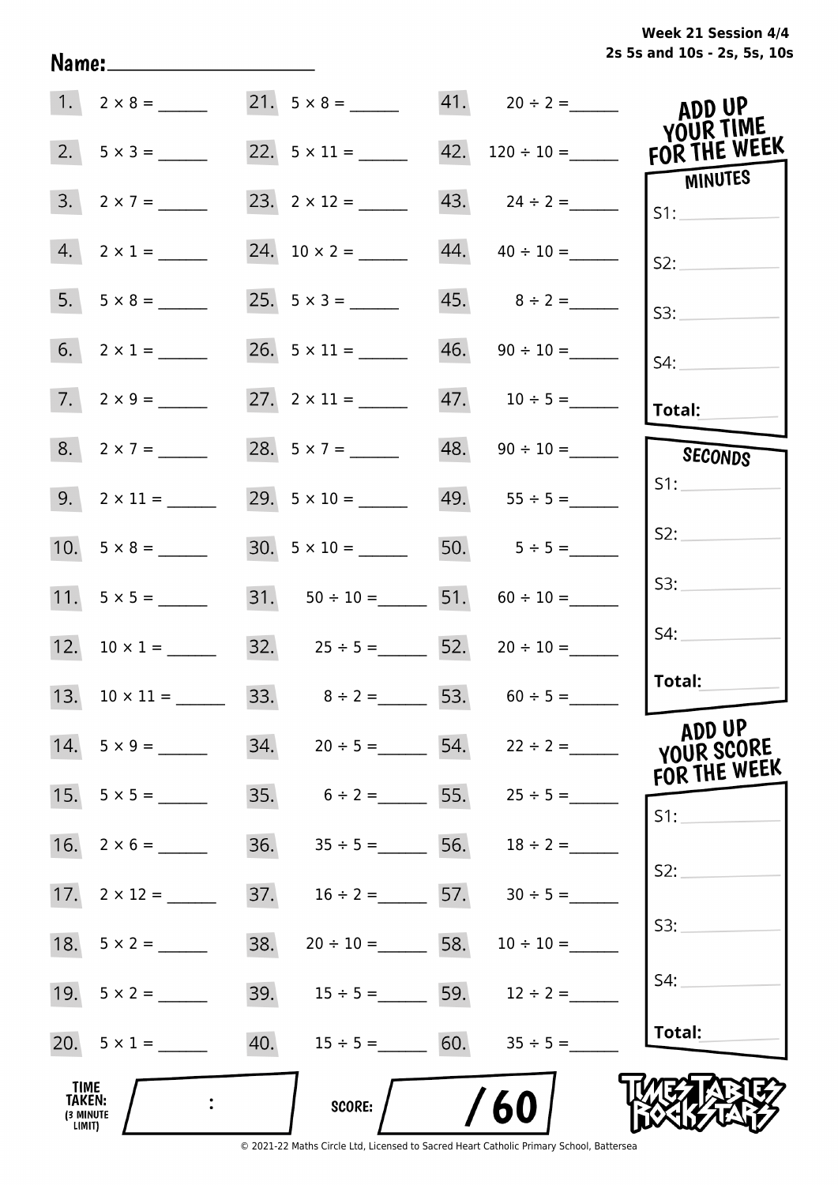Week 21 Session 4/4
2s 5s and 10s - 2s, 5s, 10s

Name: ____________________

| | | | | | |
|---|---|---|---|---|---|
| 1. | $2 \times 8 =$ ______ | 21. | $5 \times 8 =$ ______ | 41. | $20 \div 2 =$ ______ |
| 2. | $5 \times 3 =$ ______ | 22. | $5 \times 11 =$ ______ | 42. | $120 \div 10 =$ ______ |
| 3. | $2 \times 7 =$ ______ | 23. | $2 \times 12 =$ ______ | 43. | $24 \div 2 =$ ______ |
| 4. | $2 \times 1 =$ ______ | 24. | $10 \times 2 =$ ______ | 44. | $40 \div 10 =$ ______ |
| 5. | $5 \times 8 =$ ______ | 25. | $5 \times 3 =$ ______ | 45. | $8 \div 2 =$ ______ |
| 6. | $2 \times 1 =$ ______ | 26. | $5 \times 11 =$ ______ | 46. | $90 \div 10 =$ ______ |
| 7. | $2 \times 9 =$ ______ | 27. | $2 \times 11 =$ ______ | 47. | $10 \div 5 =$ ______ |
| 8. | $2 \times 7 =$ ______ | 28. | $5 \times 7 =$ ______ | 48. | $90 \div 10 =$ ______ |
| 9. | $2 \times 11 =$ ______ | 29. | $5 \times 10 =$ ______ | 49. | $55 \div 5 =$ ______ |
| 10. | $5 \times 8 =$ ______ | 30. | $5 \times 10 =$ ______ | 50. | $5 \div 5 =$ ______ |
| 11. | $5 \times 5 =$ ______ | 31. | $50 \div 10 =$ ______ | 51. | $60 \div 10 =$ ______ |
| 12. | $10 \times 1 =$ ______ | 32. | $25 \div 5 =$ ______ | 52. | $20 \div 10 =$ ______ |
| 13. | $10 \times 11 =$ ______ | 33. | $8 \div 2 =$ ______ | 53. | $60 \div 5 =$ ______ |
| 14. | $5 \times 9 =$ ______ | 34. | $20 \div 5 =$ ______ | 54. | $22 \div 2 =$ ______ |
| 15. | $5 \times 5 =$ ______ | 35. | $6 \div 2 =$ ______ | 55. | $25 \div 5 =$ ______ |
| 16. | $2 \times 6 =$ ______ | 36. | $35 \div 5 =$ ______ | 56. | $18 \div 2 =$ ______ |
| 17. | $2 \times 12 =$ ______ | 37. | $16 \div 2 =$ ______ | 57. | $30 \div 5 =$ ______ |
| 18. | $5 \times 2 =$ ______ | 38. | $20 \div 10 =$ ______ | 58. | $10 \div 10 =$ ______ |
| 19. | $5 \times 2 =$ ______ | 39. | $15 \div 5 =$ ______ | 59. | $12 \div 2 =$ ______ |
| 20. | $5 \times 1 =$ ______ | 40. | $15 \div 5 =$ ______ | 60. | $35 \div 5 =$ ______ |

**ADD UP YOUR TIME FOR THE WEEK**

**MINUTES**
S1: ______
S2: ______
S3: ______
S4: ______
**Total:** ______

**SECONDS**
S1: ______
S2: ______
S3: ______
S4: ______
**Total:** ______

**ADD UP YOUR SCORE FOR THE WEEK**
S1: ______
S2: ______
S3: ______
S4: ______
**Total:** ______

**TIME TAKEN:** (3 MINUTE LIMIT) ____ : ____

**SCORE:** ____ / 60

TIMES TABLES ROCK STARS

© 2021-22 Maths Circle Ltd, Licensed to Sacred Heart Catholic Primary School, Battersea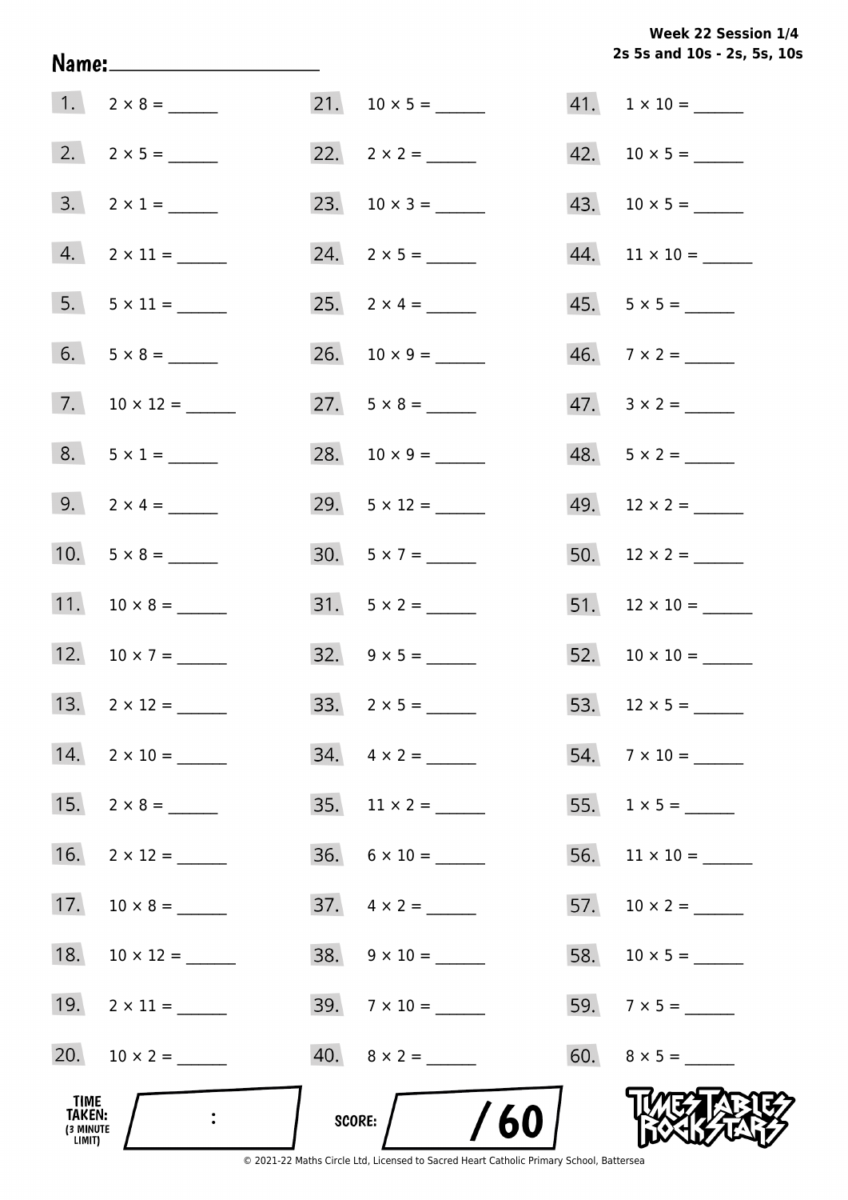Week 22 Session 1/4
2s 5s and 10s - 2s, 5s, 10s

Name: ____________________

1. 2 × 8 = ______
2. 2 × 5 = ______
3. 2 × 1 = ______
4. 2 × 11 = ______
5. 5 × 11 = ______
6. 5 × 8 = ______
7. 10 × 12 = ______
8. 5 × 1 = ______
9. 2 × 4 = ______
10. 5 × 8 = ______
11. 10 × 8 = ______
12. 10 × 7 = ______
13. 2 × 12 = ______
14. 2 × 10 = ______
15. 2 × 8 = ______
16. 2 × 12 = ______
17. 10 × 8 = ______
18. 10 × 12 = ______
19. 2 × 11 = ______
20. 10 × 2 = ______
21. 10 × 5 = ______
22. 2 × 2 = ______
23. 10 × 3 = ______
24. 2 × 5 = ______
25. 2 × 4 = ______
26. 10 × 9 = ______
27. 5 × 8 = ______
28. 10 × 9 = ______
29. 5 × 12 = ______
30. 5 × 7 = ______
31. 5 × 2 = ______
32. 9 × 5 = ______
33. 2 × 5 = ______
34. 4 × 2 = ______
35. 11 × 2 = ______
36. 6 × 10 = ______
37. 4 × 2 = ______
38. 9 × 10 = ______
39. 7 × 10 = ______
40. 8 × 2 = ______
41. 1 × 10 = ______
42. 10 × 5 = ______
43. 10 × 5 = ______
44. 11 × 10 = ______
45. 5 × 5 = ______
46. 7 × 2 = ______
47. 3 × 2 = ______
48. 5 × 2 = ______
49. 12 × 2 = ______
50. 12 × 2 = ______
51. 12 × 10 = ______
52. 10 × 10 = ______
53. 12 × 5 = ______
54. 7 × 10 = ______
55. 1 × 5 = ______
56. 11 × 10 = ______
57. 10 × 2 = ______
58. 10 × 5 = ______
59. 7 × 5 = ______
60. 8 × 5 = ______

TIME TAKEN: (3 MINUTE LIMIT) :

SCORE: / 60

TIMES TABLES ROCK STARS

© 2021-22 Maths Circle Ltd, Licensed to Sacred Heart Catholic Primary School, Battersea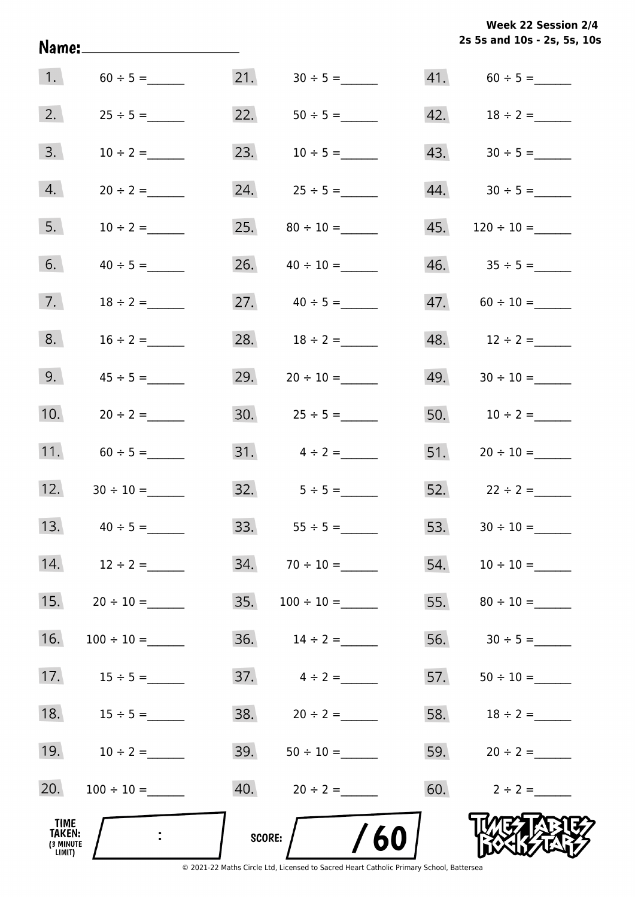Week 22 Session 2/4
2s 5s and 10s - 2s, 5s, 10s

Name: ____________________

| | | | | | |
|---|---|---|---|---|---|
| 1. | $60 \div 5 =$ ______ | 21. | $30 \div 5 =$ ______ | 41. | $60 \div 5 =$ ______ |
| 2. | $25 \div 5 =$ ______ | 22. | $50 \div 5 =$ ______ | 42. | $18 \div 2 =$ ______ |
| 3. | $10 \div 2 =$ ______ | 23. | $10 \div 5 =$ ______ | 43. | $30 \div 5 =$ ______ |
| 4. | $20 \div 2 =$ ______ | 24. | $25 \div 5 =$ ______ | 44. | $30 \div 5 =$ ______ |
| 5. | $10 \div 2 =$ ______ | 25. | $80 \div 10 =$ ______ | 45. | $120 \div 10 =$ ______ |
| 6. | $40 \div 5 =$ ______ | 26. | $40 \div 10 =$ ______ | 46. | $35 \div 5 =$ ______ |
| 7. | $18 \div 2 =$ ______ | 27. | $40 \div 5 =$ ______ | 47. | $60 \div 10 =$ ______ |
| 8. | $16 \div 2 =$ ______ | 28. | $18 \div 2 =$ ______ | 48. | $12 \div 2 =$ ______ |
| 9. | $45 \div 5 =$ ______ | 29. | $20 \div 10 =$ ______ | 49. | $30 \div 10 =$ ______ |
| 10. | $20 \div 2 =$ ______ | 30. | $25 \div 5 =$ ______ | 50. | $10 \div 2 =$ ______ |
| 11. | $60 \div 5 =$ ______ | 31. | $4 \div 2 =$ ______ | 51. | $20 \div 10 =$ ______ |
| 12. | $30 \div 10 =$ ______ | 32. | $5 \div 5 =$ ______ | 52. | $22 \div 2 =$ ______ |
| 13. | $40 \div 5 =$ ______ | 33. | $55 \div 5 =$ ______ | 53. | $30 \div 10 =$ ______ |
| 14. | $12 \div 2 =$ ______ | 34. | $70 \div 10 =$ ______ | 54. | $10 \div 10 =$ ______ |
| 15. | $20 \div 10 =$ ______ | 35. | $100 \div 10 =$ ______ | 55. | $80 \div 10 =$ ______ |
| 16. | $100 \div 10 =$ ______ | 36. | $14 \div 2 =$ ______ | 56. | $30 \div 5 =$ ______ |
| 17. | $15 \div 5 =$ ______ | 37. | $4 \div 2 =$ ______ | 57. | $50 \div 10 =$ ______ |
| 18. | $15 \div 5 =$ ______ | 38. | $20 \div 2 =$ ______ | 58. | $18 \div 2 =$ ______ |
| 19. | $10 \div 2 =$ ______ | 39. | $50 \div 10 =$ ______ | 59. | $20 \div 2 =$ ______ |
| 20. | $100 \div 10 =$ ______ | 40. | $20 \div 2 =$ ______ | 60. | $2 \div 2 =$ ______ |

TIME TAKEN: (3 MINUTE LIMIT) ___ : ___

SCORE: ___ / 60

TIMES TABLES ROCK STARS

© 2021-22 Maths Circle Ltd, Licensed to Sacred Heart Catholic Primary School, Battersea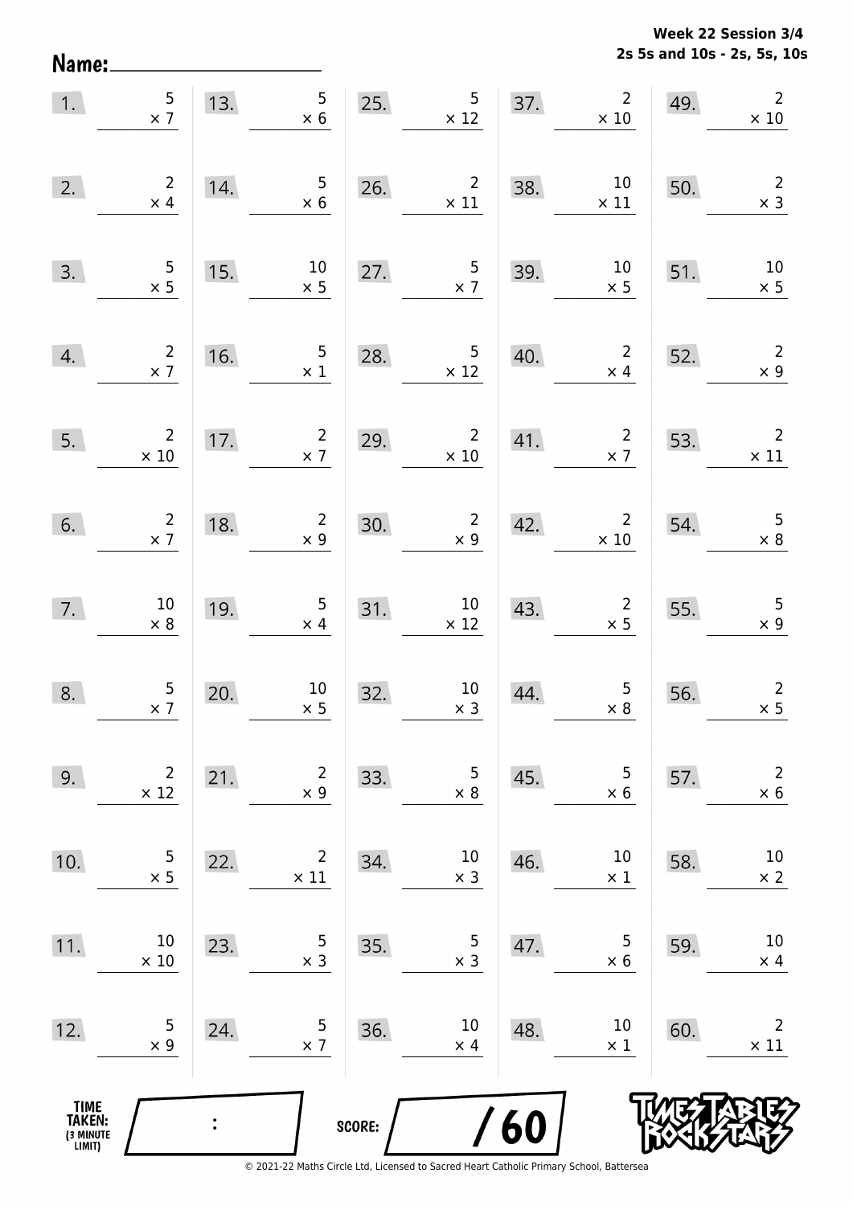Week 22 Session 3/4
2s 5s and 10s - 2s, 5s, 10s

Name: ____________________

| | | | | | | | | | |
|---|---|---|---|---|---|---|---|---|---|
| 1. | $5 \times 7$ | 13. | $5 \times 6$ | 25. | $5 \times 12$ | 37. | $2 \times 10$ | 49. | $2 \times 10$ |
| 2. | $2 \times 4$ | 14. | $5 \times 6$ | 26. | $2 \times 11$ | 38. | $10 \times 11$ | 50. | $2 \times 3$ |
| 3. | $5 \times 5$ | 15. | $10 \times 5$ | 27. | $5 \times 7$ | 39. | $10 \times 5$ | 51. | $10 \times 5$ |
| 4. | $2 \times 7$ | 16. | $5 \times 1$ | 28. | $5 \times 12$ | 40. | $2 \times 4$ | 52. | $2 \times 9$ |
| 5. | $2 \times 10$ | 17. | $2 \times 7$ | 29. | $2 \times 10$ | 41. | $2 \times 7$ | 53. | $2 \times 11$ |
| 6. | $2 \times 7$ | 18. | $2 \times 9$ | 30. | $2 \times 9$ | 42. | $2 \times 10$ | 54. | $5 \times 8$ |
| 7. | $10 \times 8$ | 19. | $5 \times 4$ | 31. | $10 \times 12$ | 43. | $2 \times 5$ | 55. | $5 \times 9$ |
| 8. | $5 \times 7$ | 20. | $10 \times 5$ | 32. | $10 \times 3$ | 44. | $5 \times 8$ | 56. | $2 \times 5$ |
| 9. | $2 \times 12$ | 21. | $2 \times 9$ | 33. | $5 \times 8$ | 45. | $5 \times 6$ | 57. | $2 \times 6$ |
| 10. | $5 \times 5$ | 22. | $2 \times 11$ | 34. | $10 \times 3$ | 46. | $10 \times 1$ | 58. | $10 \times 2$ |
| 11. | $10 \times 10$ | 23. | $5 \times 3$ | 35. | $5 \times 3$ | 47. | $5 \times 6$ | 59. | $10 \times 4$ |
| 12. | $5 \times 9$ | 24. | $5 \times 7$ | 36. | $10 \times 4$ | 48. | $10 \times 1$ | 60. | $2 \times 11$ |

TIME TAKEN: (3 MINUTE LIMIT) ____ : ____

SCORE: ____ / 60

© 2021-22 Maths Circle Ltd, Licensed to Sacred Heart Catholic Primary School, Battersea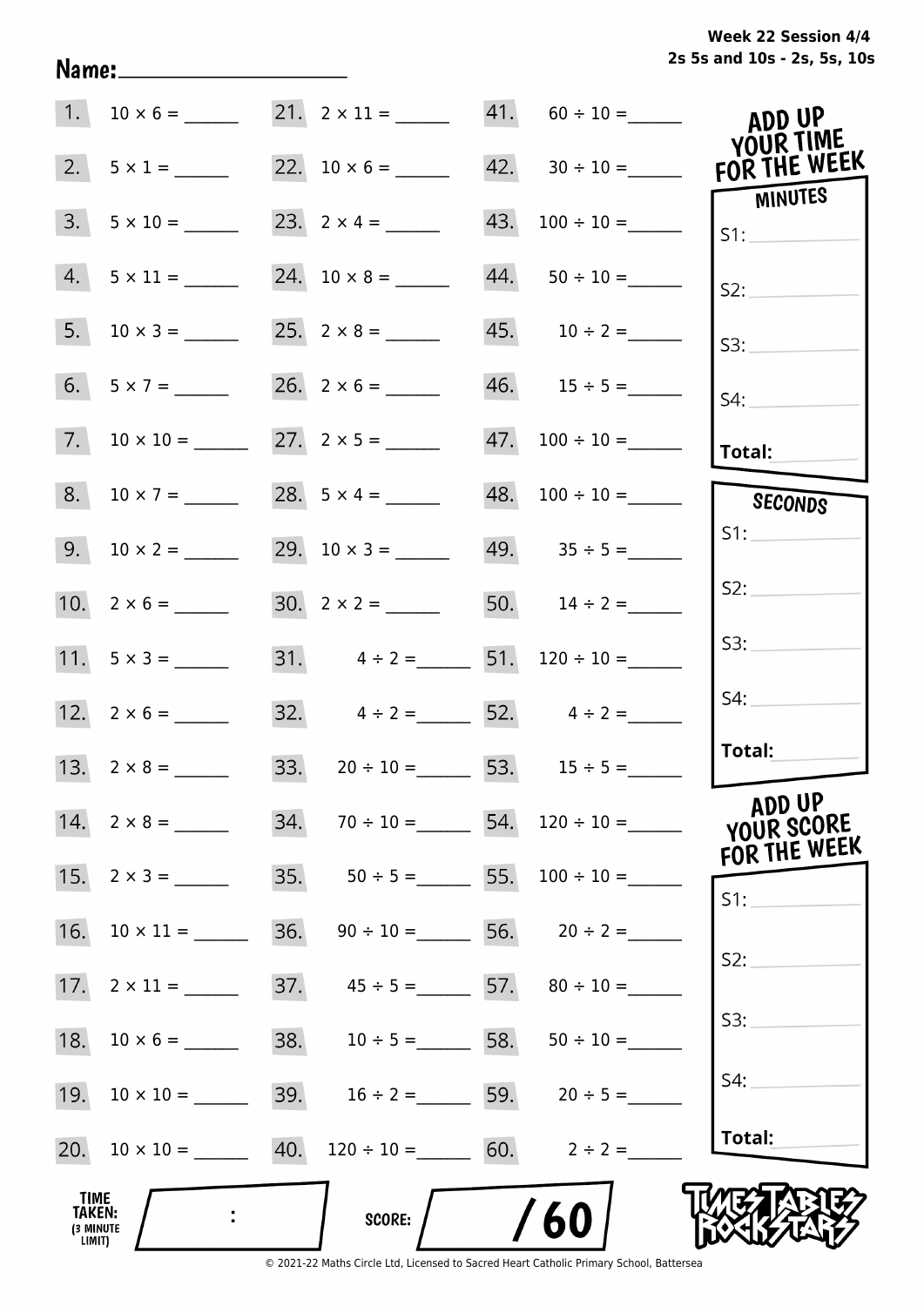Week 22 Session 4/4
2s 5s and 10s - 2s, 5s, 10s

Name: ____________________

| | | | | | |
|---|---|---|---|---|---|
| 1. | 10 × 6 = ______ | 21. | 2 × 11 = ______ | 41. | 60 ÷ 10 = ______ |
| 2. | 5 × 1 = ______ | 22. | 10 × 6 = ______ | 42. | 30 ÷ 10 = ______ |
| 3. | 5 × 10 = ______ | 23. | 2 × 4 = ______ | 43. | 100 ÷ 10 = ______ |
| 4. | 5 × 11 = ______ | 24. | 10 × 8 = ______ | 44. | 50 ÷ 10 = ______ |
| 5. | 10 × 3 = ______ | 25. | 2 × 8 = ______ | 45. | 10 ÷ 2 = ______ |
| 6. | 5 × 7 = ______ | 26. | 2 × 6 = ______ | 46. | 15 ÷ 5 = ______ |
| 7. | 10 × 10 = ______ | 27. | 2 × 5 = ______ | 47. | 100 ÷ 10 = ______ |
| 8. | 10 × 7 = ______ | 28. | 5 × 4 = ______ | 48. | 100 ÷ 10 = ______ |
| 9. | 10 × 2 = ______ | 29. | 10 × 3 = ______ | 49. | 35 ÷ 5 = ______ |
| 10. | 2 × 6 = ______ | 30. | 2 × 2 = ______ | 50. | 14 ÷ 2 = ______ |
| 11. | 5 × 3 = ______ | 31. | 4 ÷ 2 = ______ | 51. | 120 ÷ 10 = ______ |
| 12. | 2 × 6 = ______ | 32. | 4 ÷ 2 = ______ | 52. | 4 ÷ 2 = ______ |
| 13. | 2 × 8 = ______ | 33. | 20 ÷ 10 = ______ | 53. | 15 ÷ 5 = ______ |
| 14. | 2 × 8 = ______ | 34. | 70 ÷ 10 = ______ | 54. | 120 ÷ 10 = ______ |
| 15. | 2 × 3 = ______ | 35. | 50 ÷ 5 = ______ | 55. | 100 ÷ 10 = ______ |
| 16. | 10 × 11 = ______ | 36. | 90 ÷ 10 = ______ | 56. | 20 ÷ 2 = ______ |
| 17. | 2 × 11 = ______ | 37. | 45 ÷ 5 = ______ | 57. | 80 ÷ 10 = ______ |
| 18. | 10 × 6 = ______ | 38. | 10 ÷ 5 = ______ | 58. | 50 ÷ 10 = ______ |
| 19. | 10 × 10 = ______ | 39. | 16 ÷ 2 = ______ | 59. | 20 ÷ 5 = ______ |
| 20. | 10 × 10 = ______ | 40. | 120 ÷ 10 = ______ | 60. | 2 ÷ 2 = ______ |

**ADD UP YOUR TIME FOR THE WEEK**

**MINUTES**
S1: ______
S2: ______
S3: ______
S4: ______
**Total:** ______

**SECONDS**
S1: ______
S2: ______
S3: ______
S4: ______
**Total:** ______

**ADD UP YOUR SCORE FOR THE WEEK**

S1: ______
S2: ______
S3: ______
S4: ______
**Total:** ______

**TIME TAKEN:** (3 MINUTE LIMIT) ____ : ____

**SCORE:** ____ / 60

TIMES TABLES ROCK STARS

© 2021-22 Maths Circle Ltd, Licensed to Sacred Heart Catholic Primary School, Battersea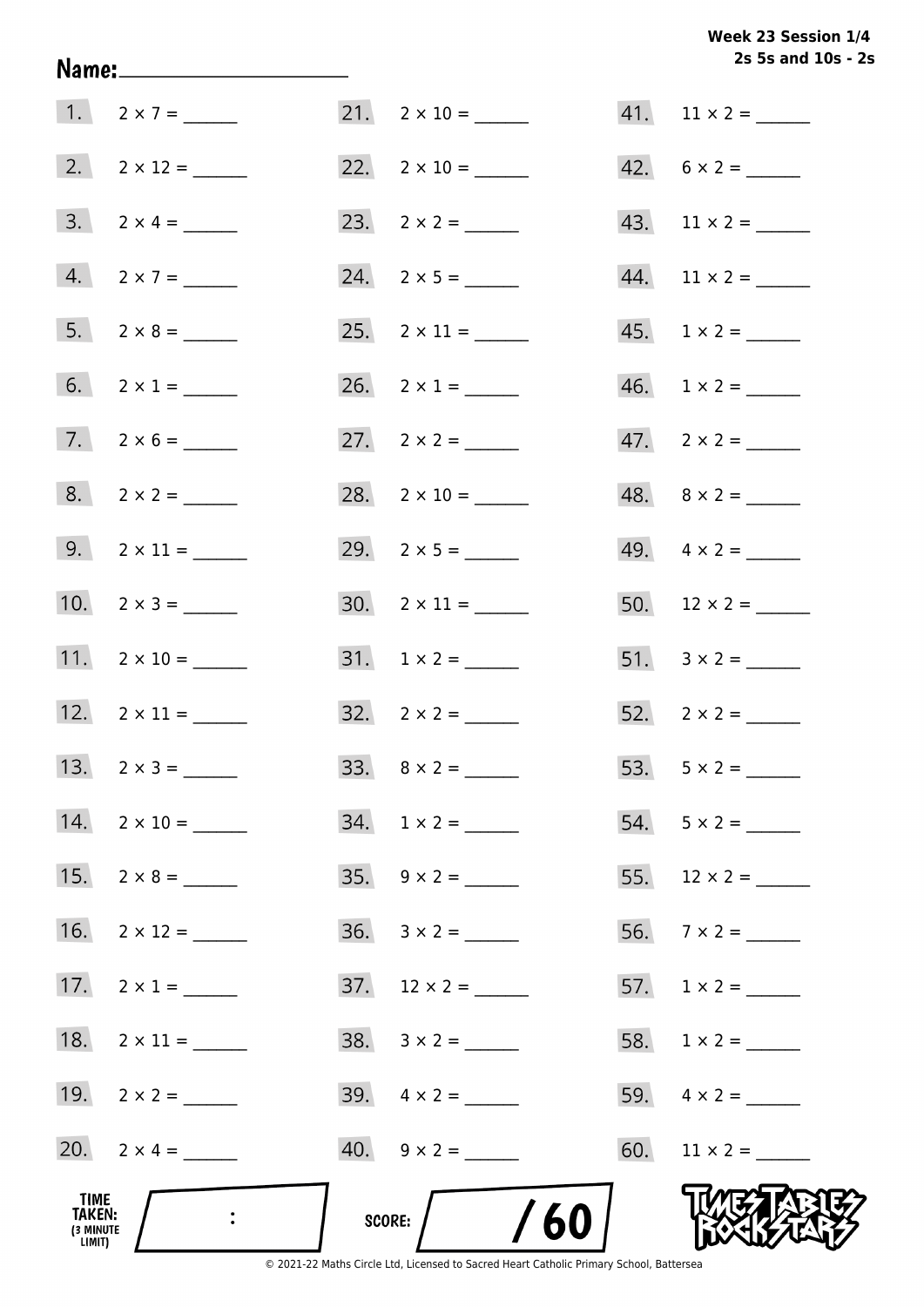**Week 23 Session 1/4**
**2s 5s and 10s - 2s**

Name: ____________________

1. $2 \times 7 =$ ______
2. $2 \times 12 =$ ______
3. $2 \times 4 =$ ______
4. $2 \times 7 =$ ______
5. $2 \times 8 =$ ______
6. $2 \times 1 =$ ______
7. $2 \times 6 =$ ______
8. $2 \times 2 =$ ______
9. $2 \times 11 =$ ______
10. $2 \times 3 =$ ______
11. $2 \times 10 =$ ______
12. $2 \times 11 =$ ______
13. $2 \times 3 =$ ______
14. $2 \times 10 =$ ______
15. $2 \times 8 =$ ______
16. $2 \times 12 =$ ______
17. $2 \times 1 =$ ______
18. $2 \times 11 =$ ______
19. $2 \times 2 =$ ______
20. $2 \times 4 =$ ______
21. $2 \times 10 =$ ______
22. $2 \times 10 =$ ______
23. $2 \times 2 =$ ______
24. $2 \times 5 =$ ______
25. $2 \times 11 =$ ______
26. $2 \times 1 =$ ______
27. $2 \times 2 =$ ______
28. $2 \times 10 =$ ______
29. $2 \times 5 =$ ______
30. $2 \times 11 =$ ______
31. $1 \times 2 =$ ______
32. $2 \times 2 =$ ______
33. $8 \times 2 =$ ______
34. $1 \times 2 =$ ______
35. $9 \times 2 =$ ______
36. $3 \times 2 =$ ______
37. $12 \times 2 =$ ______
38. $3 \times 2 =$ ______
39. $4 \times 2 =$ ______
40. $9 \times 2 =$ ______
41. $11 \times 2 =$ ______
42. $6 \times 2 =$ ______
43. $11 \times 2 =$ ______
44. $11 \times 2 =$ ______
45. $1 \times 2 =$ ______
46. $1 \times 2 =$ ______
47. $2 \times 2 =$ ______
48. $8 \times 2 =$ ______
49. $4 \times 2 =$ ______
50. $12 \times 2 =$ ______
51. $3 \times 2 =$ ______
52. $2 \times 2 =$ ______
53. $5 \times 2 =$ ______
54. $5 \times 2 =$ ______
55. $12 \times 2 =$ ______
56. $7 \times 2 =$ ______
57. $1 \times 2 =$ ______
58. $1 \times 2 =$ ______
59. $4 \times 2 =$ ______
60. $11 \times 2 =$ ______

TIME TAKEN: (3 MINUTE LIMIT) ____ : ____

SCORE: ____ / 60

Times Tables Rock Stars

© 2021-22 Maths Circle Ltd, Licensed to Sacred Heart Catholic Primary School, Battersea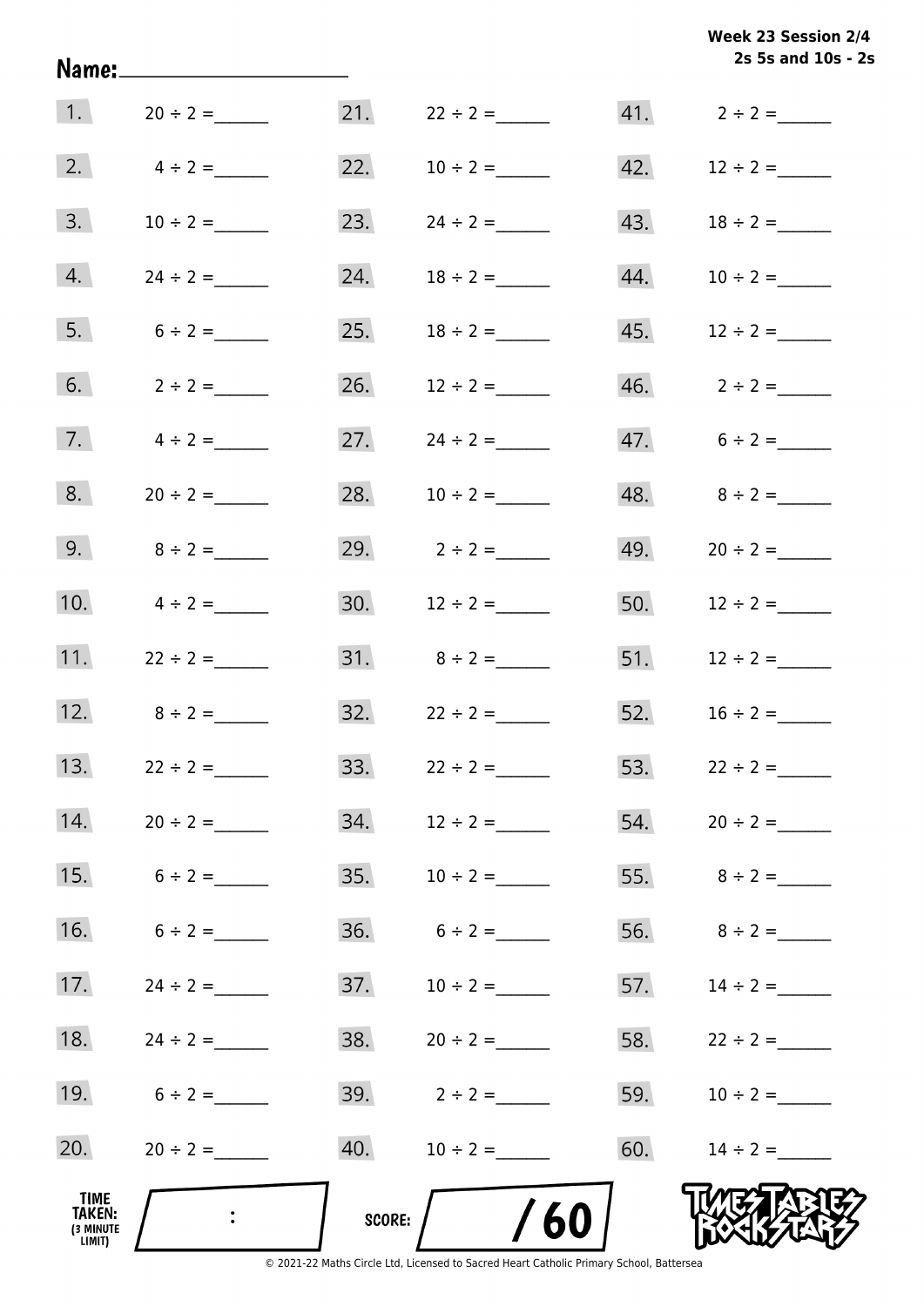Week 23 Session 2/4
2s 5s and 10s - 2s

Name: ____________________

| | | | | | |
|---|---|---|---|---|---|
| 1. | 20 ÷ 2 = ______ | 21. | 22 ÷ 2 = ______ | 41. | 2 ÷ 2 = ______ |
| 2. | 4 ÷ 2 = ______ | 22. | 10 ÷ 2 = ______ | 42. | 12 ÷ 2 = ______ |
| 3. | 10 ÷ 2 = ______ | 23. | 24 ÷ 2 = ______ | 43. | 18 ÷ 2 = ______ |
| 4. | 24 ÷ 2 = ______ | 24. | 18 ÷ 2 = ______ | 44. | 10 ÷ 2 = ______ |
| 5. | 6 ÷ 2 = ______ | 25. | 18 ÷ 2 = ______ | 45. | 12 ÷ 2 = ______ |
| 6. | 2 ÷ 2 = ______ | 26. | 12 ÷ 2 = ______ | 46. | 2 ÷ 2 = ______ |
| 7. | 4 ÷ 2 = ______ | 27. | 24 ÷ 2 = ______ | 47. | 6 ÷ 2 = ______ |
| 8. | 20 ÷ 2 = ______ | 28. | 10 ÷ 2 = ______ | 48. | 8 ÷ 2 = ______ |
| 9. | 8 ÷ 2 = ______ | 29. | 2 ÷ 2 = ______ | 49. | 20 ÷ 2 = ______ |
| 10. | 4 ÷ 2 = ______ | 30. | 12 ÷ 2 = ______ | 50. | 12 ÷ 2 = ______ |
| 11. | 22 ÷ 2 = ______ | 31. | 8 ÷ 2 = ______ | 51. | 12 ÷ 2 = ______ |
| 12. | 8 ÷ 2 = ______ | 32. | 22 ÷ 2 = ______ | 52. | 16 ÷ 2 = ______ |
| 13. | 22 ÷ 2 = ______ | 33. | 22 ÷ 2 = ______ | 53. | 22 ÷ 2 = ______ |
| 14. | 20 ÷ 2 = ______ | 34. | 12 ÷ 2 = ______ | 54. | 20 ÷ 2 = ______ |
| 15. | 6 ÷ 2 = ______ | 35. | 10 ÷ 2 = ______ | 55. | 8 ÷ 2 = ______ |
| 16. | 6 ÷ 2 = ______ | 36. | 6 ÷ 2 = ______ | 56. | 8 ÷ 2 = ______ |
| 17. | 24 ÷ 2 = ______ | 37. | 10 ÷ 2 = ______ | 57. | 14 ÷ 2 = ______ |
| 18. | 24 ÷ 2 = ______ | 38. | 20 ÷ 2 = ______ | 58. | 22 ÷ 2 = ______ |
| 19. | 6 ÷ 2 = ______ | 39. | 2 ÷ 2 = ______ | 59. | 10 ÷ 2 = ______ |
| 20. | 20 ÷ 2 = ______ | 40. | 10 ÷ 2 = ______ | 60. | 14 ÷ 2 = ______ |

TIME TAKEN: (3 MINUTE LIMIT) ____ : ____

SCORE: ____ / 60

TIMES TABLES ROCK STARS

© 2021-22 Maths Circle Ltd, Licensed to Sacred Heart Catholic Primary School, Battersea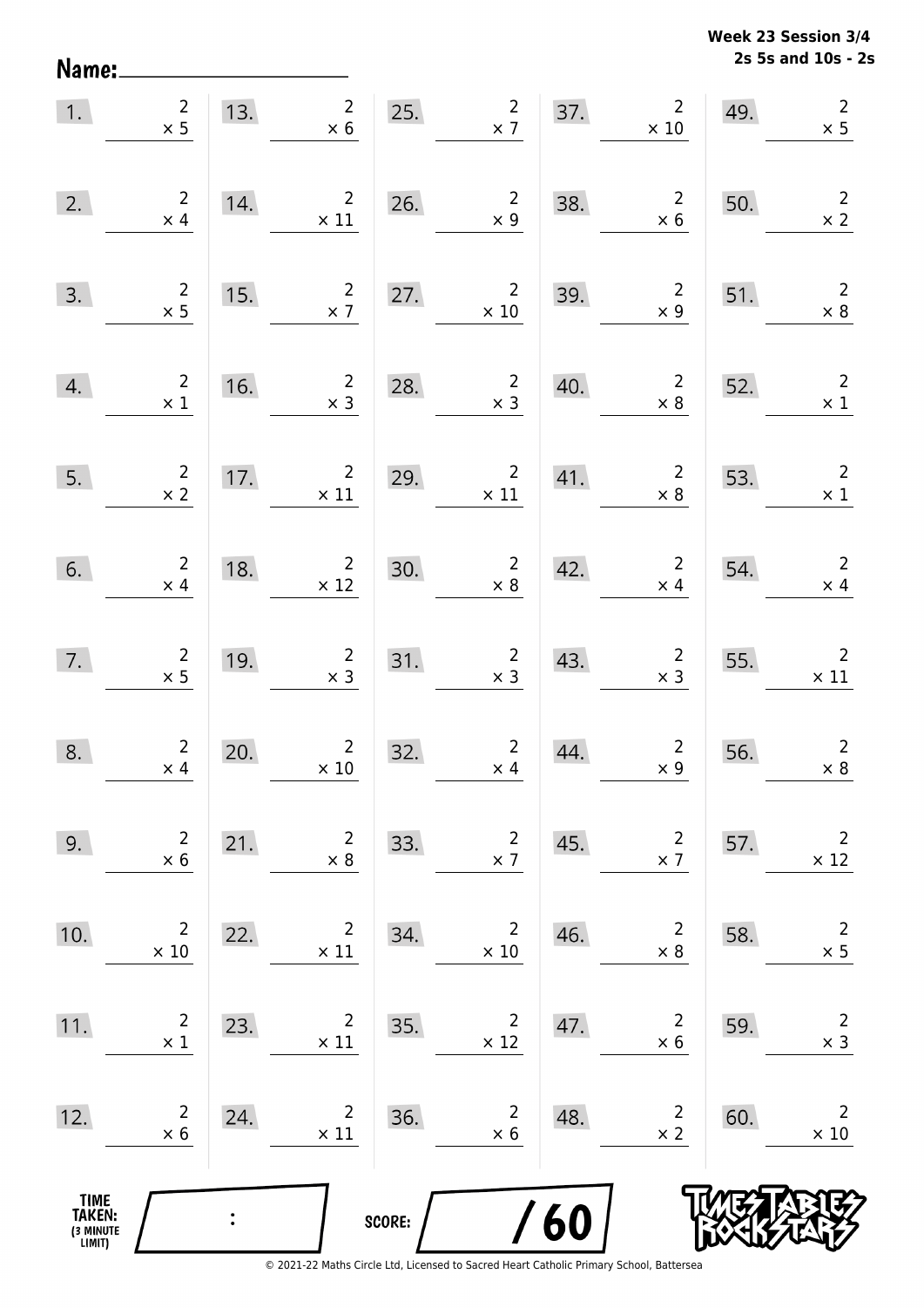Week 23 Session 3/4
2s 5s and 10s - 2s

Name: ____________________

| | | | | | | | | | |
|---|---|---|---|---|---|---|---|---|---|
| 1. | $2 \times 5$ | 13. | $2 \times 6$ | 25. | $2 \times 7$ | 37. | $2 \times 10$ | 49. | $2 \times 5$ |
| 2. | $2 \times 4$ | 14. | $2 \times 11$ | 26. | $2 \times 9$ | 38. | $2 \times 6$ | 50. | $2 \times 2$ |
| 3. | $2 \times 5$ | 15. | $2 \times 7$ | 27. | $2 \times 10$ | 39. | $2 \times 9$ | 51. | $2 \times 8$ |
| 4. | $2 \times 1$ | 16. | $2 \times 3$ | 28. | $2 \times 3$ | 40. | $2 \times 8$ | 52. | $2 \times 1$ |
| 5. | $2 \times 2$ | 17. | $2 \times 11$ | 29. | $2 \times 11$ | 41. | $2 \times 8$ | 53. | $2 \times 1$ |
| 6. | $2 \times 4$ | 18. | $2 \times 12$ | 30. | $2 \times 8$ | 42. | $2 \times 4$ | 54. | $2 \times 4$ |
| 7. | $2 \times 5$ | 19. | $2 \times 3$ | 31. | $2 \times 3$ | 43. | $2 \times 3$ | 55. | $2 \times 11$ |
| 8. | $2 \times 4$ | 20. | $2 \times 10$ | 32. | $2 \times 4$ | 44. | $2 \times 9$ | 56. | $2 \times 8$ |
| 9. | $2 \times 6$ | 21. | $2 \times 8$ | 33. | $2 \times 7$ | 45. | $2 \times 7$ | 57. | $2 \times 12$ |
| 10. | $2 \times 10$ | 22. | $2 \times 11$ | 34. | $2 \times 10$ | 46. | $2 \times 8$ | 58. | $2 \times 5$ |
| 11. | $2 \times 1$ | 23. | $2 \times 11$ | 35. | $2 \times 12$ | 47. | $2 \times 6$ | 59. | $2 \times 3$ |
| 12. | $2 \times 6$ | 24. | $2 \times 11$ | 36. | $2 \times 6$ | 48. | $2 \times 2$ | 60. | $2 \times 10$ |

TIME TAKEN: (3 MINUTE LIMIT) ____ : ____

SCORE: ____ / 60

TIMES TABLES ROCK STARS

© 2021-22 Maths Circle Ltd, Licensed to Sacred Heart Catholic Primary School, Battersea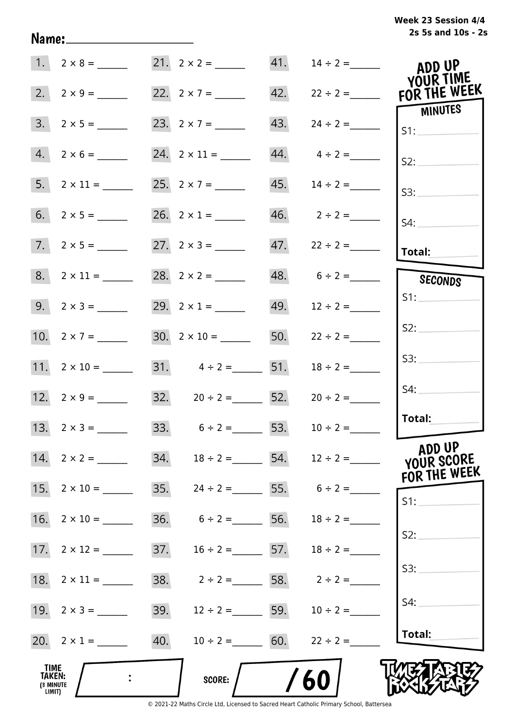Week 23 Session 4/4
2s 5s and 10s - 2s

Name:____________________

| | | | | | |
|---|---|---|---|---|---|
| 1. | $2 \times 8 =$ ______ | 21. | $2 \times 2 =$ ______ | 41. | $14 \div 2 =$ ______ |
| 2. | $2 \times 9 =$ ______ | 22. | $2 \times 7 =$ ______ | 42. | $22 \div 2 =$ ______ |
| 3. | $2 \times 5 =$ ______ | 23. | $2 \times 7 =$ ______ | 43. | $24 \div 2 =$ ______ |
| 4. | $2 \times 6 =$ ______ | 24. | $2 \times 11 =$ ______ | 44. | $4 \div 2 =$ ______ |
| 5. | $2 \times 11 =$ ______ | 25. | $2 \times 7 =$ ______ | 45. | $14 \div 2 =$ ______ |
| 6. | $2 \times 5 =$ ______ | 26. | $2 \times 1 =$ ______ | 46. | $2 \div 2 =$ ______ |
| 7. | $2 \times 5 =$ ______ | 27. | $2 \times 3 =$ ______ | 47. | $22 \div 2 =$ ______ |
| 8. | $2 \times 11 =$ ______ | 28. | $2 \times 2 =$ ______ | 48. | $6 \div 2 =$ ______ |
| 9. | $2 \times 3 =$ ______ | 29. | $2 \times 1 =$ ______ | 49. | $12 \div 2 =$ ______ |
| 10. | $2 \times 7 =$ ______ | 30. | $2 \times 10 =$ ______ | 50. | $22 \div 2 =$ ______ |
| 11. | $2 \times 10 =$ ______ | 31. | $4 \div 2 =$ ______ | 51. | $18 \div 2 =$ ______ |
| 12. | $2 \times 9 =$ ______ | 32. | $20 \div 2 =$ ______ | 52. | $20 \div 2 =$ ______ |
| 13. | $2 \times 3 =$ ______ | 33. | $6 \div 2 =$ ______ | 53. | $10 \div 2 =$ ______ |
| 14. | $2 \times 2 =$ ______ | 34. | $18 \div 2 =$ ______ | 54. | $12 \div 2 =$ ______ |
| 15. | $2 \times 10 =$ ______ | 35. | $24 \div 2 =$ ______ | 55. | $6 \div 2 =$ ______ |
| 16. | $2 \times 10 =$ ______ | 36. | $6 \div 2 =$ ______ | 56. | $18 \div 2 =$ ______ |
| 17. | $2 \times 12 =$ ______ | 37. | $16 \div 2 =$ ______ | 57. | $18 \div 2 =$ ______ |
| 18. | $2 \times 11 =$ ______ | 38. | $2 \div 2 =$ ______ | 58. | $2 \div 2 =$ ______ |
| 19. | $2 \times 3 =$ ______ | 39. | $12 \div 2 =$ ______ | 59. | $10 \div 2 =$ ______ |
| 20. | $2 \times 1 =$ ______ | 40. | $10 \div 2 =$ ______ | 60. | $22 \div 2 =$ ______ |

**ADD UP YOUR TIME FOR THE WEEK**

**MINUTES**
S1: ________
S2: ________
S3: ________
S4: ________
**Total:** ________

**SECONDS**
S1: ________
S2: ________
S3: ________
S4: ________
**Total:** ________

**ADD UP YOUR SCORE FOR THE WEEK**
S1: ________
S2: ________
S3: ________
S4: ________
**Total:** ________

**TIME TAKEN:** (3 MINUTE LIMIT) ____ : ____

**SCORE:** ____ / 60

TIMES TABLES ROCK STARS

© 2021-22 Maths Circle Ltd, Licensed to Sacred Heart Catholic Primary School, Battersea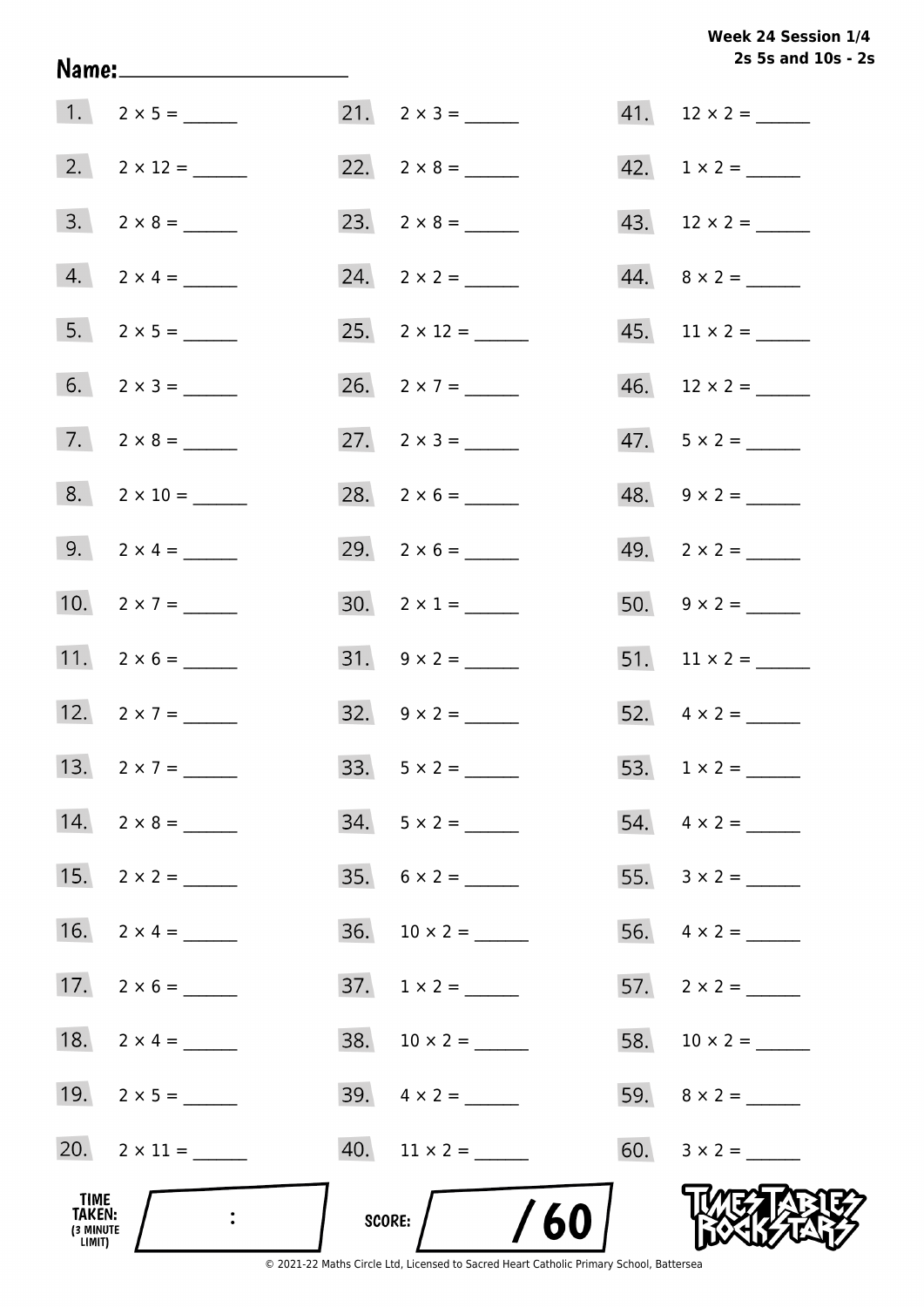Week 24 Session 1/4
2s 5s and 10s - 2s

Name: ____________________

1. $2 \times 5 =$ ______
2. $2 \times 12 =$ ______
3. $2 \times 8 =$ ______
4. $2 \times 4 =$ ______
5. $2 \times 5 =$ ______
6. $2 \times 3 =$ ______
7. $2 \times 8 =$ ______
8. $2 \times 10 =$ ______
9. $2 \times 4 =$ ______
10. $2 \times 7 =$ ______
11. $2 \times 6 =$ ______
12. $2 \times 7 =$ ______
13. $2 \times 7 =$ ______
14. $2 \times 8 =$ ______
15. $2 \times 2 =$ ______
16. $2 \times 4 =$ ______
17. $2 \times 6 =$ ______
18. $2 \times 4 =$ ______
19. $2 \times 5 =$ ______
20. $2 \times 11 =$ ______
21. $2 \times 3 =$ ______
22. $2 \times 8 =$ ______
23. $2 \times 8 =$ ______
24. $2 \times 2 =$ ______
25. $2 \times 12 =$ ______
26. $2 \times 7 =$ ______
27. $2 \times 3 =$ ______
28. $2 \times 6 =$ ______
29. $2 \times 6 =$ ______
30. $2 \times 1 =$ ______
31. $9 \times 2 =$ ______
32. $9 \times 2 =$ ______
33. $5 \times 2 =$ ______
34. $5 \times 2 =$ ______
35. $6 \times 2 =$ ______
36. $10 \times 2 =$ ______
37. $1 \times 2 =$ ______
38. $10 \times 2 =$ ______
39. $4 \times 2 =$ ______
40. $11 \times 2 =$ ______
41. $12 \times 2 =$ ______
42. $1 \times 2 =$ ______
43. $12 \times 2 =$ ______
44. $8 \times 2 =$ ______
45. $11 \times 2 =$ ______
46. $12 \times 2 =$ ______
47. $5 \times 2 =$ ______
48. $9 \times 2 =$ ______
49. $2 \times 2 =$ ______
50. $9 \times 2 =$ ______
51. $11 \times 2 =$ ______
52. $4 \times 2 =$ ______
53. $1 \times 2 =$ ______
54. $4 \times 2 =$ ______
55. $3 \times 2 =$ ______
56. $4 \times 2 =$ ______
57. $2 \times 2 =$ ______
58. $10 \times 2 =$ ______
59. $8 \times 2 =$ ______
60. $3 \times 2 =$ ______

TIME TAKEN: (3 MINUTE LIMIT) ____ : ____

SCORE: ____ / 60

© 2021-22 Maths Circle Ltd, Licensed to Sacred Heart Catholic Primary School, Battersea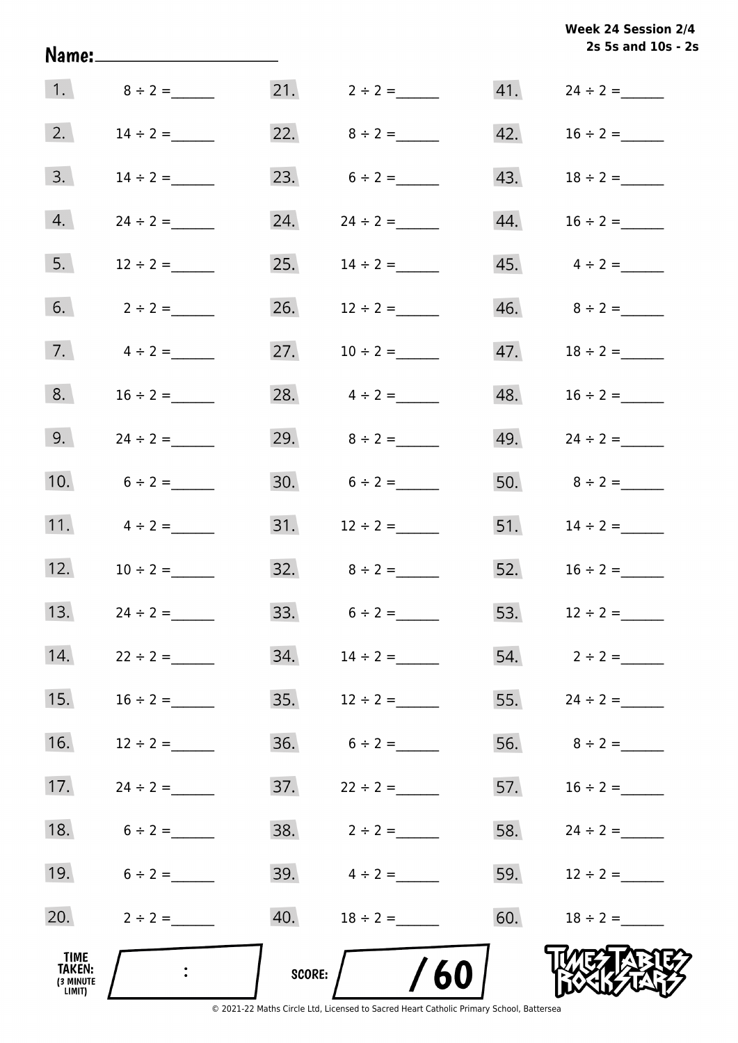Week 24 Session 2/4
2s 5s and 10s - 2s

Name: ____________________

| | | | | | |
|---|---|---|---|---|---|
| 1. | $8 \div 2 =$ ______ | 21. | $2 \div 2 =$ ______ | 41. | $24 \div 2 =$ ______ |
| 2. | $14 \div 2 =$ ______ | 22. | $8 \div 2 =$ ______ | 42. | $16 \div 2 =$ ______ |
| 3. | $14 \div 2 =$ ______ | 23. | $6 \div 2 =$ ______ | 43. | $18 \div 2 =$ ______ |
| 4. | $24 \div 2 =$ ______ | 24. | $24 \div 2 =$ ______ | 44. | $16 \div 2 =$ ______ |
| 5. | $12 \div 2 =$ ______ | 25. | $14 \div 2 =$ ______ | 45. | $4 \div 2 =$ ______ |
| 6. | $2 \div 2 =$ ______ | 26. | $12 \div 2 =$ ______ | 46. | $8 \div 2 =$ ______ |
| 7. | $4 \div 2 =$ ______ | 27. | $10 \div 2 =$ ______ | 47. | $18 \div 2 =$ ______ |
| 8. | $16 \div 2 =$ ______ | 28. | $4 \div 2 =$ ______ | 48. | $16 \div 2 =$ ______ |
| 9. | $24 \div 2 =$ ______ | 29. | $8 \div 2 =$ ______ | 49. | $24 \div 2 =$ ______ |
| 10. | $6 \div 2 =$ ______ | 30. | $6 \div 2 =$ ______ | 50. | $8 \div 2 =$ ______ |
| 11. | $4 \div 2 =$ ______ | 31. | $12 \div 2 =$ ______ | 51. | $14 \div 2 =$ ______ |
| 12. | $10 \div 2 =$ ______ | 32. | $8 \div 2 =$ ______ | 52. | $16 \div 2 =$ ______ |
| 13. | $24 \div 2 =$ ______ | 33. | $6 \div 2 =$ ______ | 53. | $12 \div 2 =$ ______ |
| 14. | $22 \div 2 =$ ______ | 34. | $14 \div 2 =$ ______ | 54. | $2 \div 2 =$ ______ |
| 15. | $16 \div 2 =$ ______ | 35. | $12 \div 2 =$ ______ | 55. | $24 \div 2 =$ ______ |
| 16. | $12 \div 2 =$ ______ | 36. | $6 \div 2 =$ ______ | 56. | $8 \div 2 =$ ______ |
| 17. | $24 \div 2 =$ ______ | 37. | $22 \div 2 =$ ______ | 57. | $16 \div 2 =$ ______ |
| 18. | $6 \div 2 =$ ______ | 38. | $2 \div 2 =$ ______ | 58. | $24 \div 2 =$ ______ |
| 19. | $6 \div 2 =$ ______ | 39. | $4 \div 2 =$ ______ | 59. | $12 \div 2 =$ ______ |
| 20. | $2 \div 2 =$ ______ | 40. | $18 \div 2 =$ ______ | 60. | $18 \div 2 =$ ______ |

TIME TAKEN: (3 MINUTE LIMIT) ___ : ___

SCORE: ____ / 60

TIMES TABLES ROCK STARS

© 2021-22 Maths Circle Ltd, Licensed to Sacred Heart Catholic Primary School, Battersea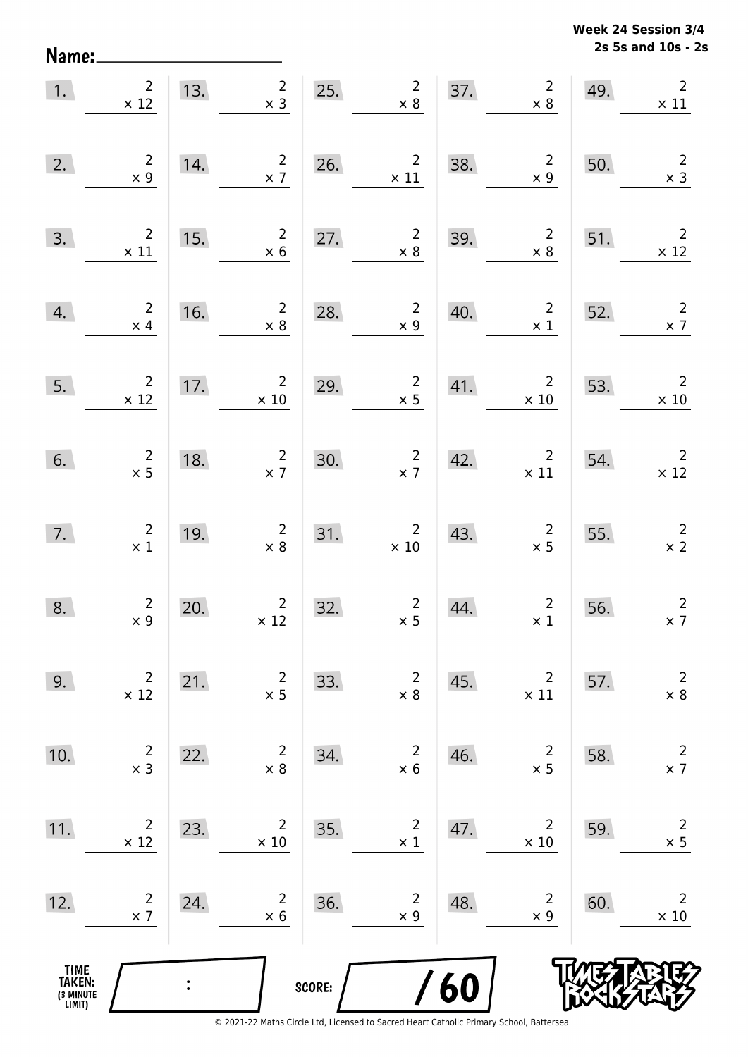Week 24 Session 3/4
2s 5s and 10s - 2s

Name: ____________________

| | | | | | | | | | |
|---|---|---|---|---|---|---|---|---|---|
| 1. | $2 \times 12$ | 13. | $2 \times 3$ | 25. | $2 \times 8$ | 37. | $2 \times 8$ | 49. | $2 \times 11$ |
| 2. | $2 \times 9$ | 14. | $2 \times 7$ | 26. | $2 \times 11$ | 38. | $2 \times 9$ | 50. | $2 \times 3$ |
| 3. | $2 \times 11$ | 15. | $2 \times 6$ | 27. | $2 \times 8$ | 39. | $2 \times 8$ | 51. | $2 \times 12$ |
| 4. | $2 \times 4$ | 16. | $2 \times 8$ | 28. | $2 \times 9$ | 40. | $2 \times 1$ | 52. | $2 \times 7$ |
| 5. | $2 \times 12$ | 17. | $2 \times 10$ | 29. | $2 \times 5$ | 41. | $2 \times 10$ | 53. | $2 \times 10$ |
| 6. | $2 \times 5$ | 18. | $2 \times 7$ | 30. | $2 \times 7$ | 42. | $2 \times 11$ | 54. | $2 \times 12$ |
| 7. | $2 \times 1$ | 19. | $2 \times 8$ | 31. | $2 \times 10$ | 43. | $2 \times 5$ | 55. | $2 \times 2$ |
| 8. | $2 \times 9$ | 20. | $2 \times 12$ | 32. | $2 \times 5$ | 44. | $2 \times 1$ | 56. | $2 \times 7$ |
| 9. | $2 \times 12$ | 21. | $2 \times 5$ | 33. | $2 \times 8$ | 45. | $2 \times 11$ | 57. | $2 \times 8$ |
| 10. | $2 \times 3$ | 22. | $2 \times 8$ | 34. | $2 \times 6$ | 46. | $2 \times 5$ | 58. | $2 \times 7$ |
| 11. | $2 \times 12$ | 23. | $2 \times 10$ | 35. | $2 \times 1$ | 47. | $2 \times 10$ | 59. | $2 \times 5$ |
| 12. | $2 \times 7$ | 24. | $2 \times 6$ | 36. | $2 \times 9$ | 48. | $2 \times 9$ | 60. | $2 \times 10$ |

TIME TAKEN: (3 MINUTE LIMIT) ____ : ____

SCORE: ____ / 60

TIMES TABLES ROCK STARS

© 2021-22 Maths Circle Ltd, Licensed to Sacred Heart Catholic Primary School, Battersea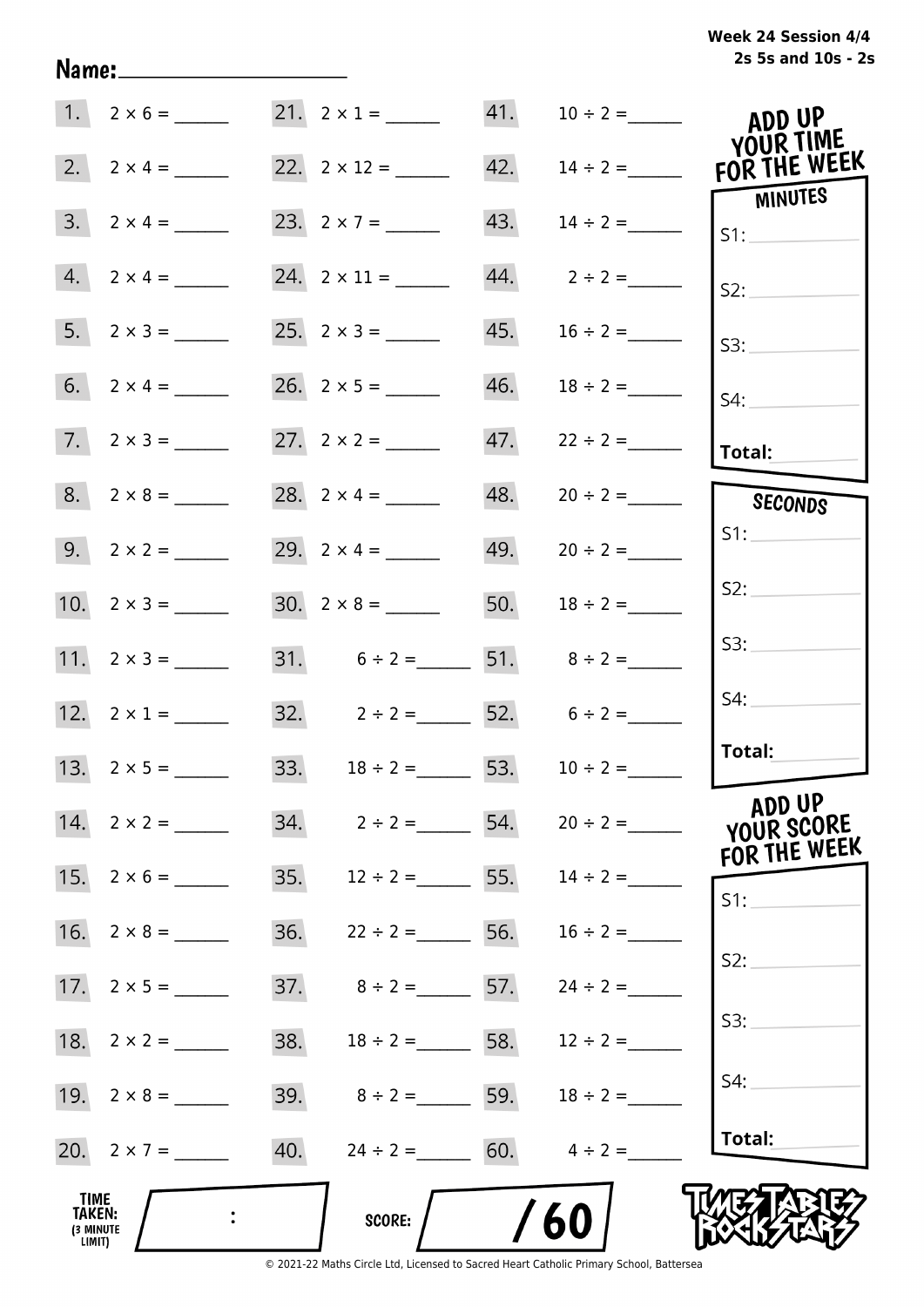**Week 24 Session 4/4**
**2s 5s and 10s - 2s**

Name: ____________________

| | | | | | |
|---|---|---|---|---|---|
| 1. | $2 \times 6 =$ ______ | 21. | $2 \times 1 =$ ______ | 41. | $10 \div 2 =$ ______ |
| 2. | $2 \times 4 =$ ______ | 22. | $2 \times 12 =$ ______ | 42. | $14 \div 2 =$ ______ |
| 3. | $2 \times 4 =$ ______ | 23. | $2 \times 7 =$ ______ | 43. | $14 \div 2 =$ ______ |
| 4. | $2 \times 4 =$ ______ | 24. | $2 \times 11 =$ ______ | 44. | $2 \div 2 =$ ______ |
| 5. | $2 \times 3 =$ ______ | 25. | $2 \times 3 =$ ______ | 45. | $16 \div 2 =$ ______ |
| 6. | $2 \times 4 =$ ______ | 26. | $2 \times 5 =$ ______ | 46. | $18 \div 2 =$ ______ |
| 7. | $2 \times 3 =$ ______ | 27. | $2 \times 2 =$ ______ | 47. | $22 \div 2 =$ ______ |
| 8. | $2 \times 8 =$ ______ | 28. | $2 \times 4 =$ ______ | 48. | $20 \div 2 =$ ______ |
| 9. | $2 \times 2 =$ ______ | 29. | $2 \times 4 =$ ______ | 49. | $20 \div 2 =$ ______ |
| 10. | $2 \times 3 =$ ______ | 30. | $2 \times 8 =$ ______ | 50. | $18 \div 2 =$ ______ |
| 11. | $2 \times 3 =$ ______ | 31. | $6 \div 2 =$ ______ | 51. | $8 \div 2 =$ ______ |
| 12. | $2 \times 1 =$ ______ | 32. | $2 \div 2 =$ ______ | 52. | $6 \div 2 =$ ______ |
| 13. | $2 \times 5 =$ ______ | 33. | $18 \div 2 =$ ______ | 53. | $10 \div 2 =$ ______ |
| 14. | $2 \times 2 =$ ______ | 34. | $2 \div 2 =$ ______ | 54. | $20 \div 2 =$ ______ |
| 15. | $2 \times 6 =$ ______ | 35. | $12 \div 2 =$ ______ | 55. | $14 \div 2 =$ ______ |
| 16. | $2 \times 8 =$ ______ | 36. | $22 \div 2 =$ ______ | 56. | $16 \div 2 =$ ______ |
| 17. | $2 \times 5 =$ ______ | 37. | $8 \div 2 =$ ______ | 57. | $24 \div 2 =$ ______ |
| 18. | $2 \times 2 =$ ______ | 38. | $18 \div 2 =$ ______ | 58. | $12 \div 2 =$ ______ |
| 19. | $2 \times 8 =$ ______ | 39. | $8 \div 2 =$ ______ | 59. | $18 \div 2 =$ ______ |
| 20. | $2 \times 7 =$ ______ | 40. | $24 \div 2 =$ ______ | 60. | $4 \div 2 =$ ______ |

**ADD UP YOUR TIME FOR THE WEEK**

**MINUTES**
S1: ______
S2: ______
S3: ______
S4: ______
**Total:** ______

**SECONDS**
S1: ______
S2: ______
S3: ______
S4: ______
**Total:** ______

**ADD UP YOUR SCORE FOR THE WEEK**
S1: ______
S2: ______
S3: ______
S4: ______
**Total:** ______

**TIME TAKEN:** (3 MINUTE LIMIT) ____ : ____

**SCORE:** ______ / 60

TIMES TABLES ROCK STARS

© 2021-22 Maths Circle Ltd, Licensed to Sacred Heart Catholic Primary School, Battersea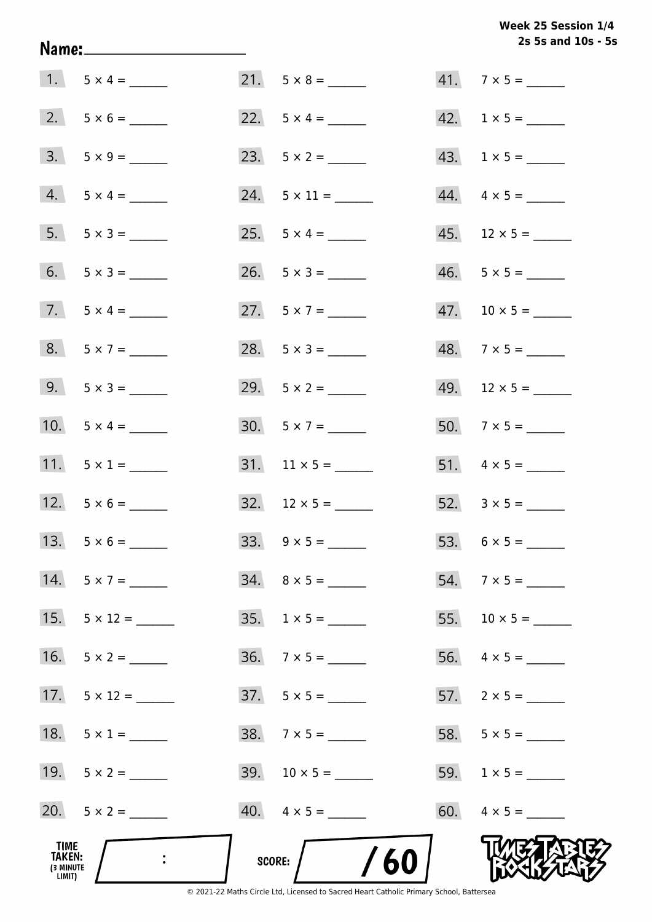**Week 25 Session 1/4**
**2s 5s and 10s - 5s**

Name: ____________________

| | | | | | |
|---|---|---|---|---|---|
| 1. | $5 \times 4 =$ ______ | 21. | $5 \times 8 =$ ______ | 41. | $7 \times 5 =$ ______ |
| 2. | $5 \times 6 =$ ______ | 22. | $5 \times 4 =$ ______ | 42. | $1 \times 5 =$ ______ |
| 3. | $5 \times 9 =$ ______ | 23. | $5 \times 2 =$ ______ | 43. | $1 \times 5 =$ ______ |
| 4. | $5 \times 4 =$ ______ | 24. | $5 \times 11 =$ ______ | 44. | $4 \times 5 =$ ______ |
| 5. | $5 \times 3 =$ ______ | 25. | $5 \times 4 =$ ______ | 45. | $12 \times 5 =$ ______ |
| 6. | $5 \times 3 =$ ______ | 26. | $5 \times 3 =$ ______ | 46. | $5 \times 5 =$ ______ |
| 7. | $5 \times 4 =$ ______ | 27. | $5 \times 7 =$ ______ | 47. | $10 \times 5 =$ ______ |
| 8. | $5 \times 7 =$ ______ | 28. | $5 \times 3 =$ ______ | 48. | $7 \times 5 =$ ______ |
| 9. | $5 \times 3 =$ ______ | 29. | $5 \times 2 =$ ______ | 49. | $12 \times 5 =$ ______ |
| 10. | $5 \times 4 =$ ______ | 30. | $5 \times 7 =$ ______ | 50. | $7 \times 5 =$ ______ |
| 11. | $5 \times 1 =$ ______ | 31. | $11 \times 5 =$ ______ | 51. | $4 \times 5 =$ ______ |
| 12. | $5 \times 6 =$ ______ | 32. | $12 \times 5 =$ ______ | 52. | $3 \times 5 =$ ______ |
| 13. | $5 \times 6 =$ ______ | 33. | $9 \times 5 =$ ______ | 53. | $6 \times 5 =$ ______ |
| 14. | $5 \times 7 =$ ______ | 34. | $8 \times 5 =$ ______ | 54. | $7 \times 5 =$ ______ |
| 15. | $5 \times 12 =$ ______ | 35. | $1 \times 5 =$ ______ | 55. | $10 \times 5 =$ ______ |
| 16. | $5 \times 2 =$ ______ | 36. | $7 \times 5 =$ ______ | 56. | $4 \times 5 =$ ______ |
| 17. | $5 \times 12 =$ ______ | 37. | $5 \times 5 =$ ______ | 57. | $2 \times 5 =$ ______ |
| 18. | $5 \times 1 =$ ______ | 38. | $7 \times 5 =$ ______ | 58. | $5 \times 5 =$ ______ |
| 19. | $5 \times 2 =$ ______ | 39. | $10 \times 5 =$ ______ | 59. | $1 \times 5 =$ ______ |
| 20. | $5 \times 2 =$ ______ | 40. | $4 \times 5 =$ ______ | 60. | $4 \times 5 =$ ______ |

TIME TAKEN: (3 MINUTE LIMIT) ___ : ___

SCORE: ____ / 60

TIMES TABLES ROCK STARS

© 2021-22 Maths Circle Ltd, Licensed to Sacred Heart Catholic Primary School, Battersea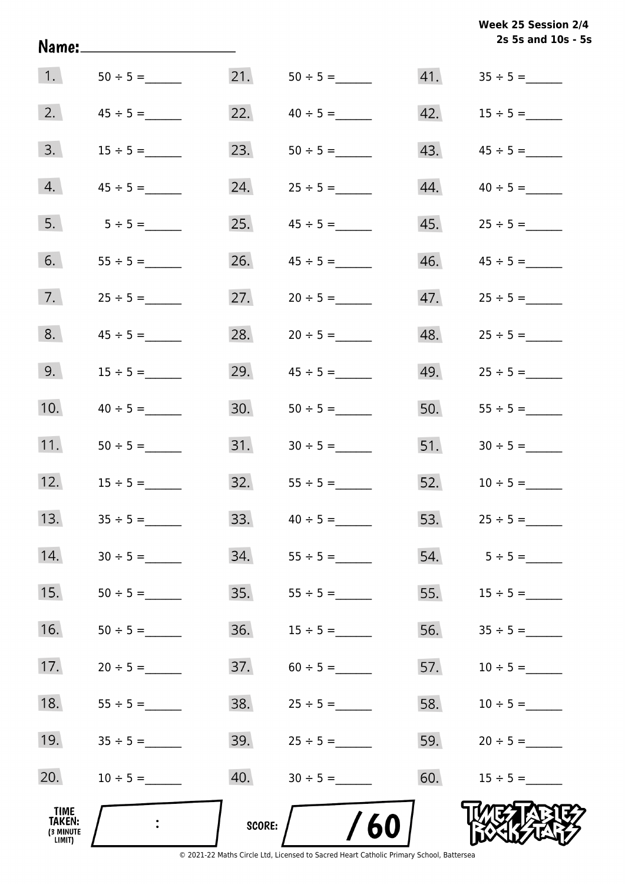Week 25 Session 2/4
2s 5s and 10s - 5s

Name:____________________

| | | | | | |
|---|---|---|---|---|---|
| 1. | $50 \div 5 =$ ______ | 21. | $50 \div 5 =$ ______ | 41. | $35 \div 5 =$ ______ |
| 2. | $45 \div 5 =$ ______ | 22. | $40 \div 5 =$ ______ | 42. | $15 \div 5 =$ ______ |
| 3. | $15 \div 5 =$ ______ | 23. | $50 \div 5 =$ ______ | 43. | $45 \div 5 =$ ______ |
| 4. | $45 \div 5 =$ ______ | 24. | $25 \div 5 =$ ______ | 44. | $40 \div 5 =$ ______ |
| 5. | $5 \div 5 =$ ______ | 25. | $45 \div 5 =$ ______ | 45. | $25 \div 5 =$ ______ |
| 6. | $55 \div 5 =$ ______ | 26. | $45 \div 5 =$ ______ | 46. | $45 \div 5 =$ ______ |
| 7. | $25 \div 5 =$ ______ | 27. | $20 \div 5 =$ ______ | 47. | $25 \div 5 =$ ______ |
| 8. | $45 \div 5 =$ ______ | 28. | $20 \div 5 =$ ______ | 48. | $25 \div 5 =$ ______ |
| 9. | $15 \div 5 =$ ______ | 29. | $45 \div 5 =$ ______ | 49. | $25 \div 5 =$ ______ |
| 10. | $40 \div 5 =$ ______ | 30. | $50 \div 5 =$ ______ | 50. | $55 \div 5 =$ ______ |
| 11. | $50 \div 5 =$ ______ | 31. | $30 \div 5 =$ ______ | 51. | $30 \div 5 =$ ______ |
| 12. | $15 \div 5 =$ ______ | 32. | $55 \div 5 =$ ______ | 52. | $10 \div 5 =$ ______ |
| 13. | $35 \div 5 =$ ______ | 33. | $40 \div 5 =$ ______ | 53. | $25 \div 5 =$ ______ |
| 14. | $30 \div 5 =$ ______ | 34. | $55 \div 5 =$ ______ | 54. | $5 \div 5 =$ ______ |
| 15. | $50 \div 5 =$ ______ | 35. | $55 \div 5 =$ ______ | 55. | $15 \div 5 =$ ______ |
| 16. | $50 \div 5 =$ ______ | 36. | $15 \div 5 =$ ______ | 56. | $35 \div 5 =$ ______ |
| 17. | $20 \div 5 =$ ______ | 37. | $60 \div 5 =$ ______ | 57. | $10 \div 5 =$ ______ |
| 18. | $55 \div 5 =$ ______ | 38. | $25 \div 5 =$ ______ | 58. | $10 \div 5 =$ ______ |
| 19. | $35 \div 5 =$ ______ | 39. | $25 \div 5 =$ ______ | 59. | $20 \div 5 =$ ______ |
| 20. | $10 \div 5 =$ ______ | 40. | $30 \div 5 =$ ______ | 60. | $15 \div 5 =$ ______ |

TIME TAKEN: (3 MINUTE LIMIT) ____ : ____

SCORE: ____ / 60

TIMES TABLES ROCK STARS

© 2021-22 Maths Circle Ltd, Licensed to Sacred Heart Catholic Primary School, Battersea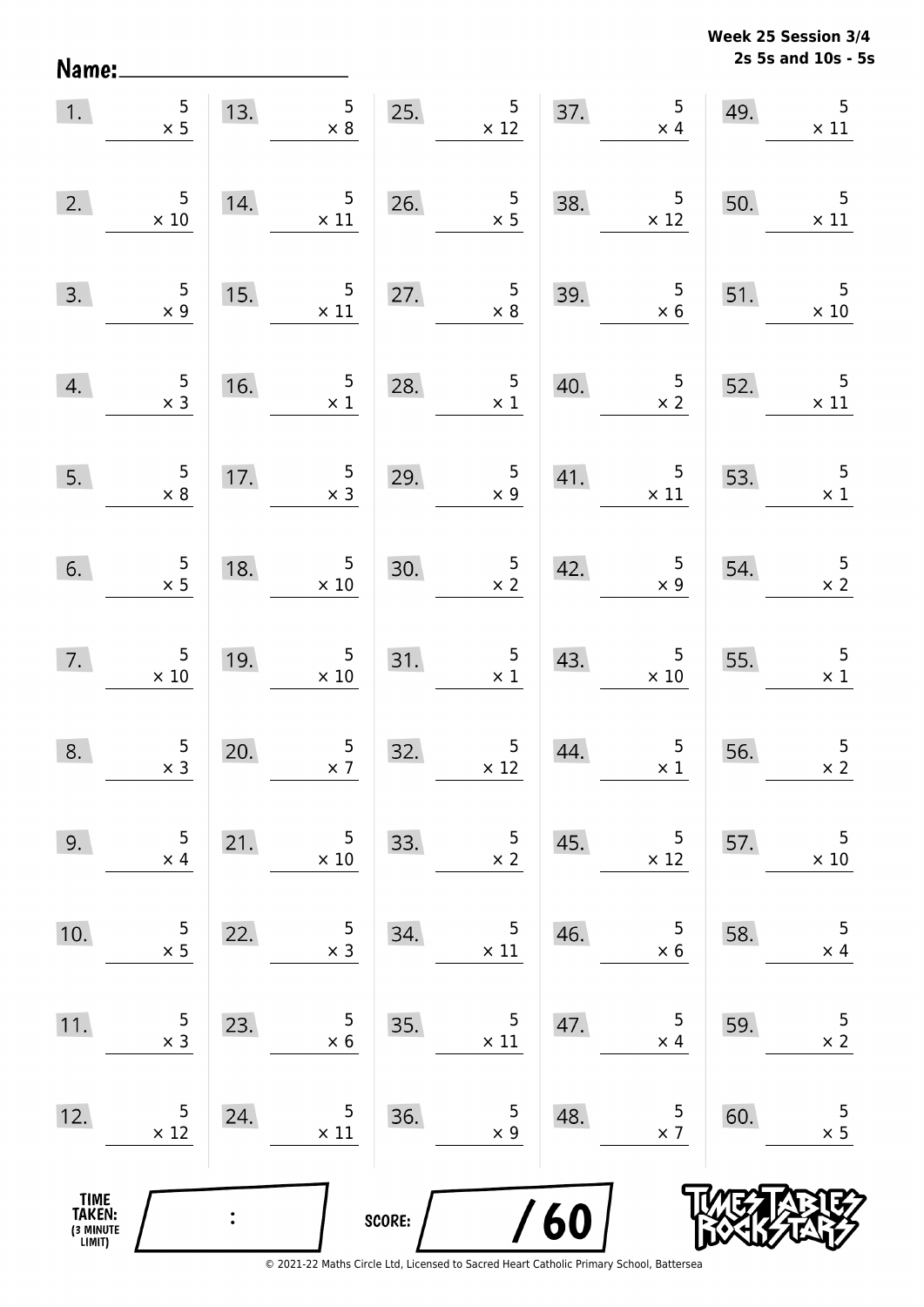Week 25 Session 3/4
2s 5s and 10s - 5s

Name: ____________________

| | | | | | | | | | |
|---|---|---|---|---|---|---|---|---|---|
| 1. | $5 \times 5$ | 13. | $5 \times 8$ | 25. | $5 \times 12$ | 37. | $5 \times 4$ | 49. | $5 \times 11$ |
| 2. | $5 \times 10$ | 14. | $5 \times 11$ | 26. | $5 \times 5$ | 38. | $5 \times 12$ | 50. | $5 \times 11$ |
| 3. | $5 \times 9$ | 15. | $5 \times 11$ | 27. | $5 \times 8$ | 39. | $5 \times 6$ | 51. | $5 \times 10$ |
| 4. | $5 \times 3$ | 16. | $5 \times 1$ | 28. | $5 \times 1$ | 40. | $5 \times 2$ | 52. | $5 \times 11$ |
| 5. | $5 \times 8$ | 17. | $5 \times 3$ | 29. | $5 \times 9$ | 41. | $5 \times 11$ | 53. | $5 \times 1$ |
| 6. | $5 \times 5$ | 18. | $5 \times 10$ | 30. | $5 \times 2$ | 42. | $5 \times 9$ | 54. | $5 \times 2$ |
| 7. | $5 \times 10$ | 19. | $5 \times 10$ | 31. | $5 \times 1$ | 43. | $5 \times 10$ | 55. | $5 \times 1$ |
| 8. | $5 \times 3$ | 20. | $5 \times 7$ | 32. | $5 \times 12$ | 44. | $5 \times 1$ | 56. | $5 \times 2$ |
| 9. | $5 \times 4$ | 21. | $5 \times 10$ | 33. | $5 \times 2$ | 45. | $5 \times 12$ | 57. | $5 \times 10$ |
| 10. | $5 \times 5$ | 22. | $5 \times 3$ | 34. | $5 \times 11$ | 46. | $5 \times 6$ | 58. | $5 \times 4$ |
| 11. | $5 \times 3$ | 23. | $5 \times 6$ | 35. | $5 \times 11$ | 47. | $5 \times 4$ | 59. | $5 \times 2$ |
| 12. | $5 \times 12$ | 24. | $5 \times 11$ | 36. | $5 \times 9$ | 48. | $5 \times 7$ | 60. | $5 \times 5$ |

TIME TAKEN: (3 MINUTE LIMIT) ____ : ____

SCORE: ____ / 60

© 2021-22 Maths Circle Ltd, Licensed to Sacred Heart Catholic Primary School, Battersea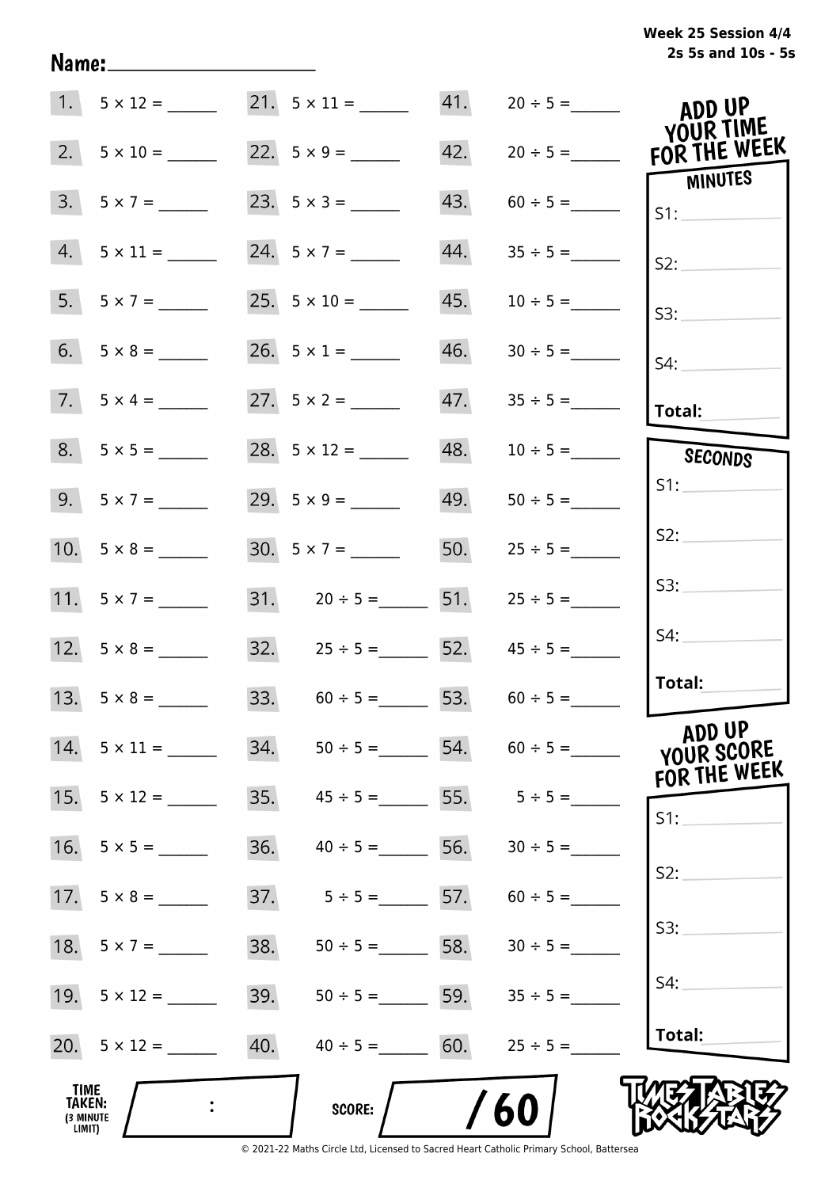Week 25 Session 4/4
2s 5s and 10s - 5s

Name:____________________

| | | | | | |
|---|---|---|---|---|---|
| 1. | 5 × 12 = ______ | 21. | 5 × 11 = ______ | 41. | 20 ÷ 5 = ______ |
| 2. | 5 × 10 = ______ | 22. | 5 × 9 = ______ | 42. | 20 ÷ 5 = ______ |
| 3. | 5 × 7 = ______ | 23. | 5 × 3 = ______ | 43. | 60 ÷ 5 = ______ |
| 4. | 5 × 11 = ______ | 24. | 5 × 7 = ______ | 44. | 35 ÷ 5 = ______ |
| 5. | 5 × 7 = ______ | 25. | 5 × 10 = ______ | 45. | 10 ÷ 5 = ______ |
| 6. | 5 × 8 = ______ | 26. | 5 × 1 = ______ | 46. | 30 ÷ 5 = ______ |
| 7. | 5 × 4 = ______ | 27. | 5 × 2 = ______ | 47. | 35 ÷ 5 = ______ |
| 8. | 5 × 5 = ______ | 28. | 5 × 12 = ______ | 48. | 10 ÷ 5 = ______ |
| 9. | 5 × 7 = ______ | 29. | 5 × 9 = ______ | 49. | 50 ÷ 5 = ______ |
| 10. | 5 × 8 = ______ | 30. | 5 × 7 = ______ | 50. | 25 ÷ 5 = ______ |
| 11. | 5 × 7 = ______ | 31. | 20 ÷ 5 = ______ | 51. | 25 ÷ 5 = ______ |
| 12. | 5 × 8 = ______ | 32. | 25 ÷ 5 = ______ | 52. | 45 ÷ 5 = ______ |
| 13. | 5 × 8 = ______ | 33. | 60 ÷ 5 = ______ | 53. | 60 ÷ 5 = ______ |
| 14. | 5 × 11 = ______ | 34. | 50 ÷ 5 = ______ | 54. | 60 ÷ 5 = ______ |
| 15. | 5 × 12 = ______ | 35. | 45 ÷ 5 = ______ | 55. | 5 ÷ 5 = ______ |
| 16. | 5 × 5 = ______ | 36. | 40 ÷ 5 = ______ | 56. | 30 ÷ 5 = ______ |
| 17. | 5 × 8 = ______ | 37. | 5 ÷ 5 = ______ | 57. | 60 ÷ 5 = ______ |
| 18. | 5 × 7 = ______ | 38. | 50 ÷ 5 = ______ | 58. | 30 ÷ 5 = ______ |
| 19. | 5 × 12 = ______ | 39. | 50 ÷ 5 = ______ | 59. | 35 ÷ 5 = ______ |
| 20. | 5 × 12 = ______ | 40. | 40 ÷ 5 = ______ | 60. | 25 ÷ 5 = ______ |

**ADD UP YOUR TIME FOR THE WEEK**

**MINUTES**
S1: ______
S2: ______
S3: ______
S4: ______
**Total:** ______

**SECONDS**
S1: ______
S2: ______
S3: ______
S4: ______
**Total:** ______

**ADD UP YOUR SCORE FOR THE WEEK**
S1: ______
S2: ______
S3: ______
S4: ______
**Total:** ______

**TIME TAKEN:** (3 MINUTE LIMIT) ____ : ____

**SCORE:** ______ / 60

TIMES TABLES ROCK STARS

© 2021-22 Maths Circle Ltd, Licensed to Sacred Heart Catholic Primary School, Battersea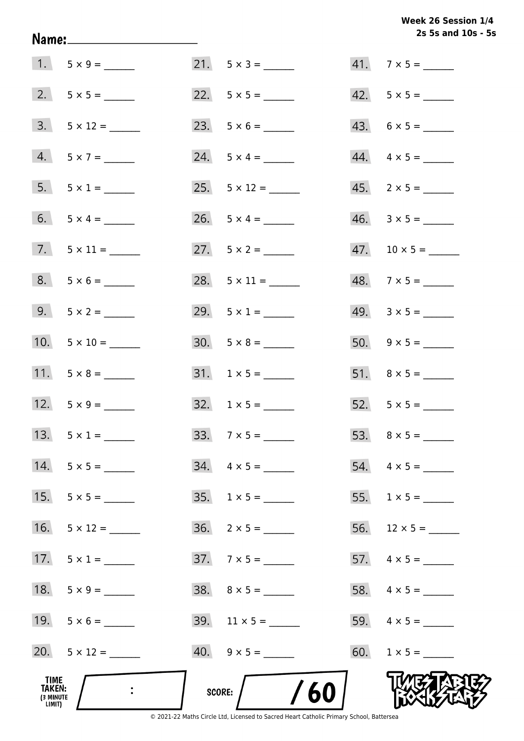**Week 26 Session 1/4**
**2s 5s and 10s - 5s**

Name: ____________________

1. 5 × 9 = ______
2. 5 × 5 = ______
3. 5 × 12 = ______
4. 5 × 7 = ______
5. 5 × 1 = ______
6. 5 × 4 = ______
7. 5 × 11 = ______
8. 5 × 6 = ______
9. 5 × 2 = ______
10. 5 × 10 = ______
11. 5 × 8 = ______
12. 5 × 9 = ______
13. 5 × 1 = ______
14. 5 × 5 = ______
15. 5 × 5 = ______
16. 5 × 12 = ______
17. 5 × 1 = ______
18. 5 × 9 = ______
19. 5 × 6 = ______
20. 5 × 12 = ______
21. 5 × 3 = ______
22. 5 × 5 = ______
23. 5 × 6 = ______
24. 5 × 4 = ______
25. 5 × 12 = ______
26. 5 × 4 = ______
27. 5 × 2 = ______
28. 5 × 11 = ______
29. 5 × 1 = ______
30. 5 × 8 = ______
31. 1 × 5 = ______
32. 1 × 5 = ______
33. 7 × 5 = ______
34. 4 × 5 = ______
35. 1 × 5 = ______
36. 2 × 5 = ______
37. 7 × 5 = ______
38. 8 × 5 = ______
39. 11 × 5 = ______
40. 9 × 5 = ______
41. 7 × 5 = ______
42. 5 × 5 = ______
43. 6 × 5 = ______
44. 4 × 5 = ______
45. 2 × 5 = ______
46. 3 × 5 = ______
47. 10 × 5 = ______
48. 7 × 5 = ______
49. 3 × 5 = ______
50. 9 × 5 = ______
51. 8 × 5 = ______
52. 5 × 5 = ______
53. 8 × 5 = ______
54. 4 × 5 = ______
55. 1 × 5 = ______
56. 12 × 5 = ______
57. 4 × 5 = ______
58. 4 × 5 = ______
59. 4 × 5 = ______
60. 1 × 5 = ______

TIME TAKEN: (3 MINUTE LIMIT) ___ : ___

SCORE: ____ / 60

© 2021-22 Maths Circle Ltd, Licensed to Sacred Heart Catholic Primary School, Battersea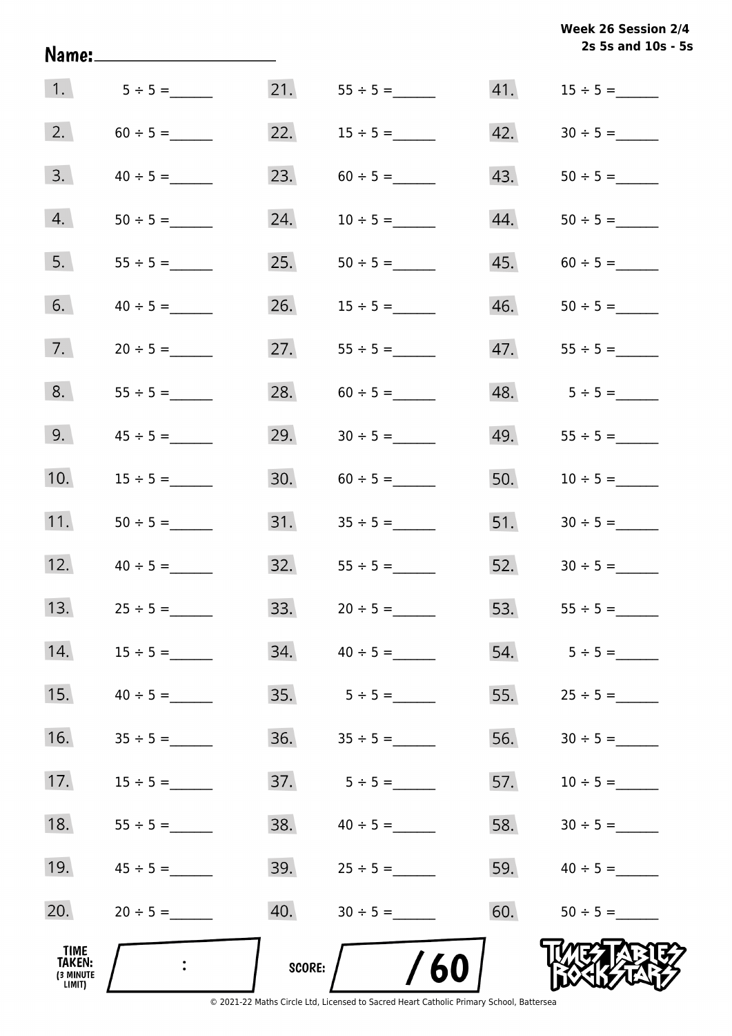Week 26 Session 2/4
2s 5s and 10s - 5s

Name:____________________

| | | | | | |
|---|---|---|---|---|---|
| 1. | 5 ÷ 5 = ______ | 21. | 55 ÷ 5 = ______ | 41. | 15 ÷ 5 = ______ |
| 2. | 60 ÷ 5 = ______ | 22. | 15 ÷ 5 = ______ | 42. | 30 ÷ 5 = ______ |
| 3. | 40 ÷ 5 = ______ | 23. | 60 ÷ 5 = ______ | 43. | 50 ÷ 5 = ______ |
| 4. | 50 ÷ 5 = ______ | 24. | 10 ÷ 5 = ______ | 44. | 50 ÷ 5 = ______ |
| 5. | 55 ÷ 5 = ______ | 25. | 50 ÷ 5 = ______ | 45. | 60 ÷ 5 = ______ |
| 6. | 40 ÷ 5 = ______ | 26. | 15 ÷ 5 = ______ | 46. | 50 ÷ 5 = ______ |
| 7. | 20 ÷ 5 = ______ | 27. | 55 ÷ 5 = ______ | 47. | 55 ÷ 5 = ______ |
| 8. | 55 ÷ 5 = ______ | 28. | 60 ÷ 5 = ______ | 48. | 5 ÷ 5 = ______ |
| 9. | 45 ÷ 5 = ______ | 29. | 30 ÷ 5 = ______ | 49. | 55 ÷ 5 = ______ |
| 10. | 15 ÷ 5 = ______ | 30. | 60 ÷ 5 = ______ | 50. | 10 ÷ 5 = ______ |
| 11. | 50 ÷ 5 = ______ | 31. | 35 ÷ 5 = ______ | 51. | 30 ÷ 5 = ______ |
| 12. | 40 ÷ 5 = ______ | 32. | 55 ÷ 5 = ______ | 52. | 30 ÷ 5 = ______ |
| 13. | 25 ÷ 5 = ______ | 33. | 20 ÷ 5 = ______ | 53. | 55 ÷ 5 = ______ |
| 14. | 15 ÷ 5 = ______ | 34. | 40 ÷ 5 = ______ | 54. | 5 ÷ 5 = ______ |
| 15. | 40 ÷ 5 = ______ | 35. | 5 ÷ 5 = ______ | 55. | 25 ÷ 5 = ______ |
| 16. | 35 ÷ 5 = ______ | 36. | 35 ÷ 5 = ______ | 56. | 30 ÷ 5 = ______ |
| 17. | 15 ÷ 5 = ______ | 37. | 5 ÷ 5 = ______ | 57. | 10 ÷ 5 = ______ |
| 18. | 55 ÷ 5 = ______ | 38. | 40 ÷ 5 = ______ | 58. | 30 ÷ 5 = ______ |
| 19. | 45 ÷ 5 = ______ | 39. | 25 ÷ 5 = ______ | 59. | 40 ÷ 5 = ______ |
| 20. | 20 ÷ 5 = ______ | 40. | 30 ÷ 5 = ______ | 60. | 50 ÷ 5 = ______ |

TIME TAKEN: (3 MINUTE LIMIT) ____ : ____

SCORE: ____ / 60

TIMES TABLES ROCK STARS

© 2021-22 Maths Circle Ltd, Licensed to Sacred Heart Catholic Primary School, Battersea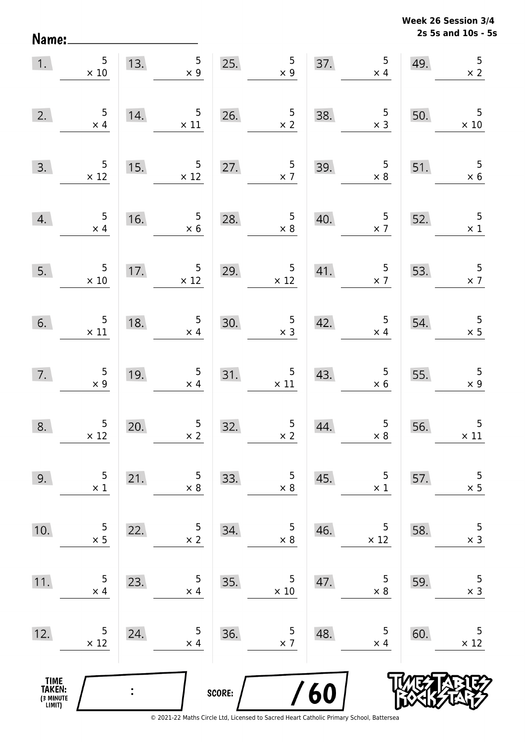**Week 26 Session 3/4**
**2s 5s and 10s - 5s**

Name: ____________________

| | | | | |
|---|---|---|---|---|
| 1. $5 \times 10$ | 13. $5 \times 9$ | 25. $5 \times 9$ | 37. $5 \times 4$ | 49. $5 \times 2$ |
| 2. $5 \times 4$ | 14. $5 \times 11$ | 26. $5 \times 2$ | 38. $5 \times 3$ | 50. $5 \times 10$ |
| 3. $5 \times 12$ | 15. $5 \times 12$ | 27. $5 \times 7$ | 39. $5 \times 8$ | 51. $5 \times 6$ |
| 4. $5 \times 4$ | 16. $5 \times 6$ | 28. $5 \times 8$ | 40. $5 \times 7$ | 52. $5 \times 1$ |
| 5. $5 \times 10$ | 17. $5 \times 12$ | 29. $5 \times 12$ | 41. $5 \times 7$ | 53. $5 \times 7$ |
| 6. $5 \times 11$ | 18. $5 \times 4$ | 30. $5 \times 3$ | 42. $5 \times 4$ | 54. $5 \times 5$ |
| 7. $5 \times 9$ | 19. $5 \times 4$ | 31. $5 \times 11$ | 43. $5 \times 6$ | 55. $5 \times 9$ |
| 8. $5 \times 12$ | 20. $5 \times 2$ | 32. $5 \times 2$ | 44. $5 \times 8$ | 56. $5 \times 11$ |
| 9. $5 \times 1$ | 21. $5 \times 8$ | 33. $5 \times 8$ | 45. $5 \times 1$ | 57. $5 \times 5$ |
| 10. $5 \times 5$ | 22. $5 \times 2$ | 34. $5 \times 8$ | 46. $5 \times 12$ | 58. $5 \times 3$ |
| 11. $5 \times 4$ | 23. $5 \times 4$ | 35. $5 \times 10$ | 47. $5 \times 8$ | 59. $5 \times 3$ |
| 12. $5 \times 12$ | 24. $5 \times 4$ | 36. $5 \times 7$ | 48. $5 \times 4$ | 60. $5 \times 12$ |

TIME TAKEN: (3 MINUTE LIMIT) ____ : ____

SCORE: ____ / 60

Times Tables Rock Stars

© 2021-22 Maths Circle Ltd, Licensed to Sacred Heart Catholic Primary School, Battersea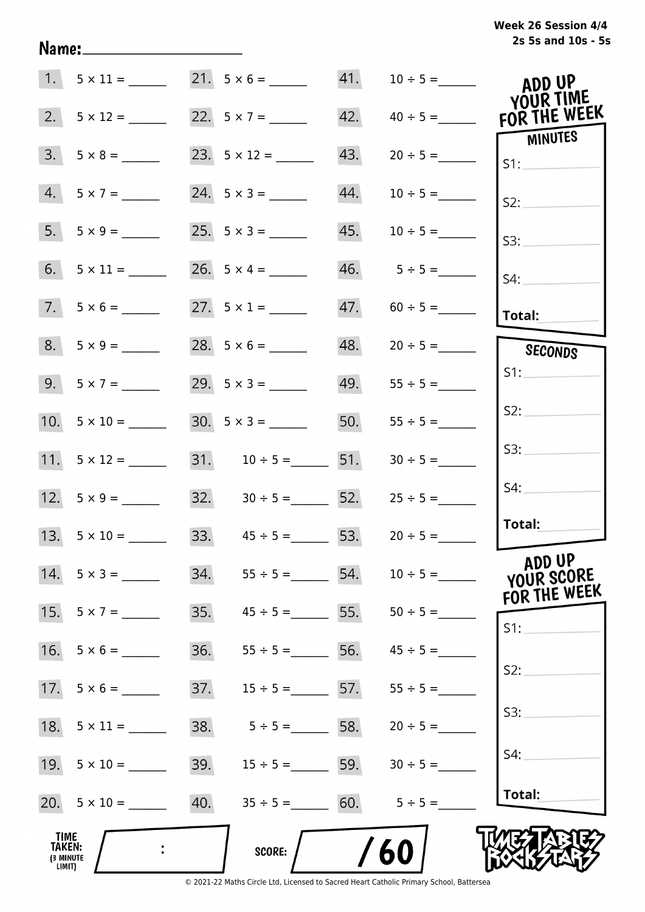Week 26 Session 4/4
2s 5s and 10s - 5s

Name:____________________

| | | | | | |
|---|---|---|---|---|---|
| 1. | 5 × 11 = ______ | 21. | 5 × 6 = ______ | 41. | 10 ÷ 5 = ______ |
| 2. | 5 × 12 = ______ | 22. | 5 × 7 = ______ | 42. | 40 ÷ 5 = ______ |
| 3. | 5 × 8 = ______ | 23. | 5 × 12 = ______ | 43. | 20 ÷ 5 = ______ |
| 4. | 5 × 7 = ______ | 24. | 5 × 3 = ______ | 44. | 10 ÷ 5 = ______ |
| 5. | 5 × 9 = ______ | 25. | 5 × 3 = ______ | 45. | 10 ÷ 5 = ______ |
| 6. | 5 × 11 = ______ | 26. | 5 × 4 = ______ | 46. | 5 ÷ 5 = ______ |
| 7. | 5 × 6 = ______ | 27. | 5 × 1 = ______ | 47. | 60 ÷ 5 = ______ |
| 8. | 5 × 9 = ______ | 28. | 5 × 6 = ______ | 48. | 20 ÷ 5 = ______ |
| 9. | 5 × 7 = ______ | 29. | 5 × 3 = ______ | 49. | 55 ÷ 5 = ______ |
| 10. | 5 × 10 = ______ | 30. | 5 × 3 = ______ | 50. | 55 ÷ 5 = ______ |
| 11. | 5 × 12 = ______ | 31. | 10 ÷ 5 = ______ | 51. | 30 ÷ 5 = ______ |
| 12. | 5 × 9 = ______ | 32. | 30 ÷ 5 = ______ | 52. | 25 ÷ 5 = ______ |
| 13. | 5 × 10 = ______ | 33. | 45 ÷ 5 = ______ | 53. | 20 ÷ 5 = ______ |
| 14. | 5 × 3 = ______ | 34. | 55 ÷ 5 = ______ | 54. | 10 ÷ 5 = ______ |
| 15. | 5 × 7 = ______ | 35. | 45 ÷ 5 = ______ | 55. | 50 ÷ 5 = ______ |
| 16. | 5 × 6 = ______ | 36. | 55 ÷ 5 = ______ | 56. | 45 ÷ 5 = ______ |
| 17. | 5 × 6 = ______ | 37. | 15 ÷ 5 = ______ | 57. | 55 ÷ 5 = ______ |
| 18. | 5 × 11 = ______ | 38. | 5 ÷ 5 = ______ | 58. | 20 ÷ 5 = ______ |
| 19. | 5 × 10 = ______ | 39. | 15 ÷ 5 = ______ | 59. | 30 ÷ 5 = ______ |
| 20. | 5 × 10 = ______ | 40. | 35 ÷ 5 = ______ | 60. | 5 ÷ 5 = ______ |

**ADD UP YOUR TIME FOR THE WEEK**

**MINUTES**
S1: __________
S2: __________
S3: __________
S4: __________
**Total:** __________

**SECONDS**
S1: __________
S2: __________
S3: __________
S4: __________
**Total:** __________

**ADD UP YOUR SCORE FOR THE WEEK**
S1: __________
S2: __________
S3: __________
S4: __________
**Total:** __________

TIME TAKEN: (3 MINUTE LIMIT) ____ : ____

SCORE: ____ / 60

TIMES TABLES ROCK STARS

© 2021-22 Maths Circle Ltd, Licensed to Sacred Heart Catholic Primary School, Battersea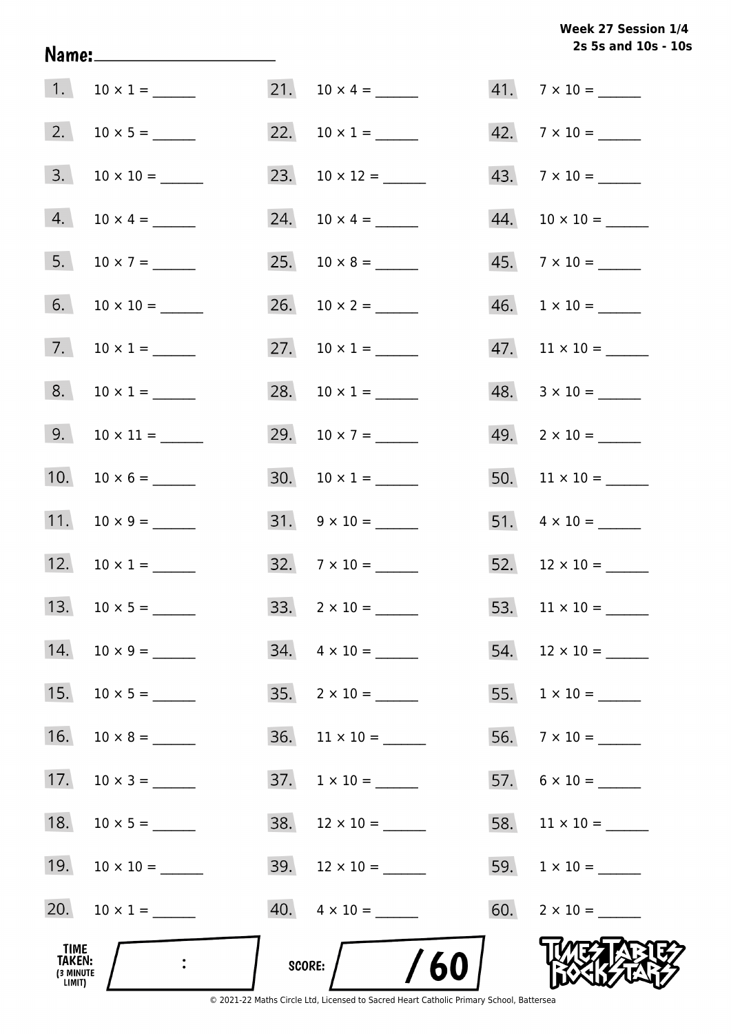Week 27 Session 1/4
2s 5s and 10s - 10s

Name: ____________________

1. $10 \times 1 =$ ______
2. $10 \times 5 =$ ______
3. $10 \times 10 =$ ______
4. $10 \times 4 =$ ______
5. $10 \times 7 =$ ______
6. $10 \times 10 =$ ______
7. $10 \times 1 =$ ______
8. $10 \times 1 =$ ______
9. $10 \times 11 =$ ______
10. $10 \times 6 =$ ______
11. $10 \times 9 =$ ______
12. $10 \times 1 =$ ______
13. $10 \times 5 =$ ______
14. $10 \times 9 =$ ______
15. $10 \times 5 =$ ______
16. $10 \times 8 =$ ______
17. $10 \times 3 =$ ______
18. $10 \times 5 =$ ______
19. $10 \times 10 =$ ______
20. $10 \times 1 =$ ______
21. $10 \times 4 =$ ______
22. $10 \times 1 =$ ______
23. $10 \times 12 =$ ______
24. $10 \times 4 =$ ______
25. $10 \times 8 =$ ______
26. $10 \times 2 =$ ______
27. $10 \times 1 =$ ______
28. $10 \times 1 =$ ______
29. $10 \times 7 =$ ______
30. $10 \times 1 =$ ______
31. $9 \times 10 =$ ______
32. $7 \times 10 =$ ______
33. $2 \times 10 =$ ______
34. $4 \times 10 =$ ______
35. $2 \times 10 =$ ______
36. $11 \times 10 =$ ______
37. $1 \times 10 =$ ______
38. $12 \times 10 =$ ______
39. $12 \times 10 =$ ______
40. $4 \times 10 =$ ______
41. $7 \times 10 =$ ______
42. $7 \times 10 =$ ______
43. $7 \times 10 =$ ______
44. $10 \times 10 =$ ______
45. $7 \times 10 =$ ______
46. $1 \times 10 =$ ______
47. $11 \times 10 =$ ______
48. $3 \times 10 =$ ______
49. $2 \times 10 =$ ______
50. $11 \times 10 =$ ______
51. $4 \times 10 =$ ______
52. $12 \times 10 =$ ______
53. $11 \times 10 =$ ______
54. $12 \times 10 =$ ______
55. $1 \times 10 =$ ______
56. $7 \times 10 =$ ______
57. $6 \times 10 =$ ______
58. $11 \times 10 =$ ______
59. $1 \times 10 =$ ______
60. $2 \times 10 =$ ______

TIME TAKEN: (3 MINUTE LIMIT) ___ : ___

SCORE: ___ / 60

© 2021-22 Maths Circle Ltd, Licensed to Sacred Heart Catholic Primary School, Battersea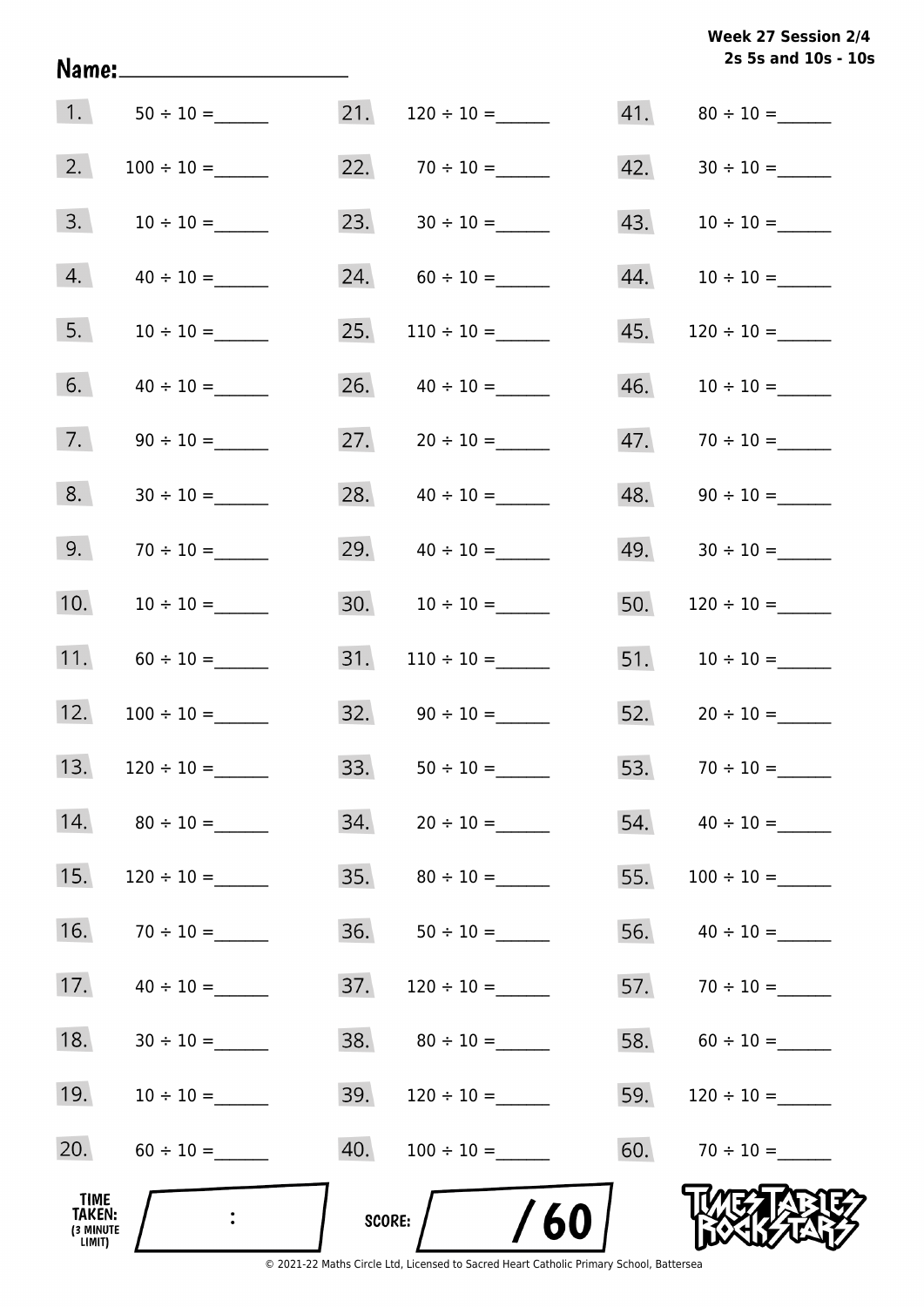Week 27 Session 2/4
2s 5s and 10s - 10s

Name:____________________

| | | | | | |
|---|---|---|---|---|---|
| 1. | $50 \div 10 =$ ______ | 21. | $120 \div 10 =$ ______ | 41. | $80 \div 10 =$ ______ |
| 2. | $100 \div 10 =$ ______ | 22. | $70 \div 10 =$ ______ | 42. | $30 \div 10 =$ ______ |
| 3. | $10 \div 10 =$ ______ | 23. | $30 \div 10 =$ ______ | 43. | $10 \div 10 =$ ______ |
| 4. | $40 \div 10 =$ ______ | 24. | $60 \div 10 =$ ______ | 44. | $10 \div 10 =$ ______ |
| 5. | $10 \div 10 =$ ______ | 25. | $110 \div 10 =$ ______ | 45. | $120 \div 10 =$ ______ |
| 6. | $40 \div 10 =$ ______ | 26. | $40 \div 10 =$ ______ | 46. | $10 \div 10 =$ ______ |
| 7. | $90 \div 10 =$ ______ | 27. | $20 \div 10 =$ ______ | 47. | $70 \div 10 =$ ______ |
| 8. | $30 \div 10 =$ ______ | 28. | $40 \div 10 =$ ______ | 48. | $90 \div 10 =$ ______ |
| 9. | $70 \div 10 =$ ______ | 29. | $40 \div 10 =$ ______ | 49. | $30 \div 10 =$ ______ |
| 10. | $10 \div 10 =$ ______ | 30. | $10 \div 10 =$ ______ | 50. | $120 \div 10 =$ ______ |
| 11. | $60 \div 10 =$ ______ | 31. | $110 \div 10 =$ ______ | 51. | $10 \div 10 =$ ______ |
| 12. | $100 \div 10 =$ ______ | 32. | $90 \div 10 =$ ______ | 52. | $20 \div 10 =$ ______ |
| 13. | $120 \div 10 =$ ______ | 33. | $50 \div 10 =$ ______ | 53. | $70 \div 10 =$ ______ |
| 14. | $80 \div 10 =$ ______ | 34. | $20 \div 10 =$ ______ | 54. | $40 \div 10 =$ ______ |
| 15. | $120 \div 10 =$ ______ | 35. | $80 \div 10 =$ ______ | 55. | $100 \div 10 =$ ______ |
| 16. | $70 \div 10 =$ ______ | 36. | $50 \div 10 =$ ______ | 56. | $40 \div 10 =$ ______ |
| 17. | $40 \div 10 =$ ______ | 37. | $120 \div 10 =$ ______ | 57. | $70 \div 10 =$ ______ |
| 18. | $30 \div 10 =$ ______ | 38. | $80 \div 10 =$ ______ | 58. | $60 \div 10 =$ ______ |
| 19. | $10 \div 10 =$ ______ | 39. | $120 \div 10 =$ ______ | 59. | $120 \div 10 =$ ______ |
| 20. | $60 \div 10 =$ ______ | 40. | $100 \div 10 =$ ______ | 60. | $70 \div 10 =$ ______ |

TIME TAKEN: (3 MINUTE LIMIT) ___ : ___

SCORE: ___ / 60

TIMES TABLES ROCK STARS

© 2021-22 Maths Circle Ltd, Licensed to Sacred Heart Catholic Primary School, Battersea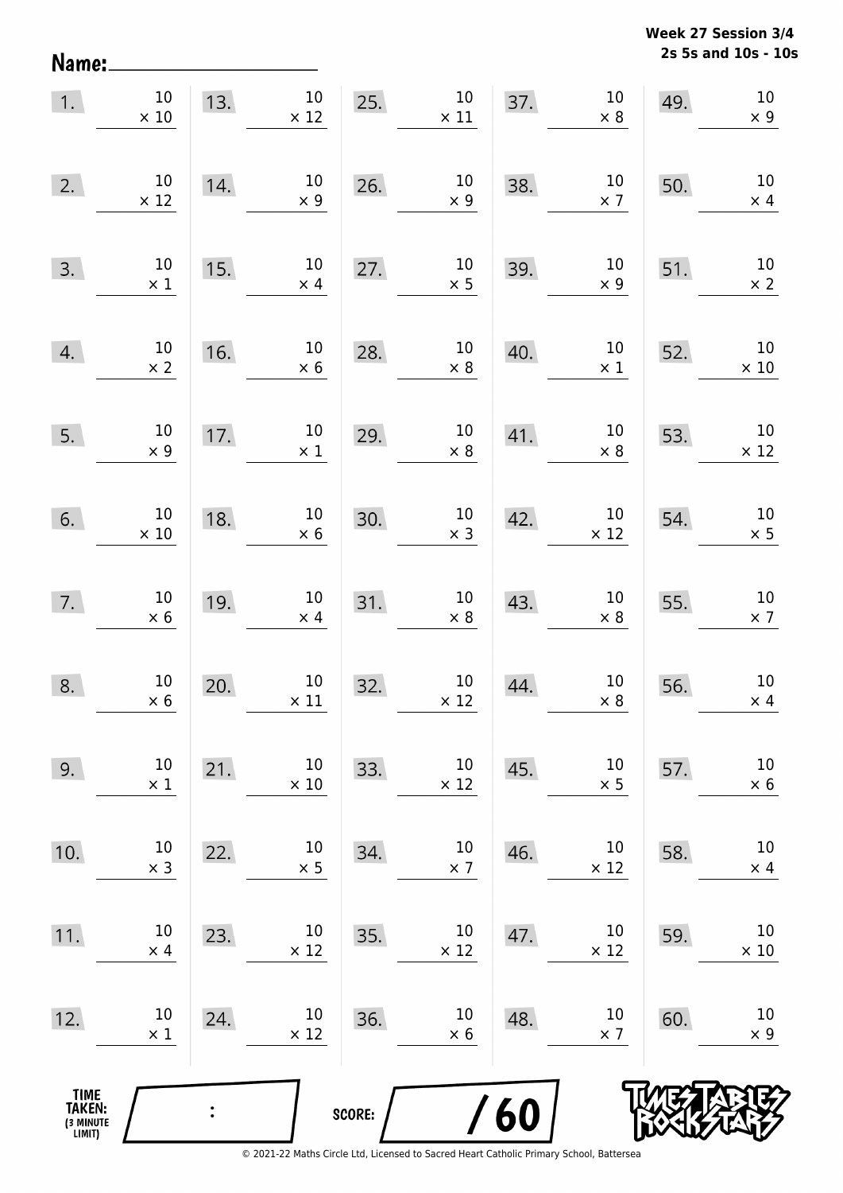Name:\_\_\_\_\_\_\_\_\_\_\_\_\_\_\_\_\_\_\_\_

**Week 27 Session 3/4**
**2s 5s and 10s - 10s**

| | | | | |
|---|---|---|---|---|
| 1. $10 \times 10$ | 13. $10 \times 12$ | 25. $10 \times 11$ | 37. $10 \times 8$ | 49. $10 \times 9$ |
| 2. $10 \times 12$ | 14. $10 \times 9$ | 26. $10 \times 9$ | 38. $10 \times 7$ | 50. $10 \times 4$ |
| 3. $10 \times 1$ | 15. $10 \times 4$ | 27. $10 \times 5$ | 39. $10 \times 9$ | 51. $10 \times 2$ |
| 4. $10 \times 2$ | 16. $10 \times 6$ | 28. $10 \times 8$ | 40. $10 \times 1$ | 52. $10 \times 10$ |
| 5. $10 \times 9$ | 17. $10 \times 1$ | 29. $10 \times 8$ | 41. $10 \times 8$ | 53. $10 \times 12$ |
| 6. $10 \times 10$ | 18. $10 \times 6$ | 30. $10 \times 3$ | 42. $10 \times 12$ | 54. $10 \times 5$ |
| 7. $10 \times 6$ | 19. $10 \times 4$ | 31. $10 \times 8$ | 43. $10 \times 8$ | 55. $10 \times 7$ |
| 8. $10 \times 6$ | 20. $10 \times 11$ | 32. $10 \times 12$ | 44. $10 \times 8$ | 56. $10 \times 4$ |
| 9. $10 \times 1$ | 21. $10 \times 10$ | 33. $10 \times 12$ | 45. $10 \times 5$ | 57. $10 \times 6$ |
| 10. $10 \times 3$ | 22. $10 \times 5$ | 34. $10 \times 7$ | 46. $10 \times 12$ | 58. $10 \times 4$ |
| 11. $10 \times 4$ | 23. $10 \times 12$ | 35. $10 \times 12$ | 47. $10 \times 12$ | 59. $10 \times 10$ |
| 12. $10 \times 1$ | 24. $10 \times 12$ | 36. $10 \times 6$ | 48. $10 \times 7$ | 60. $10 \times 9$ |

TIME TAKEN: (3 MINUTE LIMIT) :

SCORE: / 60

© 2021-22 Maths Circle Ltd, Licensed to Sacred Heart Catholic Primary School, Battersea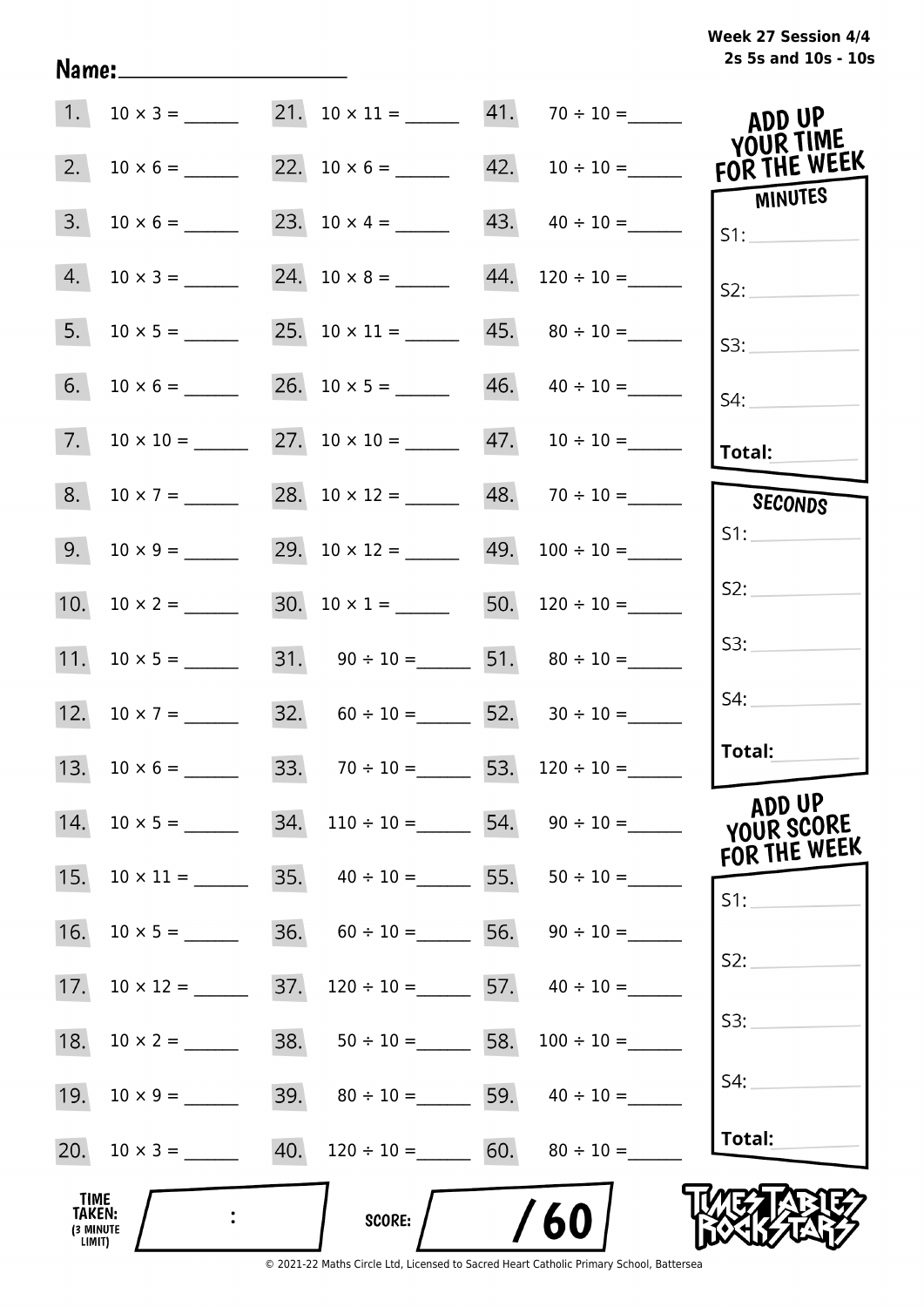Week 27 Session 4/4
2s 5s and 10s - 10s

Name:____________________

| | | | | | |
|---|---|---|---|---|---|
| 1. | $10 \times 3 =$ ______ | 21. | $10 \times 11 =$ ______ | 41. | $70 \div 10 =$ ______ |
| 2. | $10 \times 6 =$ ______ | 22. | $10 \times 6 =$ ______ | 42. | $10 \div 10 =$ ______ |
| 3. | $10 \times 6 =$ ______ | 23. | $10 \times 4 =$ ______ | 43. | $40 \div 10 =$ ______ |
| 4. | $10 \times 3 =$ ______ | 24. | $10 \times 8 =$ ______ | 44. | $120 \div 10 =$ ______ |
| 5. | $10 \times 5 =$ ______ | 25. | $10 \times 11 =$ ______ | 45. | $80 \div 10 =$ ______ |
| 6. | $10 \times 6 =$ ______ | 26. | $10 \times 5 =$ ______ | 46. | $40 \div 10 =$ ______ |
| 7. | $10 \times 10 =$ ______ | 27. | $10 \times 10 =$ ______ | 47. | $10 \div 10 =$ ______ |
| 8. | $10 \times 7 =$ ______ | 28. | $10 \times 12 =$ ______ | 48. | $70 \div 10 =$ ______ |
| 9. | $10 \times 9 =$ ______ | 29. | $10 \times 12 =$ ______ | 49. | $100 \div 10 =$ ______ |
| 10. | $10 \times 2 =$ ______ | 30. | $10 \times 1 =$ ______ | 50. | $120 \div 10 =$ ______ |
| 11. | $10 \times 5 =$ ______ | 31. | $90 \div 10 =$ ______ | 51. | $80 \div 10 =$ ______ |
| 12. | $10 \times 7 =$ ______ | 32. | $60 \div 10 =$ ______ | 52. | $30 \div 10 =$ ______ |
| 13. | $10 \times 6 =$ ______ | 33. | $70 \div 10 =$ ______ | 53. | $120 \div 10 =$ ______ |
| 14. | $10 \times 5 =$ ______ | 34. | $110 \div 10 =$ ______ | 54. | $90 \div 10 =$ ______ |
| 15. | $10 \times 11 =$ ______ | 35. | $40 \div 10 =$ ______ | 55. | $50 \div 10 =$ ______ |
| 16. | $10 \times 5 =$ ______ | 36. | $60 \div 10 =$ ______ | 56. | $90 \div 10 =$ ______ |
| 17. | $10 \times 12 =$ ______ | 37. | $120 \div 10 =$ ______ | 57. | $40 \div 10 =$ ______ |
| 18. | $10 \times 2 =$ ______ | 38. | $50 \div 10 =$ ______ | 58. | $100 \div 10 =$ ______ |
| 19. | $10 \times 9 =$ ______ | 39. | $80 \div 10 =$ ______ | 59. | $40 \div 10 =$ ______ |
| 20. | $10 \times 3 =$ ______ | 40. | $120 \div 10 =$ ______ | 60. | $80 \div 10 =$ ______ |

**ADD UP YOUR TIME FOR THE WEEK**

**MINUTES**

S1: ________
S2: ________
S3: ________
S4: ________
**Total:** ________

**SECONDS**

S1: ________
S2: ________
S3: ________
S4: ________
**Total:** ________

**ADD UP YOUR SCORE FOR THE WEEK**

S1: ________
S2: ________
S3: ________
S4: ________
**Total:** ________

**TIME TAKEN: (3 MINUTE LIMIT)** [ : ]

**SCORE:** [ /60 ]

TIMES TABLES ROCK STARS

© 2021-22 Maths Circle Ltd, Licensed to Sacred Heart Catholic Primary School, Battersea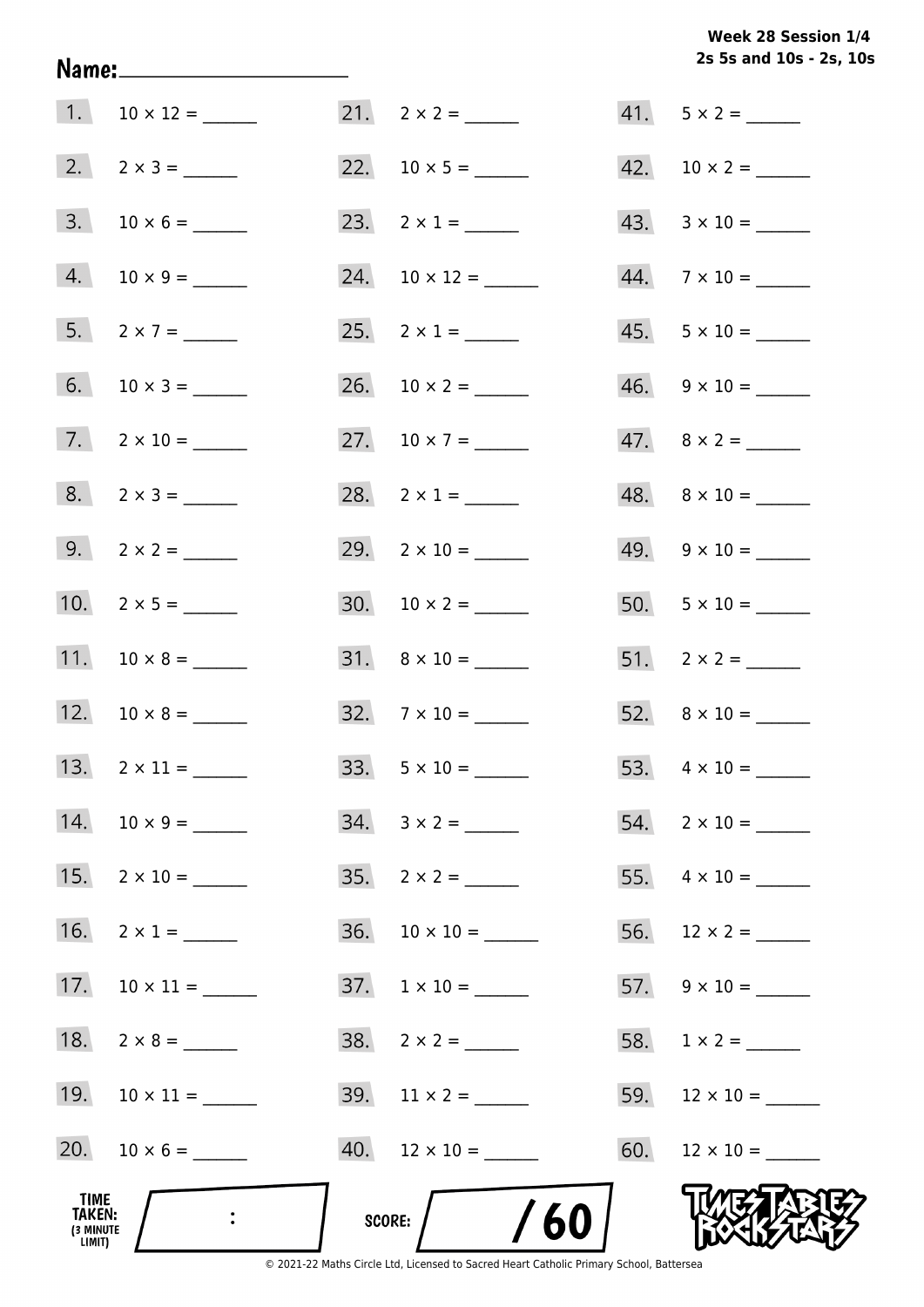Week 28 Session 1/4
2s 5s and 10s - 2s, 10s

Name: ____________________

1. $10 \times 12 =$ ______
2. $2 \times 3 =$ ______
3. $10 \times 6 =$ ______
4. $10 \times 9 =$ ______
5. $2 \times 7 =$ ______
6. $10 \times 3 =$ ______
7. $2 \times 10 =$ ______
8. $2 \times 3 =$ ______
9. $2 \times 2 =$ ______
10. $2 \times 5 =$ ______
11. $10 \times 8 =$ ______
12. $10 \times 8 =$ ______
13. $2 \times 11 =$ ______
14. $10 \times 9 =$ ______
15. $2 \times 10 =$ ______
16. $2 \times 1 =$ ______
17. $10 \times 11 =$ ______
18. $2 \times 8 =$ ______
19. $10 \times 11 =$ ______
20. $10 \times 6 =$ ______
21. $2 \times 2 =$ ______
22. $10 \times 5 =$ ______
23. $2 \times 1 =$ ______
24. $10 \times 12 =$ ______
25. $2 \times 1 =$ ______
26. $10 \times 2 =$ ______
27. $10 \times 7 =$ ______
28. $2 \times 1 =$ ______
29. $2 \times 10 =$ ______
30. $10 \times 2 =$ ______
31. $8 \times 10 =$ ______
32. $7 \times 10 =$ ______
33. $5 \times 10 =$ ______
34. $3 \times 2 =$ ______
35. $2 \times 2 =$ ______
36. $10 \times 10 =$ ______
37. $1 \times 10 =$ ______
38. $2 \times 2 =$ ______
39. $11 \times 2 =$ ______
40. $12 \times 10 =$ ______
41. $5 \times 2 =$ ______
42. $10 \times 2 =$ ______
43. $3 \times 10 =$ ______
44. $7 \times 10 =$ ______
45. $5 \times 10 =$ ______
46. $9 \times 10 =$ ______
47. $8 \times 2 =$ ______
48. $8 \times 10 =$ ______
49. $9 \times 10 =$ ______
50. $5 \times 10 =$ ______
51. $2 \times 2 =$ ______
52. $8 \times 10 =$ ______
53. $4 \times 10 =$ ______
54. $2 \times 10 =$ ______
55. $4 \times 10 =$ ______
56. $12 \times 2 =$ ______
57. $9 \times 10 =$ ______
58. $1 \times 2 =$ ______
59. $12 \times 10 =$ ______
60. $12 \times 10 =$ ______

TIME TAKEN: (3 MINUTE LIMIT) ____ : ____

SCORE: ____ / 60

© 2021-22 Maths Circle Ltd, Licensed to Sacred Heart Catholic Primary School, Battersea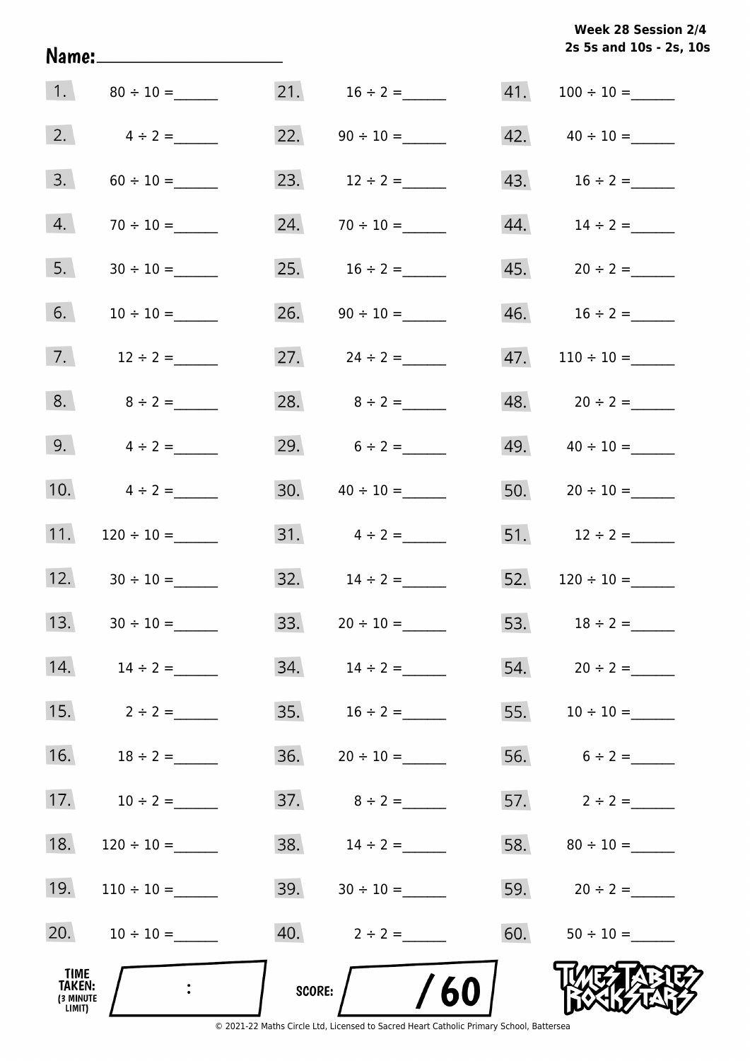**Week 28 Session 2/4**
**2s 5s and 10s - 2s, 10s**

Name:______________________

| | | | | | |
|---|---|---|---|---|---|
| 1. | 80 ÷ 10 = ______ | 21. | 16 ÷ 2 = ______ | 41. | 100 ÷ 10 = ______ |
| 2. | 4 ÷ 2 = ______ | 22. | 90 ÷ 10 = ______ | 42. | 40 ÷ 10 = ______ |
| 3. | 60 ÷ 10 = ______ | 23. | 12 ÷ 2 = ______ | 43. | 16 ÷ 2 = ______ |
| 4. | 70 ÷ 10 = ______ | 24. | 70 ÷ 10 = ______ | 44. | 14 ÷ 2 = ______ |
| 5. | 30 ÷ 10 = ______ | 25. | 16 ÷ 2 = ______ | 45. | 20 ÷ 2 = ______ |
| 6. | 10 ÷ 10 = ______ | 26. | 90 ÷ 10 = ______ | 46. | 16 ÷ 2 = ______ |
| 7. | 12 ÷ 2 = ______ | 27. | 24 ÷ 2 = ______ | 47. | 110 ÷ 10 = ______ |
| 8. | 8 ÷ 2 = ______ | 28. | 8 ÷ 2 = ______ | 48. | 20 ÷ 2 = ______ |
| 9. | 4 ÷ 2 = ______ | 29. | 6 ÷ 2 = ______ | 49. | 40 ÷ 10 = ______ |
| 10. | 4 ÷ 2 = ______ | 30. | 40 ÷ 10 = ______ | 50. | 20 ÷ 10 = ______ |
| 11. | 120 ÷ 10 = ______ | 31. | 4 ÷ 2 = ______ | 51. | 12 ÷ 2 = ______ |
| 12. | 30 ÷ 10 = ______ | 32. | 14 ÷ 2 = ______ | 52. | 120 ÷ 10 = ______ |
| 13. | 30 ÷ 10 = ______ | 33. | 20 ÷ 10 = ______ | 53. | 18 ÷ 2 = ______ |
| 14. | 14 ÷ 2 = ______ | 34. | 14 ÷ 2 = ______ | 54. | 20 ÷ 2 = ______ |
| 15. | 2 ÷ 2 = ______ | 35. | 16 ÷ 2 = ______ | 55. | 10 ÷ 10 = ______ |
| 16. | 18 ÷ 2 = ______ | 36. | 20 ÷ 10 = ______ | 56. | 6 ÷ 2 = ______ |
| 17. | 10 ÷ 2 = ______ | 37. | 8 ÷ 2 = ______ | 57. | 2 ÷ 2 = ______ |
| 18. | 120 ÷ 10 = ______ | 38. | 14 ÷ 2 = ______ | 58. | 80 ÷ 10 = ______ |
| 19. | 110 ÷ 10 = ______ | 39. | 30 ÷ 10 = ______ | 59. | 20 ÷ 2 = ______ |
| 20. | 10 ÷ 10 = ______ | 40. | 2 ÷ 2 = ______ | 60. | 50 ÷ 10 = ______ |

TIME TAKEN: (3 MINUTE LIMIT) ____ : ____

SCORE: ____ / 60

© 2021-22 Maths Circle Ltd, Licensed to Sacred Heart Catholic Primary School, Battersea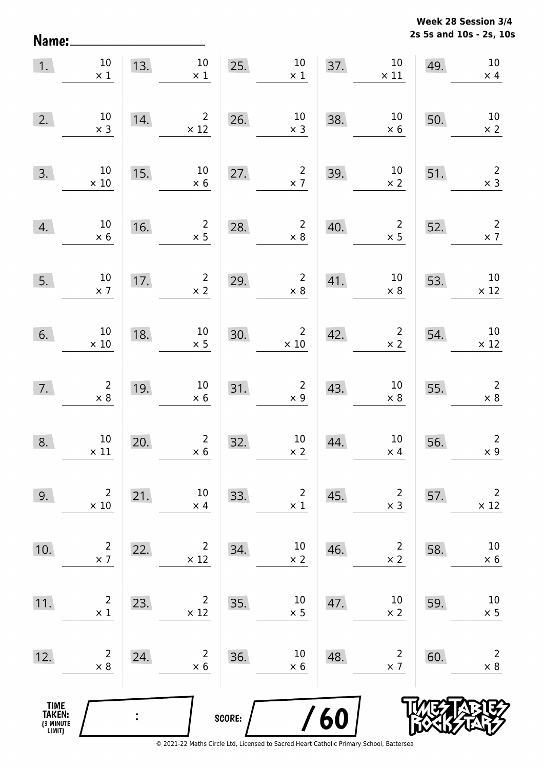**Week 28 Session 3/4**
**2s 5s and 10s - 2s, 10s**

Name: ____________________

| | | | | | | | | | |
|---|---|---|---|---|---|---|---|---|---|
| 1. | $10 \times 1$ | 13. | $10 \times 1$ | 25. | $10 \times 1$ | 37. | $10 \times 11$ | 49. | $10 \times 4$ |
| 2. | $10 \times 3$ | 14. | $2 \times 12$ | 26. | $10 \times 3$ | 38. | $10 \times 6$ | 50. | $10 \times 2$ |
| 3. | $10 \times 10$ | 15. | $10 \times 6$ | 27. | $2 \times 7$ | 39. | $10 \times 2$ | 51. | $2 \times 3$ |
| 4. | $10 \times 6$ | 16. | $2 \times 5$ | 28. | $2 \times 8$ | 40. | $2 \times 5$ | 52. | $2 \times 7$ |
| 5. | $10 \times 7$ | 17. | $2 \times 2$ | 29. | $2 \times 8$ | 41. | $10 \times 8$ | 53. | $10 \times 12$ |
| 6. | $10 \times 10$ | 18. | $10 \times 5$ | 30. | $2 \times 10$ | 42. | $2 \times 2$ | 54. | $10 \times 12$ |
| 7. | $2 \times 8$ | 19. | $10 \times 6$ | 31. | $2 \times 9$ | 43. | $10 \times 8$ | 55. | $2 \times 8$ |
| 8. | $10 \times 11$ | 20. | $2 \times 6$ | 32. | $10 \times 2$ | 44. | $10 \times 4$ | 56. | $2 \times 9$ |
| 9. | $2 \times 10$ | 21. | $10 \times 4$ | 33. | $2 \times 1$ | 45. | $2 \times 3$ | 57. | $2 \times 12$ |
| 10. | $2 \times 7$ | 22. | $2 \times 12$ | 34. | $10 \times 2$ | 46. | $2 \times 2$ | 58. | $10 \times 6$ |
| 11. | $2 \times 1$ | 23. | $2 \times 12$ | 35. | $10 \times 5$ | 47. | $10 \times 2$ | 59. | $10 \times 5$ |
| 12. | $2 \times 8$ | 24. | $2 \times 6$ | 36. | $10 \times 6$ | 48. | $2 \times 7$ | 60. | $2 \times 8$ |

TIME TAKEN: (3 MINUTE LIMIT) ____ : ____

SCORE: ____ / 60

© 2021-22 Maths Circle Ltd, Licensed to Sacred Heart Catholic Primary School, Battersea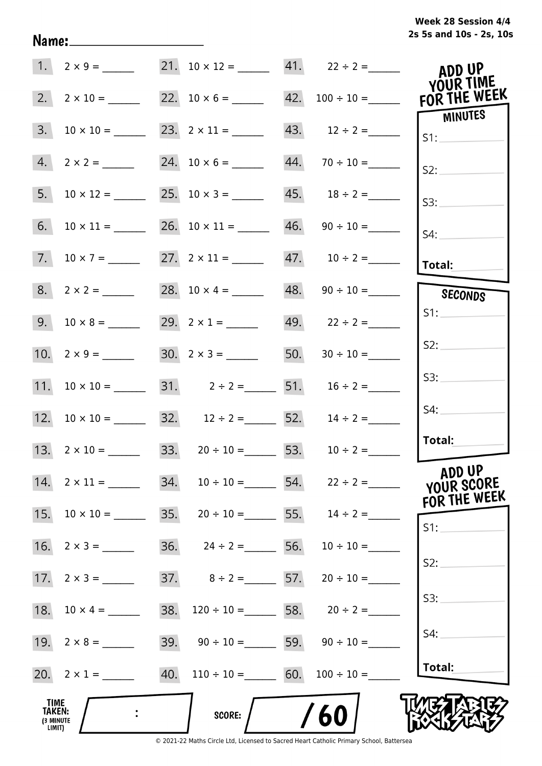Week 28 Session 4/4
2s 5s and 10s - 2s, 10s

Name:____________________

| | | | | | |
|---|---|---|---|---|---|
| 1. | $2 \times 9 =$ ______ | 21. | $10 \times 12 =$ ______ | 41. | $22 \div 2 =$ ______ |
| 2. | $2 \times 10 =$ ______ | 22. | $10 \times 6 =$ ______ | 42. | $100 \div 10 =$ ______ |
| 3. | $10 \times 10 =$ ______ | 23. | $2 \times 11 =$ ______ | 43. | $12 \div 2 =$ ______ |
| 4. | $2 \times 2 =$ ______ | 24. | $10 \times 6 =$ ______ | 44. | $70 \div 10 =$ ______ |
| 5. | $10 \times 12 =$ ______ | 25. | $10 \times 3 =$ ______ | 45. | $18 \div 2 =$ ______ |
| 6. | $10 \times 11 =$ ______ | 26. | $10 \times 11 =$ ______ | 46. | $90 \div 10 =$ ______ |
| 7. | $10 \times 7 =$ ______ | 27. | $2 \times 11 =$ ______ | 47. | $10 \div 2 =$ ______ |
| 8. | $2 \times 2 =$ ______ | 28. | $10 \times 4 =$ ______ | 48. | $90 \div 10 =$ ______ |
| 9. | $10 \times 8 =$ ______ | 29. | $2 \times 1 =$ ______ | 49. | $22 \div 2 =$ ______ |
| 10. | $2 \times 9 =$ ______ | 30. | $2 \times 3 =$ ______ | 50. | $30 \div 10 =$ ______ |
| 11. | $10 \times 10 =$ ______ | 31. | $2 \div 2 =$ ______ | 51. | $16 \div 2 =$ ______ |
| 12. | $10 \times 10 =$ ______ | 32. | $12 \div 2 =$ ______ | 52. | $14 \div 2 =$ ______ |
| 13. | $2 \times 10 =$ ______ | 33. | $20 \div 10 =$ ______ | 53. | $10 \div 2 =$ ______ |
| 14. | $2 \times 11 =$ ______ | 34. | $10 \div 10 =$ ______ | 54. | $22 \div 2 =$ ______ |
| 15. | $10 \times 10 =$ ______ | 35. | $20 \div 10 =$ ______ | 55. | $14 \div 2 =$ ______ |
| 16. | $2 \times 3 =$ ______ | 36. | $24 \div 2 =$ ______ | 56. | $10 \div 10 =$ ______ |
| 17. | $2 \times 3 =$ ______ | 37. | $8 \div 2 =$ ______ | 57. | $20 \div 10 =$ ______ |
| 18. | $10 \times 4 =$ ______ | 38. | $120 \div 10 =$ ______ | 58. | $20 \div 2 =$ ______ |
| 19. | $2 \times 8 =$ ______ | 39. | $90 \div 10 =$ ______ | 59. | $90 \div 10 =$ ______ |
| 20. | $2 \times 1 =$ ______ | 40. | $110 \div 10 =$ ______ | 60. | $100 \div 10 =$ ______ |

**ADD UP YOUR TIME FOR THE WEEK**

**MINUTES**
S1: ______
S2: ______
S3: ______
S4: ______
**Total:** ______

**SECONDS**
S1: ______
S2: ______
S3: ______
S4: ______
**Total:** ______

**ADD UP YOUR SCORE FOR THE WEEK**

S1: ______
S2: ______
S3: ______
S4: ______
**Total:** ______

**TIME TAKEN: (3 MINUTE LIMIT)** ______ : ______

**SCORE:** ______ / 60

TIMES TABLES ROCK STARS

© 2021-22 Maths Circle Ltd, Licensed to Sacred Heart Catholic Primary School, Battersea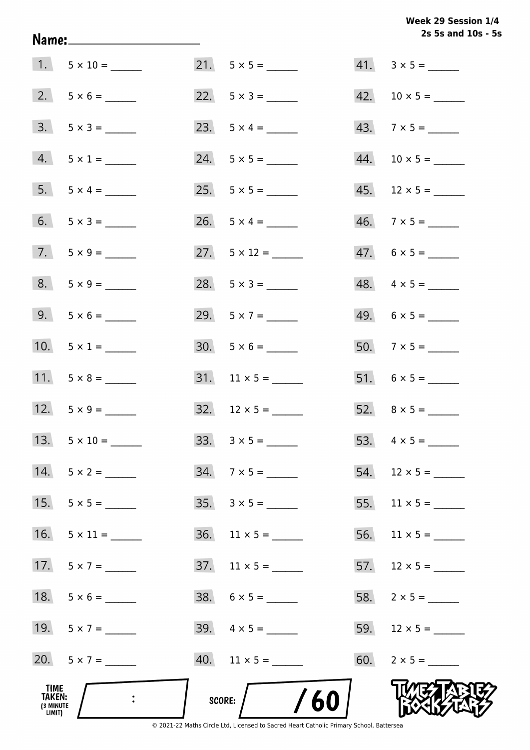**Week 29 Session 1/4**
**2s 5s and 10s - 5s**

**Name:** ____________________

1. $5 \times 10 =$ ______
2. $5 \times 6 =$ ______
3. $5 \times 3 =$ ______
4. $5 \times 1 =$ ______
5. $5 \times 4 =$ ______
6. $5 \times 3 =$ ______
7. $5 \times 9 =$ ______
8. $5 \times 9 =$ ______
9. $5 \times 6 =$ ______
10. $5 \times 1 =$ ______
11. $5 \times 8 =$ ______
12. $5 \times 9 =$ ______
13. $5 \times 10 =$ ______
14. $5 \times 2 =$ ______
15. $5 \times 5 =$ ______
16. $5 \times 11 =$ ______
17. $5 \times 7 =$ ______
18. $5 \times 6 =$ ______
19. $5 \times 7 =$ ______
20. $5 \times 7 =$ ______
21. $5 \times 5 =$ ______
22. $5 \times 3 =$ ______
23. $5 \times 4 =$ ______
24. $5 \times 5 =$ ______
25. $5 \times 5 =$ ______
26. $5 \times 4 =$ ______
27. $5 \times 12 =$ ______
28. $5 \times 3 =$ ______
29. $5 \times 7 =$ ______
30. $5 \times 6 =$ ______
31. $11 \times 5 =$ ______
32. $12 \times 5 =$ ______
33. $3 \times 5 =$ ______
34. $7 \times 5 =$ ______
35. $3 \times 5 =$ ______
36. $11 \times 5 =$ ______
37. $11 \times 5 =$ ______
38. $6 \times 5 =$ ______
39. $4 \times 5 =$ ______
40. $11 \times 5 =$ ______
41. $3 \times 5 =$ ______
42. $10 \times 5 =$ ______
43. $7 \times 5 =$ ______
44. $10 \times 5 =$ ______
45. $12 \times 5 =$ ______
46. $7 \times 5 =$ ______
47. $6 \times 5 =$ ______
48. $4 \times 5 =$ ______
49. $6 \times 5 =$ ______
50. $7 \times 5 =$ ______
51. $6 \times 5 =$ ______
52. $8 \times 5 =$ ______
53. $4 \times 5 =$ ______
54. $12 \times 5 =$ ______
55. $11 \times 5 =$ ______
56. $11 \times 5 =$ ______
57. $12 \times 5 =$ ______
58. $2 \times 5 =$ ______
59. $12 \times 5 =$ ______
60. $2 \times 5 =$ ______

**TIME TAKEN:** (3 MINUTE LIMIT) ____ : ____

**SCORE:** ____ / 60

TIMES TABLES ROCK STARS

© 2021-22 Maths Circle Ltd, Licensed to Sacred Heart Catholic Primary School, Battersea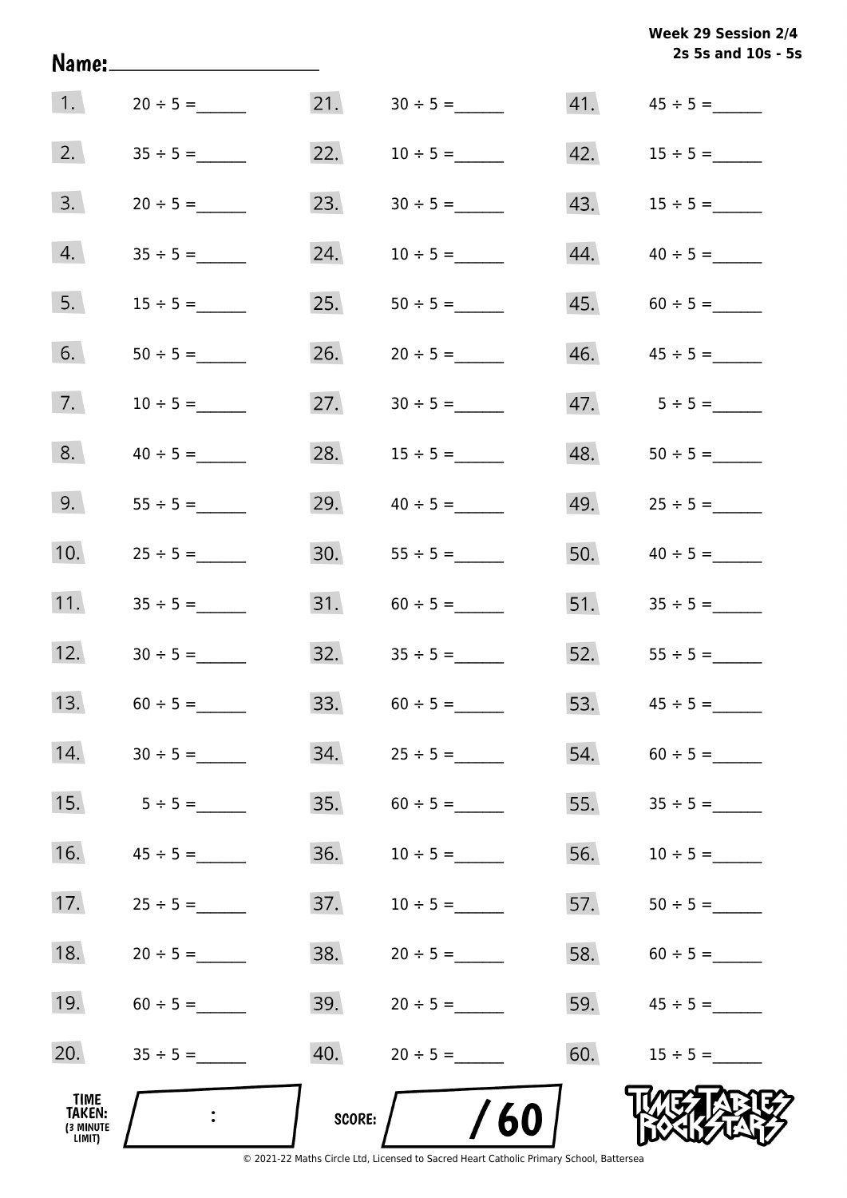**Week 29 Session 2/4**
**2s 5s and 10s - 5s**

Name:______________________

1. $20 \div 5 =$ ______
2. $35 \div 5 =$ ______
3. $20 \div 5 =$ ______
4. $35 \div 5 =$ ______
5. $15 \div 5 =$ ______
6. $50 \div 5 =$ ______
7. $10 \div 5 =$ ______
8. $40 \div 5 =$ ______
9. $55 \div 5 =$ ______
10. $25 \div 5 =$ ______
11. $35 \div 5 =$ ______
12. $30 \div 5 =$ ______
13. $60 \div 5 =$ ______
14. $30 \div 5 =$ ______
15. $5 \div 5 =$ ______
16. $45 \div 5 =$ ______
17. $25 \div 5 =$ ______
18. $20 \div 5 =$ ______
19. $60 \div 5 =$ ______
20. $35 \div 5 =$ ______
21. $30 \div 5 =$ ______
22. $10 \div 5 =$ ______
23. $30 \div 5 =$ ______
24. $10 \div 5 =$ ______
25. $50 \div 5 =$ ______
26. $20 \div 5 =$ ______
27. $30 \div 5 =$ ______
28. $15 \div 5 =$ ______
29. $40 \div 5 =$ ______
30. $55 \div 5 =$ ______
31. $60 \div 5 =$ ______
32. $35 \div 5 =$ ______
33. $60 \div 5 =$ ______
34. $25 \div 5 =$ ______
35. $60 \div 5 =$ ______
36. $10 \div 5 =$ ______
37. $10 \div 5 =$ ______
38. $20 \div 5 =$ ______
39. $20 \div 5 =$ ______
40. $20 \div 5 =$ ______
41. $45 \div 5 =$ ______
42. $15 \div 5 =$ ______
43. $15 \div 5 =$ ______
44. $40 \div 5 =$ ______
45. $60 \div 5 =$ ______
46. $45 \div 5 =$ ______
47. $5 \div 5 =$ ______
48. $50 \div 5 =$ ______
49. $25 \div 5 =$ ______
50. $40 \div 5 =$ ______
51. $35 \div 5 =$ ______
52. $55 \div 5 =$ ______
53. $45 \div 5 =$ ______
54. $60 \div 5 =$ ______
55. $35 \div 5 =$ ______
56. $10 \div 5 =$ ______
57. $50 \div 5 =$ ______
58. $60 \div 5 =$ ______
59. $45 \div 5 =$ ______
60. $15 \div 5 =$ ______

TIME TAKEN: (3 MINUTE LIMIT) ___ : ___

SCORE: ___ / 60

TIMES TABLES ROCK STARS

© 2021-22 Maths Circle Ltd, Licensed to Sacred Heart Catholic Primary School, Battersea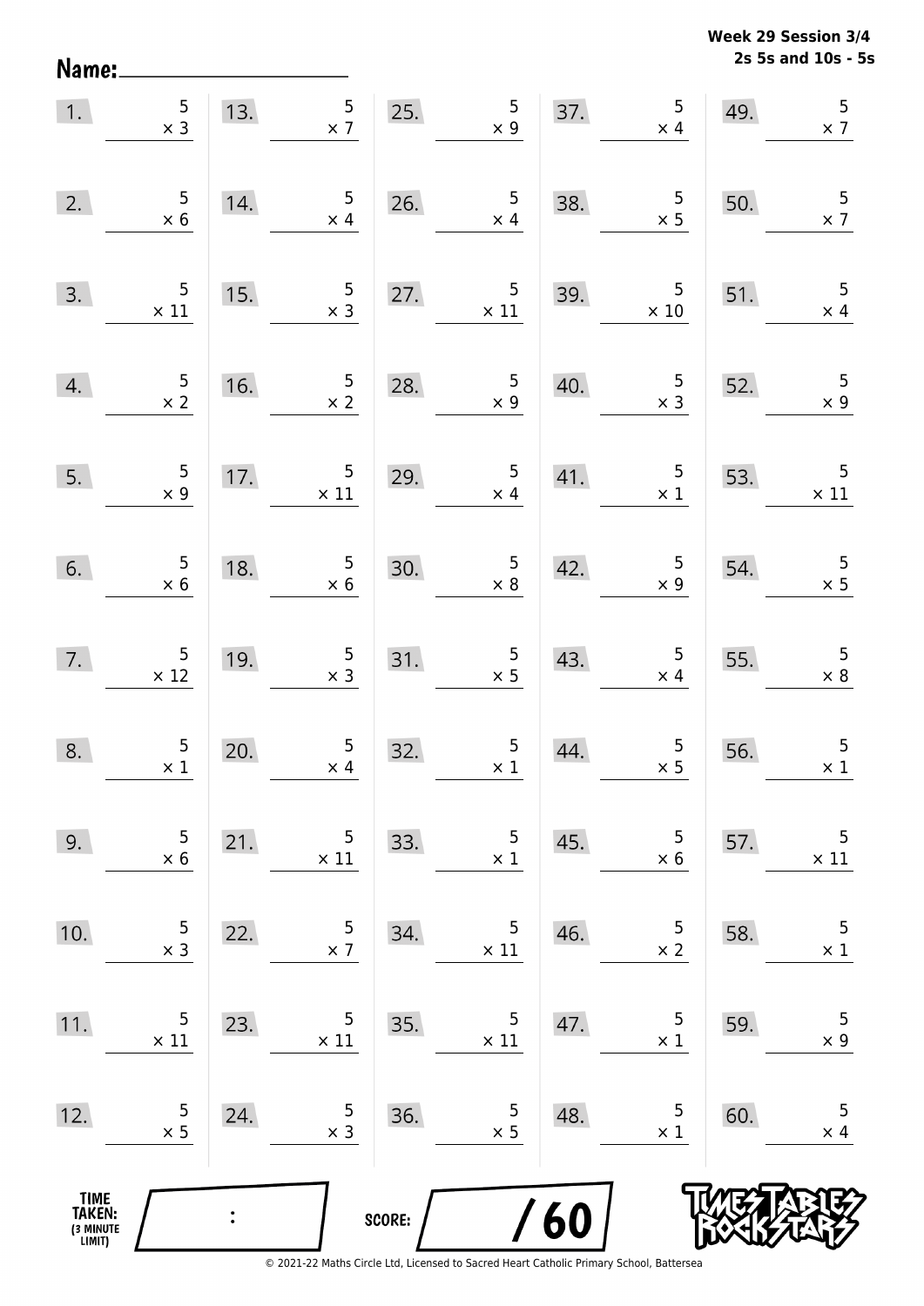**Week 29 Session 3/4**
**2s 5s and 10s - 5s**

Name: ____________________

| | | | | | | | | | |
|---|---|---|---|---|---|---|---|---|---|
| 1. | $5 \times 3$ | 13. | $5 \times 7$ | 25. | $5 \times 9$ | 37. | $5 \times 4$ | 49. | $5 \times 7$ |
| 2. | $5 \times 6$ | 14. | $5 \times 4$ | 26. | $5 \times 4$ | 38. | $5 \times 5$ | 50. | $5 \times 7$ |
| 3. | $5 \times 11$ | 15. | $5 \times 3$ | 27. | $5 \times 11$ | 39. | $5 \times 10$ | 51. | $5 \times 4$ |
| 4. | $5 \times 2$ | 16. | $5 \times 2$ | 28. | $5 \times 9$ | 40. | $5 \times 3$ | 52. | $5 \times 9$ |
| 5. | $5 \times 9$ | 17. | $5 \times 11$ | 29. | $5 \times 4$ | 41. | $5 \times 1$ | 53. | $5 \times 11$ |
| 6. | $5 \times 6$ | 18. | $5 \times 6$ | 30. | $5 \times 8$ | 42. | $5 \times 9$ | 54. | $5 \times 5$ |
| 7. | $5 \times 12$ | 19. | $5 \times 3$ | 31. | $5 \times 5$ | 43. | $5 \times 4$ | 55. | $5 \times 8$ |
| 8. | $5 \times 1$ | 20. | $5 \times 4$ | 32. | $5 \times 1$ | 44. | $5 \times 5$ | 56. | $5 \times 1$ |
| 9. | $5 \times 6$ | 21. | $5 \times 11$ | 33. | $5 \times 1$ | 45. | $5 \times 6$ | 57. | $5 \times 11$ |
| 10. | $5 \times 3$ | 22. | $5 \times 7$ | 34. | $5 \times 11$ | 46. | $5 \times 2$ | 58. | $5 \times 1$ |
| 11. | $5 \times 11$ | 23. | $5 \times 11$ | 35. | $5 \times 11$ | 47. | $5 \times 1$ | 59. | $5 \times 9$ |
| 12. | $5 \times 5$ | 24. | $5 \times 3$ | 36. | $5 \times 5$ | 48. | $5 \times 1$ | 60. | $5 \times 4$ |

TIME TAKEN: (3 MINUTE LIMIT) ____ : ____

SCORE: ____ / 60

TIMES TABLES ROCK STARS

© 2021-22 Maths Circle Ltd, Licensed to Sacred Heart Catholic Primary School, Battersea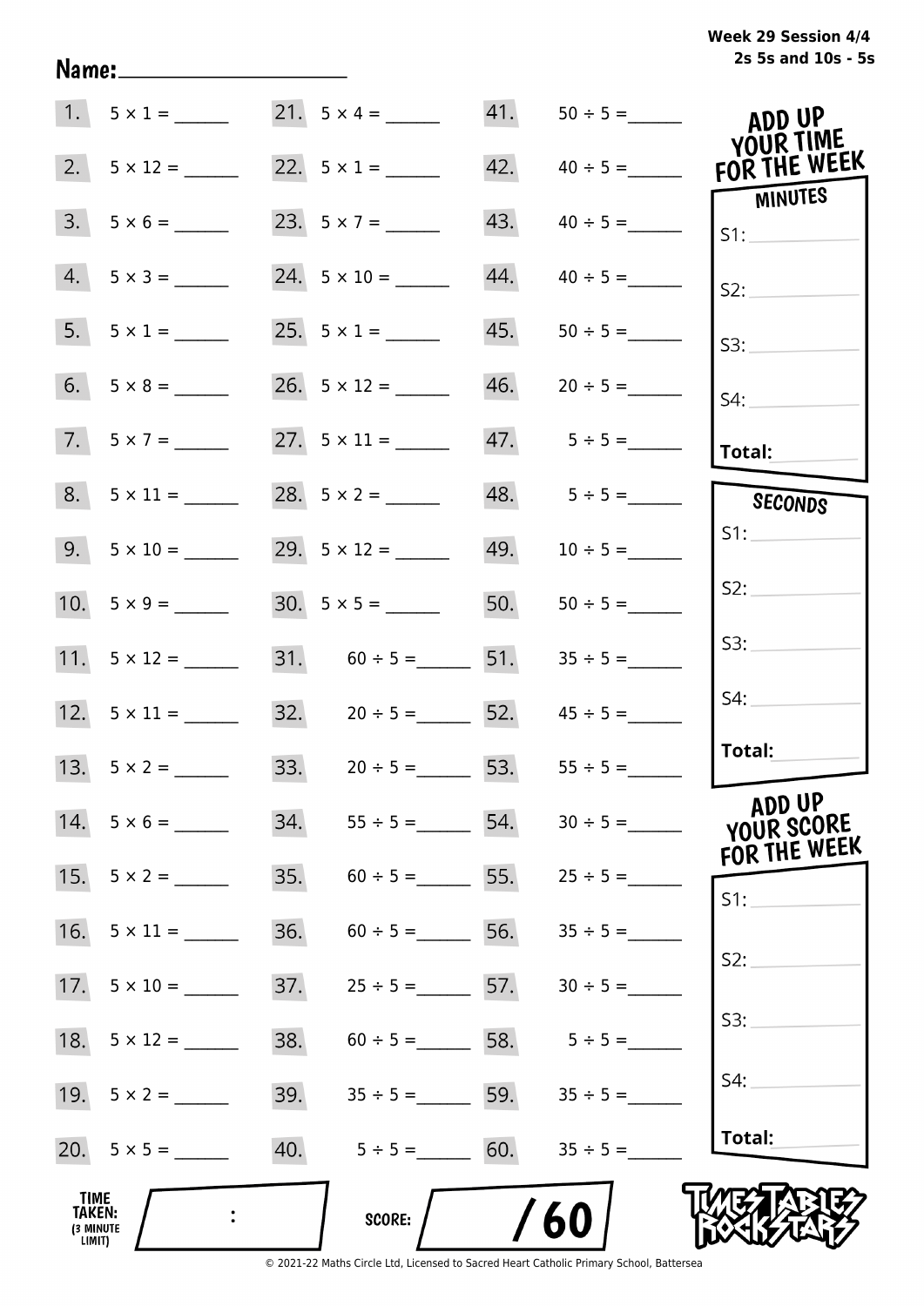Week 29 Session 4/4
2s 5s and 10s - 5s

Name:____________________

| | | | | | |
|---|---|---|---|---|---|
| 1. | $5 \times 1 =$ ______ | 21. | $5 \times 4 =$ ______ | 41. | $50 \div 5 =$ ______ |
| 2. | $5 \times 12 =$ ______ | 22. | $5 \times 1 =$ ______ | 42. | $40 \div 5 =$ ______ |
| 3. | $5 \times 6 =$ ______ | 23. | $5 \times 7 =$ ______ | 43. | $40 \div 5 =$ ______ |
| 4. | $5 \times 3 =$ ______ | 24. | $5 \times 10 =$ ______ | 44. | $40 \div 5 =$ ______ |
| 5. | $5 \times 1 =$ ______ | 25. | $5 \times 1 =$ ______ | 45. | $50 \div 5 =$ ______ |
| 6. | $5 \times 8 =$ ______ | 26. | $5 \times 12 =$ ______ | 46. | $20 \div 5 =$ ______ |
| 7. | $5 \times 7 =$ ______ | 27. | $5 \times 11 =$ ______ | 47. | $5 \div 5 =$ ______ |
| 8. | $5 \times 11 =$ ______ | 28. | $5 \times 2 =$ ______ | 48. | $5 \div 5 =$ ______ |
| 9. | $5 \times 10 =$ ______ | 29. | $5 \times 12 =$ ______ | 49. | $10 \div 5 =$ ______ |
| 10. | $5 \times 9 =$ ______ | 30. | $5 \times 5 =$ ______ | 50. | $50 \div 5 =$ ______ |
| 11. | $5 \times 12 =$ ______ | 31. | $60 \div 5 =$ ______ | 51. | $35 \div 5 =$ ______ |
| 12. | $5 \times 11 =$ ______ | 32. | $20 \div 5 =$ ______ | 52. | $45 \div 5 =$ ______ |
| 13. | $5 \times 2 =$ ______ | 33. | $20 \div 5 =$ ______ | 53. | $55 \div 5 =$ ______ |
| 14. | $5 \times 6 =$ ______ | 34. | $55 \div 5 =$ ______ | 54. | $30 \div 5 =$ ______ |
| 15. | $5 \times 2 =$ ______ | 35. | $60 \div 5 =$ ______ | 55. | $25 \div 5 =$ ______ |
| 16. | $5 \times 11 =$ ______ | 36. | $60 \div 5 =$ ______ | 56. | $35 \div 5 =$ ______ |
| 17. | $5 \times 10 =$ ______ | 37. | $25 \div 5 =$ ______ | 57. | $30 \div 5 =$ ______ |
| 18. | $5 \times 12 =$ ______ | 38. | $60 \div 5 =$ ______ | 58. | $5 \div 5 =$ ______ |
| 19. | $5 \times 2 =$ ______ | 39. | $35 \div 5 =$ ______ | 59. | $35 \div 5 =$ ______ |
| 20. | $5 \times 5 =$ ______ | 40. | $5 \div 5 =$ ______ | 60. | $35 \div 5 =$ ______ |

**ADD UP YOUR TIME FOR THE WEEK**

**MINUTES**

S1: ________

S2: ________

S3: ________

S4: ________

**Total:** ________

**SECONDS**

S1: ________

S2: ________

S3: ________

S4: ________

**Total:** ________

**ADD UP YOUR SCORE FOR THE WEEK**

S1: ________

S2: ________

S3: ________

S4: ________

**Total:** ________

**TIME TAKEN:** (3 MINUTE LIMIT) ____ : ____

**SCORE:** ____ / 60

TIMES TABLES ROCK STARS

© 2021-22 Maths Circle Ltd, Licensed to Sacred Heart Catholic Primary School, Battersea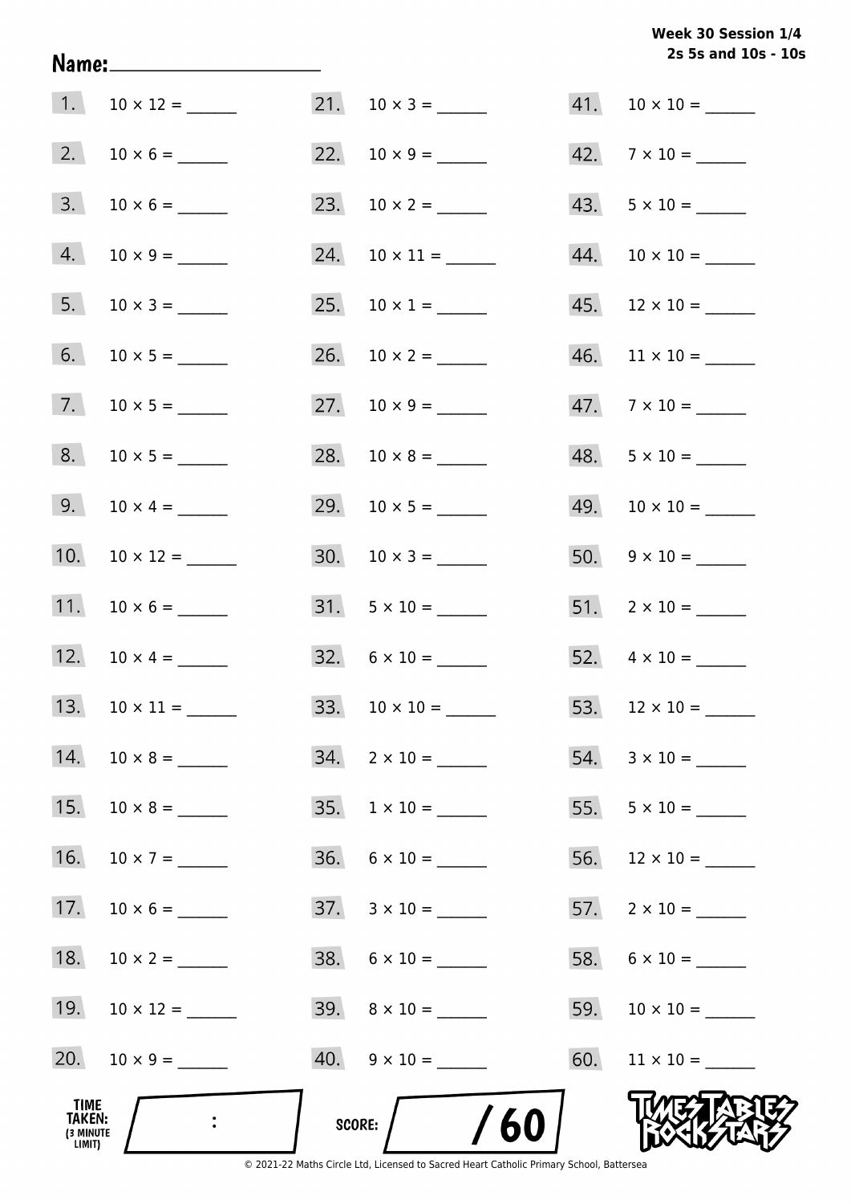Week 30 Session 1/4
2s 5s and 10s - 10s

Name: ____________________

1. 10 × 12 = ______
2. 10 × 6 = ______
3. 10 × 6 = ______
4. 10 × 9 = ______
5. 10 × 3 = ______
6. 10 × 5 = ______
7. 10 × 5 = ______
8. 10 × 5 = ______
9. 10 × 4 = ______
10. 10 × 12 = ______
11. 10 × 6 = ______
12. 10 × 4 = ______
13. 10 × 11 = ______
14. 10 × 8 = ______
15. 10 × 8 = ______
16. 10 × 7 = ______
17. 10 × 6 = ______
18. 10 × 2 = ______
19. 10 × 12 = ______
20. 10 × 9 = ______
21. 10 × 3 = ______
22. 10 × 9 = ______
23. 10 × 2 = ______
24. 10 × 11 = ______
25. 10 × 1 = ______
26. 10 × 2 = ______
27. 10 × 9 = ______
28. 10 × 8 = ______
29. 10 × 5 = ______
30. 10 × 3 = ______
31. 5 × 10 = ______
32. 6 × 10 = ______
33. 10 × 10 = ______
34. 2 × 10 = ______
35. 1 × 10 = ______
36. 6 × 10 = ______
37. 3 × 10 = ______
38. 6 × 10 = ______
39. 8 × 10 = ______
40. 9 × 10 = ______
41. 10 × 10 = ______
42. 7 × 10 = ______
43. 5 × 10 = ______
44. 10 × 10 = ______
45. 12 × 10 = ______
46. 11 × 10 = ______
47. 7 × 10 = ______
48. 5 × 10 = ______
49. 10 × 10 = ______
50. 9 × 10 = ______
51. 2 × 10 = ______
52. 4 × 10 = ______
53. 12 × 10 = ______
54. 3 × 10 = ______
55. 5 × 10 = ______
56. 12 × 10 = ______
57. 2 × 10 = ______
58. 6 × 10 = ______
59. 10 × 10 = ______
60. 11 × 10 = ______

TIME TAKEN: (3 MINUTE LIMIT) ____ : ____

SCORE: ____ / 60

TIMES TABLES ROCK STARS

© 2021-22 Maths Circle Ltd, Licensed to Sacred Heart Catholic Primary School, Battersea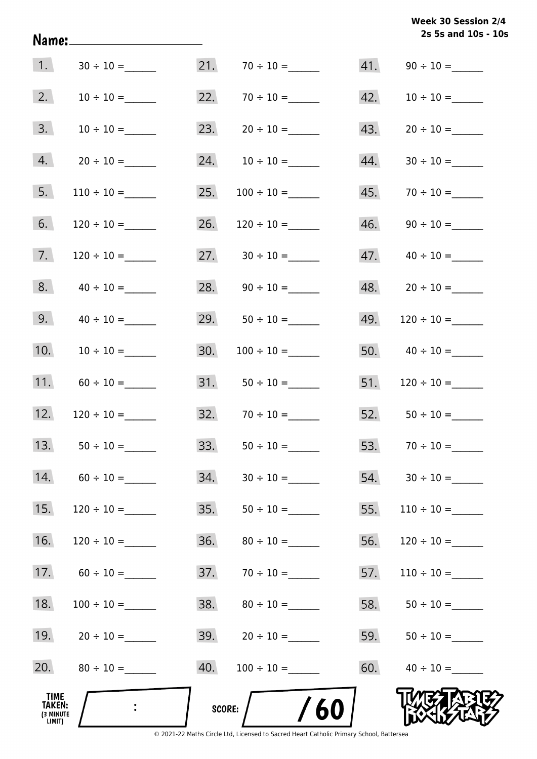**Week 30 Session 2/4**
**2s 5s and 10s - 10s**

Name:____________________

| | | | | | |
|---|---|---|---|---|---|
| 1. | $30 \div 10 =$ ______ | 21. | $70 \div 10 =$ ______ | 41. | $90 \div 10 =$ ______ |
| 2. | $10 \div 10 =$ ______ | 22. | $70 \div 10 =$ ______ | 42. | $10 \div 10 =$ ______ |
| 3. | $10 \div 10 =$ ______ | 23. | $20 \div 10 =$ ______ | 43. | $20 \div 10 =$ ______ |
| 4. | $20 \div 10 =$ ______ | 24. | $10 \div 10 =$ ______ | 44. | $30 \div 10 =$ ______ |
| 5. | $110 \div 10 =$ ______ | 25. | $100 \div 10 =$ ______ | 45. | $70 \div 10 =$ ______ |
| 6. | $120 \div 10 =$ ______ | 26. | $120 \div 10 =$ ______ | 46. | $90 \div 10 =$ ______ |
| 7. | $120 \div 10 =$ ______ | 27. | $30 \div 10 =$ ______ | 47. | $40 \div 10 =$ ______ |
| 8. | $40 \div 10 =$ ______ | 28. | $90 \div 10 =$ ______ | 48. | $20 \div 10 =$ ______ |
| 9. | $40 \div 10 =$ ______ | 29. | $50 \div 10 =$ ______ | 49. | $120 \div 10 =$ ______ |
| 10. | $10 \div 10 =$ ______ | 30. | $100 \div 10 =$ ______ | 50. | $40 \div 10 =$ ______ |
| 11. | $60 \div 10 =$ ______ | 31. | $50 \div 10 =$ ______ | 51. | $120 \div 10 =$ ______ |
| 12. | $120 \div 10 =$ ______ | 32. | $70 \div 10 =$ ______ | 52. | $50 \div 10 =$ ______ |
| 13. | $50 \div 10 =$ ______ | 33. | $50 \div 10 =$ ______ | 53. | $70 \div 10 =$ ______ |
| 14. | $60 \div 10 =$ ______ | 34. | $30 \div 10 =$ ______ | 54. | $30 \div 10 =$ ______ |
| 15. | $120 \div 10 =$ ______ | 35. | $50 \div 10 =$ ______ | 55. | $110 \div 10 =$ ______ |
| 16. | $120 \div 10 =$ ______ | 36. | $80 \div 10 =$ ______ | 56. | $120 \div 10 =$ ______ |
| 17. | $60 \div 10 =$ ______ | 37. | $70 \div 10 =$ ______ | 57. | $110 \div 10 =$ ______ |
| 18. | $100 \div 10 =$ ______ | 38. | $80 \div 10 =$ ______ | 58. | $50 \div 10 =$ ______ |
| 19. | $20 \div 10 =$ ______ | 39. | $20 \div 10 =$ ______ | 59. | $50 \div 10 =$ ______ |
| 20. | $80 \div 10 =$ ______ | 40. | $100 \div 10 =$ ______ | 60. | $40 \div 10 =$ ______ |

**TIME TAKEN:** (3 MINUTE LIMIT) :

**SCORE:** / 60

TIMES TABLES ROCK STARS

© 2021-22 Maths Circle Ltd, Licensed to Sacred Heart Catholic Primary School, Battersea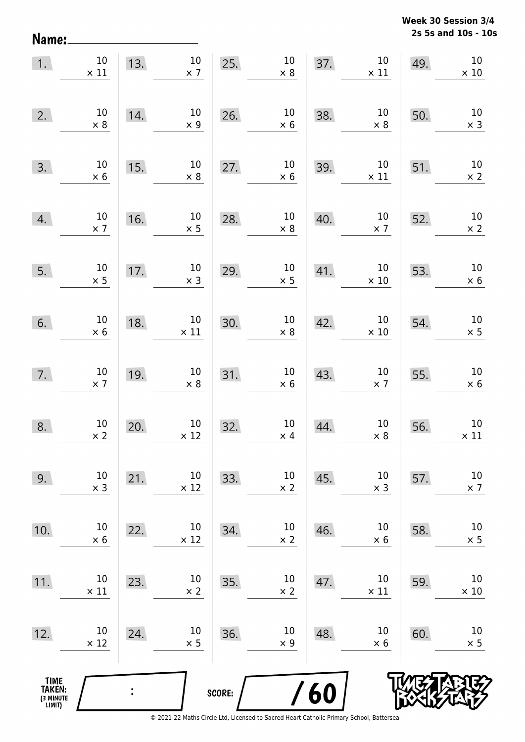**Week 30 Session 3/4**
**2s 5s and 10s - 10s**

Name: ____________________

| | | | | | | | | | |
|---|---|---|---|---|---|---|---|---|---|
| 1. | $10 \times 11$ | 13. | $10 \times 7$ | 25. | $10 \times 8$ | 37. | $10 \times 11$ | 49. | $10 \times 10$ |
| 2. | $10 \times 8$ | 14. | $10 \times 9$ | 26. | $10 \times 6$ | 38. | $10 \times 8$ | 50. | $10 \times 3$ |
| 3. | $10 \times 6$ | 15. | $10 \times 8$ | 27. | $10 \times 6$ | 39. | $10 \times 11$ | 51. | $10 \times 2$ |
| 4. | $10 \times 7$ | 16. | $10 \times 5$ | 28. | $10 \times 8$ | 40. | $10 \times 7$ | 52. | $10 \times 2$ |
| 5. | $10 \times 5$ | 17. | $10 \times 3$ | 29. | $10 \times 5$ | 41. | $10 \times 10$ | 53. | $10 \times 6$ |
| 6. | $10 \times 6$ | 18. | $10 \times 11$ | 30. | $10 \times 8$ | 42. | $10 \times 10$ | 54. | $10 \times 5$ |
| 7. | $10 \times 7$ | 19. | $10 \times 8$ | 31. | $10 \times 6$ | 43. | $10 \times 7$ | 55. | $10 \times 6$ |
| 8. | $10 \times 2$ | 20. | $10 \times 12$ | 32. | $10 \times 4$ | 44. | $10 \times 8$ | 56. | $10 \times 11$ |
| 9. | $10 \times 3$ | 21. | $10 \times 12$ | 33. | $10 \times 2$ | 45. | $10 \times 3$ | 57. | $10 \times 7$ |
| 10. | $10 \times 6$ | 22. | $10 \times 12$ | 34. | $10 \times 2$ | 46. | $10 \times 6$ | 58. | $10 \times 5$ |
| 11. | $10 \times 11$ | 23. | $10 \times 2$ | 35. | $10 \times 2$ | 47. | $10 \times 11$ | 59. | $10 \times 10$ |
| 12. | $10 \times 12$ | 24. | $10 \times 5$ | 36. | $10 \times 9$ | 48. | $10 \times 6$ | 60. | $10 \times 5$ |

TIME TAKEN: (3 MINUTE LIMIT) ____ : ____

SCORE: ____ / 60

© 2021-22 Maths Circle Ltd, Licensed to Sacred Heart Catholic Primary School, Battersea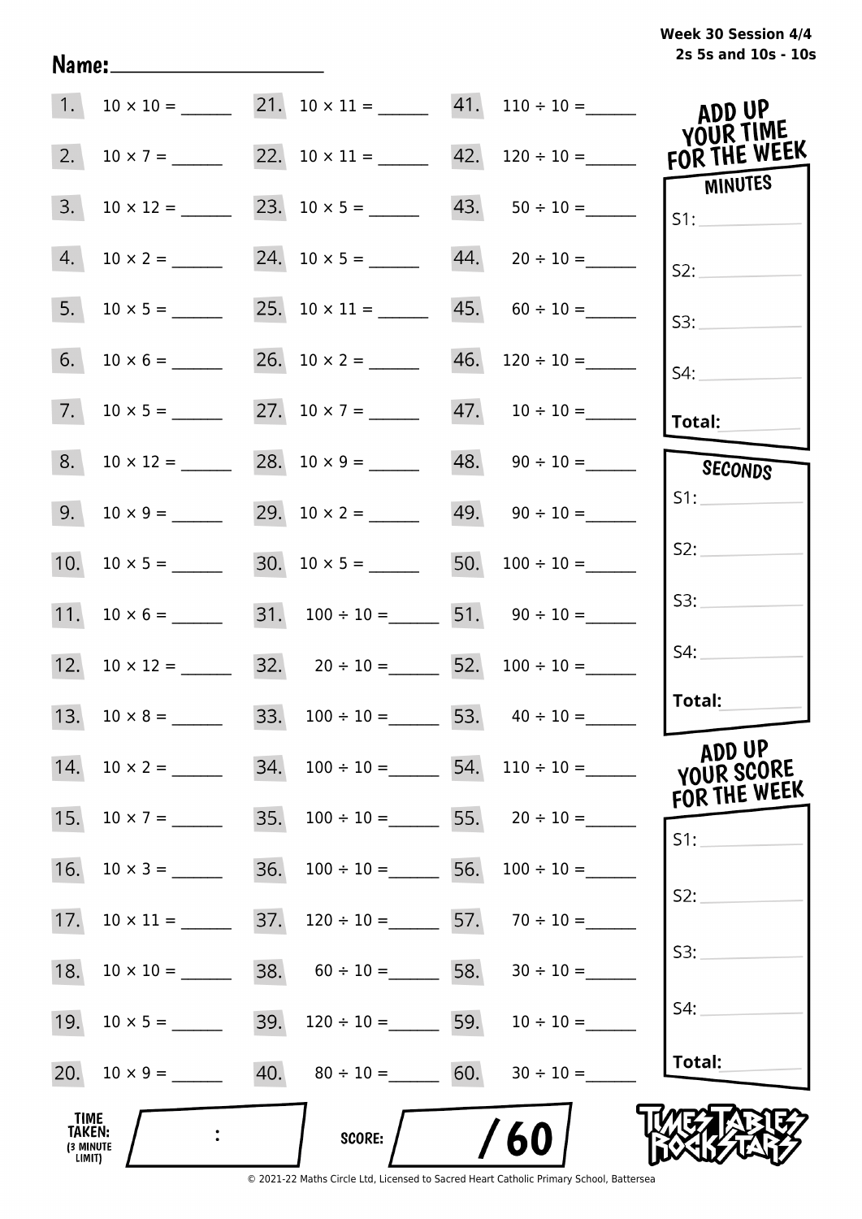Week 30 Session 4/4
2s 5s and 10s - 10s

Name:____________________

| | | | | | |
|---|---|---|---|---|---|
| 1. | 10 × 10 = ______ | 21. | 10 × 11 = ______ | 41. | 110 ÷ 10 = ______ |
| 2. | 10 × 7 = ______ | 22. | 10 × 11 = ______ | 42. | 120 ÷ 10 = ______ |
| 3. | 10 × 12 = ______ | 23. | 10 × 5 = ______ | 43. | 50 ÷ 10 = ______ |
| 4. | 10 × 2 = ______ | 24. | 10 × 5 = ______ | 44. | 20 ÷ 10 = ______ |
| 5. | 10 × 5 = ______ | 25. | 10 × 11 = ______ | 45. | 60 ÷ 10 = ______ |
| 6. | 10 × 6 = ______ | 26. | 10 × 2 = ______ | 46. | 120 ÷ 10 = ______ |
| 7. | 10 × 5 = ______ | 27. | 10 × 7 = ______ | 47. | 10 ÷ 10 = ______ |
| 8. | 10 × 12 = ______ | 28. | 10 × 9 = ______ | 48. | 90 ÷ 10 = ______ |
| 9. | 10 × 9 = ______ | 29. | 10 × 2 = ______ | 49. | 90 ÷ 10 = ______ |
| 10. | 10 × 5 = ______ | 30. | 10 × 5 = ______ | 50. | 100 ÷ 10 = ______ |
| 11. | 10 × 6 = ______ | 31. | 100 ÷ 10 = ______ | 51. | 90 ÷ 10 = ______ |
| 12. | 10 × 12 = ______ | 32. | 20 ÷ 10 = ______ | 52. | 100 ÷ 10 = ______ |
| 13. | 10 × 8 = ______ | 33. | 100 ÷ 10 = ______ | 53. | 40 ÷ 10 = ______ |
| 14. | 10 × 2 = ______ | 34. | 100 ÷ 10 = ______ | 54. | 110 ÷ 10 = ______ |
| 15. | 10 × 7 = ______ | 35. | 100 ÷ 10 = ______ | 55. | 20 ÷ 10 = ______ |
| 16. | 10 × 3 = ______ | 36. | 100 ÷ 10 = ______ | 56. | 100 ÷ 10 = ______ |
| 17. | 10 × 11 = ______ | 37. | 120 ÷ 10 = ______ | 57. | 70 ÷ 10 = ______ |
| 18. | 10 × 10 = ______ | 38. | 60 ÷ 10 = ______ | 58. | 30 ÷ 10 = ______ |
| 19. | 10 × 5 = ______ | 39. | 120 ÷ 10 = ______ | 59. | 10 ÷ 10 = ______ |
| 20. | 10 × 9 = ______ | 40. | 80 ÷ 10 = ______ | 60. | 30 ÷ 10 = ______ |

**ADD UP YOUR TIME FOR THE WEEK**

**MINUTES**
S1: ________
S2: ________
S3: ________
S4: ________
**Total:** ________

**SECONDS**
S1: ________
S2: ________
S3: ________
S4: ________
**Total:** ________

**ADD UP YOUR SCORE FOR THE WEEK**
S1: ________
S2: ________
S3: ________
S4: ________
**Total:** ________

**TIME TAKEN:** (3 MINUTE LIMIT) ____ : ____

**SCORE:** ____ / 60

TIMES TABLES ROCK STARS

© 2021-22 Maths Circle Ltd, Licensed to Sacred Heart Catholic Primary School, Battersea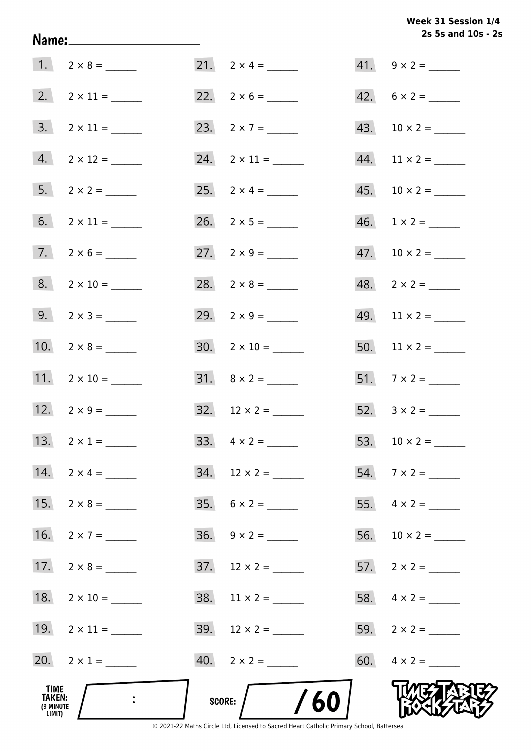**Week 31 Session 1/4**
**2s 5s and 10s - 2s**

Name: ____________________

1. $2 \times 8 =$ ______
2. $2 \times 11 =$ ______
3. $2 \times 11 =$ ______
4. $2 \times 12 =$ ______
5. $2 \times 2 =$ ______
6. $2 \times 11 =$ ______
7. $2 \times 6 =$ ______
8. $2 \times 10 =$ ______
9. $2 \times 3 =$ ______
10. $2 \times 8 =$ ______
11. $2 \times 10 =$ ______
12. $2 \times 9 =$ ______
13. $2 \times 1 =$ ______
14. $2 \times 4 =$ ______
15. $2 \times 8 =$ ______
16. $2 \times 7 =$ ______
17. $2 \times 8 =$ ______
18. $2 \times 10 =$ ______
19. $2 \times 11 =$ ______
20. $2 \times 1 =$ ______
21. $2 \times 4 =$ ______
22. $2 \times 6 =$ ______
23. $2 \times 7 =$ ______
24. $2 \times 11 =$ ______
25. $2 \times 4 =$ ______
26. $2 \times 5 =$ ______
27. $2 \times 9 =$ ______
28. $2 \times 8 =$ ______
29. $2 \times 9 =$ ______
30. $2 \times 10 =$ ______
31. $8 \times 2 =$ ______
32. $12 \times 2 =$ ______
33. $4 \times 2 =$ ______
34. $12 \times 2 =$ ______
35. $6 \times 2 =$ ______
36. $9 \times 2 =$ ______
37. $12 \times 2 =$ ______
38. $11 \times 2 =$ ______
39. $12 \times 2 =$ ______
40. $2 \times 2 =$ ______
41. $9 \times 2 =$ ______
42. $6 \times 2 =$ ______
43. $10 \times 2 =$ ______
44. $11 \times 2 =$ ______
45. $10 \times 2 =$ ______
46. $1 \times 2 =$ ______
47. $10 \times 2 =$ ______
48. $2 \times 2 =$ ______
49. $11 \times 2 =$ ______
50. $11 \times 2 =$ ______
51. $7 \times 2 =$ ______
52. $3 \times 2 =$ ______
53. $10 \times 2 =$ ______
54. $7 \times 2 =$ ______
55. $4 \times 2 =$ ______
56. $10 \times 2 =$ ______
57. $2 \times 2 =$ ______
58. $4 \times 2 =$ ______
59. $2 \times 2 =$ ______
60. $4 \times 2 =$ ______

TIME TAKEN: (3 MINUTE LIMIT) ___ : ___

SCORE: ___ / 60

TIMES TABLES ROCK STARS

© 2021-22 Maths Circle Ltd, Licensed to Sacred Heart Catholic Primary School, Battersea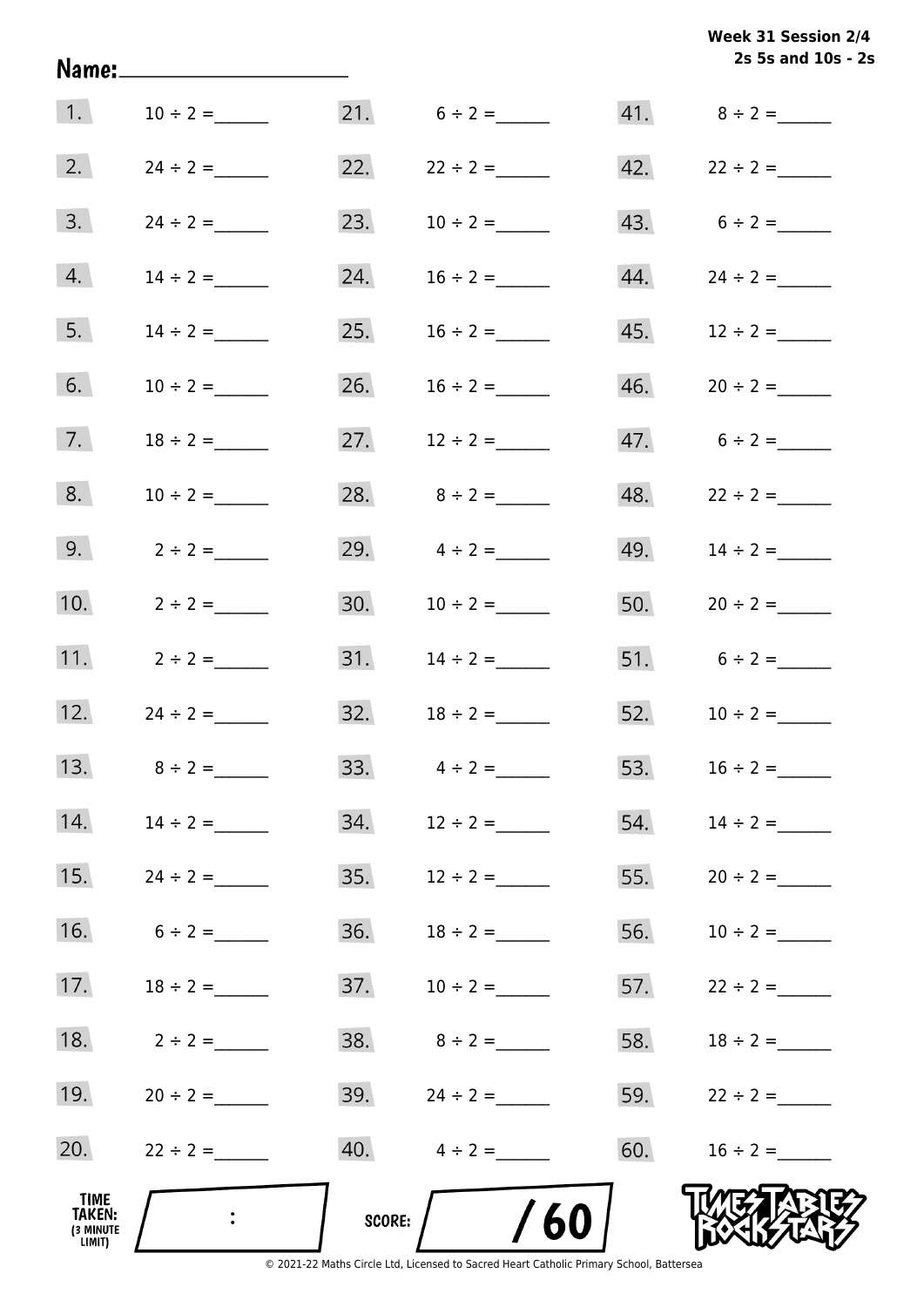**Week 31 Session 2/4**
**2s 5s and 10s - 2s**

Name: ____________________

| | | | | | |
|---|---|---|---|---|---|
| 1. | 10 ÷ 2 = ______ | 21. | 6 ÷ 2 = ______ | 41. | 8 ÷ 2 = ______ |
| 2. | 24 ÷ 2 = ______ | 22. | 22 ÷ 2 = ______ | 42. | 22 ÷ 2 = ______ |
| 3. | 24 ÷ 2 = ______ | 23. | 10 ÷ 2 = ______ | 43. | 6 ÷ 2 = ______ |
| 4. | 14 ÷ 2 = ______ | 24. | 16 ÷ 2 = ______ | 44. | 24 ÷ 2 = ______ |
| 5. | 14 ÷ 2 = ______ | 25. | 16 ÷ 2 = ______ | 45. | 12 ÷ 2 = ______ |
| 6. | 10 ÷ 2 = ______ | 26. | 16 ÷ 2 = ______ | 46. | 20 ÷ 2 = ______ |
| 7. | 18 ÷ 2 = ______ | 27. | 12 ÷ 2 = ______ | 47. | 6 ÷ 2 = ______ |
| 8. | 10 ÷ 2 = ______ | 28. | 8 ÷ 2 = ______ | 48. | 22 ÷ 2 = ______ |
| 9. | 2 ÷ 2 = ______ | 29. | 4 ÷ 2 = ______ | 49. | 14 ÷ 2 = ______ |
| 10. | 2 ÷ 2 = ______ | 30. | 10 ÷ 2 = ______ | 50. | 20 ÷ 2 = ______ |
| 11. | 2 ÷ 2 = ______ | 31. | 14 ÷ 2 = ______ | 51. | 6 ÷ 2 = ______ |
| 12. | 24 ÷ 2 = ______ | 32. | 18 ÷ 2 = ______ | 52. | 10 ÷ 2 = ______ |
| 13. | 8 ÷ 2 = ______ | 33. | 4 ÷ 2 = ______ | 53. | 16 ÷ 2 = ______ |
| 14. | 14 ÷ 2 = ______ | 34. | 12 ÷ 2 = ______ | 54. | 14 ÷ 2 = ______ |
| 15. | 24 ÷ 2 = ______ | 35. | 12 ÷ 2 = ______ | 55. | 20 ÷ 2 = ______ |
| 16. | 6 ÷ 2 = ______ | 36. | 18 ÷ 2 = ______ | 56. | 10 ÷ 2 = ______ |
| 17. | 18 ÷ 2 = ______ | 37. | 10 ÷ 2 = ______ | 57. | 22 ÷ 2 = ______ |
| 18. | 2 ÷ 2 = ______ | 38. | 8 ÷ 2 = ______ | 58. | 18 ÷ 2 = ______ |
| 19. | 20 ÷ 2 = ______ | 39. | 24 ÷ 2 = ______ | 59. | 22 ÷ 2 = ______ |
| 20. | 22 ÷ 2 = ______ | 40. | 4 ÷ 2 = ______ | 60. | 16 ÷ 2 = ______ |

TIME TAKEN: (3 MINUTE LIMIT) ____ : ____

SCORE: ____ / 60

TIMES TABLES ROCK STARS

© 2021-22 Maths Circle Ltd, Licensed to Sacred Heart Catholic Primary School, Battersea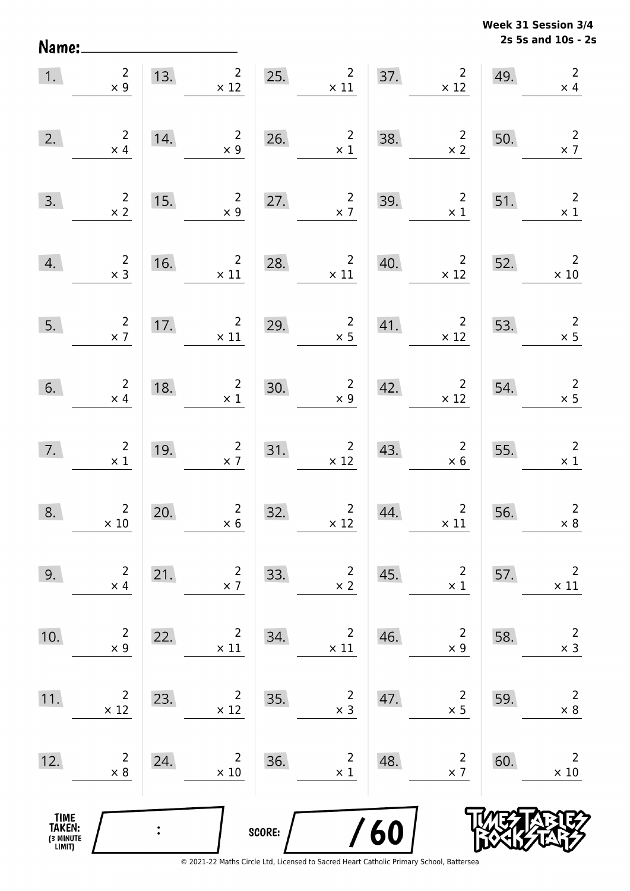Week 31 Session 3/4
2s 5s and 10s - 2s

Name: ____________________

| | | | | | | | | | |
|---|---|---|---|---|---|---|---|---|---|
| 1. | $2 \times 9$ | 13. | $2 \times 12$ | 25. | $2 \times 11$ | 37. | $2 \times 12$ | 49. | $2 \times 4$ |
| 2. | $2 \times 4$ | 14. | $2 \times 9$ | 26. | $2 \times 1$ | 38. | $2 \times 2$ | 50. | $2 \times 7$ |
| 3. | $2 \times 2$ | 15. | $2 \times 9$ | 27. | $2 \times 7$ | 39. | $2 \times 1$ | 51. | $2 \times 1$ |
| 4. | $2 \times 3$ | 16. | $2 \times 11$ | 28. | $2 \times 11$ | 40. | $2 \times 12$ | 52. | $2 \times 10$ |
| 5. | $2 \times 7$ | 17. | $2 \times 11$ | 29. | $2 \times 5$ | 41. | $2 \times 12$ | 53. | $2 \times 5$ |
| 6. | $2 \times 4$ | 18. | $2 \times 1$ | 30. | $2 \times 9$ | 42. | $2 \times 12$ | 54. | $2 \times 5$ |
| 7. | $2 \times 1$ | 19. | $2 \times 7$ | 31. | $2 \times 12$ | 43. | $2 \times 6$ | 55. | $2 \times 1$ |
| 8. | $2 \times 10$ | 20. | $2 \times 6$ | 32. | $2 \times 12$ | 44. | $2 \times 11$ | 56. | $2 \times 8$ |
| 9. | $2 \times 4$ | 21. | $2 \times 7$ | 33. | $2 \times 2$ | 45. | $2 \times 1$ | 57. | $2 \times 11$ |
| 10. | $2 \times 9$ | 22. | $2 \times 11$ | 34. | $2 \times 11$ | 46. | $2 \times 9$ | 58. | $2 \times 3$ |
| 11. | $2 \times 12$ | 23. | $2 \times 12$ | 35. | $2 \times 3$ | 47. | $2 \times 5$ | 59. | $2 \times 8$ |
| 12. | $2 \times 8$ | 24. | $2 \times 10$ | 36. | $2 \times 1$ | 48. | $2 \times 7$ | 60. | $2 \times 10$ |

TIME TAKEN: (3 MINUTE LIMIT) ___ : ___

SCORE: ___ / 60

TIMES TABLES ROCK STARS

© 2021-22 Maths Circle Ltd, Licensed to Sacred Heart Catholic Primary School, Battersea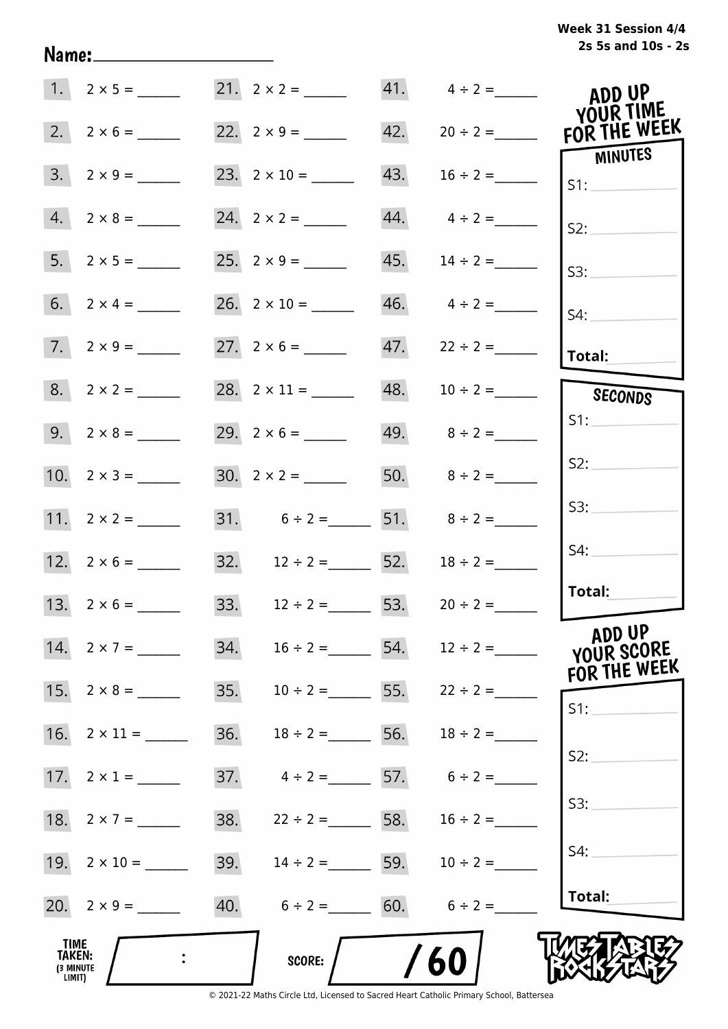Week 31 Session 4/4
2s 5s and 10s - 2s

Name:____________________

| | | | | | |
|---|---|---|---|---|---|
| 1. | $2 \times 5 =$ ______ | 21. | $2 \times 2 =$ ______ | 41. | $4 \div 2 =$ ______ |
| 2. | $2 \times 6 =$ ______ | 22. | $2 \times 9 =$ ______ | 42. | $20 \div 2 =$ ______ |
| 3. | $2 \times 9 =$ ______ | 23. | $2 \times 10 =$ ______ | 43. | $16 \div 2 =$ ______ |
| 4. | $2 \times 8 =$ ______ | 24. | $2 \times 2 =$ ______ | 44. | $4 \div 2 =$ ______ |
| 5. | $2 \times 5 =$ ______ | 25. | $2 \times 9 =$ ______ | 45. | $14 \div 2 =$ ______ |
| 6. | $2 \times 4 =$ ______ | 26. | $2 \times 10 =$ ______ | 46. | $4 \div 2 =$ ______ |
| 7. | $2 \times 9 =$ ______ | 27. | $2 \times 6 =$ ______ | 47. | $22 \div 2 =$ ______ |
| 8. | $2 \times 2 =$ ______ | 28. | $2 \times 11 =$ ______ | 48. | $10 \div 2 =$ ______ |
| 9. | $2 \times 8 =$ ______ | 29. | $2 \times 6 =$ ______ | 49. | $8 \div 2 =$ ______ |
| 10. | $2 \times 3 =$ ______ | 30. | $2 \times 2 =$ ______ | 50. | $8 \div 2 =$ ______ |
| 11. | $2 \times 2 =$ ______ | 31. | $6 \div 2 =$ ______ | 51. | $8 \div 2 =$ ______ |
| 12. | $2 \times 6 =$ ______ | 32. | $12 \div 2 =$ ______ | 52. | $18 \div 2 =$ ______ |
| 13. | $2 \times 6 =$ ______ | 33. | $12 \div 2 =$ ______ | 53. | $20 \div 2 =$ ______ |
| 14. | $2 \times 7 =$ ______ | 34. | $16 \div 2 =$ ______ | 54. | $12 \div 2 =$ ______ |
| 15. | $2 \times 8 =$ ______ | 35. | $10 \div 2 =$ ______ | 55. | $22 \div 2 =$ ______ |
| 16. | $2 \times 11 =$ ______ | 36. | $18 \div 2 =$ ______ | 56. | $18 \div 2 =$ ______ |
| 17. | $2 \times 1 =$ ______ | 37. | $4 \div 2 =$ ______ | 57. | $6 \div 2 =$ ______ |
| 18. | $2 \times 7 =$ ______ | 38. | $22 \div 2 =$ ______ | 58. | $16 \div 2 =$ ______ |
| 19. | $2 \times 10 =$ ______ | 39. | $14 \div 2 =$ ______ | 59. | $10 \div 2 =$ ______ |
| 20. | $2 \times 9 =$ ______ | 40. | $6 \div 2 =$ ______ | 60. | $6 \div 2 =$ ______ |

**ADD UP YOUR TIME FOR THE WEEK**

**MINUTES**
S1: ______
S2: ______
S3: ______
S4: ______
**Total:** ______

**SECONDS**
S1: ______
S2: ______
S3: ______
S4: ______
**Total:** ______

**ADD UP YOUR SCORE FOR THE WEEK**
S1: ______
S2: ______
S3: ______
S4: ______
**Total:** ______

**TIME TAKEN:** (3 MINUTE LIMIT) ____ : ____

**SCORE:** ____ / 60

TIMES TABLES ROCK STARS

© 2021-22 Maths Circle Ltd, Licensed to Sacred Heart Catholic Primary School, Battersea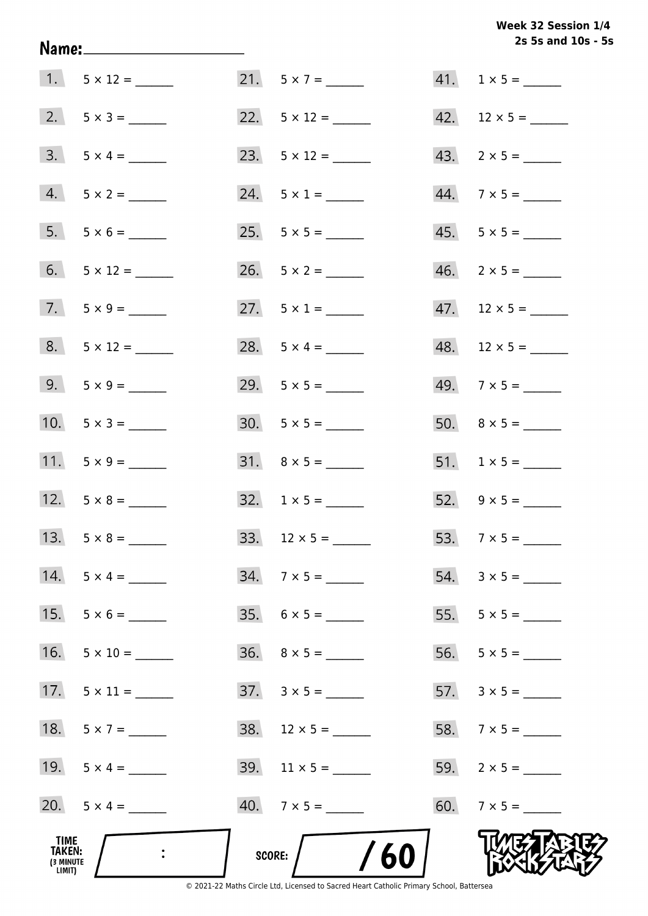**Week 32 Session 1/4**
**2s 5s and 10s - 5s**

Name: ____________________

1. 5 × 12 = ______
2. 5 × 3 = ______
3. 5 × 4 = ______
4. 5 × 2 = ______
5. 5 × 6 = ______
6. 5 × 12 = ______
7. 5 × 9 = ______
8. 5 × 12 = ______
9. 5 × 9 = ______
10. 5 × 3 = ______
11. 5 × 9 = ______
12. 5 × 8 = ______
13. 5 × 8 = ______
14. 5 × 4 = ______
15. 5 × 6 = ______
16. 5 × 10 = ______
17. 5 × 11 = ______
18. 5 × 7 = ______
19. 5 × 4 = ______
20. 5 × 4 = ______
21. 5 × 7 = ______
22. 5 × 12 = ______
23. 5 × 12 = ______
24. 5 × 1 = ______
25. 5 × 5 = ______
26. 5 × 2 = ______
27. 5 × 1 = ______
28. 5 × 4 = ______
29. 5 × 5 = ______
30. 5 × 5 = ______
31. 8 × 5 = ______
32. 1 × 5 = ______
33. 12 × 5 = ______
34. 7 × 5 = ______
35. 6 × 5 = ______
36. 8 × 5 = ______
37. 3 × 5 = ______
38. 12 × 5 = ______
39. 11 × 5 = ______
40. 7 × 5 = ______
41. 1 × 5 = ______
42. 12 × 5 = ______
43. 2 × 5 = ______
44. 7 × 5 = ______
45. 5 × 5 = ______
46. 2 × 5 = ______
47. 12 × 5 = ______
48. 12 × 5 = ______
49. 7 × 5 = ______
50. 8 × 5 = ______
51. 1 × 5 = ______
52. 9 × 5 = ______
53. 7 × 5 = ______
54. 3 × 5 = ______
55. 5 × 5 = ______
56. 5 × 5 = ______
57. 3 × 5 = ______
58. 7 × 5 = ______
59. 2 × 5 = ______
60. 7 × 5 = ______

TIME TAKEN: (3 MINUTE LIMIT) ____ : ____

SCORE: ____ / 60

TIMES TABLES ROCK STARS

© 2021-22 Maths Circle Ltd, Licensed to Sacred Heart Catholic Primary School, Battersea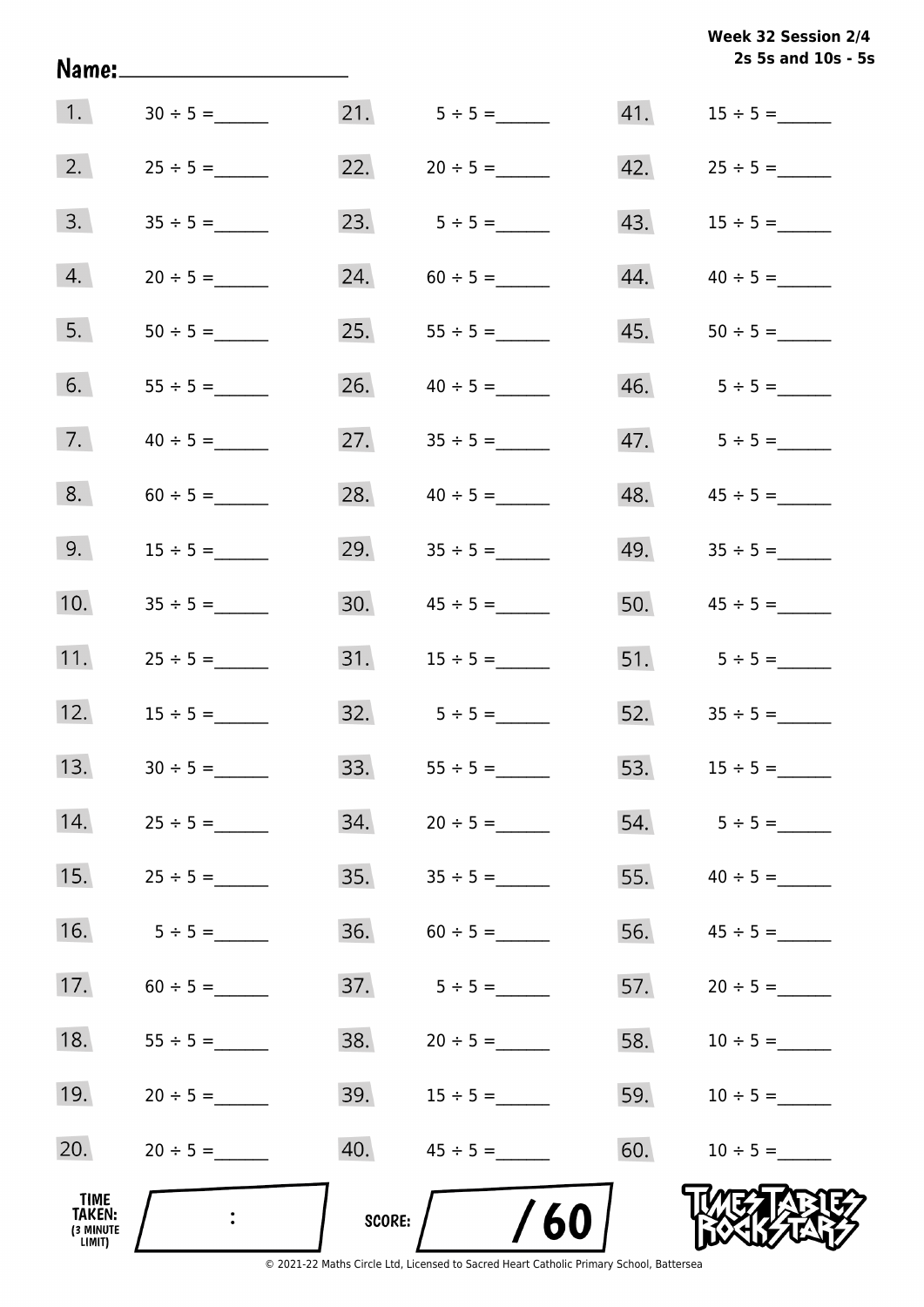**Week 32 Session 2/4**
**2s 5s and 10s - 5s**

Name:____________________

| | | | | | |
|---|---|---|---|---|---|
| 1. | $30 \div 5 =$ ______ | 21. | $5 \div 5 =$ ______ | 41. | $15 \div 5 =$ ______ |
| 2. | $25 \div 5 =$ ______ | 22. | $20 \div 5 =$ ______ | 42. | $25 \div 5 =$ ______ |
| 3. | $35 \div 5 =$ ______ | 23. | $5 \div 5 =$ ______ | 43. | $15 \div 5 =$ ______ |
| 4. | $20 \div 5 =$ ______ | 24. | $60 \div 5 =$ ______ | 44. | $40 \div 5 =$ ______ |
| 5. | $50 \div 5 =$ ______ | 25. | $55 \div 5 =$ ______ | 45. | $50 \div 5 =$ ______ |
| 6. | $55 \div 5 =$ ______ | 26. | $40 \div 5 =$ ______ | 46. | $5 \div 5 =$ ______ |
| 7. | $40 \div 5 =$ ______ | 27. | $35 \div 5 =$ ______ | 47. | $5 \div 5 =$ ______ |
| 8. | $60 \div 5 =$ ______ | 28. | $40 \div 5 =$ ______ | 48. | $45 \div 5 =$ ______ |
| 9. | $15 \div 5 =$ ______ | 29. | $35 \div 5 =$ ______ | 49. | $35 \div 5 =$ ______ |
| 10. | $35 \div 5 =$ ______ | 30. | $45 \div 5 =$ ______ | 50. | $45 \div 5 =$ ______ |
| 11. | $25 \div 5 =$ ______ | 31. | $15 \div 5 =$ ______ | 51. | $5 \div 5 =$ ______ |
| 12. | $15 \div 5 =$ ______ | 32. | $5 \div 5 =$ ______ | 52. | $35 \div 5 =$ ______ |
| 13. | $30 \div 5 =$ ______ | 33. | $55 \div 5 =$ ______ | 53. | $15 \div 5 =$ ______ |
| 14. | $25 \div 5 =$ ______ | 34. | $20 \div 5 =$ ______ | 54. | $5 \div 5 =$ ______ |
| 15. | $25 \div 5 =$ ______ | 35. | $35 \div 5 =$ ______ | 55. | $40 \div 5 =$ ______ |
| 16. | $5 \div 5 =$ ______ | 36. | $60 \div 5 =$ ______ | 56. | $45 \div 5 =$ ______ |
| 17. | $60 \div 5 =$ ______ | 37. | $5 \div 5 =$ ______ | 57. | $20 \div 5 =$ ______ |
| 18. | $55 \div 5 =$ ______ | 38. | $20 \div 5 =$ ______ | 58. | $10 \div 5 =$ ______ |
| 19. | $20 \div 5 =$ ______ | 39. | $15 \div 5 =$ ______ | 59. | $10 \div 5 =$ ______ |
| 20. | $20 \div 5 =$ ______ | 40. | $45 \div 5 =$ ______ | 60. | $10 \div 5 =$ ______ |

**TIME TAKEN:** (3 MINUTE LIMIT) :

**SCORE:** / 60

TIMES TABLES ROCK STARS

© 2021-22 Maths Circle Ltd, Licensed to Sacred Heart Catholic Primary School, Battersea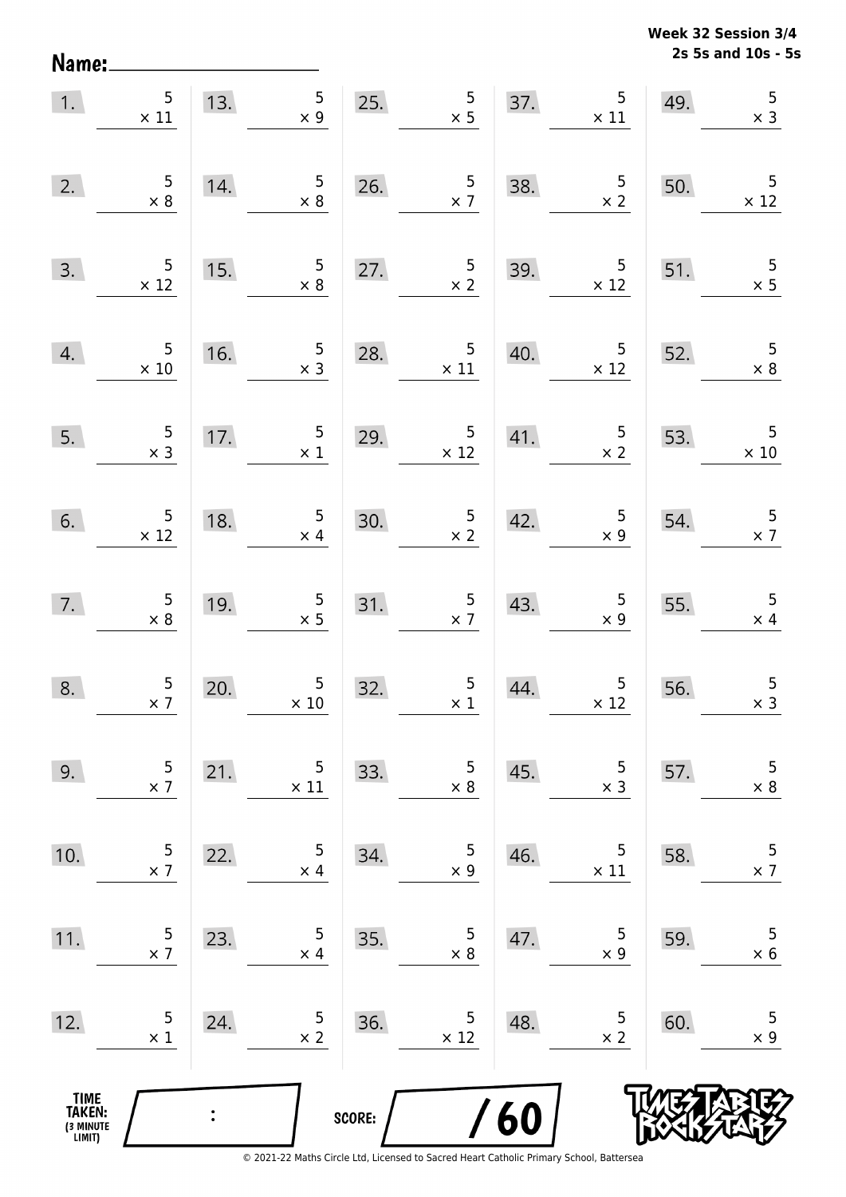**Week 32 Session 3/4**
**2s 5s and 10s - 5s**

Name: ____________________

| | | | | | | | | | |
|---|---|---|---|---|---|---|---|---|---|
| 1. | $5 \times 11$ | 13. | $5 \times 9$ | 25. | $5 \times 5$ | 37. | $5 \times 11$ | 49. | $5 \times 3$ |
| 2. | $5 \times 8$ | 14. | $5 \times 8$ | 26. | $5 \times 7$ | 38. | $5 \times 2$ | 50. | $5 \times 12$ |
| 3. | $5 \times 12$ | 15. | $5 \times 8$ | 27. | $5 \times 2$ | 39. | $5 \times 12$ | 51. | $5 \times 5$ |
| 4. | $5 \times 10$ | 16. | $5 \times 3$ | 28. | $5 \times 11$ | 40. | $5 \times 12$ | 52. | $5 \times 8$ |
| 5. | $5 \times 3$ | 17. | $5 \times 1$ | 29. | $5 \times 12$ | 41. | $5 \times 2$ | 53. | $5 \times 10$ |
| 6. | $5 \times 12$ | 18. | $5 \times 4$ | 30. | $5 \times 2$ | 42. | $5 \times 9$ | 54. | $5 \times 7$ |
| 7. | $5 \times 8$ | 19. | $5 \times 5$ | 31. | $5 \times 7$ | 43. | $5 \times 9$ | 55. | $5 \times 4$ |
| 8. | $5 \times 7$ | 20. | $5 \times 10$ | 32. | $5 \times 1$ | 44. | $5 \times 12$ | 56. | $5 \times 3$ |
| 9. | $5 \times 7$ | 21. | $5 \times 11$ | 33. | $5 \times 8$ | 45. | $5 \times 3$ | 57. | $5 \times 8$ |
| 10. | $5 \times 7$ | 22. | $5 \times 4$ | 34. | $5 \times 9$ | 46. | $5 \times 11$ | 58. | $5 \times 7$ |
| 11. | $5 \times 7$ | 23. | $5 \times 4$ | 35. | $5 \times 8$ | 47. | $5 \times 9$ | 59. | $5 \times 6$ |
| 12. | $5 \times 1$ | 24. | $5 \times 2$ | 36. | $5 \times 12$ | 48. | $5 \times 2$ | 60. | $5 \times 9$ |

TIME TAKEN: (3 MINUTE LIMIT) ____ : ____

SCORE: ____ / 60

© 2021-22 Maths Circle Ltd, Licensed to Sacred Heart Catholic Primary School, Battersea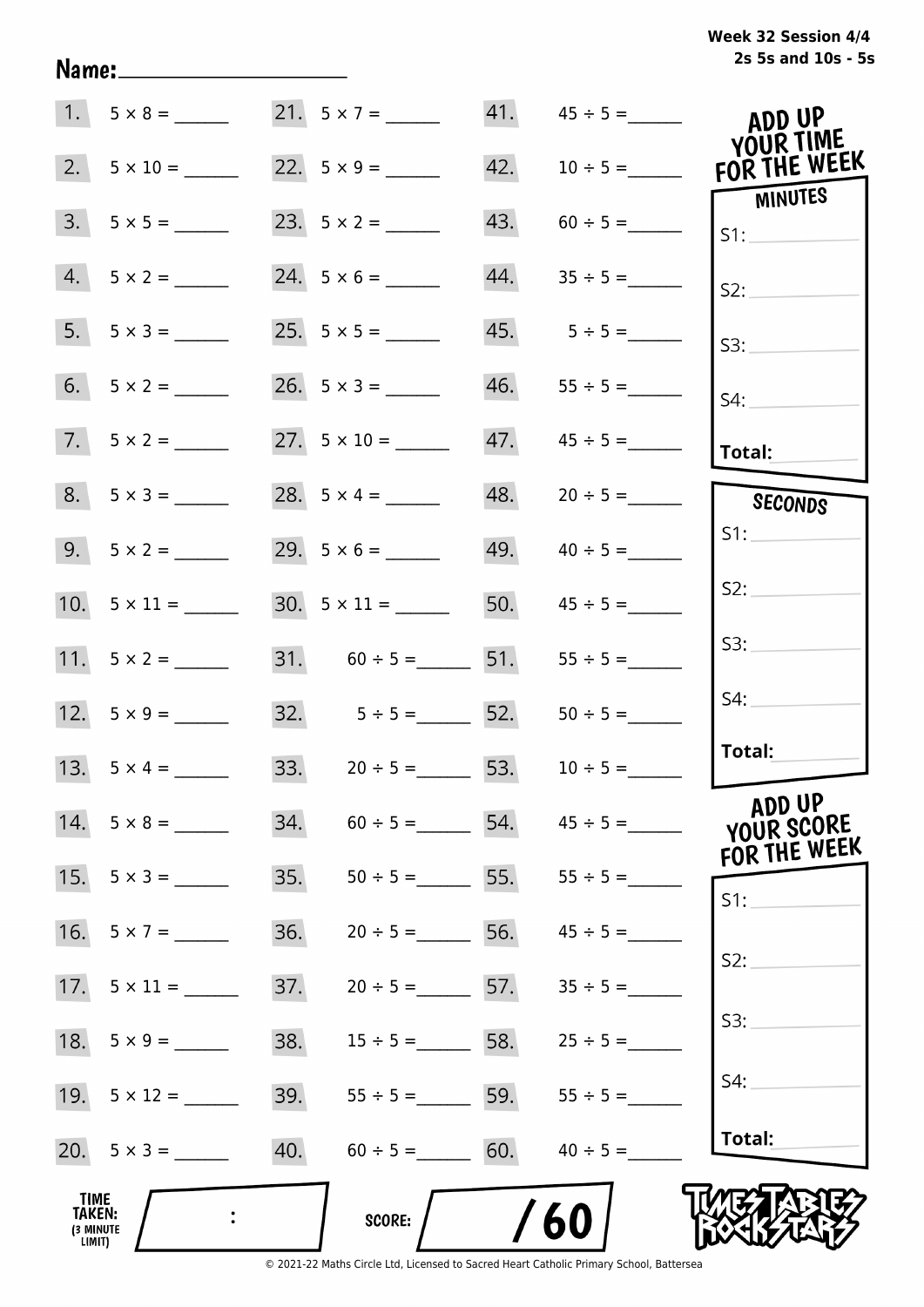Week 32 Session 4/4
2s 5s and 10s - 5s

Name: ____________________

| | | | | | |
|---|---|---|---|---|---|
| 1. | $5 \times 8 =$ ______ | 21. | $5 \times 7 =$ ______ | 41. | $45 \div 5 =$ ______ |
| 2. | $5 \times 10 =$ ______ | 22. | $5 \times 9 =$ ______ | 42. | $10 \div 5 =$ ______ |
| 3. | $5 \times 5 =$ ______ | 23. | $5 \times 2 =$ ______ | 43. | $60 \div 5 =$ ______ |
| 4. | $5 \times 2 =$ ______ | 24. | $5 \times 6 =$ ______ | 44. | $35 \div 5 =$ ______ |
| 5. | $5 \times 3 =$ ______ | 25. | $5 \times 5 =$ ______ | 45. | $5 \div 5 =$ ______ |
| 6. | $5 \times 2 =$ ______ | 26. | $5 \times 3 =$ ______ | 46. | $55 \div 5 =$ ______ |
| 7. | $5 \times 2 =$ ______ | 27. | $5 \times 10 =$ ______ | 47. | $45 \div 5 =$ ______ |
| 8. | $5 \times 3 =$ ______ | 28. | $5 \times 4 =$ ______ | 48. | $20 \div 5 =$ ______ |
| 9. | $5 \times 2 =$ ______ | 29. | $5 \times 6 =$ ______ | 49. | $40 \div 5 =$ ______ |
| 10. | $5 \times 11 =$ ______ | 30. | $5 \times 11 =$ ______ | 50. | $45 \div 5 =$ ______ |
| 11. | $5 \times 2 =$ ______ | 31. | $60 \div 5 =$ ______ | 51. | $55 \div 5 =$ ______ |
| 12. | $5 \times 9 =$ ______ | 32. | $5 \div 5 =$ ______ | 52. | $50 \div 5 =$ ______ |
| 13. | $5 \times 4 =$ ______ | 33. | $20 \div 5 =$ ______ | 53. | $10 \div 5 =$ ______ |
| 14. | $5 \times 8 =$ ______ | 34. | $60 \div 5 =$ ______ | 54. | $45 \div 5 =$ ______ |
| 15. | $5 \times 3 =$ ______ | 35. | $50 \div 5 =$ ______ | 55. | $55 \div 5 =$ ______ |
| 16. | $5 \times 7 =$ ______ | 36. | $20 \div 5 =$ ______ | 56. | $45 \div 5 =$ ______ |
| 17. | $5 \times 11 =$ ______ | 37. | $20 \div 5 =$ ______ | 57. | $35 \div 5 =$ ______ |
| 18. | $5 \times 9 =$ ______ | 38. | $15 \div 5 =$ ______ | 58. | $25 \div 5 =$ ______ |
| 19. | $5 \times 12 =$ ______ | 39. | $55 \div 5 =$ ______ | 59. | $55 \div 5 =$ ______ |
| 20. | $5 \times 3 =$ ______ | 40. | $60 \div 5 =$ ______ | 60. | $40 \div 5 =$ ______ |

**ADD UP YOUR TIME FOR THE WEEK**

**MINUTES**

S1: ______

S2: ______

S3: ______

S4: ______

**Total:** ______

**SECONDS**

S1: ______

S2: ______

S3: ______

S4: ______

**Total:** ______

**ADD UP YOUR SCORE FOR THE WEEK**

S1: ______

S2: ______

S3: ______

S4: ______

**Total:** ______

**TIME TAKEN:** (3 MINUTE LIMIT) ____ : ____

**SCORE:** ____ / 60

TIMES TABLES ROCK STARS

© 2021-22 Maths Circle Ltd, Licensed to Sacred Heart Catholic Primary School, Battersea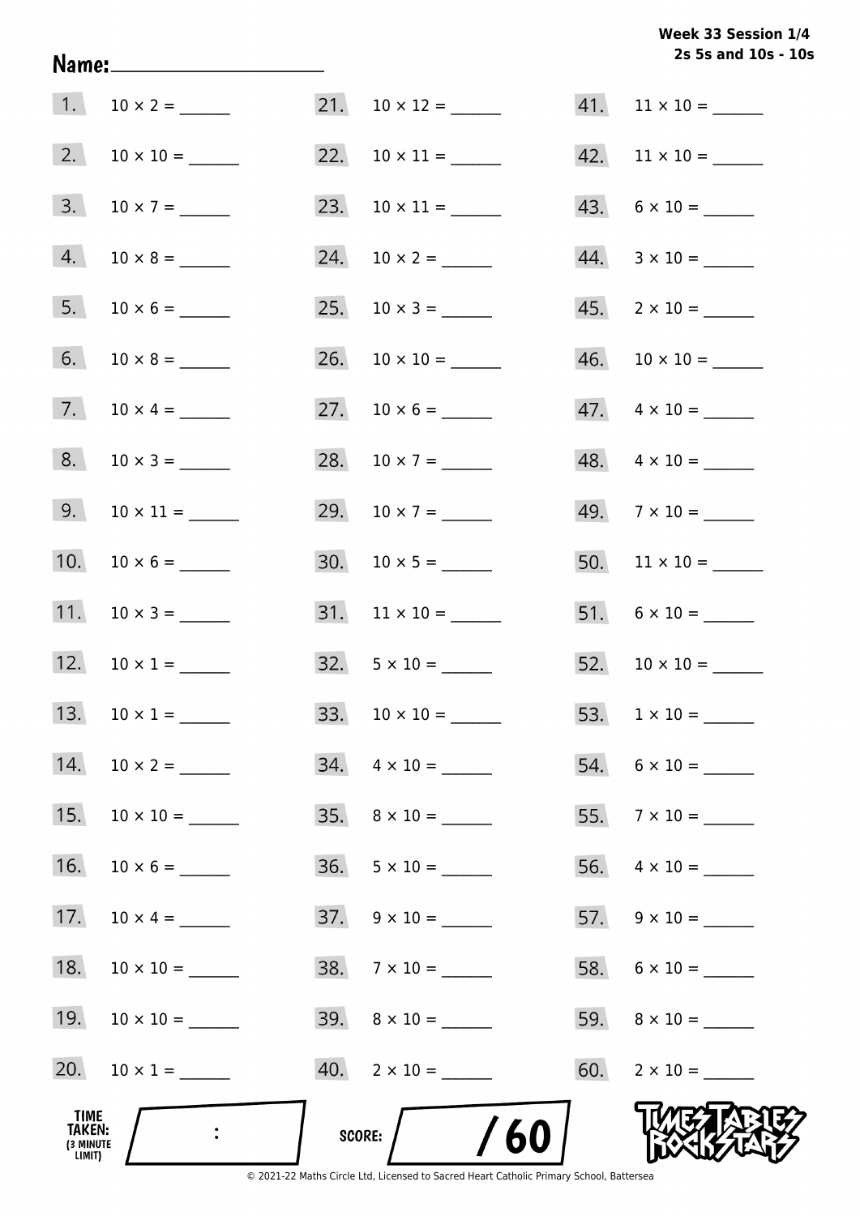Week 33 Session 1/4
2s 5s and 10s - 10s

Name: ____________________

| | | | | | |
|---|---|---|---|---|---|
| 1. | 10 × 2 = ______ | 21. | 10 × 12 = ______ | 41. | 11 × 10 = ______ |
| 2. | 10 × 10 = ______ | 22. | 10 × 11 = ______ | 42. | 11 × 10 = ______ |
| 3. | 10 × 7 = ______ | 23. | 10 × 11 = ______ | 43. | 6 × 10 = ______ |
| 4. | 10 × 8 = ______ | 24. | 10 × 2 = ______ | 44. | 3 × 10 = ______ |
| 5. | 10 × 6 = ______ | 25. | 10 × 3 = ______ | 45. | 2 × 10 = ______ |
| 6. | 10 × 8 = ______ | 26. | 10 × 10 = ______ | 46. | 10 × 10 = ______ |
| 7. | 10 × 4 = ______ | 27. | 10 × 6 = ______ | 47. | 4 × 10 = ______ |
| 8. | 10 × 3 = ______ | 28. | 10 × 7 = ______ | 48. | 4 × 10 = ______ |
| 9. | 10 × 11 = ______ | 29. | 10 × 7 = ______ | 49. | 7 × 10 = ______ |
| 10. | 10 × 6 = ______ | 30. | 10 × 5 = ______ | 50. | 11 × 10 = ______ |
| 11. | 10 × 3 = ______ | 31. | 11 × 10 = ______ | 51. | 6 × 10 = ______ |
| 12. | 10 × 1 = ______ | 32. | 5 × 10 = ______ | 52. | 10 × 10 = ______ |
| 13. | 10 × 1 = ______ | 33. | 10 × 10 = ______ | 53. | 1 × 10 = ______ |
| 14. | 10 × 2 = ______ | 34. | 4 × 10 = ______ | 54. | 6 × 10 = ______ |
| 15. | 10 × 10 = ______ | 35. | 8 × 10 = ______ | 55. | 7 × 10 = ______ |
| 16. | 10 × 6 = ______ | 36. | 5 × 10 = ______ | 56. | 4 × 10 = ______ |
| 17. | 10 × 4 = ______ | 37. | 9 × 10 = ______ | 57. | 9 × 10 = ______ |
| 18. | 10 × 10 = ______ | 38. | 7 × 10 = ______ | 58. | 6 × 10 = ______ |
| 19. | 10 × 10 = ______ | 39. | 8 × 10 = ______ | 59. | 8 × 10 = ______ |
| 20. | 10 × 1 = ______ | 40. | 2 × 10 = ______ | 60. | 2 × 10 = ______ |

TIME TAKEN: (3 MINUTE LIMIT) :

SCORE: / 60

TIMES TABLES ROCK STARS

© 2021-22 Maths Circle Ltd, Licensed to Sacred Heart Catholic Primary School, Battersea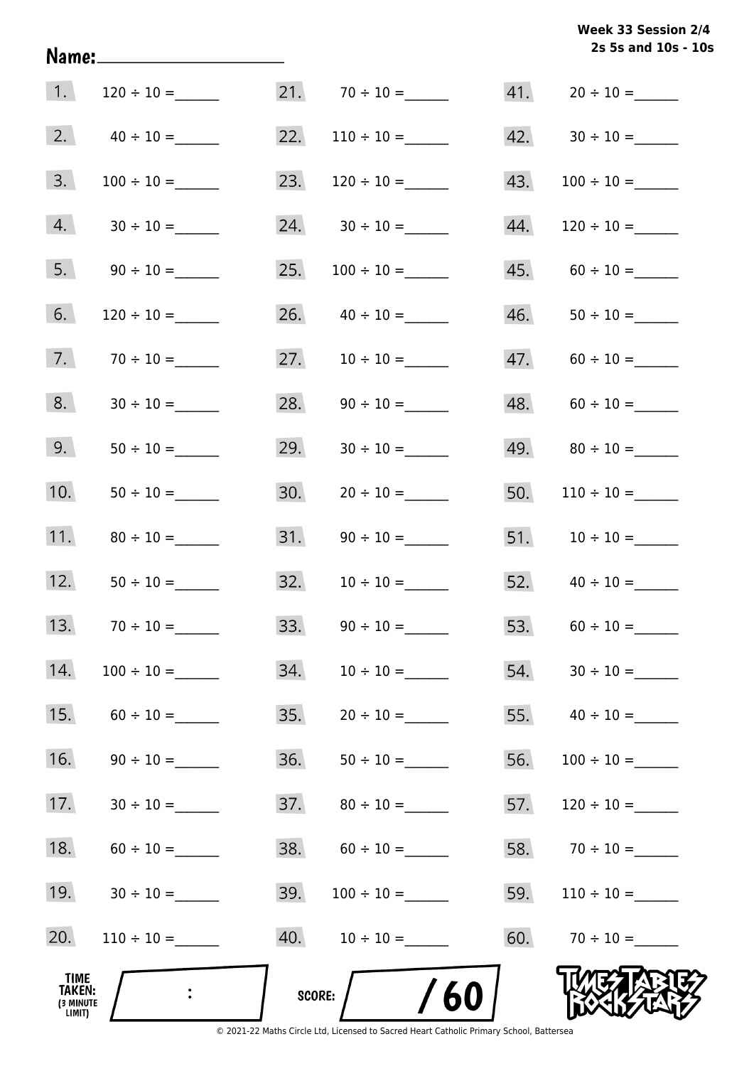**Week 33 Session 2/4**
**2s 5s and 10s - 10s**

Name: ____________________

1. 120 ÷ 10 = ______
2. 40 ÷ 10 = ______
3. 100 ÷ 10 = ______
4. 30 ÷ 10 = ______
5. 90 ÷ 10 = ______
6. 120 ÷ 10 = ______
7. 70 ÷ 10 = ______
8. 30 ÷ 10 = ______
9. 50 ÷ 10 = ______
10. 50 ÷ 10 = ______
11. 80 ÷ 10 = ______
12. 50 ÷ 10 = ______
13. 70 ÷ 10 = ______
14. 100 ÷ 10 = ______
15. 60 ÷ 10 = ______
16. 90 ÷ 10 = ______
17. 30 ÷ 10 = ______
18. 60 ÷ 10 = ______
19. 30 ÷ 10 = ______
20. 110 ÷ 10 = ______
21. 70 ÷ 10 = ______
22. 110 ÷ 10 = ______
23. 120 ÷ 10 = ______
24. 30 ÷ 10 = ______
25. 100 ÷ 10 = ______
26. 40 ÷ 10 = ______
27. 10 ÷ 10 = ______
28. 90 ÷ 10 = ______
29. 30 ÷ 10 = ______
30. 20 ÷ 10 = ______
31. 90 ÷ 10 = ______
32. 10 ÷ 10 = ______
33. 90 ÷ 10 = ______
34. 10 ÷ 10 = ______
35. 20 ÷ 10 = ______
36. 50 ÷ 10 = ______
37. 80 ÷ 10 = ______
38. 60 ÷ 10 = ______
39. 100 ÷ 10 = ______
40. 10 ÷ 10 = ______
41. 20 ÷ 10 = ______
42. 30 ÷ 10 = ______
43. 100 ÷ 10 = ______
44. 120 ÷ 10 = ______
45. 60 ÷ 10 = ______
46. 50 ÷ 10 = ______
47. 60 ÷ 10 = ______
48. 60 ÷ 10 = ______
49. 80 ÷ 10 = ______
50. 110 ÷ 10 = ______
51. 10 ÷ 10 = ______
52. 40 ÷ 10 = ______
53. 60 ÷ 10 = ______
54. 30 ÷ 10 = ______
55. 40 ÷ 10 = ______
56. 100 ÷ 10 = ______
57. 120 ÷ 10 = ______
58. 70 ÷ 10 = ______
59. 110 ÷ 10 = ______
60. 70 ÷ 10 = ______

TIME TAKEN: (3 MINUTE LIMIT) ____ : ____

SCORE: ____ / 60

© 2021-22 Maths Circle Ltd, Licensed to Sacred Heart Catholic Primary School, Battersea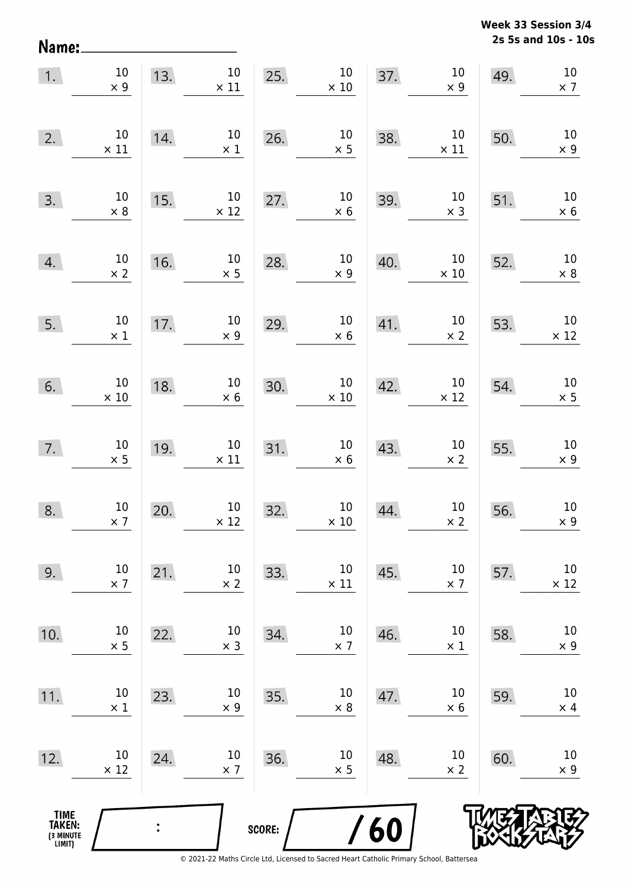**Week 33 Session 3/4**
**2s 5s and 10s - 10s**

Name: ____________________

| | | | | | | | | | |
|---|---|---|---|---|---|---|---|---|---|
| 1. | $10 \times 9$ | 13. | $10 \times 11$ | 25. | $10 \times 10$ | 37. | $10 \times 9$ | 49. | $10 \times 7$ |
| 2. | $10 \times 11$ | 14. | $10 \times 1$ | 26. | $10 \times 5$ | 38. | $10 \times 11$ | 50. | $10 \times 9$ |
| 3. | $10 \times 8$ | 15. | $10 \times 12$ | 27. | $10 \times 6$ | 39. | $10 \times 3$ | 51. | $10 \times 6$ |
| 4. | $10 \times 2$ | 16. | $10 \times 5$ | 28. | $10 \times 9$ | 40. | $10 \times 10$ | 52. | $10 \times 8$ |
| 5. | $10 \times 1$ | 17. | $10 \times 9$ | 29. | $10 \times 6$ | 41. | $10 \times 2$ | 53. | $10 \times 12$ |
| 6. | $10 \times 10$ | 18. | $10 \times 6$ | 30. | $10 \times 10$ | 42. | $10 \times 12$ | 54. | $10 \times 5$ |
| 7. | $10 \times 5$ | 19. | $10 \times 11$ | 31. | $10 \times 6$ | 43. | $10 \times 2$ | 55. | $10 \times 9$ |
| 8. | $10 \times 7$ | 20. | $10 \times 12$ | 32. | $10 \times 10$ | 44. | $10 \times 2$ | 56. | $10 \times 9$ |
| 9. | $10 \times 7$ | 21. | $10 \times 2$ | 33. | $10 \times 11$ | 45. | $10 \times 7$ | 57. | $10 \times 12$ |
| 10. | $10 \times 5$ | 22. | $10 \times 3$ | 34. | $10 \times 7$ | 46. | $10 \times 1$ | 58. | $10 \times 9$ |
| 11. | $10 \times 1$ | 23. | $10 \times 9$ | 35. | $10 \times 8$ | 47. | $10 \times 6$ | 59. | $10 \times 4$ |
| 12. | $10 \times 12$ | 24. | $10 \times 7$ | 36. | $10 \times 5$ | 48. | $10 \times 2$ | 60. | $10 \times 9$ |

TIME TAKEN: (3 MINUTE LIMIT) ____ : ____

SCORE: ____ / 60

© 2021-22 Maths Circle Ltd, Licensed to Sacred Heart Catholic Primary School, Battersea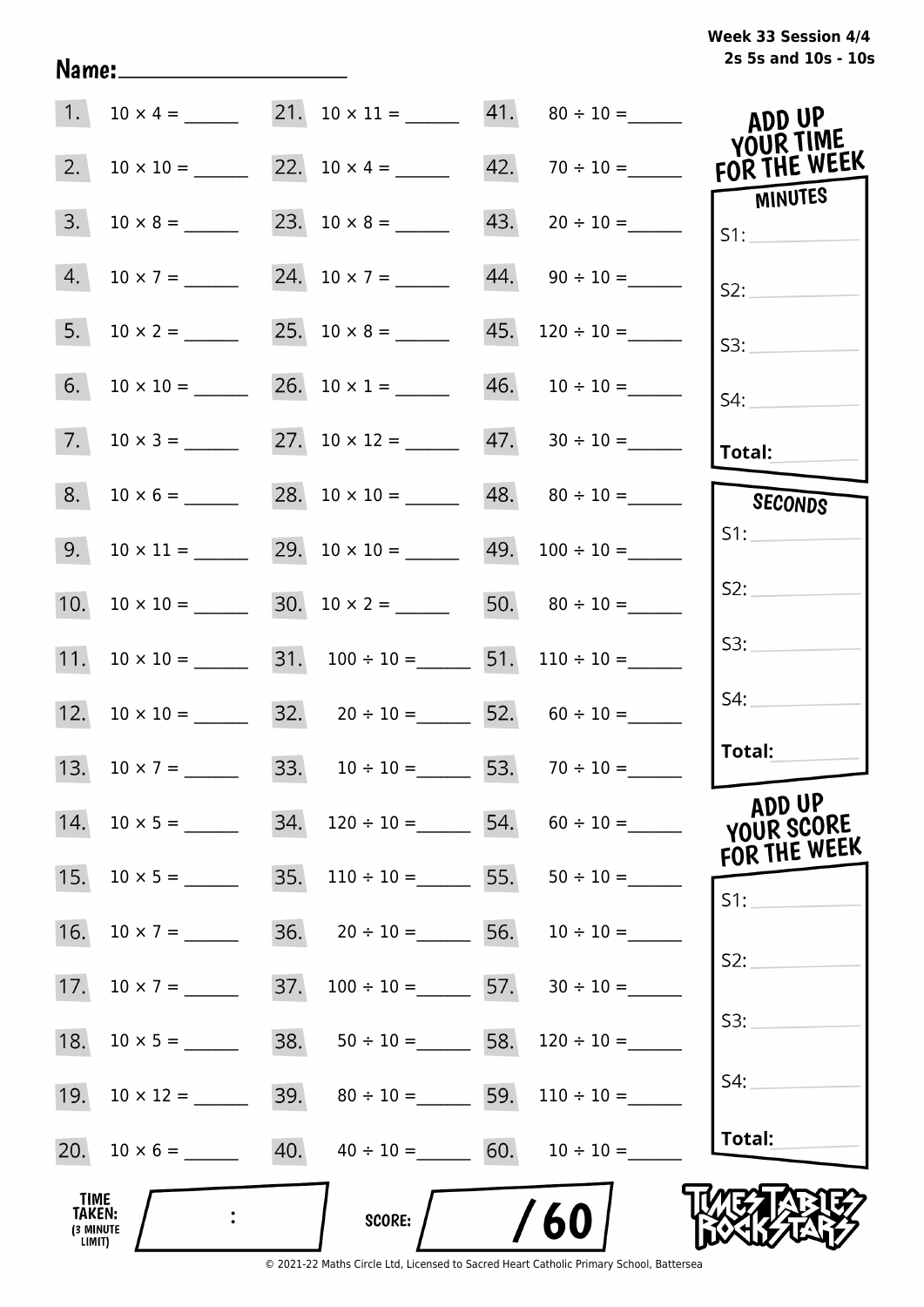Week 33 Session 4/4
2s 5s and 10s - 10s

Name:____________________

| | | | | | |
|---|---|---|---|---|---|
| 1. | $10 \times 4 =$ ______ | 21. | $10 \times 11 =$ ______ | 41. | $80 \div 10 =$ ______ |
| 2. | $10 \times 10 =$ ______ | 22. | $10 \times 4 =$ ______ | 42. | $70 \div 10 =$ ______ |
| 3. | $10 \times 8 =$ ______ | 23. | $10 \times 8 =$ ______ | 43. | $20 \div 10 =$ ______ |
| 4. | $10 \times 7 =$ ______ | 24. | $10 \times 7 =$ ______ | 44. | $90 \div 10 =$ ______ |
| 5. | $10 \times 2 =$ ______ | 25. | $10 \times 8 =$ ______ | 45. | $120 \div 10 =$ ______ |
| 6. | $10 \times 10 =$ ______ | 26. | $10 \times 1 =$ ______ | 46. | $10 \div 10 =$ ______ |
| 7. | $10 \times 3 =$ ______ | 27. | $10 \times 12 =$ ______ | 47. | $30 \div 10 =$ ______ |
| 8. | $10 \times 6 =$ ______ | 28. | $10 \times 10 =$ ______ | 48. | $80 \div 10 =$ ______ |
| 9. | $10 \times 11 =$ ______ | 29. | $10 \times 10 =$ ______ | 49. | $100 \div 10 =$ ______ |
| 10. | $10 \times 10 =$ ______ | 30. | $10 \times 2 =$ ______ | 50. | $80 \div 10 =$ ______ |
| 11. | $10 \times 10 =$ ______ | 31. | $100 \div 10 =$ ______ | 51. | $110 \div 10 =$ ______ |
| 12. | $10 \times 10 =$ ______ | 32. | $20 \div 10 =$ ______ | 52. | $60 \div 10 =$ ______ |
| 13. | $10 \times 7 =$ ______ | 33. | $10 \div 10 =$ ______ | 53. | $70 \div 10 =$ ______ |
| 14. | $10 \times 5 =$ ______ | 34. | $120 \div 10 =$ ______ | 54. | $60 \div 10 =$ ______ |
| 15. | $10 \times 5 =$ ______ | 35. | $110 \div 10 =$ ______ | 55. | $50 \div 10 =$ ______ |
| 16. | $10 \times 7 =$ ______ | 36. | $20 \div 10 =$ ______ | 56. | $10 \div 10 =$ ______ |
| 17. | $10 \times 7 =$ ______ | 37. | $100 \div 10 =$ ______ | 57. | $30 \div 10 =$ ______ |
| 18. | $10 \times 5 =$ ______ | 38. | $50 \div 10 =$ ______ | 58. | $120 \div 10 =$ ______ |
| 19. | $10 \times 12 =$ ______ | 39. | $80 \div 10 =$ ______ | 59. | $110 \div 10 =$ ______ |
| 20. | $10 \times 6 =$ ______ | 40. | $40 \div 10 =$ ______ | 60. | $10 \div 10 =$ ______ |

**ADD UP YOUR TIME FOR THE WEEK**

**MINUTES**
S1: ______
S2: ______
S3: ______
S4: ______
**Total:** ______

**SECONDS**
S1: ______
S2: ______
S3: ______
S4: ______
**Total:** ______

**ADD UP YOUR SCORE FOR THE WEEK**
S1: ______
S2: ______
S3: ______
S4: ______
**Total:** ______

TIME TAKEN: (3 MINUTE LIMIT) ____ : ____

SCORE: ____ / 60

TIMES TABLES ROCK STARS

© 2021-22 Maths Circle Ltd, Licensed to Sacred Heart Catholic Primary School, Battersea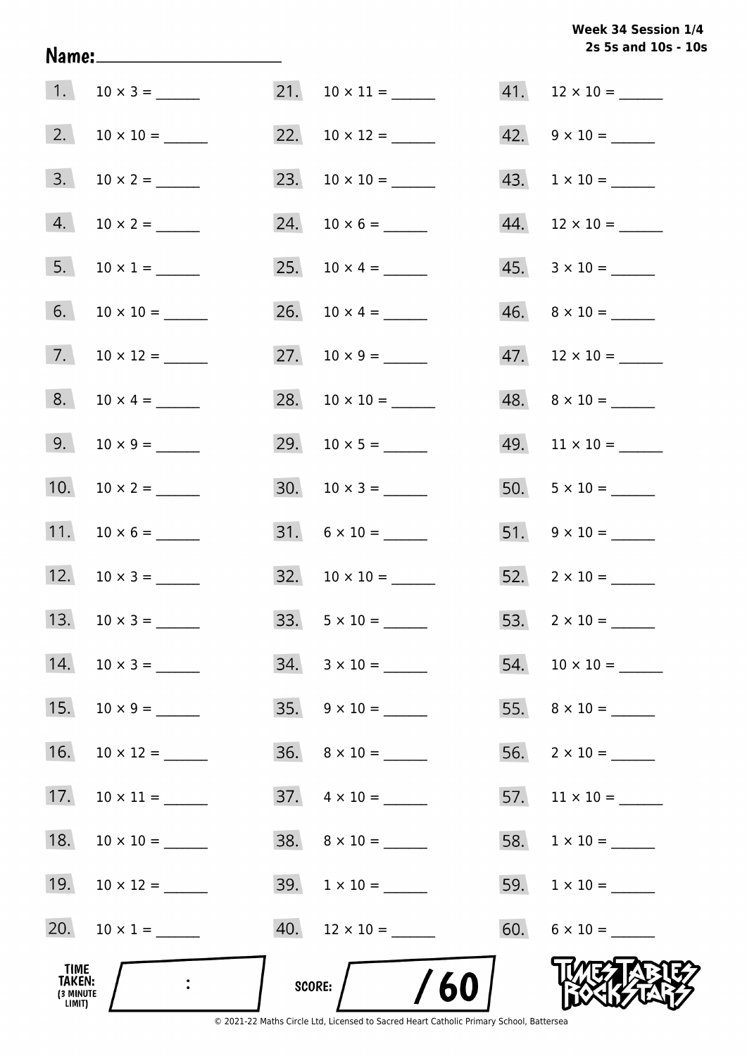**Week 34 Session 1/4**
**2s 5s and 10s - 10s**

Name: ____________________

1. $10 \times 3 =$ ______
2. $10 \times 10 =$ ______
3. $10 \times 2 =$ ______
4. $10 \times 2 =$ ______
5. $10 \times 1 =$ ______
6. $10 \times 10 =$ ______
7. $10 \times 12 =$ ______
8. $10 \times 4 =$ ______
9. $10 \times 9 =$ ______
10. $10 \times 2 =$ ______
11. $10 \times 6 =$ ______
12. $10 \times 3 =$ ______
13. $10 \times 3 =$ ______
14. $10 \times 3 =$ ______
15. $10 \times 9 =$ ______
16. $10 \times 12 =$ ______
17. $10 \times 11 =$ ______
18. $10 \times 10 =$ ______
19. $10 \times 12 =$ ______
20. $10 \times 1 =$ ______
21. $10 \times 11 =$ ______
22. $10 \times 12 =$ ______
23. $10 \times 10 =$ ______
24. $10 \times 6 =$ ______
25. $10 \times 4 =$ ______
26. $10 \times 4 =$ ______
27. $10 \times 9 =$ ______
28. $10 \times 10 =$ ______
29. $10 \times 5 =$ ______
30. $10 \times 3 =$ ______
31. $6 \times 10 =$ ______
32. $10 \times 10 =$ ______
33. $5 \times 10 =$ ______
34. $3 \times 10 =$ ______
35. $9 \times 10 =$ ______
36. $8 \times 10 =$ ______
37. $4 \times 10 =$ ______
38. $8 \times 10 =$ ______
39. $1 \times 10 =$ ______
40. $12 \times 10 =$ ______
41. $12 \times 10 =$ ______
42. $9 \times 10 =$ ______
43. $1 \times 10 =$ ______
44. $12 \times 10 =$ ______
45. $3 \times 10 =$ ______
46. $8 \times 10 =$ ______
47. $12 \times 10 =$ ______
48. $8 \times 10 =$ ______
49. $11 \times 10 =$ ______
50. $5 \times 10 =$ ______
51. $9 \times 10 =$ ______
52. $2 \times 10 =$ ______
53. $2 \times 10 =$ ______
54. $10 \times 10 =$ ______
55. $8 \times 10 =$ ______
56. $2 \times 10 =$ ______
57. $11 \times 10 =$ ______
58. $1 \times 10 =$ ______
59. $1 \times 10 =$ ______
60. $6 \times 10 =$ ______

TIME TAKEN: (3 MINUTE LIMIT) ____ : ____

SCORE: ____ / 60

TIMES TABLES ROCK STARS

© 2021-22 Maths Circle Ltd, Licensed to Sacred Heart Catholic Primary School, Battersea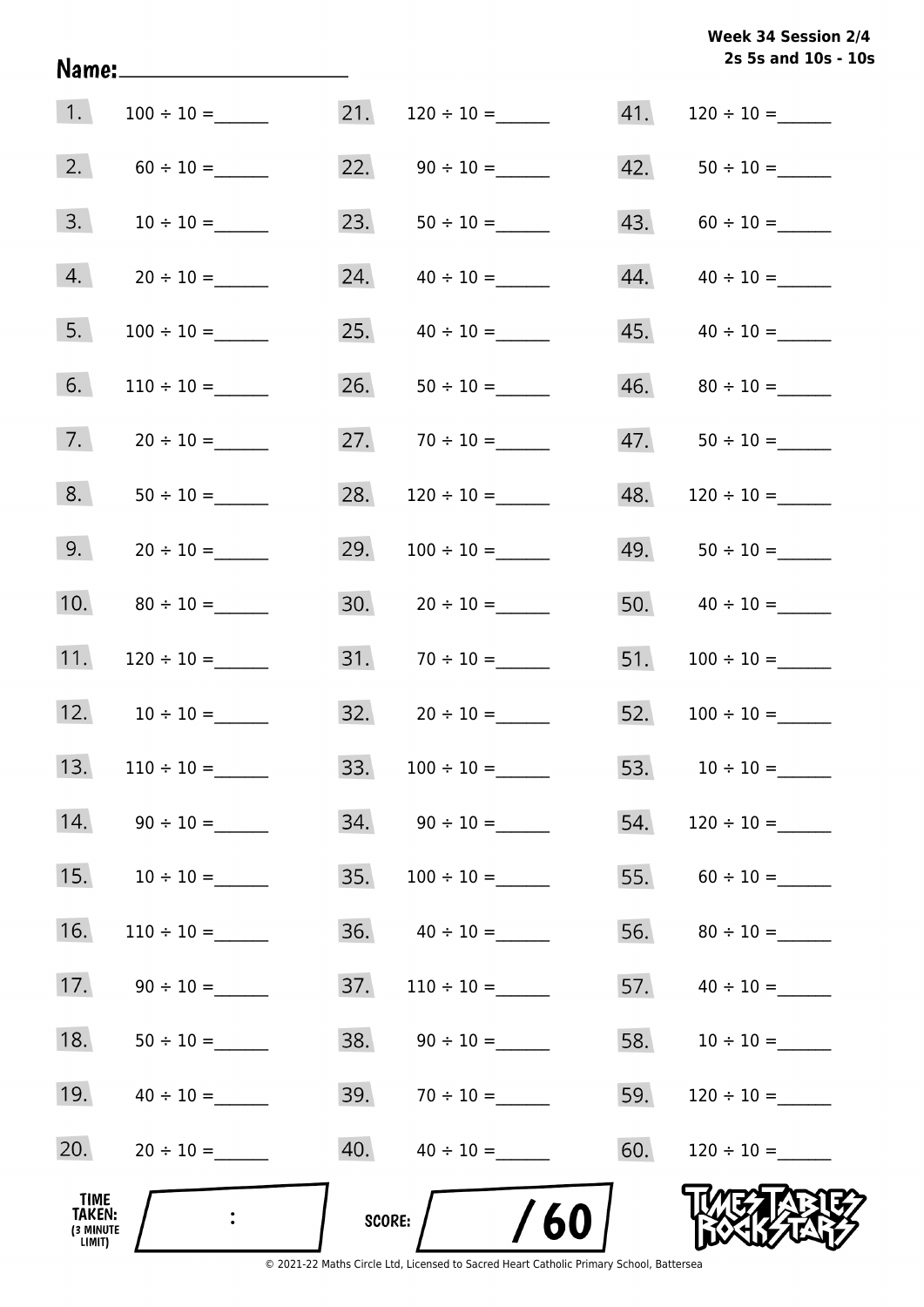Week 34 Session 2/4
2s 5s and 10s - 10s

Name:____________________

| | | | | | |
|---|---|---|---|---|---|
| 1. | 100 ÷ 10 = ______ | 21. | 120 ÷ 10 = ______ | 41. | 120 ÷ 10 = ______ |
| 2. | 60 ÷ 10 = ______ | 22. | 90 ÷ 10 = ______ | 42. | 50 ÷ 10 = ______ |
| 3. | 10 ÷ 10 = ______ | 23. | 50 ÷ 10 = ______ | 43. | 60 ÷ 10 = ______ |
| 4. | 20 ÷ 10 = ______ | 24. | 40 ÷ 10 = ______ | 44. | 40 ÷ 10 = ______ |
| 5. | 100 ÷ 10 = ______ | 25. | 40 ÷ 10 = ______ | 45. | 40 ÷ 10 = ______ |
| 6. | 110 ÷ 10 = ______ | 26. | 50 ÷ 10 = ______ | 46. | 80 ÷ 10 = ______ |
| 7. | 20 ÷ 10 = ______ | 27. | 70 ÷ 10 = ______ | 47. | 50 ÷ 10 = ______ |
| 8. | 50 ÷ 10 = ______ | 28. | 120 ÷ 10 = ______ | 48. | 120 ÷ 10 = ______ |
| 9. | 20 ÷ 10 = ______ | 29. | 100 ÷ 10 = ______ | 49. | 50 ÷ 10 = ______ |
| 10. | 80 ÷ 10 = ______ | 30. | 20 ÷ 10 = ______ | 50. | 40 ÷ 10 = ______ |
| 11. | 120 ÷ 10 = ______ | 31. | 70 ÷ 10 = ______ | 51. | 100 ÷ 10 = ______ |
| 12. | 10 ÷ 10 = ______ | 32. | 20 ÷ 10 = ______ | 52. | 100 ÷ 10 = ______ |
| 13. | 110 ÷ 10 = ______ | 33. | 100 ÷ 10 = ______ | 53. | 10 ÷ 10 = ______ |
| 14. | 90 ÷ 10 = ______ | 34. | 90 ÷ 10 = ______ | 54. | 120 ÷ 10 = ______ |
| 15. | 10 ÷ 10 = ______ | 35. | 100 ÷ 10 = ______ | 55. | 60 ÷ 10 = ______ |
| 16. | 110 ÷ 10 = ______ | 36. | 40 ÷ 10 = ______ | 56. | 80 ÷ 10 = ______ |
| 17. | 90 ÷ 10 = ______ | 37. | 110 ÷ 10 = ______ | 57. | 40 ÷ 10 = ______ |
| 18. | 50 ÷ 10 = ______ | 38. | 90 ÷ 10 = ______ | 58. | 10 ÷ 10 = ______ |
| 19. | 40 ÷ 10 = ______ | 39. | 70 ÷ 10 = ______ | 59. | 120 ÷ 10 = ______ |
| 20. | 20 ÷ 10 = ______ | 40. | 40 ÷ 10 = ______ | 60. | 120 ÷ 10 = ______ |

TIME TAKEN: (3 MINUTE LIMIT) :

SCORE: / 60

TIMES TABLES ROCK STARS

© 2021-22 Maths Circle Ltd, Licensed to Sacred Heart Catholic Primary School, Battersea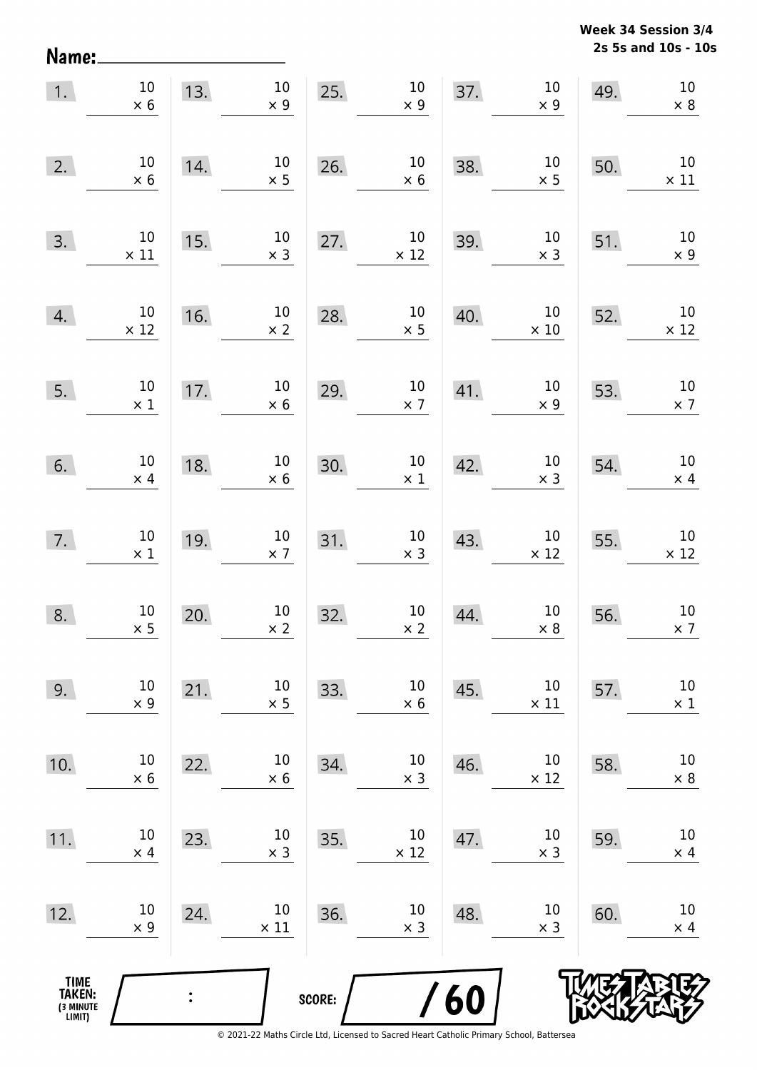**Week 34 Session 3/4**
**2s 5s and 10s - 10s**

Name: ____________________

| | | | | |
|---|---|---|---|---|
| 1. $10 \times 6$ | 13. $10 \times 9$ | 25. $10 \times 9$ | 37. $10 \times 9$ | 49. $10 \times 8$ |
| 2. $10 \times 6$ | 14. $10 \times 5$ | 26. $10 \times 6$ | 38. $10 \times 5$ | 50. $10 \times 11$ |
| 3. $10 \times 11$ | 15. $10 \times 3$ | 27. $10 \times 12$ | 39. $10 \times 3$ | 51. $10 \times 9$ |
| 4. $10 \times 12$ | 16. $10 \times 2$ | 28. $10 \times 5$ | 40. $10 \times 10$ | 52. $10 \times 12$ |
| 5. $10 \times 1$ | 17. $10 \times 6$ | 29. $10 \times 7$ | 41. $10 \times 9$ | 53. $10 \times 7$ |
| 6. $10 \times 4$ | 18. $10 \times 6$ | 30. $10 \times 1$ | 42. $10 \times 3$ | 54. $10 \times 4$ |
| 7. $10 \times 1$ | 19. $10 \times 7$ | 31. $10 \times 3$ | 43. $10 \times 12$ | 55. $10 \times 12$ |
| 8. $10 \times 5$ | 20. $10 \times 2$ | 32. $10 \times 2$ | 44. $10 \times 8$ | 56. $10 \times 7$ |
| 9. $10 \times 9$ | 21. $10 \times 5$ | 33. $10 \times 6$ | 45. $10 \times 11$ | 57. $10 \times 1$ |
| 10. $10 \times 6$ | 22. $10 \times 6$ | 34. $10 \times 3$ | 46. $10 \times 12$ | 58. $10 \times 8$ |
| 11. $10 \times 4$ | 23. $10 \times 3$ | 35. $10 \times 12$ | 47. $10 \times 3$ | 59. $10 \times 4$ |
| 12. $10 \times 9$ | 24. $10 \times 11$ | 36. $10 \times 3$ | 48. $10 \times 3$ | 60. $10 \times 4$ |

TIME TAKEN: (3 MINUTE LIMIT) ___ : ___

SCORE: ___ / 60

TIMES TABLES ROCK STARS

© 2021-22 Maths Circle Ltd, Licensed to Sacred Heart Catholic Primary School, Battersea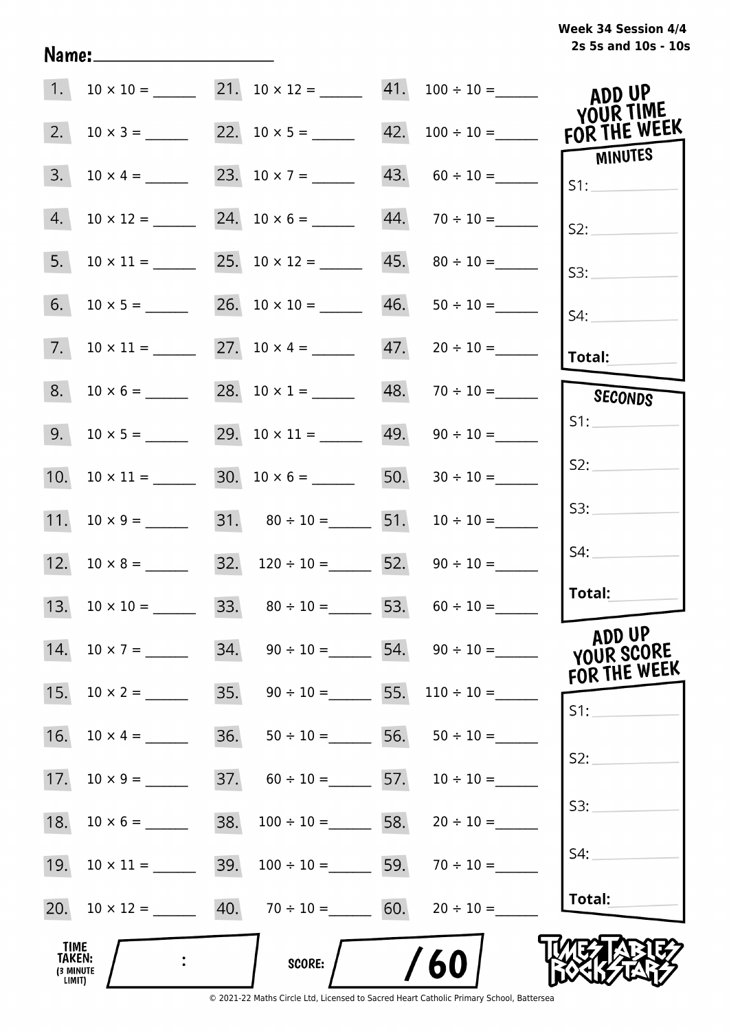Week 34 Session 4/4
2s 5s and 10s - 10s

Name:____________________

| | | | | | |
|---|---|---|---|---|---|
| 1. | $10 \times 10 =$ ______ | 21. | $10 \times 12 =$ ______ | 41. | $100 \div 10 =$ ______ |
| 2. | $10 \times 3 =$ ______ | 22. | $10 \times 5 =$ ______ | 42. | $100 \div 10 =$ ______ |
| 3. | $10 \times 4 =$ ______ | 23. | $10 \times 7 =$ ______ | 43. | $60 \div 10 =$ ______ |
| 4. | $10 \times 12 =$ ______ | 24. | $10 \times 6 =$ ______ | 44. | $70 \div 10 =$ ______ |
| 5. | $10 \times 11 =$ ______ | 25. | $10 \times 12 =$ ______ | 45. | $80 \div 10 =$ ______ |
| 6. | $10 \times 5 =$ ______ | 26. | $10 \times 10 =$ ______ | 46. | $50 \div 10 =$ ______ |
| 7. | $10 \times 11 =$ ______ | 27. | $10 \times 4 =$ ______ | 47. | $20 \div 10 =$ ______ |
| 8. | $10 \times 6 =$ ______ | 28. | $10 \times 1 =$ ______ | 48. | $70 \div 10 =$ ______ |
| 9. | $10 \times 5 =$ ______ | 29. | $10 \times 11 =$ ______ | 49. | $90 \div 10 =$ ______ |
| 10. | $10 \times 11 =$ ______ | 30. | $10 \times 6 =$ ______ | 50. | $30 \div 10 =$ ______ |
| 11. | $10 \times 9 =$ ______ | 31. | $80 \div 10 =$ ______ | 51. | $10 \div 10 =$ ______ |
| 12. | $10 \times 8 =$ ______ | 32. | $120 \div 10 =$ ______ | 52. | $90 \div 10 =$ ______ |
| 13. | $10 \times 10 =$ ______ | 33. | $80 \div 10 =$ ______ | 53. | $60 \div 10 =$ ______ |
| 14. | $10 \times 7 =$ ______ | 34. | $90 \div 10 =$ ______ | 54. | $90 \div 10 =$ ______ |
| 15. | $10 \times 2 =$ ______ | 35. | $90 \div 10 =$ ______ | 55. | $110 \div 10 =$ ______ |
| 16. | $10 \times 4 =$ ______ | 36. | $50 \div 10 =$ ______ | 56. | $50 \div 10 =$ ______ |
| 17. | $10 \times 9 =$ ______ | 37. | $60 \div 10 =$ ______ | 57. | $10 \div 10 =$ ______ |
| 18. | $10 \times 6 =$ ______ | 38. | $100 \div 10 =$ ______ | 58. | $20 \div 10 =$ ______ |
| 19. | $10 \times 11 =$ ______ | 39. | $100 \div 10 =$ ______ | 59. | $70 \div 10 =$ ______ |
| 20. | $10 \times 12 =$ ______ | 40. | $70 \div 10 =$ ______ | 60. | $20 \div 10 =$ ______ |

TIME TAKEN: (3 MINUTE LIMIT) ____ : ____

SCORE: ____ / 60

## ADD UP YOUR TIME FOR THE WEEK

**MINUTES**

S1: ______

S2: ______

S3: ______

S4: ______

**Total:** ______

**SECONDS**

S1: ______

S2: ______

S3: ______

S4: ______

**Total:** ______

## ADD UP YOUR SCORE FOR THE WEEK

S1: ______

S2: ______

S3: ______

S4: ______

**Total:** ______

TIMES TABLES ROCK STARS

© 2021-22 Maths Circle Ltd, Licensed to Sacred Heart Catholic Primary School, Battersea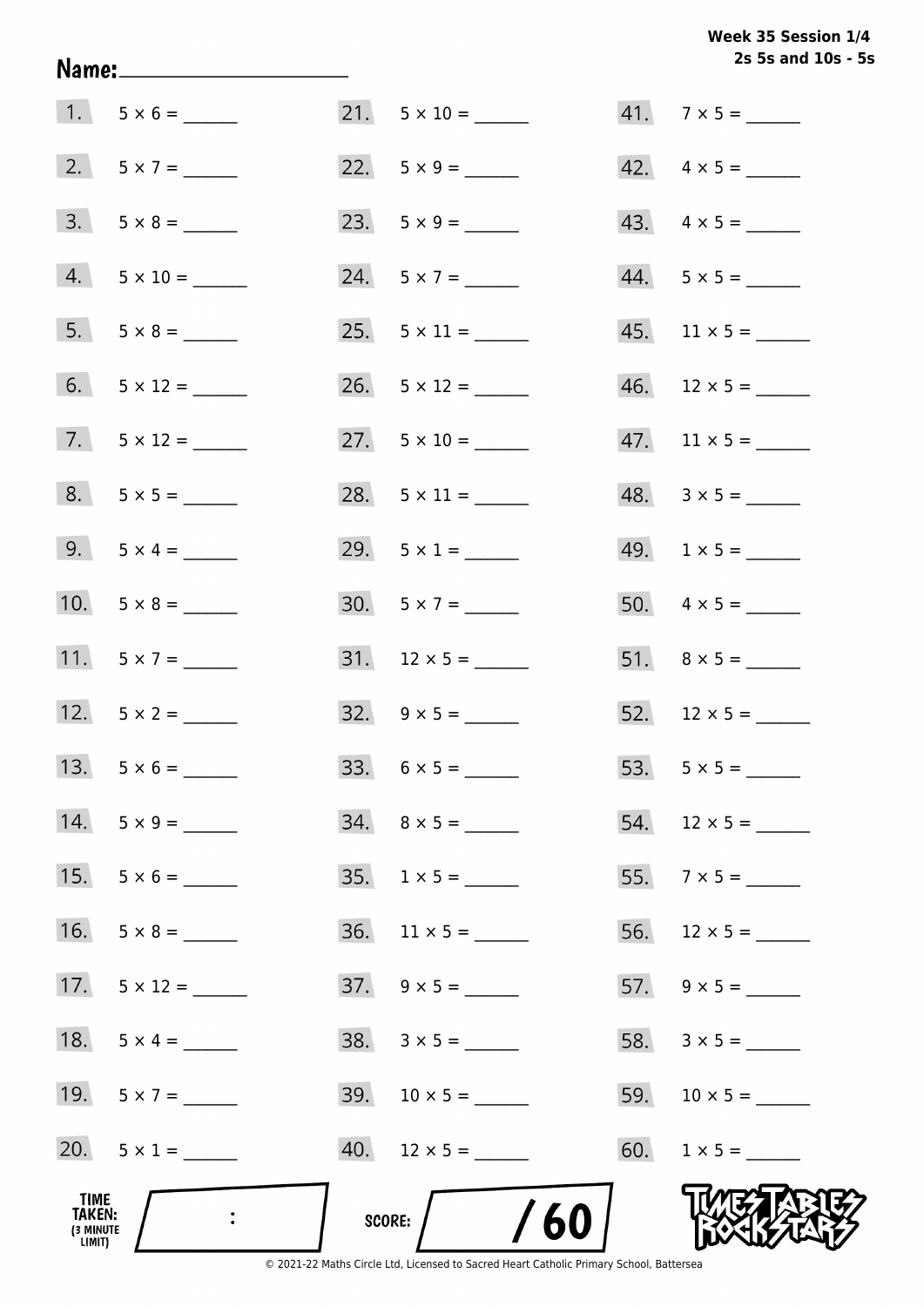Week 35 Session 1/4
2s 5s and 10s - 5s

Name: ____________________

1. $5 \times 6 =$ ______
2. $5 \times 7 =$ ______
3. $5 \times 8 =$ ______
4. $5 \times 10 =$ ______
5. $5 \times 8 =$ ______
6. $5 \times 12 =$ ______
7. $5 \times 12 =$ ______
8. $5 \times 5 =$ ______
9. $5 \times 4 =$ ______
10. $5 \times 8 =$ ______
11. $5 \times 7 =$ ______
12. $5 \times 2 =$ ______
13. $5 \times 6 =$ ______
14. $5 \times 9 =$ ______
15. $5 \times 6 =$ ______
16. $5 \times 8 =$ ______
17. $5 \times 12 =$ ______
18. $5 \times 4 =$ ______
19. $5 \times 7 =$ ______
20. $5 \times 1 =$ ______
21. $5 \times 10 =$ ______
22. $5 \times 9 =$ ______
23. $5 \times 9 =$ ______
24. $5 \times 7 =$ ______
25. $5 \times 11 =$ ______
26. $5 \times 12 =$ ______
27. $5 \times 10 =$ ______
28. $5 \times 11 =$ ______
29. $5 \times 1 =$ ______
30. $5 \times 7 =$ ______
31. $12 \times 5 =$ ______
32. $9 \times 5 =$ ______
33. $6 \times 5 =$ ______
34. $8 \times 5 =$ ______
35. $1 \times 5 =$ ______
36. $11 \times 5 =$ ______
37. $9 \times 5 =$ ______
38. $3 \times 5 =$ ______
39. $10 \times 5 =$ ______
40. $12 \times 5 =$ ______
41. $7 \times 5 =$ ______
42. $4 \times 5 =$ ______
43. $4 \times 5 =$ ______
44. $5 \times 5 =$ ______
45. $11 \times 5 =$ ______
46. $12 \times 5 =$ ______
47. $11 \times 5 =$ ______
48. $3 \times 5 =$ ______
49. $1 \times 5 =$ ______
50. $4 \times 5 =$ ______
51. $8 \times 5 =$ ______
52. $12 \times 5 =$ ______
53. $5 \times 5 =$ ______
54. $12 \times 5 =$ ______
55. $7 \times 5 =$ ______
56. $12 \times 5 =$ ______
57. $9 \times 5 =$ ______
58. $3 \times 5 =$ ______
59. $10 \times 5 =$ ______
60. $1 \times 5 =$ ______

TIME TAKEN: (3 MINUTE LIMIT) :

SCORE: / 60

TIMES TABLES ROCK STARS

© 2021-22 Maths Circle Ltd, Licensed to Sacred Heart Catholic Primary School, Battersea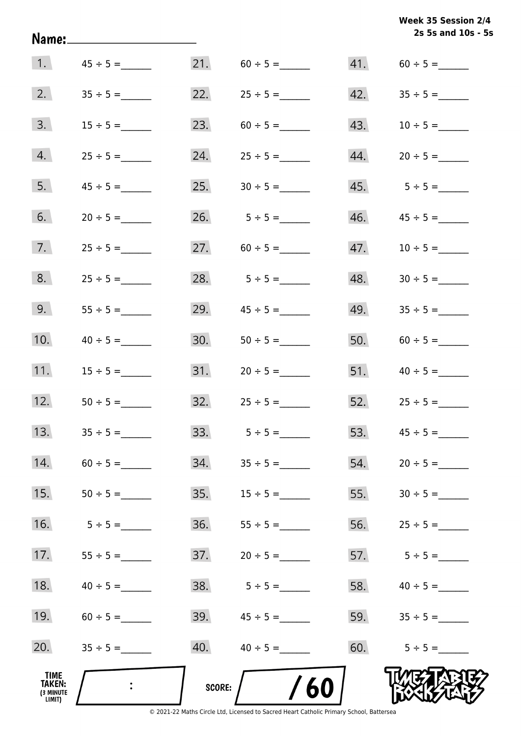Week 35 Session 2/4
2s 5s and 10s - 5s

Name:____________________

| | | | | | |
|---|---|---|---|---|---|
| 1. | 45 ÷ 5 = ______ | 21. | 60 ÷ 5 = ______ | 41. | 60 ÷ 5 = ______ |
| 2. | 35 ÷ 5 = ______ | 22. | 25 ÷ 5 = ______ | 42. | 35 ÷ 5 = ______ |
| 3. | 15 ÷ 5 = ______ | 23. | 60 ÷ 5 = ______ | 43. | 10 ÷ 5 = ______ |
| 4. | 25 ÷ 5 = ______ | 24. | 25 ÷ 5 = ______ | 44. | 20 ÷ 5 = ______ |
| 5. | 45 ÷ 5 = ______ | 25. | 30 ÷ 5 = ______ | 45. | 5 ÷ 5 = ______ |
| 6. | 20 ÷ 5 = ______ | 26. | 5 ÷ 5 = ______ | 46. | 45 ÷ 5 = ______ |
| 7. | 25 ÷ 5 = ______ | 27. | 60 ÷ 5 = ______ | 47. | 10 ÷ 5 = ______ |
| 8. | 25 ÷ 5 = ______ | 28. | 5 ÷ 5 = ______ | 48. | 30 ÷ 5 = ______ |
| 9. | 55 ÷ 5 = ______ | 29. | 45 ÷ 5 = ______ | 49. | 35 ÷ 5 = ______ |
| 10. | 40 ÷ 5 = ______ | 30. | 50 ÷ 5 = ______ | 50. | 60 ÷ 5 = ______ |
| 11. | 15 ÷ 5 = ______ | 31. | 20 ÷ 5 = ______ | 51. | 40 ÷ 5 = ______ |
| 12. | 50 ÷ 5 = ______ | 32. | 25 ÷ 5 = ______ | 52. | 25 ÷ 5 = ______ |
| 13. | 35 ÷ 5 = ______ | 33. | 5 ÷ 5 = ______ | 53. | 45 ÷ 5 = ______ |
| 14. | 60 ÷ 5 = ______ | 34. | 35 ÷ 5 = ______ | 54. | 20 ÷ 5 = ______ |
| 15. | 50 ÷ 5 = ______ | 35. | 15 ÷ 5 = ______ | 55. | 30 ÷ 5 = ______ |
| 16. | 5 ÷ 5 = ______ | 36. | 55 ÷ 5 = ______ | 56. | 25 ÷ 5 = ______ |
| 17. | 55 ÷ 5 = ______ | 37. | 20 ÷ 5 = ______ | 57. | 5 ÷ 5 = ______ |
| 18. | 40 ÷ 5 = ______ | 38. | 5 ÷ 5 = ______ | 58. | 40 ÷ 5 = ______ |
| 19. | 60 ÷ 5 = ______ | 39. | 45 ÷ 5 = ______ | 59. | 35 ÷ 5 = ______ |
| 20. | 35 ÷ 5 = ______ | 40. | 40 ÷ 5 = ______ | 60. | 5 ÷ 5 = ______ |

TIME TAKEN: (3 MINUTE LIMIT) ____ : ____

SCORE: ____ / 60

TIMES TABLES ROCK STARS

© 2021-22 Maths Circle Ltd, Licensed to Sacred Heart Catholic Primary School, Battersea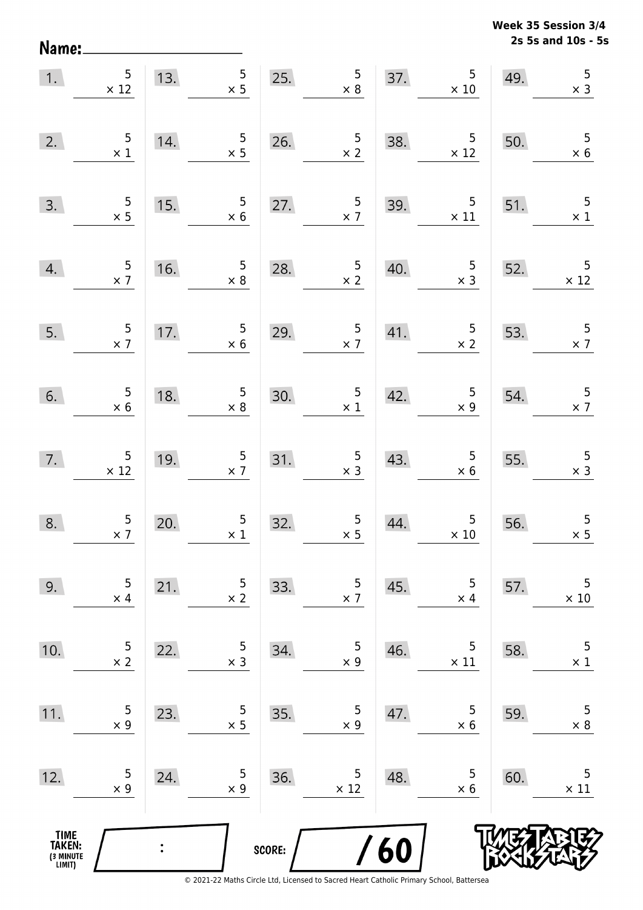Week 35 Session 3/4
2s 5s and 10s - 5s

Name:

| | | | | |
|---|---|---|---|---|
| 1. $5 \times 12$ | 13. $5 \times 5$ | 25. $5 \times 8$ | 37. $5 \times 10$ | 49. $5 \times 3$ |
| 2. $5 \times 1$ | 14. $5 \times 5$ | 26. $5 \times 2$ | 38. $5 \times 12$ | 50. $5 \times 6$ |
| 3. $5 \times 5$ | 15. $5 \times 6$ | 27. $5 \times 7$ | 39. $5 \times 11$ | 51. $5 \times 1$ |
| 4. $5 \times 7$ | 16. $5 \times 8$ | 28. $5 \times 2$ | 40. $5 \times 3$ | 52. $5 \times 12$ |
| 5. $5 \times 7$ | 17. $5 \times 6$ | 29. $5 \times 7$ | 41. $5 \times 2$ | 53. $5 \times 7$ |
| 6. $5 \times 6$ | 18. $5 \times 8$ | 30. $5 \times 1$ | 42. $5 \times 9$ | 54. $5 \times 7$ |
| 7. $5 \times 12$ | 19. $5 \times 7$ | 31. $5 \times 3$ | 43. $5 \times 6$ | 55. $5 \times 3$ |
| 8. $5 \times 7$ | 20. $5 \times 1$ | 32. $5 \times 5$ | 44. $5 \times 10$ | 56. $5 \times 5$ |
| 9. $5 \times 4$ | 21. $5 \times 2$ | 33. $5 \times 7$ | 45. $5 \times 4$ | 57. $5 \times 10$ |
| 10. $5 \times 2$ | 22. $5 \times 3$ | 34. $5 \times 9$ | 46. $5 \times 11$ | 58. $5 \times 1$ |
| 11. $5 \times 9$ | 23. $5 \times 5$ | 35. $5 \times 9$ | 47. $5 \times 6$ | 59. $5 \times 8$ |
| 12. $5 \times 9$ | 24. $5 \times 9$ | 36. $5 \times 12$ | 48. $5 \times 6$ | 60. $5 \times 11$ |

TIME TAKEN: (3 MINUTE LIMIT) :

SCORE: / 60

Times Tables Rock Stars

© 2021-22 Maths Circle Ltd, Licensed to Sacred Heart Catholic Primary School, Battersea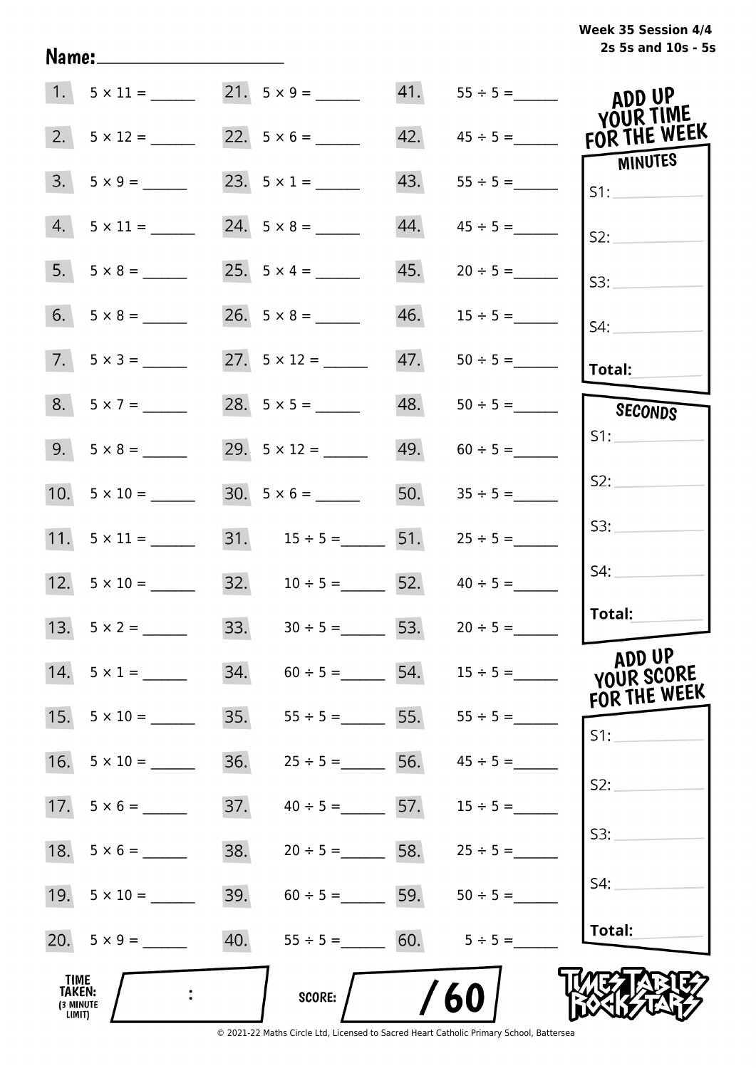Week 35 Session 4/4
2s 5s and 10s - 5s

Name:____________________

| | | | | | |
|---|---|---|---|---|---|
| 1. | $5 \times 11 =$ ______ | 21. | $5 \times 9 =$ ______ | 41. | $55 \div 5 =$ ______ |
| 2. | $5 \times 12 =$ ______ | 22. | $5 \times 6 =$ ______ | 42. | $45 \div 5 =$ ______ |
| 3. | $5 \times 9 =$ ______ | 23. | $5 \times 1 =$ ______ | 43. | $55 \div 5 =$ ______ |
| 4. | $5 \times 11 =$ ______ | 24. | $5 \times 8 =$ ______ | 44. | $45 \div 5 =$ ______ |
| 5. | $5 \times 8 =$ ______ | 25. | $5 \times 4 =$ ______ | 45. | $20 \div 5 =$ ______ |
| 6. | $5 \times 8 =$ ______ | 26. | $5 \times 8 =$ ______ | 46. | $15 \div 5 =$ ______ |
| 7. | $5 \times 3 =$ ______ | 27. | $5 \times 12 =$ ______ | 47. | $50 \div 5 =$ ______ |
| 8. | $5 \times 7 =$ ______ | 28. | $5 \times 5 =$ ______ | 48. | $50 \div 5 =$ ______ |
| 9. | $5 \times 8 =$ ______ | 29. | $5 \times 12 =$ ______ | 49. | $60 \div 5 =$ ______ |
| 10. | $5 \times 10 =$ ______ | 30. | $5 \times 6 =$ ______ | 50. | $35 \div 5 =$ ______ |
| 11. | $5 \times 11 =$ ______ | 31. | $15 \div 5 =$ ______ | 51. | $25 \div 5 =$ ______ |
| 12. | $5 \times 10 =$ ______ | 32. | $10 \div 5 =$ ______ | 52. | $40 \div 5 =$ ______ |
| 13. | $5 \times 2 =$ ______ | 33. | $30 \div 5 =$ ______ | 53. | $20 \div 5 =$ ______ |
| 14. | $5 \times 1 =$ ______ | 34. | $60 \div 5 =$ ______ | 54. | $15 \div 5 =$ ______ |
| 15. | $5 \times 10 =$ ______ | 35. | $55 \div 5 =$ ______ | 55. | $55 \div 5 =$ ______ |
| 16. | $5 \times 10 =$ ______ | 36. | $25 \div 5 =$ ______ | 56. | $45 \div 5 =$ ______ |
| 17. | $5 \times 6 =$ ______ | 37. | $40 \div 5 =$ ______ | 57. | $15 \div 5 =$ ______ |
| 18. | $5 \times 6 =$ ______ | 38. | $20 \div 5 =$ ______ | 58. | $25 \div 5 =$ ______ |
| 19. | $5 \times 10 =$ ______ | 39. | $60 \div 5 =$ ______ | 59. | $50 \div 5 =$ ______ |
| 20. | $5 \times 9 =$ ______ | 40. | $55 \div 5 =$ ______ | 60. | $5 \div 5 =$ ______ |

**ADD UP YOUR TIME FOR THE WEEK**

**MINUTES**

S1: ________
S2: ________
S3: ________
S4: ________
**Total:** ________

**SECONDS**

S1: ________
S2: ________
S3: ________
S4: ________
**Total:** ________

**ADD UP YOUR SCORE FOR THE WEEK**

S1: ________
S2: ________
S3: ________
S4: ________
**Total:** ________

**TIME TAKEN:** (3 MINUTE LIMIT) ____ : ____

**SCORE:** ____ / 60

TIMES TABLES ROCK STARS

© 2021-22 Maths Circle Ltd, Licensed to Sacred Heart Catholic Primary School, Battersea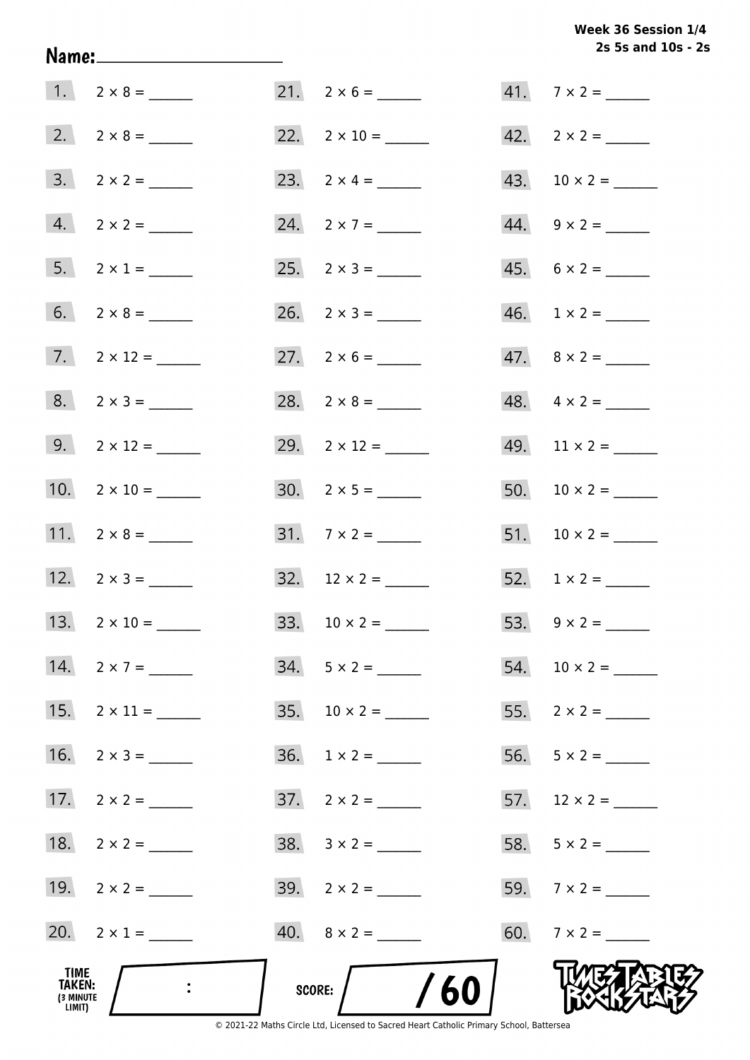**Week 36 Session 1/4**
**2s 5s and 10s - 2s**

**Name:** ____________________

1. $2 \times 8 =$ ______
2. $2 \times 8 =$ ______
3. $2 \times 2 =$ ______
4. $2 \times 2 =$ ______
5. $2 \times 1 =$ ______
6. $2 \times 8 =$ ______
7. $2 \times 12 =$ ______
8. $2 \times 3 =$ ______
9. $2 \times 12 =$ ______
10. $2 \times 10 =$ ______
11. $2 \times 8 =$ ______
12. $2 \times 3 =$ ______
13. $2 \times 10 =$ ______
14. $2 \times 7 =$ ______
15. $2 \times 11 =$ ______
16. $2 \times 3 =$ ______
17. $2 \times 2 =$ ______
18. $2 \times 2 =$ ______
19. $2 \times 2 =$ ______
20. $2 \times 1 =$ ______
21. $2 \times 6 =$ ______
22. $2 \times 10 =$ ______
23. $2 \times 4 =$ ______
24. $2 \times 7 =$ ______
25. $2 \times 3 =$ ______
26. $2 \times 3 =$ ______
27. $2 \times 6 =$ ______
28. $2 \times 8 =$ ______
29. $2 \times 12 =$ ______
30. $2 \times 5 =$ ______
31. $7 \times 2 =$ ______
32. $12 \times 2 =$ ______
33. $10 \times 2 =$ ______
34. $5 \times 2 =$ ______
35. $10 \times 2 =$ ______
36. $1 \times 2 =$ ______
37. $2 \times 2 =$ ______
38. $3 \times 2 =$ ______
39. $2 \times 2 =$ ______
40. $8 \times 2 =$ ______
41. $7 \times 2 =$ ______
42. $2 \times 2 =$ ______
43. $10 \times 2 =$ ______
44. $9 \times 2 =$ ______
45. $6 \times 2 =$ ______
46. $1 \times 2 =$ ______
47. $8 \times 2 =$ ______
48. $4 \times 2 =$ ______
49. $11 \times 2 =$ ______
50. $10 \times 2 =$ ______
51. $10 \times 2 =$ ______
52. $1 \times 2 =$ ______
53. $9 \times 2 =$ ______
54. $10 \times 2 =$ ______
55. $2 \times 2 =$ ______
56. $5 \times 2 =$ ______
57. $12 \times 2 =$ ______
58. $5 \times 2 =$ ______
59. $7 \times 2 =$ ______
60. $7 \times 2 =$ ______

**TIME TAKEN:** (3 MINUTE LIMIT) ____ : ____

**SCORE:** ____ / 60

TIMES TABLES ROCK STARS

© 2021-22 Maths Circle Ltd, Licensed to Sacred Heart Catholic Primary School, Battersea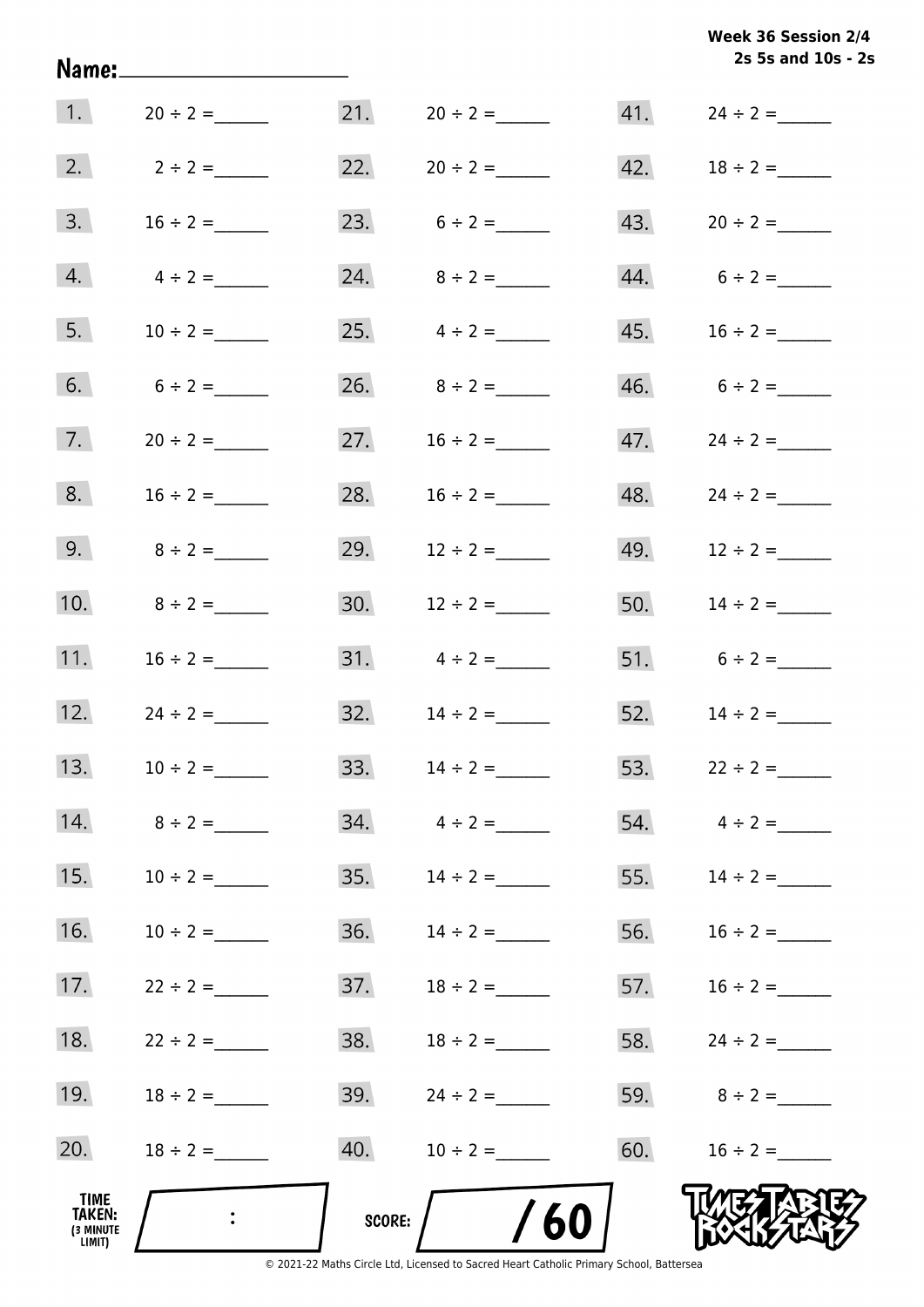Week 36 Session 2/4
2s 5s and 10s - 2s

Name: ____________________

1. $20 \div 2 =$ ______
2. $2 \div 2 =$ ______
3. $16 \div 2 =$ ______
4. $4 \div 2 =$ ______
5. $10 \div 2 =$ ______
6. $6 \div 2 =$ ______
7. $20 \div 2 =$ ______
8. $16 \div 2 =$ ______
9. $8 \div 2 =$ ______
10. $8 \div 2 =$ ______
11. $16 \div 2 =$ ______
12. $24 \div 2 =$ ______
13. $10 \div 2 =$ ______
14. $8 \div 2 =$ ______
15. $10 \div 2 =$ ______
16. $10 \div 2 =$ ______
17. $22 \div 2 =$ ______
18. $22 \div 2 =$ ______
19. $18 \div 2 =$ ______
20. $18 \div 2 =$ ______
21. $20 \div 2 =$ ______
22. $20 \div 2 =$ ______
23. $6 \div 2 =$ ______
24. $8 \div 2 =$ ______
25. $4 \div 2 =$ ______
26. $8 \div 2 =$ ______
27. $16 \div 2 =$ ______
28. $16 \div 2 =$ ______
29. $12 \div 2 =$ ______
30. $12 \div 2 =$ ______
31. $4 \div 2 =$ ______
32. $14 \div 2 =$ ______
33. $14 \div 2 =$ ______
34. $4 \div 2 =$ ______
35. $14 \div 2 =$ ______
36. $14 \div 2 =$ ______
37. $18 \div 2 =$ ______
38. $18 \div 2 =$ ______
39. $24 \div 2 =$ ______
40. $10 \div 2 =$ ______
41. $24 \div 2 =$ ______
42. $18 \div 2 =$ ______
43. $20 \div 2 =$ ______
44. $6 \div 2 =$ ______
45. $16 \div 2 =$ ______
46. $6 \div 2 =$ ______
47. $24 \div 2 =$ ______
48. $24 \div 2 =$ ______
49. $12 \div 2 =$ ______
50. $14 \div 2 =$ ______
51. $6 \div 2 =$ ______
52. $14 \div 2 =$ ______
53. $22 \div 2 =$ ______
54. $4 \div 2 =$ ______
55. $14 \div 2 =$ ______
56. $16 \div 2 =$ ______
57. $16 \div 2 =$ ______
58. $24 \div 2 =$ ______
59. $8 \div 2 =$ ______
60. $16 \div 2 =$ ______

TIME TAKEN: (3 MINUTE LIMIT) ____ : ____

SCORE: ____ / 60

TIMES TABLES ROCK STARS

© 2021-22 Maths Circle Ltd, Licensed to Sacred Heart Catholic Primary School, Battersea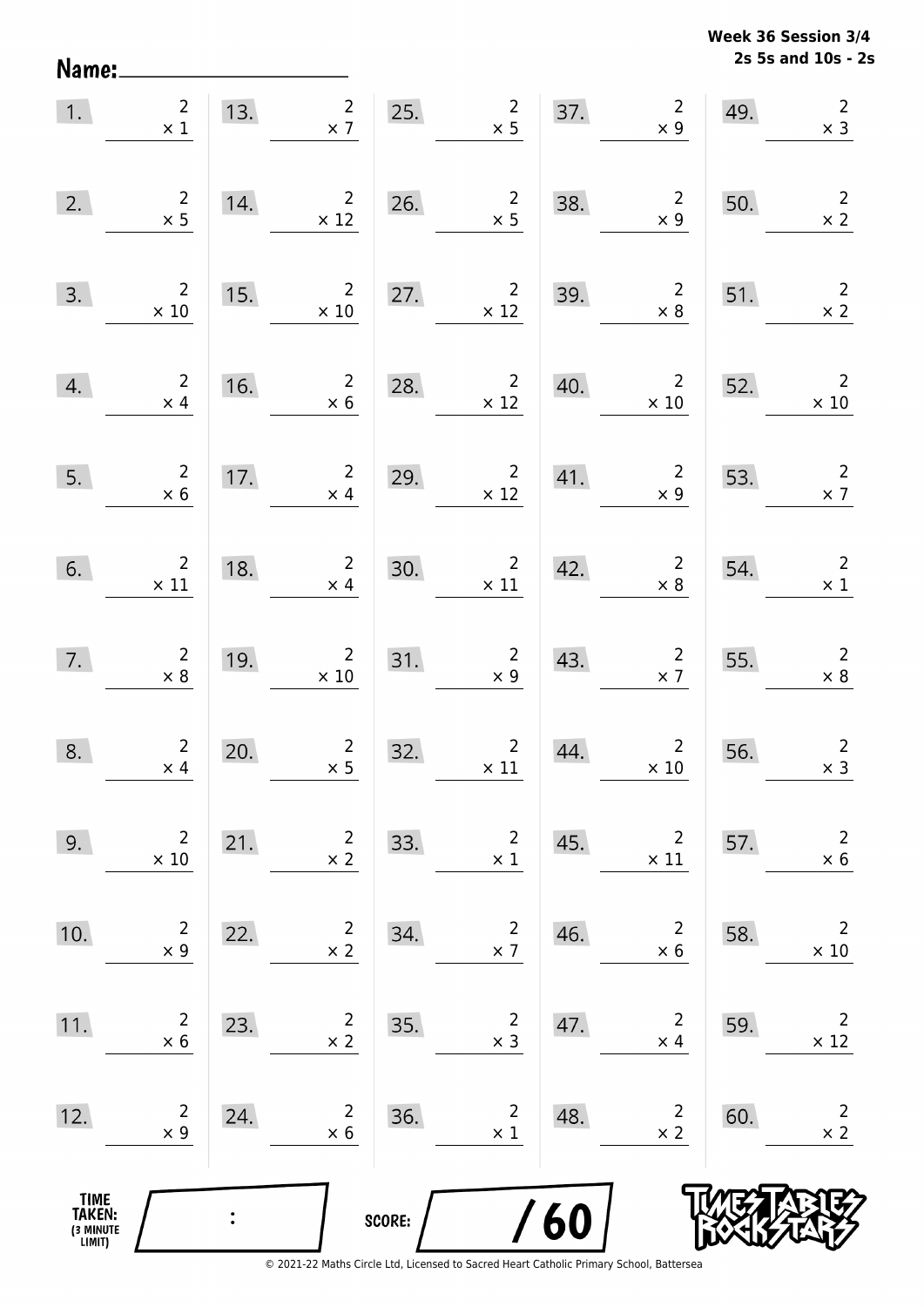Name: ____________________

**Week 36 Session 3/4**
**2s 5s and 10s - 2s**

| | | | | | | | | | |
|---|---|---|---|---|---|---|---|---|---|
| 1. | $2 \times 1$ | 13. | $2 \times 7$ | 25. | $2 \times 5$ | 37. | $2 \times 9$ | 49. | $2 \times 3$ |
| 2. | $2 \times 5$ | 14. | $2 \times 12$ | 26. | $2 \times 5$ | 38. | $2 \times 9$ | 50. | $2 \times 2$ |
| 3. | $2 \times 10$ | 15. | $2 \times 10$ | 27. | $2 \times 12$ | 39. | $2 \times 8$ | 51. | $2 \times 2$ |
| 4. | $2 \times 4$ | 16. | $2 \times 6$ | 28. | $2 \times 12$ | 40. | $2 \times 10$ | 52. | $2 \times 10$ |
| 5. | $2 \times 6$ | 17. | $2 \times 4$ | 29. | $2 \times 12$ | 41. | $2 \times 9$ | 53. | $2 \times 7$ |
| 6. | $2 \times 11$ | 18. | $2 \times 4$ | 30. | $2 \times 11$ | 42. | $2 \times 8$ | 54. | $2 \times 1$ |
| 7. | $2 \times 8$ | 19. | $2 \times 10$ | 31. | $2 \times 9$ | 43. | $2 \times 7$ | 55. | $2 \times 8$ |
| 8. | $2 \times 4$ | 20. | $2 \times 5$ | 32. | $2 \times 11$ | 44. | $2 \times 10$ | 56. | $2 \times 3$ |
| 9. | $2 \times 10$ | 21. | $2 \times 2$ | 33. | $2 \times 1$ | 45. | $2 \times 11$ | 57. | $2 \times 6$ |
| 10. | $2 \times 9$ | 22. | $2 \times 2$ | 34. | $2 \times 7$ | 46. | $2 \times 6$ | 58. | $2 \times 10$ |
| 11. | $2 \times 6$ | 23. | $2 \times 2$ | 35. | $2 \times 3$ | 47. | $2 \times 4$ | 59. | $2 \times 12$ |
| 12. | $2 \times 9$ | 24. | $2 \times 6$ | 36. | $2 \times 1$ | 48. | $2 \times 2$ | 60. | $2 \times 2$ |

TIME TAKEN: (3 MINUTE LIMIT) ____ : ____

SCORE: ____ / 60

© 2021-22 Maths Circle Ltd, Licensed to Sacred Heart Catholic Primary School, Battersea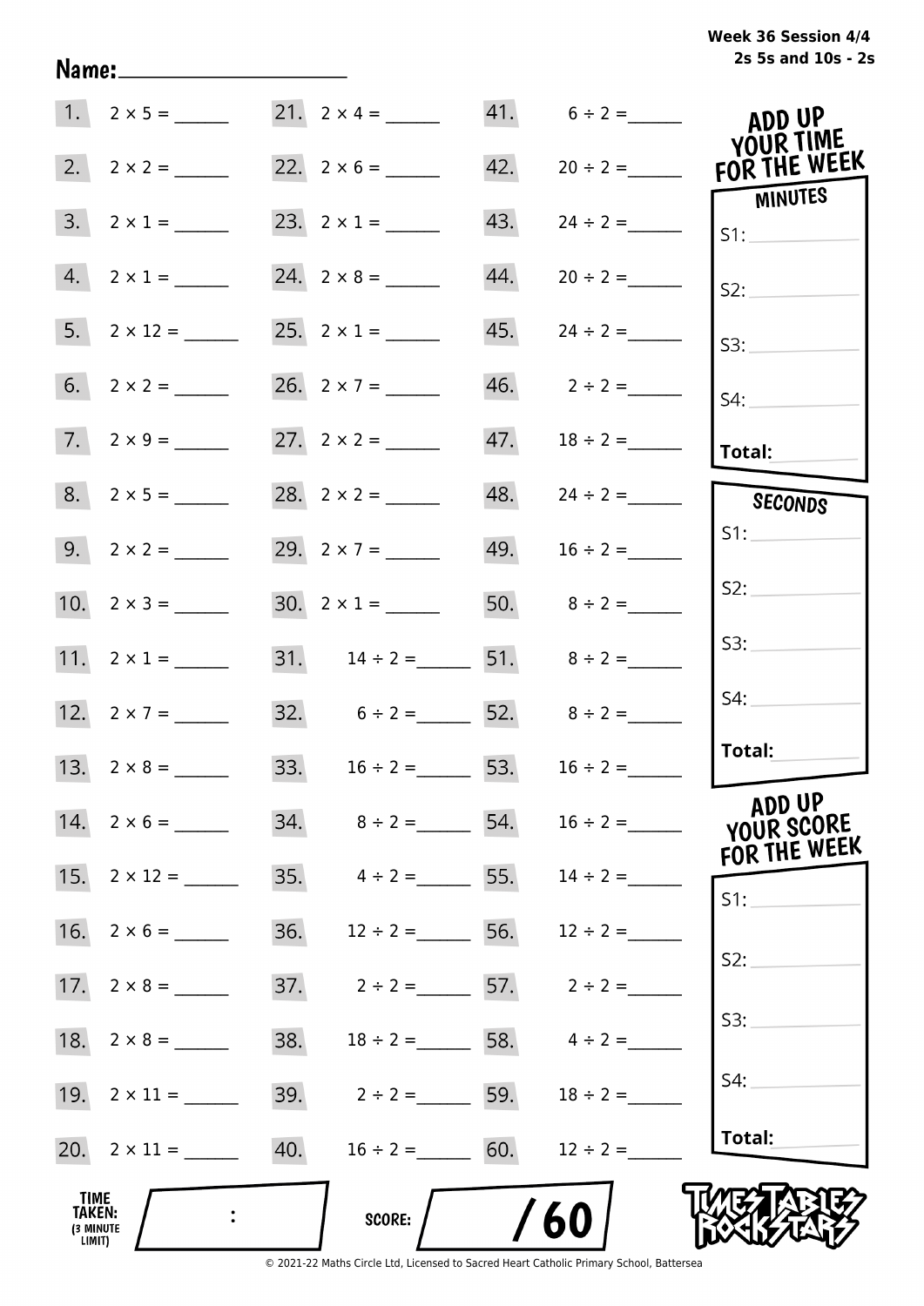Week 36 Session 4/4
2s 5s and 10s - 2s

Name: ____________________

| | | | | | |
|---|---|---|---|---|---|
| 1. | 2 × 5 = ______ | 21. | 2 × 4 = ______ | 41. | 6 ÷ 2 = ______ |
| 2. | 2 × 2 = ______ | 22. | 2 × 6 = ______ | 42. | 20 ÷ 2 = ______ |
| 3. | 2 × 1 = ______ | 23. | 2 × 1 = ______ | 43. | 24 ÷ 2 = ______ |
| 4. | 2 × 1 = ______ | 24. | 2 × 8 = ______ | 44. | 20 ÷ 2 = ______ |
| 5. | 2 × 12 = ______ | 25. | 2 × 1 = ______ | 45. | 24 ÷ 2 = ______ |
| 6. | 2 × 2 = ______ | 26. | 2 × 7 = ______ | 46. | 2 ÷ 2 = ______ |
| 7. | 2 × 9 = ______ | 27. | 2 × 2 = ______ | 47. | 18 ÷ 2 = ______ |
| 8. | 2 × 5 = ______ | 28. | 2 × 2 = ______ | 48. | 24 ÷ 2 = ______ |
| 9. | 2 × 2 = ______ | 29. | 2 × 7 = ______ | 49. | 16 ÷ 2 = ______ |
| 10. | 2 × 3 = ______ | 30. | 2 × 1 = ______ | 50. | 8 ÷ 2 = ______ |
| 11. | 2 × 1 = ______ | 31. | 14 ÷ 2 = ______ | 51. | 8 ÷ 2 = ______ |
| 12. | 2 × 7 = ______ | 32. | 6 ÷ 2 = ______ | 52. | 8 ÷ 2 = ______ |
| 13. | 2 × 8 = ______ | 33. | 16 ÷ 2 = ______ | 53. | 16 ÷ 2 = ______ |
| 14. | 2 × 6 = ______ | 34. | 8 ÷ 2 = ______ | 54. | 16 ÷ 2 = ______ |
| 15. | 2 × 12 = ______ | 35. | 4 ÷ 2 = ______ | 55. | 14 ÷ 2 = ______ |
| 16. | 2 × 6 = ______ | 36. | 12 ÷ 2 = ______ | 56. | 12 ÷ 2 = ______ |
| 17. | 2 × 8 = ______ | 37. | 2 ÷ 2 = ______ | 57. | 2 ÷ 2 = ______ |
| 18. | 2 × 8 = ______ | 38. | 18 ÷ 2 = ______ | 58. | 4 ÷ 2 = ______ |
| 19. | 2 × 11 = ______ | 39. | 2 ÷ 2 = ______ | 59. | 18 ÷ 2 = ______ |
| 20. | 2 × 11 = ______ | 40. | 16 ÷ 2 = ______ | 60. | 12 ÷ 2 = ______ |

**ADD UP YOUR TIME FOR THE WEEK**

**MINUTES**
S1: ______
S2: ______
S3: ______
S4: ______
**Total:** ______

**SECONDS**
S1: ______
S2: ______
S3: ______
S4: ______
**Total:** ______

**ADD UP YOUR SCORE FOR THE WEEK**
S1: ______
S2: ______
S3: ______
S4: ______
**Total:** ______

**TIME TAKEN:** (3 MINUTE LIMIT) ____ : ____

**SCORE:** ____ / 60

TIMES TABLES ROCK STARS

© 2021-22 Maths Circle Ltd, Licensed to Sacred Heart Catholic Primary School, Battersea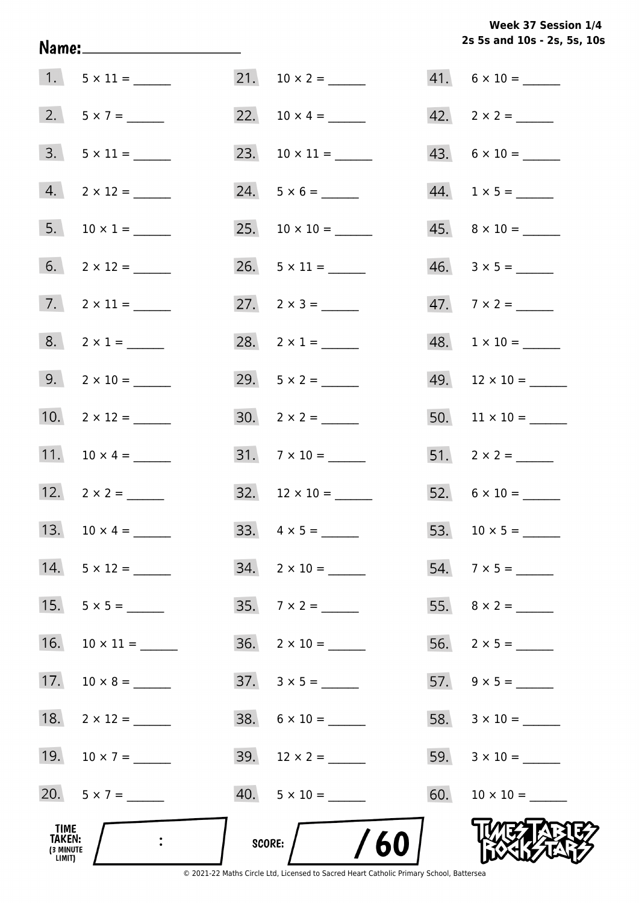Week 37 Session 1/4
2s 5s and 10s - 2s, 5s, 10s

Name: ____________________

1. $5 \times 11 =$ ______
2. $5 \times 7 =$ ______
3. $5 \times 11 =$ ______
4. $2 \times 12 =$ ______
5. $10 \times 1 =$ ______
6. $2 \times 12 =$ ______
7. $2 \times 11 =$ ______
8. $2 \times 1 =$ ______
9. $2 \times 10 =$ ______
10. $2 \times 12 =$ ______
11. $10 \times 4 =$ ______
12. $2 \times 2 =$ ______
13. $10 \times 4 =$ ______
14. $5 \times 12 =$ ______
15. $5 \times 5 =$ ______
16. $10 \times 11 =$ ______
17. $10 \times 8 =$ ______
18. $2 \times 12 =$ ______
19. $10 \times 7 =$ ______
20. $5 \times 7 =$ ______
21. $10 \times 2 =$ ______
22. $10 \times 4 =$ ______
23. $10 \times 11 =$ ______
24. $5 \times 6 =$ ______
25. $10 \times 10 =$ ______
26. $5 \times 11 =$ ______
27. $2 \times 3 =$ ______
28. $2 \times 1 =$ ______
29. $5 \times 2 =$ ______
30. $2 \times 2 =$ ______
31. $7 \times 10 =$ ______
32. $12 \times 10 =$ ______
33. $4 \times 5 =$ ______
34. $2 \times 10 =$ ______
35. $7 \times 2 =$ ______
36. $2 \times 10 =$ ______
37. $3 \times 5 =$ ______
38. $6 \times 10 =$ ______
39. $12 \times 2 =$ ______
40. $5 \times 10 =$ ______
41. $6 \times 10 =$ ______
42. $2 \times 2 =$ ______
43. $6 \times 10 =$ ______
44. $1 \times 5 =$ ______
45. $8 \times 10 =$ ______
46. $3 \times 5 =$ ______
47. $7 \times 2 =$ ______
48. $1 \times 10 =$ ______
49. $12 \times 10 =$ ______
50. $11 \times 10 =$ ______
51. $2 \times 2 =$ ______
52. $6 \times 10 =$ ______
53. $10 \times 5 =$ ______
54. $7 \times 5 =$ ______
55. $8 \times 2 =$ ______
56. $2 \times 5 =$ ______
57. $9 \times 5 =$ ______
58. $3 \times 10 =$ ______
59. $3 \times 10 =$ ______
60. $10 \times 10 =$ ______

TIME TAKEN: (3 MINUTE LIMIT) :

SCORE: / 60

TIMES TABLES ROCK STARS

© 2021-22 Maths Circle Ltd, Licensed to Sacred Heart Catholic Primary School, Battersea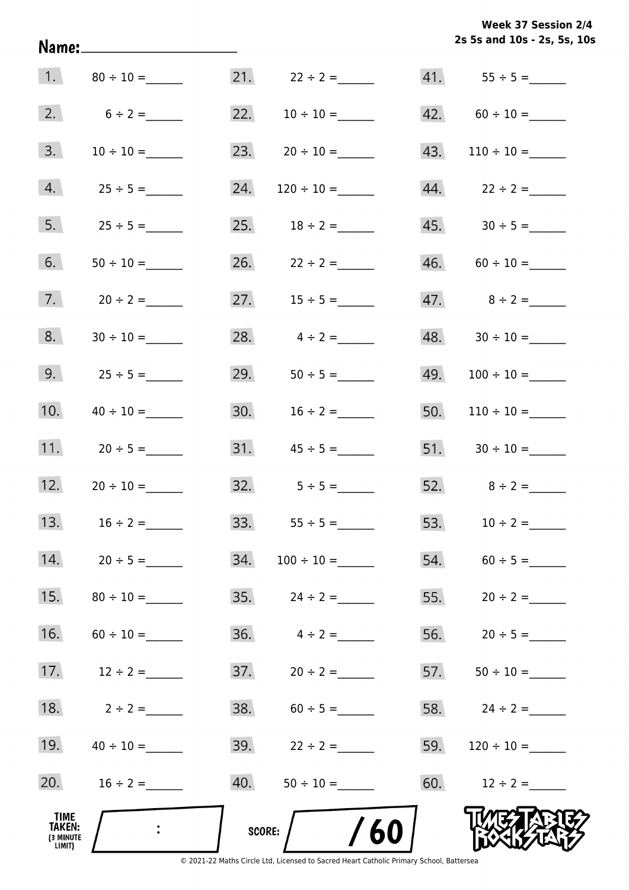Week 37 Session 2/4
2s 5s and 10s - 2s, 5s, 10s

**Name:** ____________________

1. $80 \div 10 =$ ______
2. $6 \div 2 =$ ______
3. $10 \div 10 =$ ______
4. $25 \div 5 =$ ______
5. $25 \div 5 =$ ______
6. $50 \div 10 =$ ______
7. $20 \div 2 =$ ______
8. $30 \div 10 =$ ______
9. $25 \div 5 =$ ______
10. $40 \div 10 =$ ______
11. $20 \div 5 =$ ______
12. $20 \div 10 =$ ______
13. $16 \div 2 =$ ______
14. $20 \div 5 =$ ______
15. $80 \div 10 =$ ______
16. $60 \div 10 =$ ______
17. $12 \div 2 =$ ______
18. $2 \div 2 =$ ______
19. $40 \div 10 =$ ______
20. $16 \div 2 =$ ______
21. $22 \div 2 =$ ______
22. $10 \div 10 =$ ______
23. $20 \div 10 =$ ______
24. $120 \div 10 =$ ______
25. $18 \div 2 =$ ______
26. $22 \div 2 =$ ______
27. $15 \div 5 =$ ______
28. $4 \div 2 =$ ______
29. $50 \div 5 =$ ______
30. $16 \div 2 =$ ______
31. $45 \div 5 =$ ______
32. $5 \div 5 =$ ______
33. $55 \div 5 =$ ______
34. $100 \div 10 =$ ______
35. $24 \div 2 =$ ______
36. $4 \div 2 =$ ______
37. $20 \div 2 =$ ______
38. $60 \div 5 =$ ______
39. $22 \div 2 =$ ______
40. $50 \div 10 =$ ______
41. $55 \div 5 =$ ______
42. $60 \div 10 =$ ______
43. $110 \div 10 =$ ______
44. $22 \div 2 =$ ______
45. $30 \div 5 =$ ______
46. $60 \div 10 =$ ______
47. $8 \div 2 =$ ______
48. $30 \div 10 =$ ______
49. $100 \div 10 =$ ______
50. $110 \div 10 =$ ______
51. $30 \div 10 =$ ______
52. $8 \div 2 =$ ______
53. $10 \div 2 =$ ______
54. $60 \div 5 =$ ______
55. $20 \div 2 =$ ______
56. $20 \div 5 =$ ______
57. $50 \div 10 =$ ______
58. $24 \div 2 =$ ______
59. $120 \div 10 =$ ______
60. $12 \div 2 =$ ______

**TIME TAKEN:** (3 MINUTE LIMIT) ____ : ____

**SCORE:** ____ / 60

TIMES TABLES ROCK STARS

© 2021-22 Maths Circle Ltd, Licensed to Sacred Heart Catholic Primary School, Battersea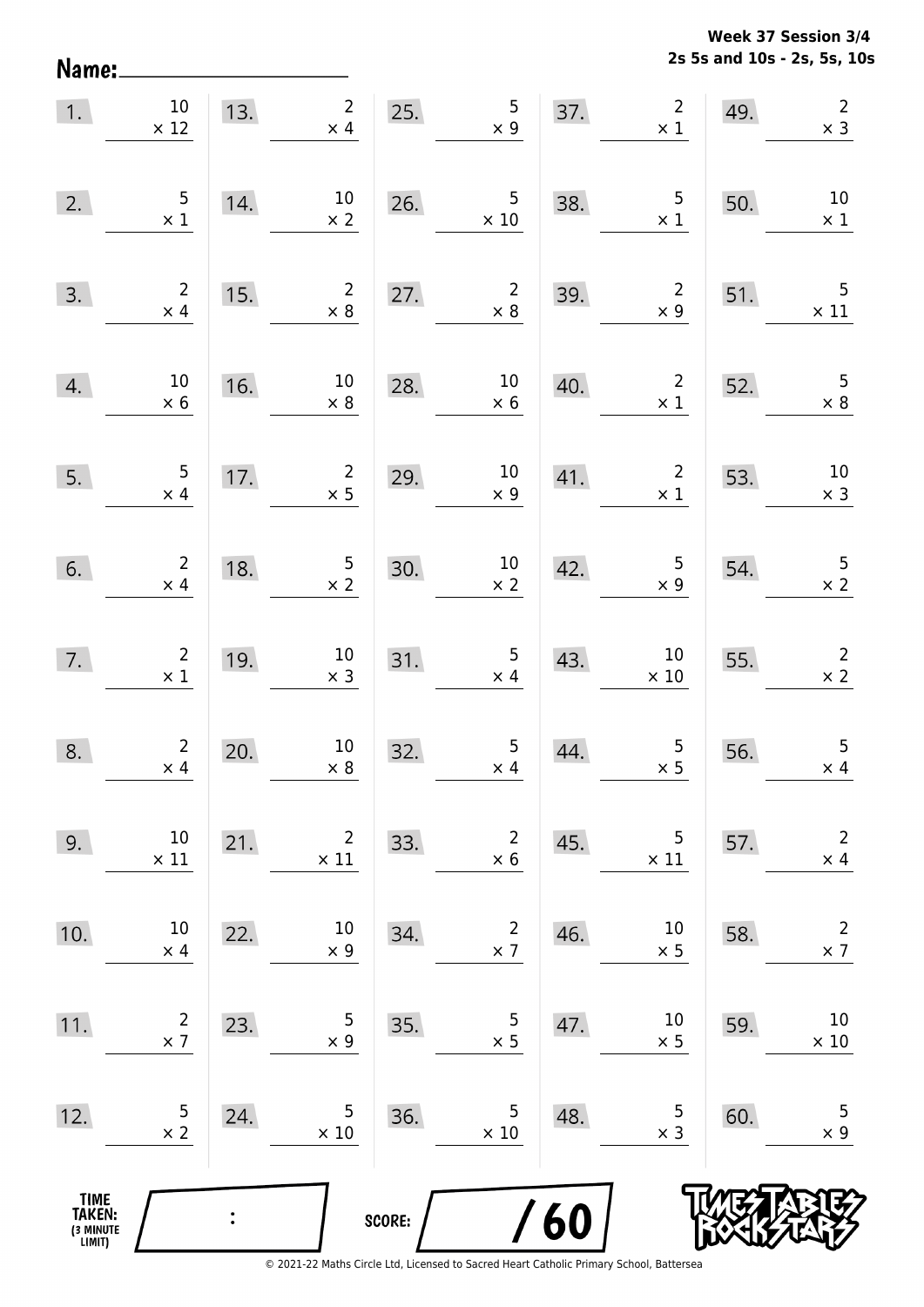Name:____________________

**Week 37 Session 3/4**
**2s 5s and 10s - 2s, 5s, 10s**

| | | | | | | | | | |
|---|---|---|---|---|---|---|---|---|---|
| 1. | 10 × 12 | 13. | 2 × 4 | 25. | 5 × 9 | 37. | 2 × 1 | 49. | 2 × 3 |
| 2. | 5 × 1 | 14. | 10 × 2 | 26. | 5 × 10 | 38. | 5 × 1 | 50. | 10 × 1 |
| 3. | 2 × 4 | 15. | 2 × 8 | 27. | 2 × 8 | 39. | 2 × 9 | 51. | 5 × 11 |
| 4. | 10 × 6 | 16. | 10 × 8 | 28. | 10 × 6 | 40. | 2 × 1 | 52. | 5 × 8 |
| 5. | 5 × 4 | 17. | 2 × 5 | 29. | 10 × 9 | 41. | 2 × 1 | 53. | 10 × 3 |
| 6. | 2 × 4 | 18. | 5 × 2 | 30. | 10 × 2 | 42. | 5 × 9 | 54. | 5 × 2 |
| 7. | 2 × 1 | 19. | 10 × 3 | 31. | 5 × 4 | 43. | 10 × 10 | 55. | 2 × 2 |
| 8. | 2 × 4 | 20. | 10 × 8 | 32. | 5 × 4 | 44. | 5 × 5 | 56. | 5 × 4 |
| 9. | 10 × 11 | 21. | 2 × 11 | 33. | 2 × 6 | 45. | 5 × 11 | 57. | 2 × 4 |
| 10. | 10 × 4 | 22. | 10 × 9 | 34. | 2 × 7 | 46. | 10 × 5 | 58. | 2 × 7 |
| 11. | 2 × 7 | 23. | 5 × 9 | 35. | 5 × 5 | 47. | 10 × 5 | 59. | 10 × 10 |
| 12. | 5 × 2 | 24. | 5 × 10 | 36. | 5 × 10 | 48. | 5 × 3 | 60. | 5 × 9 |

TIME TAKEN: (3 MINUTE LIMIT) ___ : ___

SCORE: ___ / 60

© 2021-22 Maths Circle Ltd, Licensed to Sacred Heart Catholic Primary School, Battersea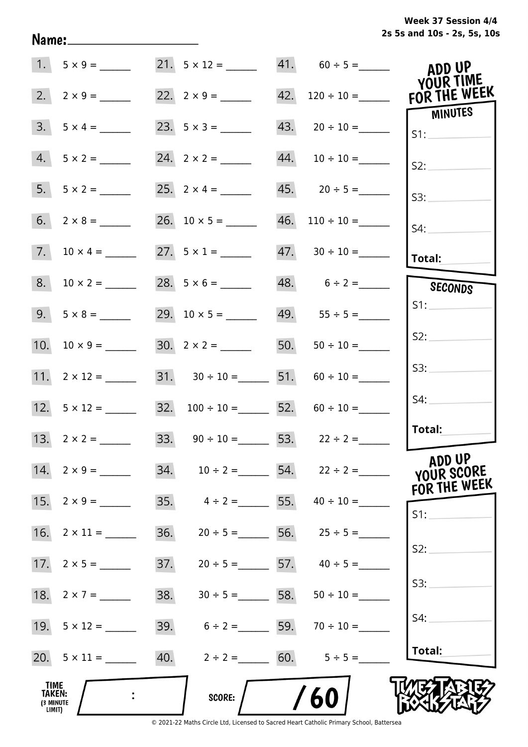Week 37 Session 4/4
2s 5s and 10s - 2s, 5s, 10s

Name:____________________

| | | | | | |
|---|---|---|---|---|---|
| 1. | 5 × 9 = ______ | 21. | 5 × 12 = ______ | 41. | 60 ÷ 5 = ______ |
| 2. | 2 × 9 = ______ | 22. | 2 × 9 = ______ | 42. | 120 ÷ 10 = ______ |
| 3. | 5 × 4 = ______ | 23. | 5 × 3 = ______ | 43. | 20 ÷ 10 = ______ |
| 4. | 5 × 2 = ______ | 24. | 2 × 2 = ______ | 44. | 10 ÷ 10 = ______ |
| 5. | 5 × 2 = ______ | 25. | 2 × 4 = ______ | 45. | 20 ÷ 5 = ______ |
| 6. | 2 × 8 = ______ | 26. | 10 × 5 = ______ | 46. | 110 ÷ 10 = ______ |
| 7. | 10 × 4 = ______ | 27. | 5 × 1 = ______ | 47. | 30 ÷ 10 = ______ |
| 8. | 10 × 2 = ______ | 28. | 5 × 6 = ______ | 48. | 6 ÷ 2 = ______ |
| 9. | 5 × 8 = ______ | 29. | 10 × 5 = ______ | 49. | 55 ÷ 5 = ______ |
| 10. | 10 × 9 = ______ | 30. | 2 × 2 = ______ | 50. | 50 ÷ 10 = ______ |
| 11. | 2 × 12 = ______ | 31. | 30 ÷ 10 = ______ | 51. | 60 ÷ 10 = ______ |
| 12. | 5 × 12 = ______ | 32. | 100 ÷ 10 = ______ | 52. | 60 ÷ 10 = ______ |
| 13. | 2 × 2 = ______ | 33. | 90 ÷ 10 = ______ | 53. | 22 ÷ 2 = ______ |
| 14. | 2 × 9 = ______ | 34. | 10 ÷ 2 = ______ | 54. | 22 ÷ 2 = ______ |
| 15. | 2 × 9 = ______ | 35. | 4 ÷ 2 = ______ | 55. | 40 ÷ 10 = ______ |
| 16. | 2 × 11 = ______ | 36. | 20 ÷ 5 = ______ | 56. | 25 ÷ 5 = ______ |
| 17. | 2 × 5 = ______ | 37. | 20 ÷ 5 = ______ | 57. | 40 ÷ 5 = ______ |
| 18. | 2 × 7 = ______ | 38. | 30 ÷ 5 = ______ | 58. | 50 ÷ 10 = ______ |
| 19. | 5 × 12 = ______ | 39. | 6 ÷ 2 = ______ | 59. | 70 ÷ 10 = ______ |
| 20. | 5 × 11 = ______ | 40. | 2 ÷ 2 = ______ | 60. | 5 ÷ 5 = ______ |

**ADD UP YOUR TIME FOR THE WEEK**

**MINUTES**

S1: ______

S2: ______

S3: ______

S4: ______

**Total:** ______

**SECONDS**

S1: ______

S2: ______

S3: ______

S4: ______

**Total:** ______

**ADD UP YOUR SCORE FOR THE WEEK**

S1: ______

S2: ______

S3: ______

S4: ______

**Total:** ______

**TIME TAKEN: (3 MINUTE LIMIT)** ____ : ____

**SCORE:** ______ / 60

TIMES TABLES ROCK STARS

© 2021-22 Maths Circle Ltd, Licensed to Sacred Heart Catholic Primary School, Battersea